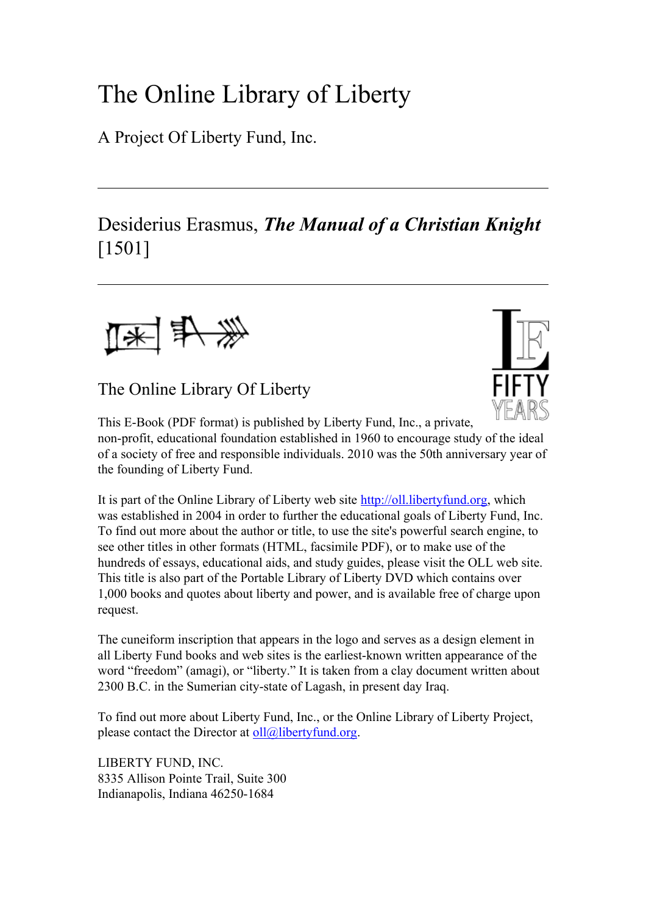# The Online Library of Liberty

A Project Of Liberty Fund, Inc.

---

## Desiderius Erasmus, ***The Manual of a Christian Knight*** [1501]

---

### The Online Library Of Liberty

This E-Book (PDF format) is published by Liberty Fund, Inc., a private, non-profit, educational foundation established in 1960 to encourage study of the ideal of a society of free and responsible individuals. 2010 was the 50th anniversary year of the founding of Liberty Fund.

It is part of the Online Library of Liberty web site http://oll.libertyfund.org, which was established in 2004 in order to further the educational goals of Liberty Fund, Inc. To find out more about the author or title, to use the site's powerful search engine, to see other titles in other formats (HTML, facsimile PDF), or to make use of the hundreds of essays, educational aids, and study guides, please visit the OLL web site. This title is also part of the Portable Library of Liberty DVD which contains over 1,000 books and quotes about liberty and power, and is available free of charge upon request.

The cuneiform inscription that appears in the logo and serves as a design element in all Liberty Fund books and web sites is the earliest-known written appearance of the word "freedom" (amagi), or "liberty." It is taken from a clay document written about 2300 B.C. in the Sumerian city-state of Lagash, in present day Iraq.

To find out more about Liberty Fund, Inc., or the Online Library of Liberty Project, please contact the Director at oll@libertyfund.org.

LIBERTY FUND, INC.
8335 Allison Pointe Trail, Suite 300
Indianapolis, Indiana 46250-1684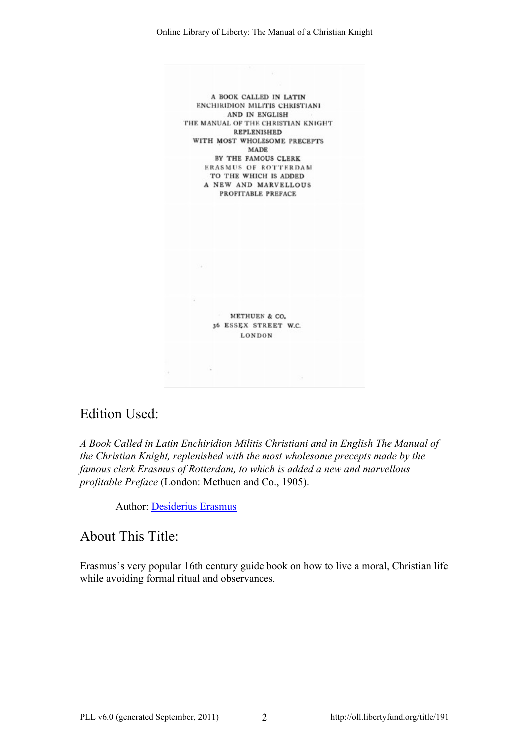A BOOK CALLED IN LATIN
ENCHIRIDION MILITIS CHRISTIANI
AND IN ENGLISH
THE MANUAL OF THE CHRISTIAN KNIGHT
REPLENISHED
WITH MOST WHOLESOME PRECEPTS
MADE
BY THE FAMOUS CLERK
ERASMUS OF ROTTERDAM
TO THE WHICH IS ADDED
A NEW AND MARVELLOUS
PROFITABLE PREFACE

METHUEN & CO.
36 ESSEX STREET W.C.
LONDON

## Edition Used:

*A Book Called in Latin Enchiridion Militis Christiani and in English The Manual of the Christian Knight, replenished with the most wholesome precepts made by the famous clerk Erasmus of Rotterdam, to which is added a new and marvellous profitable Preface* (London: Methuen and Co., 1905).

Author: Desiderius Erasmus

## About This Title:

Erasmus's very popular 16th century guide book on how to live a moral, Christian life while avoiding formal ritual and observances.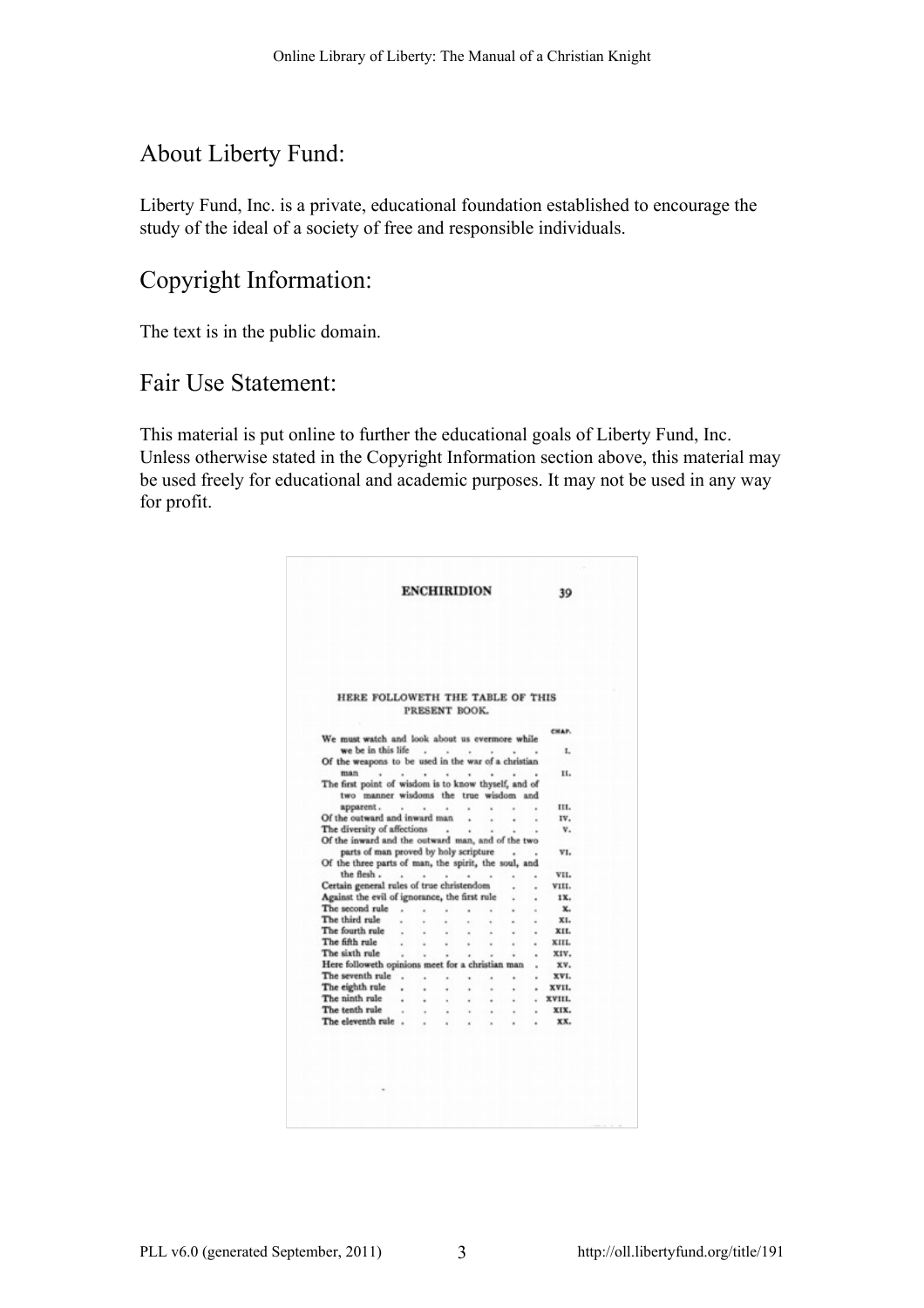## About Liberty Fund:

Liberty Fund, Inc. is a private, educational foundation established to encourage the study of the ideal of a society of free and responsible individuals.

## Copyright Information:

The text is in the public domain.

## Fair Use Statement:

This material is put online to further the educational goals of Liberty Fund, Inc. Unless otherwise stated in the Copyright Information section above, this material may be used freely for educational and academic purposes. It may not be used in any way for profit.

ENCHIRIDION 39

HERE FOLLOWETH THE TABLE OF THIS PRESENT BOOK.

| | CHAP. |
|---|---|
| We must watch and look about us evermore while we be in this life | I. |
| Of the weapons to be used in the war of a christian man | II. |
| The first point of wisdom is to know thyself, and of two manner wisdoms the true wisdom and apparent | III. |
| Of the outward and inward man | IV. |
| The diversity of affections | V. |
| Of the inward and the outward man, and of the two parts of man proved by holy scripture | VI. |
| Of the three parts of man, the spirit, the soul, and the flesh | VII. |
| Certain general rules of true christendom | VIII. |
| Against the evil of ignorance, the first rule | IX. |
| The second rule | X. |
| The third rule | XI. |
| The fourth rule | XII. |
| The fifth rule | XIII. |
| The sixth rule | XIV. |
| Here followeth opinions meet for a christian man | XV. |
| The seventh rule | XVI. |
| The eighth rule | XVII. |
| The ninth rule | XVIII. |
| The tenth rule | XIX. |
| The eleventh rule | XX. |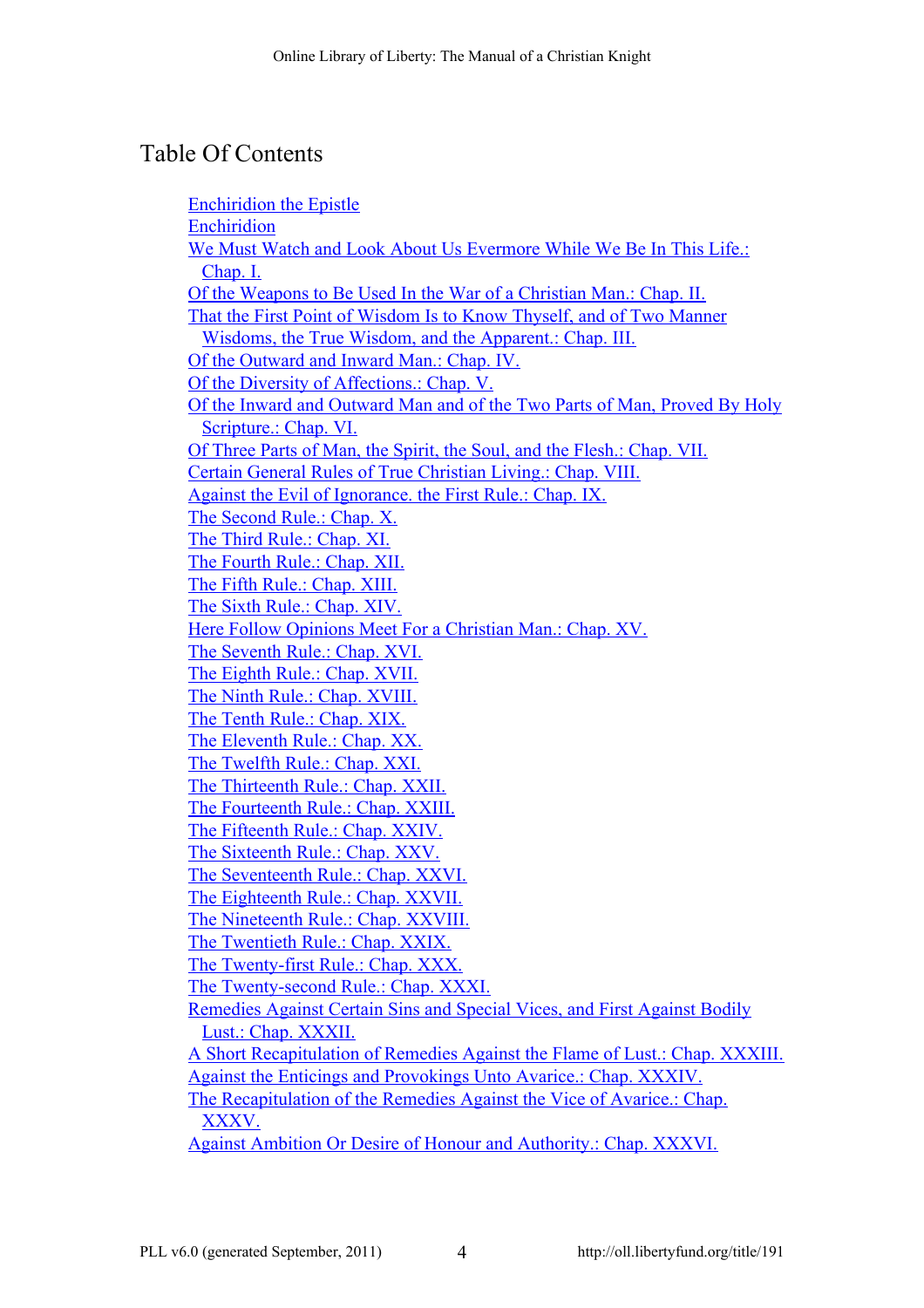## Table Of Contents

- Enchiridion the Epistle
- Enchiridion
- We Must Watch and Look About Us Evermore While We Be In This Life.: Chap. I.
- Of the Weapons to Be Used In the War of a Christian Man.: Chap. II.
- That the First Point of Wisdom Is to Know Thyself, and of Two Manner Wisdoms, the True Wisdom, and the Apparent.: Chap. III.
- Of the Outward and Inward Man.: Chap. IV.
- Of the Diversity of Affections.: Chap. V.
- Of the Inward and Outward Man and of the Two Parts of Man, Proved By Holy Scripture.: Chap. VI.
- Of Three Parts of Man, the Spirit, the Soul, and the Flesh.: Chap. VII.
- Certain General Rules of True Christian Living.: Chap. VIII.
- Against the Evil of Ignorance. the First Rule.: Chap. IX.
- The Second Rule.: Chap. X.
- The Third Rule.: Chap. XI.
- The Fourth Rule.: Chap. XII.
- The Fifth Rule.: Chap. XIII.
- The Sixth Rule.: Chap. XIV.
- Here Follow Opinions Meet For a Christian Man.: Chap. XV.
- The Seventh Rule.: Chap. XVI.
- The Eighth Rule.: Chap. XVII.
- The Ninth Rule.: Chap. XVIII.
- The Tenth Rule.: Chap. XIX.
- The Eleventh Rule.: Chap. XX.
- The Twelfth Rule.: Chap. XXI.
- The Thirteenth Rule.: Chap. XXII.
- The Fourteenth Rule.: Chap. XXIII.
- The Fifteenth Rule.: Chap. XXIV.
- The Sixteenth Rule.: Chap. XXV.
- The Seventeenth Rule.: Chap. XXVI.
- The Eighteenth Rule.: Chap. XXVII.
- The Nineteenth Rule.: Chap. XXVIII.
- The Twentieth Rule.: Chap. XXIX.
- The Twenty-first Rule.: Chap. XXX.
- The Twenty-second Rule.: Chap. XXXI.
- Remedies Against Certain Sins and Special Vices, and First Against Bodily Lust.: Chap. XXXII.
- A Short Recapitulation of Remedies Against the Flame of Lust.: Chap. XXXIII.
- Against the Enticings and Provokings Unto Avarice.: Chap. XXXIV.
- The Recapitulation of the Remedies Against the Vice of Avarice.: Chap. XXXV.
- Against Ambition Or Desire of Honour and Authority.: Chap. XXXVI.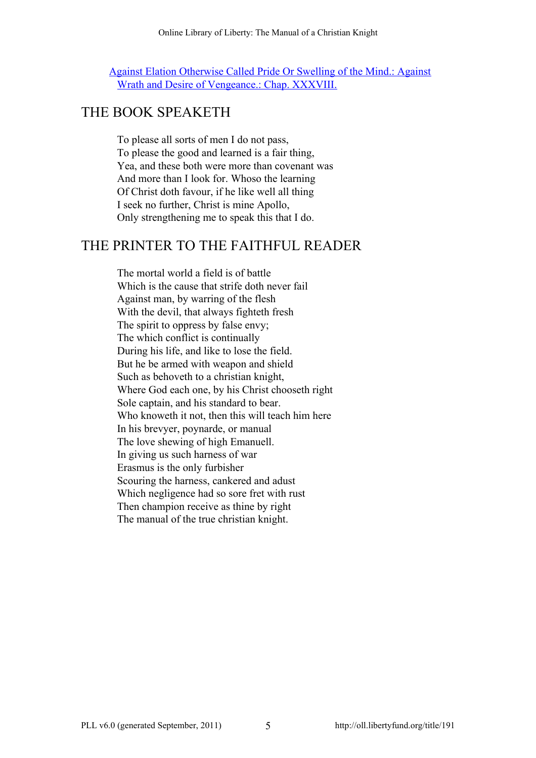[Against Elation Otherwise Called Pride Or Swelling of the Mind.: Against Wrath and Desire of Vengeance.: Chap. XXXVIII.]

## THE BOOK SPEAKETH

To please all sorts of men I do not pass,
To please the good and learned is a fair thing,
Yea, and these both were more than covenant was
And more than I look for. Whoso the learning
Of Christ doth favour, if he like well all thing
I seek no further, Christ is mine Apollo,
Only strengthening me to speak this that I do.

## THE PRINTER TO THE FAITHFUL READER

The mortal world a field is of battle
Which is the cause that strife doth never fail
Against man, by warring of the flesh
With the devil, that always fighteth fresh
The spirit to oppress by false envy;
The which conflict is continually
During his life, and like to lose the field.
But he be armed with weapon and shield
Such as behoveth to a christian knight,
Where God each one, by his Christ chooseth right
Sole captain, and his standard to bear.
Who knoweth it not, then this will teach him here
In his brevyer, poynarde, or manual
The love shewing of high Emanuell.
In giving us such harness of war
Erasmus is the only furbisher
Scouring the harness, cankered and adust
Which negligence had so sore fret with rust
Then champion receive as thine by right
The manual of the true christian knight.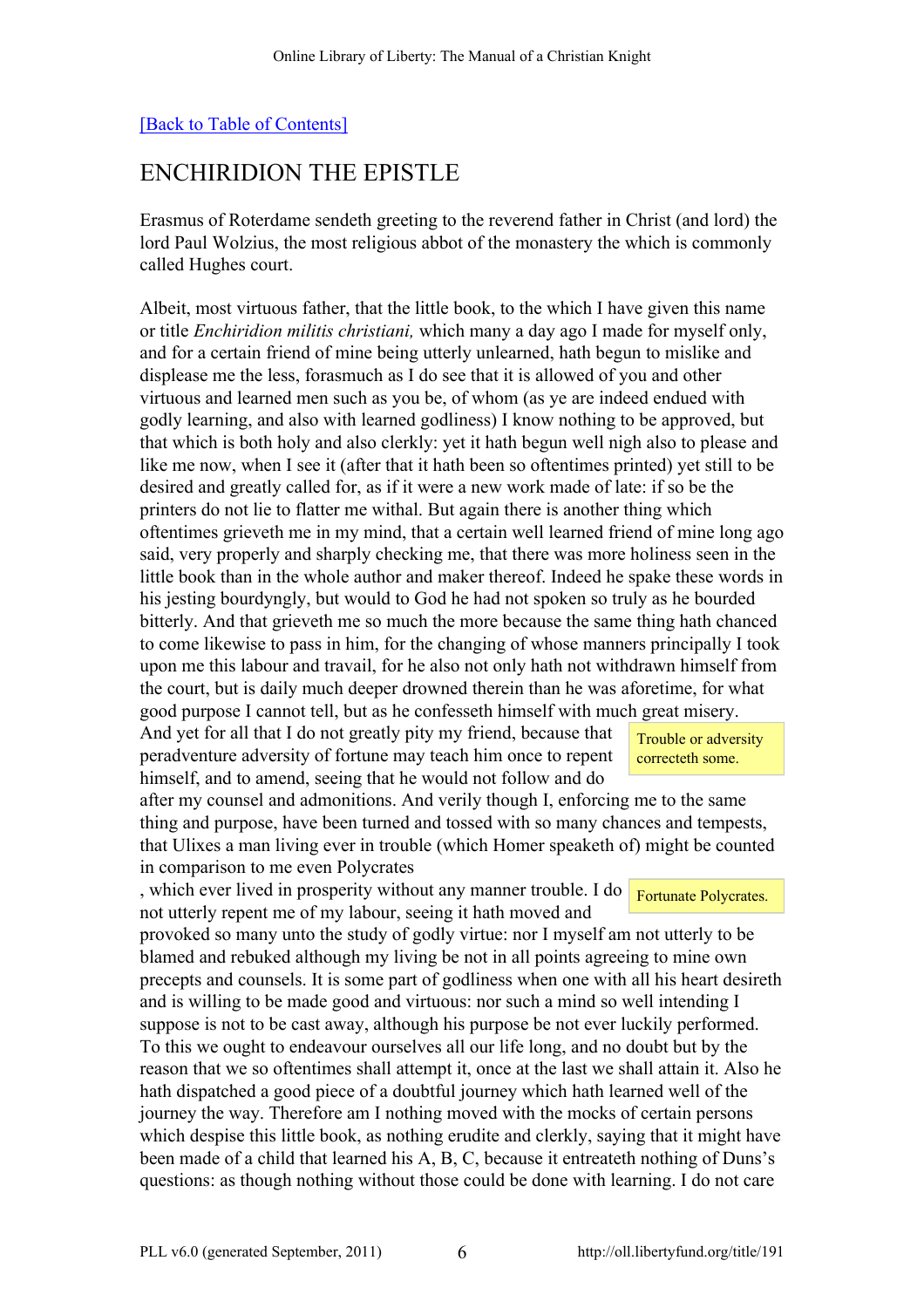[Back to Table of Contents]

## ENCHIRIDION THE EPISTLE

Erasmus of Roterdame sendeth greeting to the reverend father in Christ (and lord) the lord Paul Wolzius, the most religious abbot of the monastery the which is commonly called Hughes court.

Albeit, most virtuous father, that the little book, to the which I have given this name or title *Enchiridion militis christiani,* which many a day ago I made for myself only, and for a certain friend of mine being utterly unlearned, hath begun to mislike and displease me the less, forasmuch as I do see that it is allowed of you and other virtuous and learned men such as you be, of whom (as ye are indeed endued with godly learning, and also with learned godliness) I know nothing to be approved, but that which is both holy and also clerkly: yet it hath begun well nigh also to please and like me now, when I see it (after that it hath been so oftentimes printed) yet still to be desired and greatly called for, as if it were a new work made of late: if so be the printers do not lie to flatter me withal. But again there is another thing which oftentimes grieveth me in my mind, that a certain well learned friend of mine long ago said, very properly and sharply checking me, that there was more holiness seen in the little book than in the whole author and maker thereof. Indeed he spake these words in his jesting bourdyngly, but would to God he had not spoken so truly as he bourded bitterly. And that grieveth me so much the more because the same thing hath chanced to come likewise to pass in him, for the changing of whose manners principally I took upon me this labour and travail, for he also not only hath not withdrawn himself from the court, but is daily much deeper drowned therein than he was aforetime, for what good purpose I cannot tell, but as he confesseth himself with much great misery. And yet for all that I do not greatly pity my friend, because that peradventure adversity of fortune may teach him once to repent himself, and to amend, seeing that he would not follow and do after my counsel and admonitions. And verily though I, enforcing me to the same thing and purpose, have been turned and tossed with so many chances and tempests, that Ulixes a man living ever in trouble (which Homer speaketh of) might be counted in comparison to me even Polycrates, which ever lived in prosperity without any manner trouble. I do not utterly repent me of my labour, seeing it hath moved and provoked so many unto the study of godly virtue: nor I myself am not utterly to be blamed and rebuked although my living be not in all points agreeing to mine own precepts and counsels. It is some part of godliness when one with all his heart desireth and is willing to be made good and virtuous: nor such a mind so well intending I suppose is not to be cast away, although his purpose be not ever luckily performed. To this we ought to endeavour ourselves all our life long, and no doubt but by the reason that we so oftentimes shall attempt it, once at the last we shall attain it. Also he hath dispatched a good piece of a doubtful journey which hath learned well of the journey the way. Therefore am I nothing moved with the mocks of certain persons which despise this little book, as nothing erudite and clerkly, saying that it might have been made of a child that learned his A, B, C, because it entreateth nothing of Duns's questions: as though nothing without those could be done with learning. I do not care

Trouble or adversity correcteth some.

Fortunate Polycrates.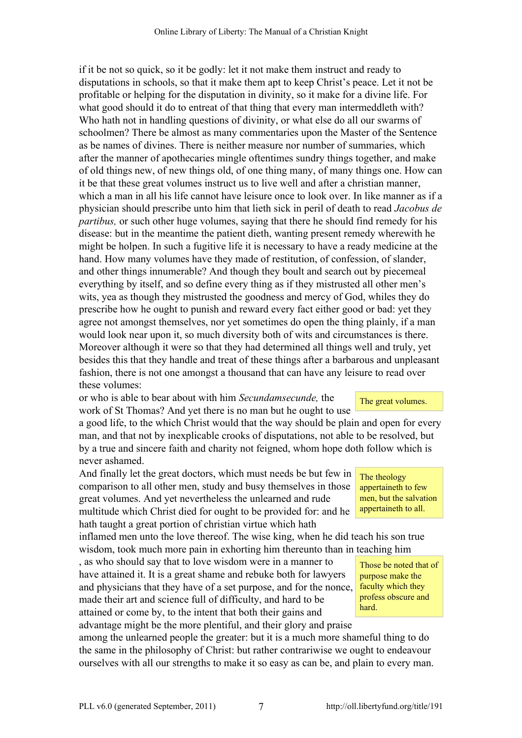if it be not so quick, so it be godly: let it not make them instruct and ready to disputations in schools, so that it make them apt to keep Christ's peace. Let it not be profitable or helping for the disputation in divinity, so it make for a divine life. For what good should it do to entreat of that thing that every man intermeddleth with? Who hath not in handling questions of divinity, or what else do all our swarms of schoolmen? There be almost as many commentaries upon the Master of the Sentence as be names of divines. There is neither measure nor number of summaries, which after the manner of apothecaries mingle oftentimes sundry things together, and make of old things new, of new things old, of one thing many, of many things one. How can it be that these great volumes instruct us to live well and after a christian manner, which a man in all his life cannot have leisure once to look over. In like manner as if a physician should prescribe unto him that lieth sick in peril of death to read *Jacobus de partibus,* or such other huge volumes, saying that there he should find remedy for his disease: but in the meantime the patient dieth, wanting present remedy wherewith he might be holpen. In such a fugitive life it is necessary to have a ready medicine at the hand. How many volumes have they made of restitution, of confession, of slander, and other things innumerable? And though they boult and search out by piecemeal everything by itself, and so define every thing as if they mistrusted all other men's wits, yea as though they mistrusted the goodness and mercy of God, whiles they do prescribe how he ought to punish and reward every fact either good or bad: yet they agree not amongst themselves, nor yet sometimes do open the thing plainly, if a man would look near upon it, so much diversity both of wits and circumstances is there. Moreover although it were so that they had determined all things well and truly, yet besides this that they handle and treat of these things after a barbarous and unpleasant fashion, there is not one amongst a thousand that can have any leisure to read over these volumes:

The great volumes.

or who is able to bear about with him *Secundamsecunde,* the work of St Thomas? And yet there is no man but he ought to use a good life, to the which Christ would that the way should be plain and open for every man, and that not by inexplicable crooks of disputations, not able to be resolved, but by a true and sincere faith and charity not feigned, whom hope doth follow which is never ashamed.

The theology appertaineth to few men, but the salvation appertaineth to all.

And finally let the great doctors, which must needs be but few in comparison to all other men, study and busy themselves in those great volumes. And yet nevertheless the unlearned and rude multitude which Christ died for ought to be provided for: and he hath taught a great portion of christian virtue which hath inflamed men unto the love thereof. The wise king, when he did teach his son true wisdom, took much more pain in exhorting him thereunto than in teaching him, as who should say that to love wisdom were in a manner to have attained it.

Those be noted that of purpose make the faculty which they profess obscure and hard.

It is a great shame and rebuke both for lawyers and physicians that they have of a set purpose, and for the nonce, made their art and science full of difficulty, and hard to be attained or come by, to the intent that both their gains and advantage might be the more plentiful, and their glory and praise among the unlearned people the greater: but it is a much more shameful thing to do the same in the philosophy of Christ: but rather contrariwise we ought to endeavour ourselves with all our strengths to make it so easy as can be, and plain to every man.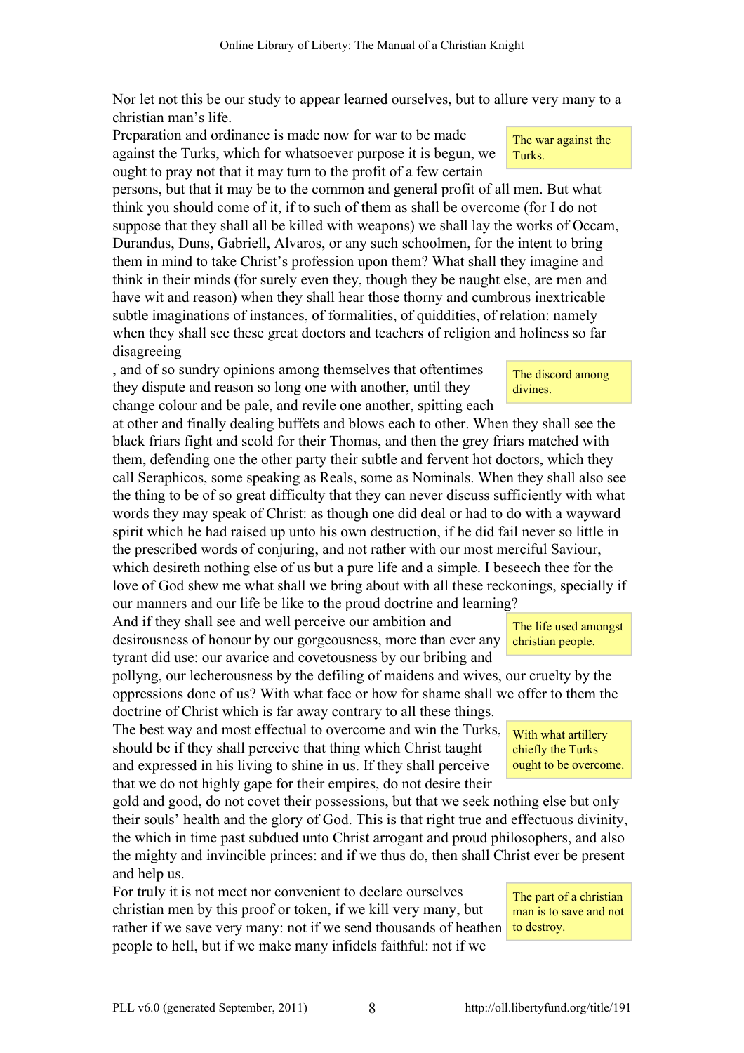Nor let not this be our study to appear learned ourselves, but to allure very many to a christian man's life.

> The war against the Turks.

Preparation and ordinance is made now for war to be made against the Turks, which for whatsoever purpose it is begun, we ought to pray not that it may turn to the profit of a few certain persons, but that it may be to the common and general profit of all men. But what think you should come of it, if to such of them as shall be overcome (for I do not suppose that they shall all be killed with weapons) we shall lay the works of Occam, Durandus, Duns, Gabriell, Alvaros, or any such schoolmen, for the intent to bring them in mind to take Christ's profession upon them? What shall they imagine and think in their minds (for surely even they, though they be naught else, are men and have wit and reason) when they shall hear those thorny and cumbrous inextricable subtle imaginations of instances, of formalities, of quiddities, of relation: namely when they shall see these great doctors and teachers of religion and holiness so far disagreeing

> The discord among divines.

, and of so sundry opinions among themselves that oftentimes they dispute and reason so long one with another, until they change colour and be pale, and revile one another, spitting each at other and finally dealing buffets and blows each to other. When they shall see the black friars fight and scold for their Thomas, and then the grey friars matched with them, defending one the other party their subtle and fervent hot doctors, which they call Seraphicos, some speaking as Reals, some as Nominals. When they shall also see the thing to be of so great difficulty that they can never discuss sufficiently with what words they may speak of Christ: as though one did deal or had to do with a wayward spirit which he had raised up unto his own destruction, if he did fail never so little in the prescribed words of conjuring, and not rather with our most merciful Saviour, which desireth nothing else of us but a pure life and a simple. I beseech thee for the love of God shew me what shall we bring about with all these reckonings, specially if our manners and our life be like to the proud doctrine and learning?

> The life used amongst christian people.

And if they shall see and well perceive our ambition and desirousness of honour by our gorgeousness, more than ever any tyrant did use: our avarice and covetousness by our bribing and pollyng, our lecherousness by the defiling of maidens and wives, our cruelty by the oppressions done of us? With what face or how for shame shall we offer to them the doctrine of Christ which is far away contrary to all these things.

> With what artillery chiefly the Turks ought to be overcome.

The best way and most effectual to overcome and win the Turks, should be if they shall perceive that thing which Christ taught and expressed in his living to shine in us. If they shall perceive that we do not highly gape for their empires, do not desire their gold and good, do not covet their possessions, but that we seek nothing else but only their souls' health and the glory of God. This is that right true and effectuous divinity, the which in time past subdued unto Christ arrogant and proud philosophers, and also the mighty and invincible princes: and if we thus do, then shall Christ ever be present and help us.

> The part of a christian man is to save and not to destroy.

For truly it is not meet nor convenient to declare ourselves christian men by this proof or token, if we kill very many, but rather if we save very many: not if we send thousands of heathen people to hell, but if we make many infidels faithful: not if we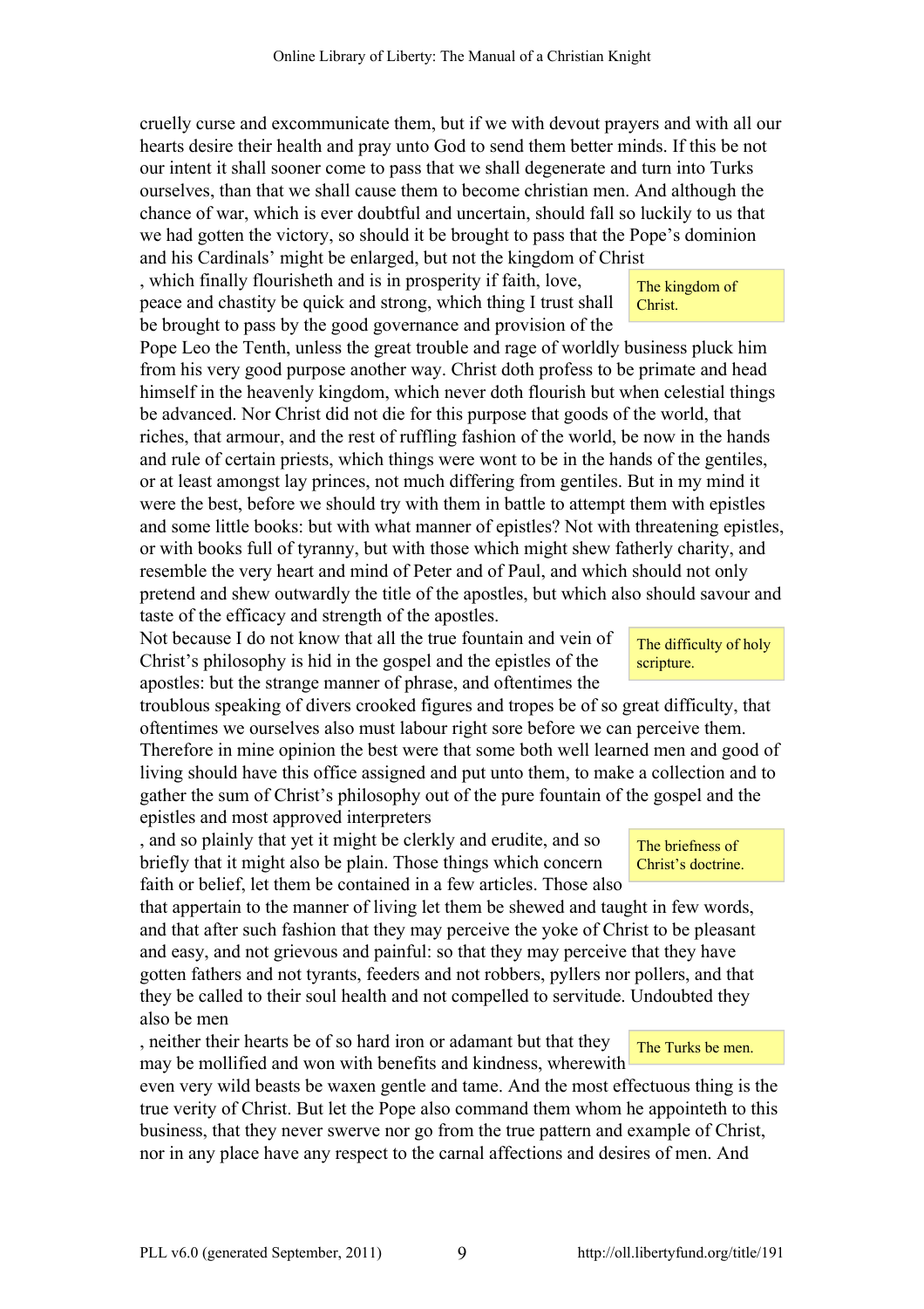cruelly curse and excommunicate them, but if we with devout prayers and with all our hearts desire their health and pray unto God to send them better minds. If this be not our intent it shall sooner come to pass that we shall degenerate and turn into Turks ourselves, than that we shall cause them to become christian men. And although the chance of war, which is ever doubtful and uncertain, should fall so luckily to us that we had gotten the victory, so should it be brought to pass that the Pope's dominion and his Cardinals' might be enlarged, but not the kingdom of Christ, which finally flourisheth and is in prosperity if faith, love, peace and chastity be quick and strong, which thing I trust shall be brought to pass by the good governance and provision of the Pope Leo the Tenth, unless the great trouble and rage of worldly business pluck him from his very good purpose another way. Christ doth profess to be primate and head himself in the heavenly kingdom, which never doth flourish but when celestial things be advanced. Nor Christ did not die for this purpose that goods of the world, that riches, that armour, and the rest of ruffling fashion of the world, be now in the hands and rule of certain priests, which things were wont to be in the hands of the gentiles, or at least amongst lay princes, not much differing from gentiles. But in my mind it were the best, before we should try with them in battle to attempt them with epistles and some little books: but with what manner of epistles? Not with threatening epistles, or with books full of tyranny, but with those which might shew fatherly charity, and resemble the very heart and mind of Peter and of Paul, and which should not only pretend and shew outwardly the title of the apostles, but which also should savour and taste of the efficacy and strength of the apostles.

> The kingdom of Christ.

Not because I do not know that all the true fountain and vein of Christ's philosophy is hid in the gospel and the epistles of the apostles: but the strange manner of phrase, and oftentimes the troublous speaking of divers crooked figures and tropes be of so great difficulty, that oftentimes we ourselves also must labour right sore before we can perceive them. Therefore in mine opinion the best were that some both well learned men and good of living should have this office assigned and put unto them, to make a collection and to gather the sum of Christ's philosophy out of the pure fountain of the gospel and the epistles and most approved interpreters, and so plainly that yet it might be clerkly and erudite, and so briefly that it might also be plain. Those things which concern faith or belief, let them be contained in a few articles. Those also that appertain to the manner of living let them be shewed and taught in few words, and that after such fashion that they may perceive the yoke of Christ to be pleasant and easy, and not grievous and painful: so that they may perceive that they have gotten fathers and not tyrants, feeders and not robbers, pyllers nor pollers, and that they be called to their soul health and not compelled to servitude. Undoubted they also be men, neither their hearts be of so hard iron or adamant but that they may be mollified and won with benefits and kindness, wherewith even very wild beasts be waxen gentle and tame. And the most effectuous thing is the true verity of Christ. But let the Pope also command them whom he appointeth to this business, that they never swerve nor go from the true pattern and example of Christ, nor in any place have any respect to the carnal affections and desires of men. And

> The difficulty of holy scripture.

> The briefness of Christ's doctrine.

> The Turks be men.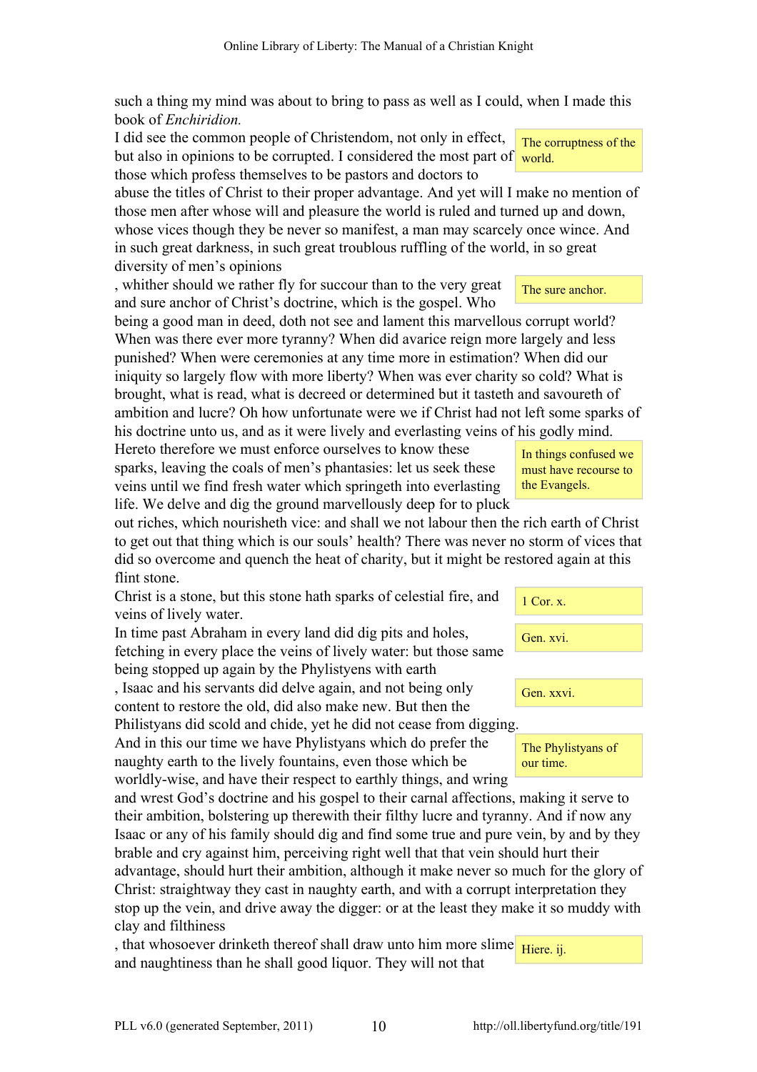such a thing my mind was about to bring to pass as well as I could, when I made this book of *Enchiridion.*

The corruptness of the world.

I did see the common people of Christendom, not only in effect, but also in opinions to be corrupted. I considered the most part of those which profess themselves to be pastors and doctors to abuse the titles of Christ to their proper advantage. And yet will I make no mention of those men after whose will and pleasure the world is ruled and turned up and down, whose vices though they be never so manifest, a man may scarcely once wince. And in such great darkness, in such great troublous ruffling of the world, in so great diversity of men's opinions

The sure anchor.

, whither should we rather fly for succour than to the very great and sure anchor of Christ's doctrine, which is the gospel. Who being a good man in deed, doth not see and lament this marvellous corrupt world? When was there ever more tyranny? When did avarice reign more largely and less punished? When were ceremonies at any time more in estimation? When did our iniquity so largely flow with more liberty? When was ever charity so cold? What is brought, what is read, what is decreed or determined but it tasteth and savoureth of ambition and lucre? Oh how unfortunate were we if Christ had not left some sparks of his doctrine unto us, and as it were lively and everlasting veins of his godly mind.

In things confused we must have recourse to the Evangels.

Hereto therefore we must enforce ourselves to know these sparks, leaving the coals of men's phantasies: let us seek these veins until we find fresh water which springeth into everlasting life. We delve and dig the ground marvellously deep for to pluck out riches, which nourisheth vice: and shall we not labour then the rich earth of Christ to get out that thing which is our souls' health? There was never no storm of vices that did so overcome and quench the heat of charity, but it might be restored again at this flint stone.

1 Cor. x.

Christ is a stone, but this stone hath sparks of celestial fire, and veins of lively water.

Gen. xvi.

In time past Abraham in every land did dig pits and holes, fetching in every place the veins of lively water: but those same being stopped up again by the Phylistyens with earth

Gen. xxvi.

, Isaac and his servants did delve again, and not being only content to restore the old, did also make new. But then the Philistyans did scold and chide, yet he did not cease from digging.

The Phylistyans of our time.

And in this our time we have Phylistyans which do prefer the naughty earth to the lively fountains, even those which be worldly-wise, and have their respect to earthly things, and wring and wrest God's doctrine and his gospel to their carnal affections, making it serve to their ambition, bolstering up therewith their filthy lucre and tyranny. And if now any Isaac or any of his family should dig and find some true and pure vein, by and by they brable and cry against him, perceiving right well that that vein should hurt their advantage, should hurt their ambition, although it make never so much for the glory of Christ: straightway they cast in naughty earth, and with a corrupt interpretation they stop up the vein, and drive away the digger: or at the least they make it so muddy with clay and filthiness

Hiere. ij.

, that whosoever drinketh thereof shall draw unto him more slime and naughtiness than he shall good liquor. They will not that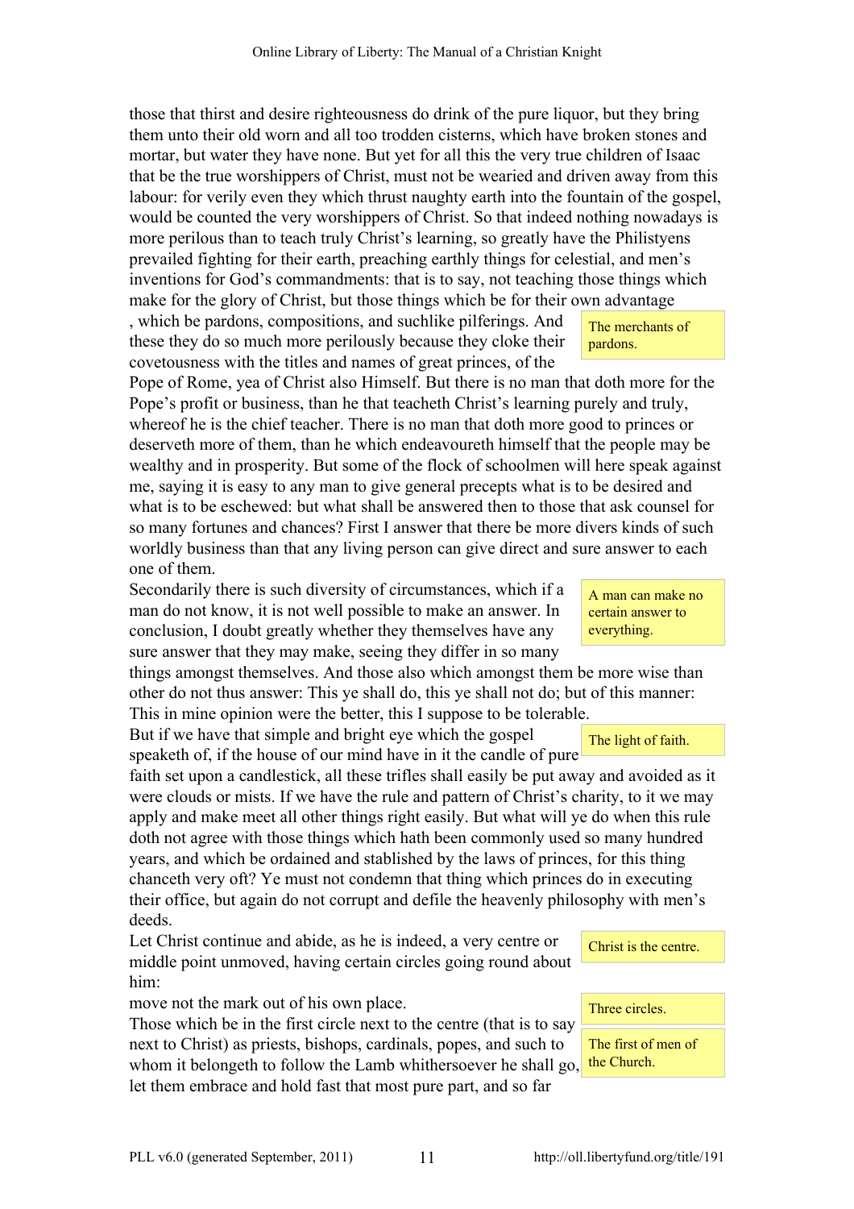those that thirst and desire righteousness do drink of the pure liquor, but they bring them unto their old worn and all too trodden cisterns, which have broken stones and mortar, but water they have none. But yet for all this the very true children of Isaac that be the true worshippers of Christ, must not be wearied and driven away from this labour: for verily even they which thrust naughty earth into the fountain of the gospel, would be counted the very worshippers of Christ. So that indeed nothing nowadays is more perilous than to teach truly Christ's learning, so greatly have the Philistyens prevailed fighting for their earth, preaching earthly things for celestial, and men's inventions for God's commandments: that is to say, not teaching those things which make for the glory of Christ, but those things which be for their own advantage

The merchants of pardons.

, which be pardons, compositions, and suchlike pilferings. And these they do so much more perilously because they cloke their covetousness with the titles and names of great princes, of the Pope of Rome, yea of Christ also Himself. But there is no man that doth more for the Pope's profit or business, than he that teacheth Christ's learning purely and truly, whereof he is the chief teacher. There is no man that doth more good to princes or deserveth more of them, than he which endeavoureth himself that the people may be wealthy and in prosperity. But some of the flock of schoolmen will here speak against me, saying it is easy to any man to give general precepts what is to be desired and what is to be eschewed: but what shall be answered then to those that ask counsel for so many fortunes and chances? First I answer that there be more divers kinds of such worldly business than that any living person can give direct and sure answer to each one of them.

A man can make no certain answer to everything.

Secondarily there is such diversity of circumstances, which if a man do not know, it is not well possible to make an answer. In conclusion, I doubt greatly whether they themselves have any sure answer that they may make, seeing they differ in so many things amongst themselves. And those also which amongst them be more wise than other do not thus answer: This ye shall do, this ye shall not do; but of this manner: This in mine opinion were the better, this I suppose to be tolerable.

The light of faith.

But if we have that simple and bright eye which the gospel speaketh of, if the house of our mind have in it the candle of pure faith set upon a candlestick, all these trifles shall easily be put away and avoided as it were clouds or mists. If we have the rule and pattern of Christ's charity, to it we may apply and make meet all other things right easily. But what will ye do when this rule doth not agree with those things which hath been commonly used so many hundred years, and which be ordained and stablished by the laws of princes, for this thing chanceth very oft? Ye must not condemn that thing which princes do in executing their office, but again do not corrupt and defile the heavenly philosophy with men's deeds.

Christ is the centre.

Let Christ continue and abide, as he is indeed, a very centre or middle point unmoved, having certain circles going round about him:

move not the mark out of his own place.

Three circles.

The first of men of the Church.

Those which be in the first circle next to the centre (that is to say next to Christ) as priests, bishops, cardinals, popes, and such to whom it belongeth to follow the Lamb whithersoever he shall go, let them embrace and hold fast that most pure part, and so far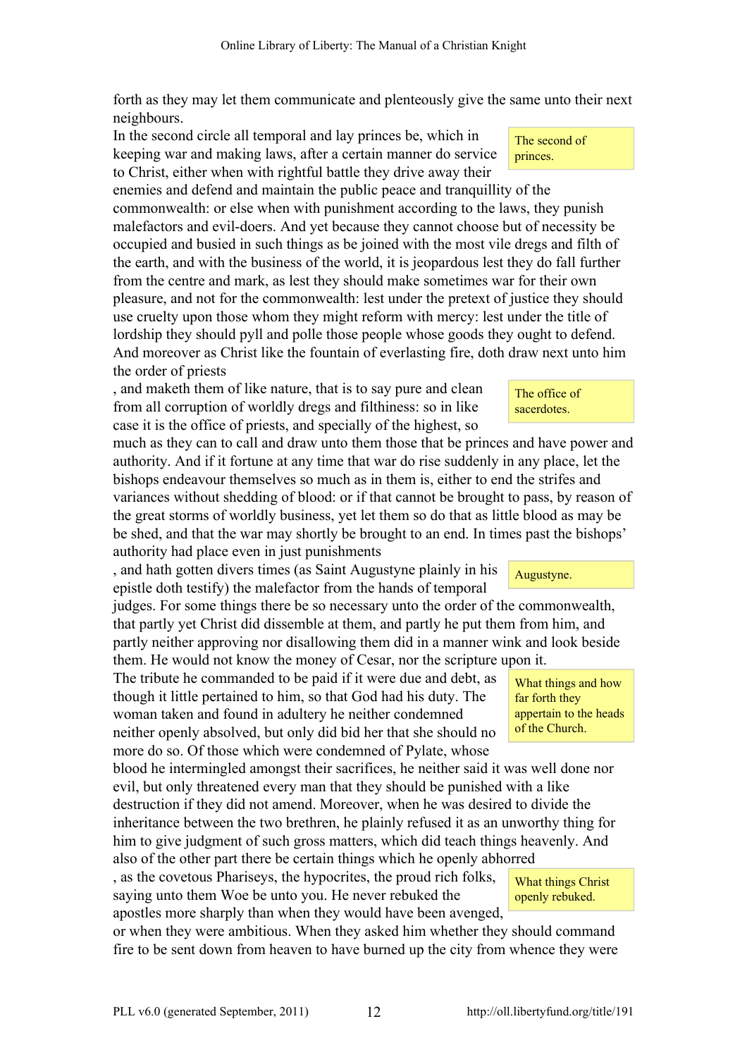forth as they may let them communicate and plenteously give the same unto their next neighbours.

In the second circle all temporal and lay princes be, which in keeping war and making laws, after a certain manner do service to Christ, either when with rightful battle they drive away their enemies and defend and maintain the public peace and tranquillity of the commonwealth: or else when with punishment according to the laws, they punish malefactors and evil-doers. And yet because they cannot choose but of necessity be occupied and busied in such things as be joined with the most vile dregs and filth of the earth, and with the business of the world, it is jeopardous lest they do fall further from the centre and mark, as lest they should make sometimes war for their own pleasure, and not for the commonwealth: lest under the pretext of justice they should use cruelty upon those whom they might reform with mercy: lest under the title of lordship they should pyll and polle those people whose goods they ought to defend. And moreover as Christ like the fountain of everlasting fire, doth draw next unto him the order of priests

The second of princes.

, and maketh them of like nature, that is to say pure and clean from all corruption of worldly dregs and filthiness: so in like case it is the office of priests, and specially of the highest, so much as they can to call and draw unto them those that be princes and have power and authority. And if it fortune at any time that war do rise suddenly in any place, let the bishops endeavour themselves so much as in them is, either to end the strifes and variances without shedding of blood: or if that cannot be brought to pass, by reason of the great storms of worldly business, yet let them so do that as little blood as may be be shed, and that the war may shortly be brought to an end. In times past the bishops' authority had place even in just punishments

The office of sacerdotes.

, and hath gotten divers times (as Saint Augustyne plainly in his epistle doth testify) the malefactor from the hands of temporal judges. For some things there be so necessary unto the order of the commonwealth, that partly yet Christ did dissemble at them, and partly he put them from him, and partly neither approving nor disallowing them did in a manner wink and look beside them. He would not know the money of Cesar, nor the scripture upon it.

Augustyne.

The tribute he commanded to be paid if it were due and debt, as though it little pertained to him, so that God had his duty. The woman taken and found in adultery he neither condemned neither openly absolved, but only did bid her that she should no more do so. Of those which were condemned of Pylate, whose blood he intermingled amongst their sacrifices, he neither said it was well done nor evil, but only threatened every man that they should be punished with a like destruction if they did not amend. Moreover, when he was desired to divide the inheritance between the two brethren, he plainly refused it as an unworthy thing for him to give judgment of such gross matters, which did teach things heavenly. And also of the other part there be certain things which he openly abhorred

What things and how far forth they appertain to the heads of the Church.

, as the covetous Phariseys, the hypocrites, the proud rich folks, saying unto them Woe be unto you. He never rebuked the apostles more sharply than when they would have been avenged, or when they were ambitious. When they asked him whether they should command fire to be sent down from heaven to have burned up the city from whence they were

What things Christ openly rebuked.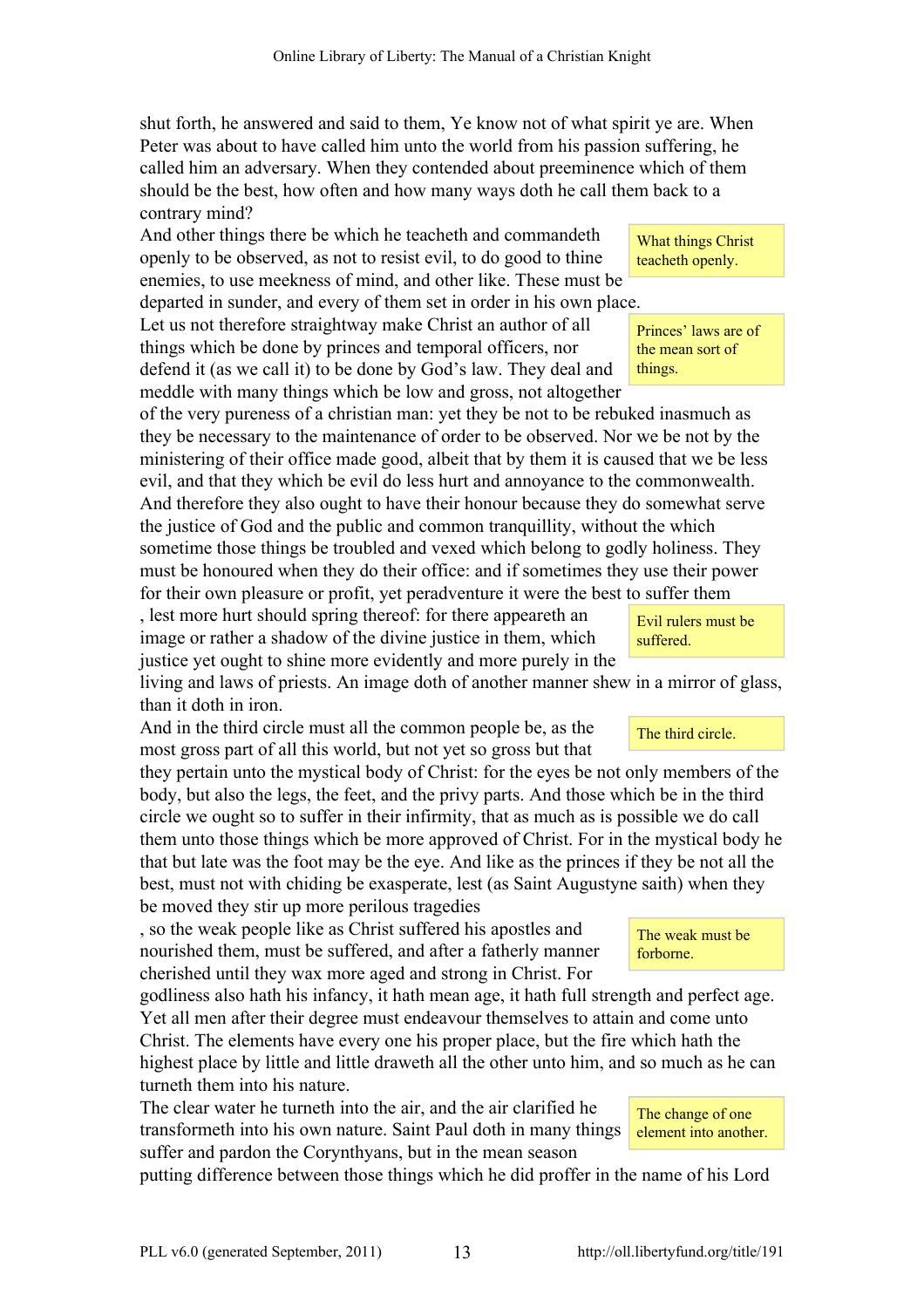shut forth, he answered and said to them, Ye know not of what spirit ye are. When Peter was about to have called him unto the world from his passion suffering, he called him an adversary. When they contended about preeminence which of them should be the best, how often and how many ways doth he call them back to a contrary mind?

What things Christ teacheth openly.

And other things there be which he teacheth and commandeth openly to be observed, as not to resist evil, to do good to thine enemies, to use meekness of mind, and other like. These must be departed in sunder, and every of them set in order in his own place.

Princes' laws are of the mean sort of things.

Let us not therefore straightway make Christ an author of all things which be done by princes and temporal officers, nor defend it (as we call it) to be done by God's law. They deal and meddle with many things which be low and gross, not altogether of the very pureness of a christian man: yet they be not to be rebuked inasmuch as they be necessary to the maintenance of order to be observed. Nor we be not by the ministering of their office made good, albeit that by them it is caused that we be less evil, and that they which be evil do less hurt and annoyance to the commonwealth. And therefore they also ought to have their honour because they do somewhat serve the justice of God and the public and common tranquillity, without the which sometime those things be troubled and vexed which belong to godly holiness. They must be honoured when they do their office: and if sometimes they use their power for their own pleasure or profit, yet peradventure it were the best to suffer them, lest more hurt should spring thereof: for there appeareth an image or rather a shadow of the divine justice in them, which justice yet ought to shine more evidently and more purely in the living and laws of priests. An image doth of another manner shew in a mirror of glass, than it doth in iron.

Evil rulers must be suffered.

The third circle.

And in the third circle must all the common people be, as the most gross part of all this world, but not yet so gross but that they pertain unto the mystical body of Christ: for the eyes be not only members of the body, but also the legs, the feet, and the privy parts. And those which be in the third circle we ought so to suffer in their infirmity, that as much as is possible we do call them unto those things which be more approved of Christ. For in the mystical body he that but late was the foot may be the eye. And like as the princes if they be not all the best, must not with chiding be exasperate, lest (as Saint Augustyne saith) when they be moved they stir up more perilous tragedies, so the weak people like as Christ suffered his apostles and nourished them, must be suffered, and after a fatherly manner cherished until they wax more aged and strong in Christ. For godliness also hath his infancy, it hath mean age, it hath full strength and perfect age. Yet all men after their degree must endeavour themselves to attain and come unto Christ. The elements have every one his proper place, but the fire which hath the highest place by little and little draweth all the other unto him, and so much as he can turneth them into his nature.

The weak must be forborne.

The change of one element into another.

The clear water he turneth into the air, and the air clarified he transformeth into his own nature. Saint Paul doth in many things suffer and pardon the Corynthyans, but in the mean season putting difference between those things which he did proffer in the name of his Lord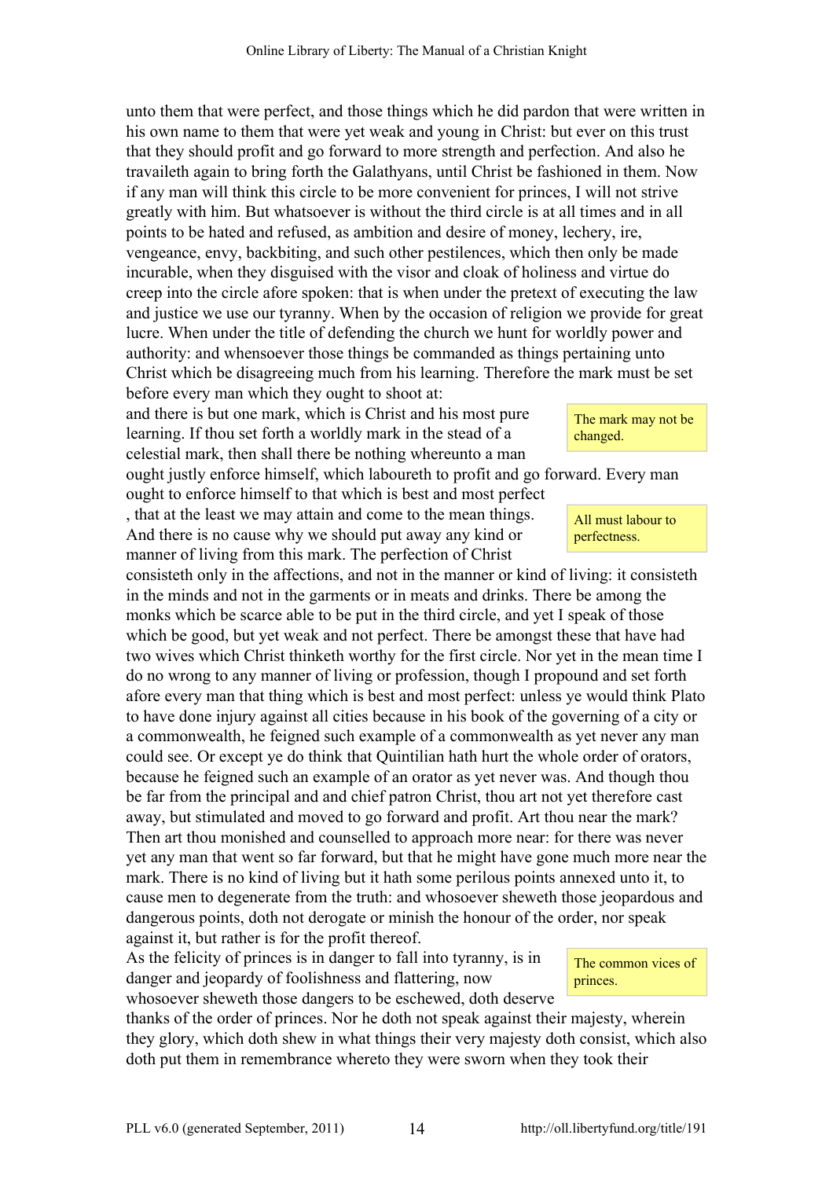unto them that were perfect, and those things which he did pardon that were written in his own name to them that were yet weak and young in Christ: but ever on this trust that they should profit and go forward to more strength and perfection. And also he travaileth again to bring forth the Galathyans, until Christ be fashioned in them. Now if any man will think this circle to be more convenient for princes, I will not strive greatly with him. But whatsoever is without the third circle is at all times and in all points to be hated and refused, as ambition and desire of money, lechery, ire, vengeance, envy, backbiting, and such other pestilences, which then only be made incurable, when they disguised with the visor and cloak of holiness and virtue do creep into the circle afore spoken: that is when under the pretext of executing the law and justice we use our tyranny. When by the occasion of religion we provide for great lucre. When under the title of defending the church we hunt for worldly power and authority: and whensoever those things be commanded as things pertaining unto Christ which be disagreeing much from his learning. Therefore the mark must be set before every man which they ought to shoot at:

> The mark may not be changed.

and there is but one mark, which is Christ and his most pure learning. If thou set forth a worldly mark in the stead of a celestial mark, then shall there be nothing whereunto a man ought justly enforce himself, which laboureth to profit and go forward. Every man ought to enforce himself to that which is best and most perfect

> All must labour to perfectness.

, that at the least we may attain and come to the mean things. And there is no cause why we should put away any kind or manner of living from this mark. The perfection of Christ consisteth only in the affections, and not in the manner or kind of living: it consisteth in the minds and not in the garments or in meats and drinks. There be among the monks which be scarce able to be put in the third circle, and yet I speak of those which be good, but yet weak and not perfect. There be amongst these that have had two wives which Christ thinketh worthy for the first circle. Nor yet in the mean time I do no wrong to any manner of living or profession, though I propound and set forth afore every man that thing which is best and most perfect: unless ye would think Plato to have done injury against all cities because in his book of the governing of a city or a commonwealth, he feigned such example of a commonwealth as yet never any man could see. Or except ye do think that Quintilian hath hurt the whole order of orators, because he feigned such an example of an orator as yet never was. And though thou be far from the principal and and chief patron Christ, thou art not yet therefore cast away, but stimulated and moved to go forward and profit. Art thou near the mark? Then art thou monished and counselled to approach more near: for there was never yet any man that went so far forward, but that he might have gone much more near the mark. There is no kind of living but it hath some perilous points annexed unto it, to cause men to degenerate from the truth: and whosoever sheweth those jeopardous and dangerous points, doth not derogate or minish the honour of the order, nor speak against it, but rather is for the profit thereof.

> The common vices of princes.

As the felicity of princes is in danger to fall into tyranny, is in danger and jeopardy of foolishness and flattering, now whosoever sheweth those dangers to be eschewed, doth deserve thanks of the order of princes. Nor he doth not speak against their majesty, wherein they glory, which doth shew in what things their very majesty doth consist, which also doth put them in remembrance whereto they were sworn when they took their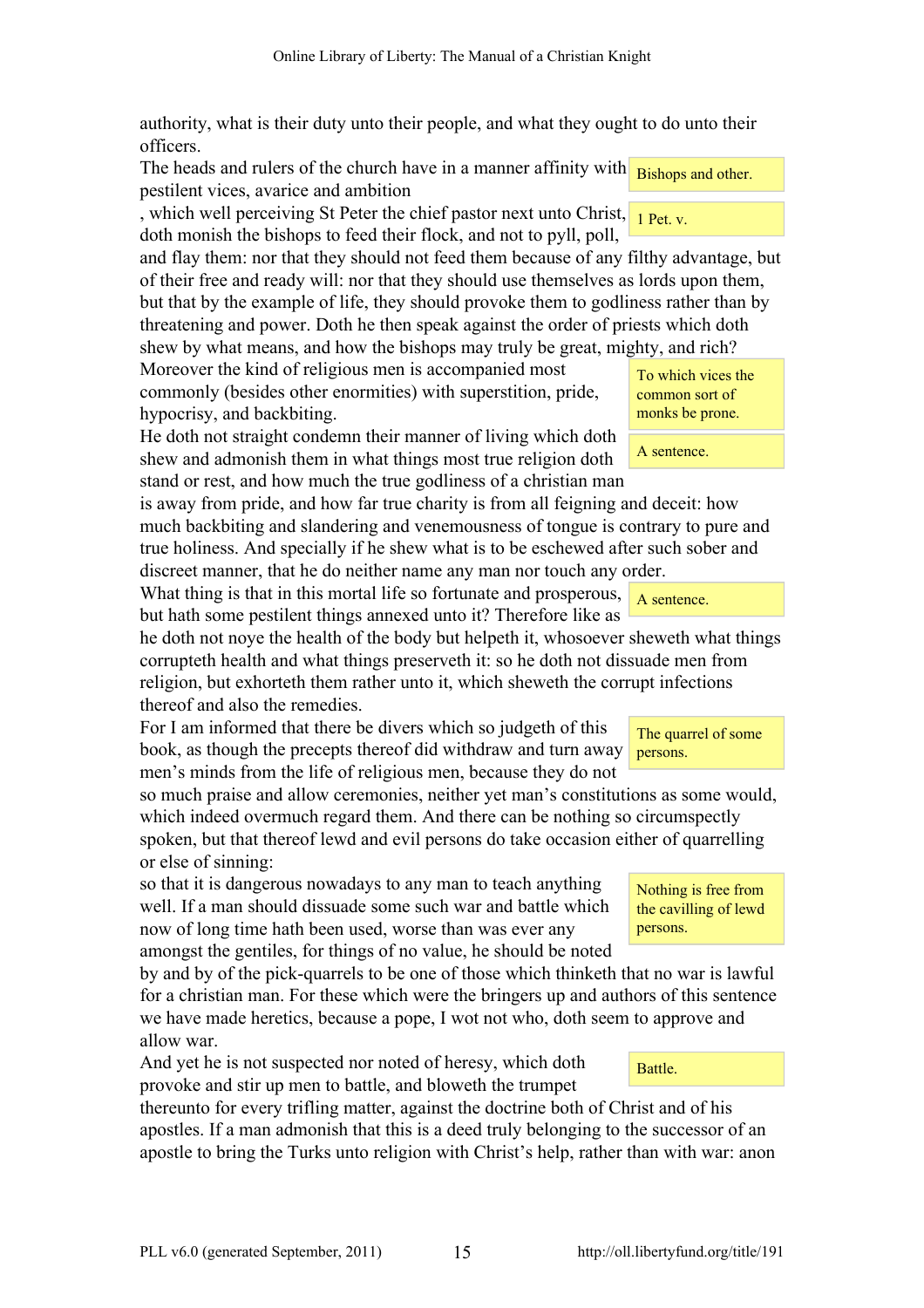authority, what is their duty unto their people, and what they ought to do unto their officers.

The heads and rulers of the church have in a manner affinity with pestilent vices, avarice and ambition

Bishops and other.

, which well perceiving St Peter the chief pastor next unto Christ, doth monish the bishops to feed their flock, and not to pyll, poll, and flay them: nor that they should not feed them because of any filthy advantage, but of their free and ready will: nor that they should use themselves as lords upon them, but that by the example of life, they should provoke them to godliness rather than by threatening and power. Doth he then speak against the order of priests which doth shew by what means, and how the bishops may truly be great, mighty, and rich?

1 Pet. v.

Moreover the kind of religious men is accompanied most commonly (besides other enormities) with superstition, pride, hypocrisy, and backbiting.

To which vices the common sort of monks be prone.

He doth not straight condemn their manner of living which doth shew and admonish them in what things most true religion doth stand or rest, and how much the true godliness of a christian man is away from pride, and how far true charity is from all feigning and deceit: how much backbiting and slandering and venemousness of tongue is contrary to pure and true holiness. And specially if he shew what is to be eschewed after such sober and discreet manner, that he do neither name any man nor touch any order.

A sentence.

What thing is that in this mortal life so fortunate and prosperous, but hath some pestilent things annexed unto it? Therefore like as he doth not noye the health of the body but helpeth it, whosoever sheweth what things corrupteth health and what things preserveth it: so he doth not dissuade men from religion, but exhorteth them rather unto it, which sheweth the corrupt infections thereof and also the remedies.

A sentence.

For I am informed that there be divers which so judgeth of this book, as though the precepts thereof did withdraw and turn away men's minds from the life of religious men, because they do not so much praise and allow ceremonies, neither yet man's constitutions as some would, which indeed overmuch regard them. And there can be nothing so circumspectly spoken, but that thereof lewd and evil persons do take occasion either of quarrelling or else of sinning:

The quarrel of some persons.

so that it is dangerous nowadays to any man to teach anything well. If a man should dissuade some such war and battle which now of long time hath been used, worse than was ever any amongst the gentiles, for things of no value, he should be noted by and by of the pick-quarrels to be one of those which thinketh that no war is lawful for a christian man. For these which were the bringers up and authors of this sentence we have made heretics, because a pope, I wot not who, doth seem to approve and allow war.

Nothing is free from the cavilling of lewd persons.

And yet he is not suspected nor noted of heresy, which doth provoke and stir up men to battle, and bloweth the trumpet thereunto for every trifling matter, against the doctrine both of Christ and of his apostles. If a man admonish that this is a deed truly belonging to the successor of an apostle to bring the Turks unto religion with Christ's help, rather than with war: anon

Battle.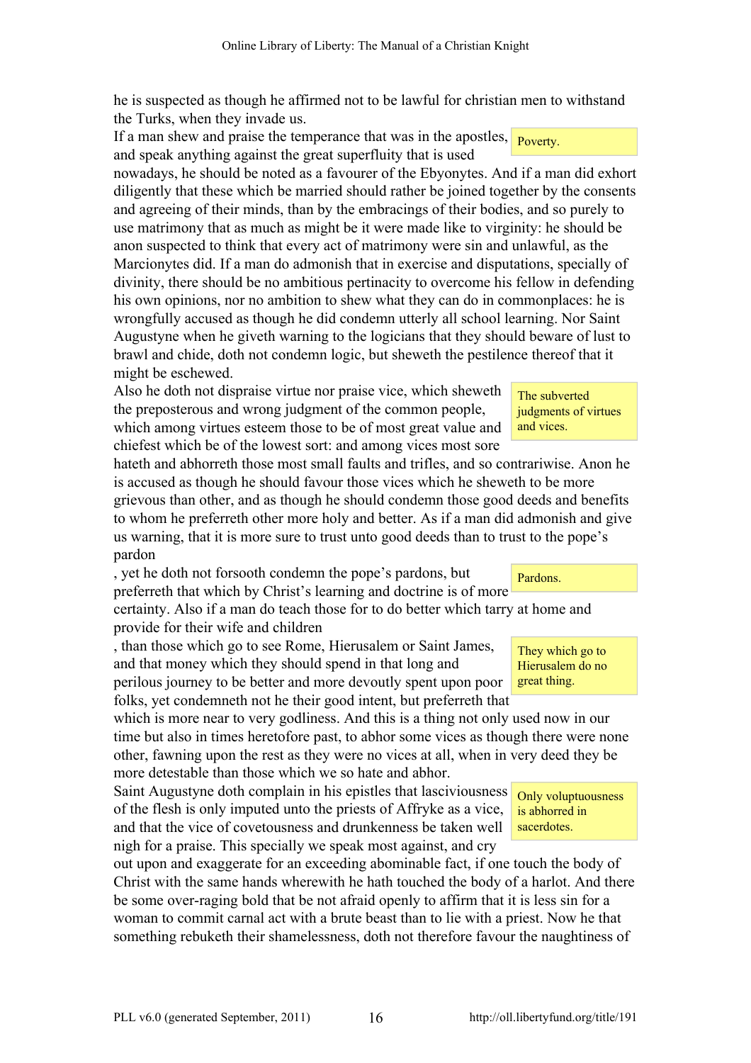he is suspected as though he affirmed not to be lawful for christian men to withstand the Turks, when they invade us.

If a man shew and praise the temperance that was in the apostles, and speak anything against the great superfluity that is used nowadays, he should be noted as a favourer of the Ebyonytes. And if a man did exhort diligently that these which be married should rather be joined together by the consents and agreeing of their minds, than by the embracings of their bodies, and so purely to use matrimony that as much as might be it were made like to virginity: he should be anon suspected to think that every act of matrimony were sin and unlawful, as the Marcionytes did. If a man do admonish that in exercise and disputations, specially of divinity, there should be no ambitious pertinacity to overcome his fellow in defending his own opinions, nor no ambition to shew what they can do in commonplaces: he is wrongfully accused as though he did condemn utterly all school learning. Nor Saint Augustyne when he giveth warning to the logicians that they should beware of lust to brawl and chide, doth not condemn logic, but sheweth the pestilence thereof that it might be eschewed.

> Poverty.

Also he doth not dispraise virtue nor praise vice, which sheweth the preposterous and wrong judgment of the common people, which among virtues esteem those to be of most great value and chiefest which be of the lowest sort: and among vices most sore hateth and abhorreth those most small faults and trifles, and so contrariwise. Anon he is accused as though he should favour those vices which he sheweth to be more grievous than other, and as though he should condemn those good deeds and benefits to whom he preferreth other more holy and better. As if a man did admonish and give us warning, that it is more sure to trust unto good deeds than to trust to the pope's pardon

> The subverted judgments of virtues and vices.

, yet he doth not forsooth condemn the pope's pardons, but preferreth that which by Christ's learning and doctrine is of more certainty. Also if a man do teach those for to do better which tarry at home and provide for their wife and children

> Pardons.

, than those which go to see Rome, Hierusalem or Saint James, and that money which they should spend in that long and perilous journey to be better and more devoutly spent upon poor folks, yet condemneth not he their good intent, but preferreth that which is more near to very godliness. And this is a thing not only used now in our time but also in times heretofore past, to abhor some vices as though there were none other, fawning upon the rest as they were no vices at all, when in very deed they be more detestable than those which we so hate and abhor.

> They which go to Hierusalem do no great thing.

Saint Augustyne doth complain in his epistles that lasciviousness of the flesh is only imputed unto the priests of Affryke as a vice, and that the vice of covetousness and drunkenness be taken well nigh for a praise. This specially we speak most against, and cry out upon and exaggerate for an exceeding abominable fact, if one touch the body of Christ with the same hands wherewith he hath touched the body of a harlot. And there be some over-raging bold that be not afraid openly to affirm that it is less sin for a woman to commit carnal act with a brute beast than to lie with a priest. Now he that something rebuketh their shamelessness, doth not therefore favour the naughtiness of

> Only voluptuousness is abhorred in sacerdotes.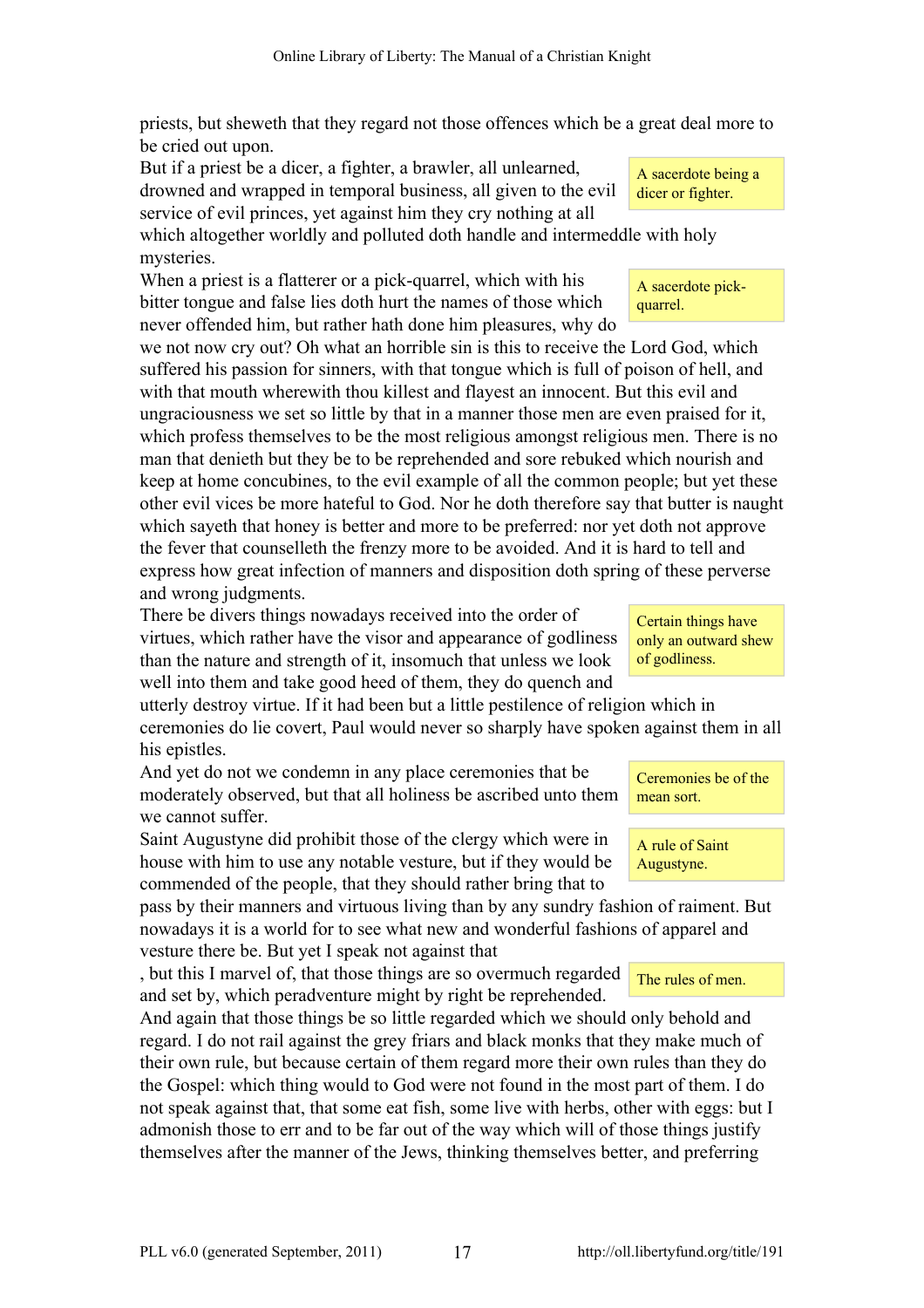priests, but sheweth that they regard not those offences which be a great deal more to be cried out upon.

A sacerdote being a dicer or fighter.

But if a priest be a dicer, a fighter, a brawler, all unlearned, drowned and wrapped in temporal business, all given to the evil service of evil princes, yet against him they cry nothing at all which altogether worldly and polluted doth handle and intermeddle with holy mysteries.

A sacerdote pick-quarrel.

When a priest is a flatterer or a pick-quarrel, which with his bitter tongue and false lies doth hurt the names of those which never offended him, but rather hath done him pleasures, why do we not now cry out? Oh what an horrible sin is this to receive the Lord God, which suffered his passion for sinners, with that tongue which is full of poison of hell, and with that mouth wherewith thou killest and flayest an innocent. But this evil and ungraciousness we set so little by that in a manner those men are even praised for it, which profess themselves to be the most religious amongst religious men. There is no man that denieth but they be to be reprehended and sore rebuked which nourish and keep at home concubines, to the evil example of all the common people; but yet these other evil vices be more hateful to God. Nor he doth therefore say that butter is naught which sayeth that honey is better and more to be preferred: nor yet doth not approve the fever that counselleth the frenzy more to be avoided. And it is hard to tell and express how great infection of manners and disposition doth spring of these perverse and wrong judgments.

Certain things have only an outward shew of godliness.

There be divers things nowadays received into the order of virtues, which rather have the visor and appearance of godliness than the nature and strength of it, insomuch that unless we look well into them and take good heed of them, they do quench and utterly destroy virtue. If it had been but a little pestilence of religion which in ceremonies do lie covert, Paul would never so sharply have spoken against them in all his epistles.

Ceremonies be of the mean sort.

And yet do not we condemn in any place ceremonies that be moderately observed, but that all holiness be ascribed unto them we cannot suffer.

A rule of Saint Augustyne.

Saint Augustyne did prohibit those of the clergy which were in house with him to use any notable vesture, but if they would be commended of the people, that they should rather bring that to pass by their manners and virtuous living than by any sundry fashion of raiment. But nowadays it is a world for to see what new and wonderful fashions of apparel and vesture there be. But yet I speak not against that

The rules of men.

, but this I marvel of, that those things are so overmuch regarded and set by, which peradventure might by right be reprehended. And again that those things be so little regarded which we should only behold and regard. I do not rail against the grey friars and black monks that they make much of their own rule, but because certain of them regard more their own rules than they do the Gospel: which thing would to God were not found in the most part of them. I do not speak against that, that some eat fish, some live with herbs, other with eggs: but I admonish those to err and to be far out of the way which will of those things justify themselves after the manner of the Jews, thinking themselves better, and preferring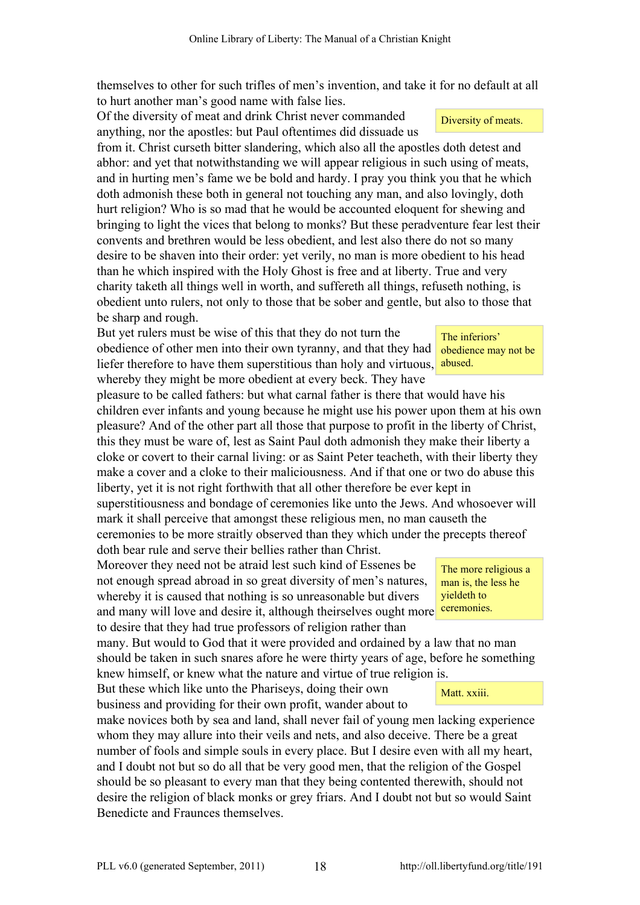themselves to other for such trifles of men's invention, and take it for no default at all to hurt another man's good name with false lies.

Of the diversity of meat and drink Christ never commanded anything, nor the apostles: but Paul oftentimes did dissuade us from it. Christ curseth bitter slandering, which also all the apostles doth detest and abhor: and yet that notwithstanding we will appear religious in such using of meats, and in hurting men's fame we be bold and hardy. I pray you think you that he which doth admonish these both in general not touching any man, and also lovingly, doth hurt religion? Who is so mad that he would be accounted eloquent for shewing and bringing to light the vices that belong to monks? But these peradventure fear lest their convents and brethren would be less obedient, and lest also there do not so many desire to be shaven into their order: yet verily, no man is more obedient to his head than he which inspired with the Holy Ghost is free and at liberty. True and very charity taketh all things well in worth, and suffereth all things, refuseth nothing, is obedient unto rulers, not only to those that be sober and gentle, but also to those that be sharp and rough.

> Diversity of meats.

But yet rulers must be wise of this that they do not turn the obedience of other men into their own tyranny, and that they had liefer therefore to have them superstitious than holy and virtuous, whereby they might be more obedient at every beck. They have pleasure to be called fathers: but what carnal father is there that would have his children ever infants and young because he might use his power upon them at his own pleasure? And of the other part all those that purpose to profit in the liberty of Christ, this they must be ware of, lest as Saint Paul doth admonish they make their liberty a cloke or covert to their carnal living: or as Saint Peter teacheth, with their liberty they make a cover and a cloke to their maliciousness. And if that one or two do abuse this liberty, yet it is not right forthwith that all other therefore be ever kept in superstitiousness and bondage of ceremonies like unto the Jews. And whosoever will mark it shall perceive that amongst these religious men, no man causeth the ceremonies to be more straitly observed than they which under the precepts thereof doth bear rule and serve their bellies rather than Christ.

> The inferiors' obedience may not be abused.

Moreover they need not be atraid lest such kind of Essenes be not enough spread abroad in so great diversity of men's natures, whereby it is caused that nothing is so unreasonable but divers and many will love and desire it, although theirselves ought more to desire that they had true professors of religion rather than many. But would to God that it were provided and ordained by a law that no man should be taken in such snares afore he were thirty years of age, before he something knew himself, or knew what the nature and virtue of true religion is.

> The more religious a man is, the less he yieldeth to ceremonies.

But these which like unto the Phariseys, doing their own business and providing for their own profit, wander about to make novices both by sea and land, shall never fail of young men lacking experience whom they may allure into their veils and nets, and also deceive. There be a great number of fools and simple souls in every place. But I desire even with all my heart, and I doubt not but so do all that be very good men, that the religion of the Gospel should be so pleasant to every man that they being contented therewith, should not desire the religion of black monks or grey friars. And I doubt not but so would Saint Benedicte and Fraunces themselves.

> Matt. xxiii.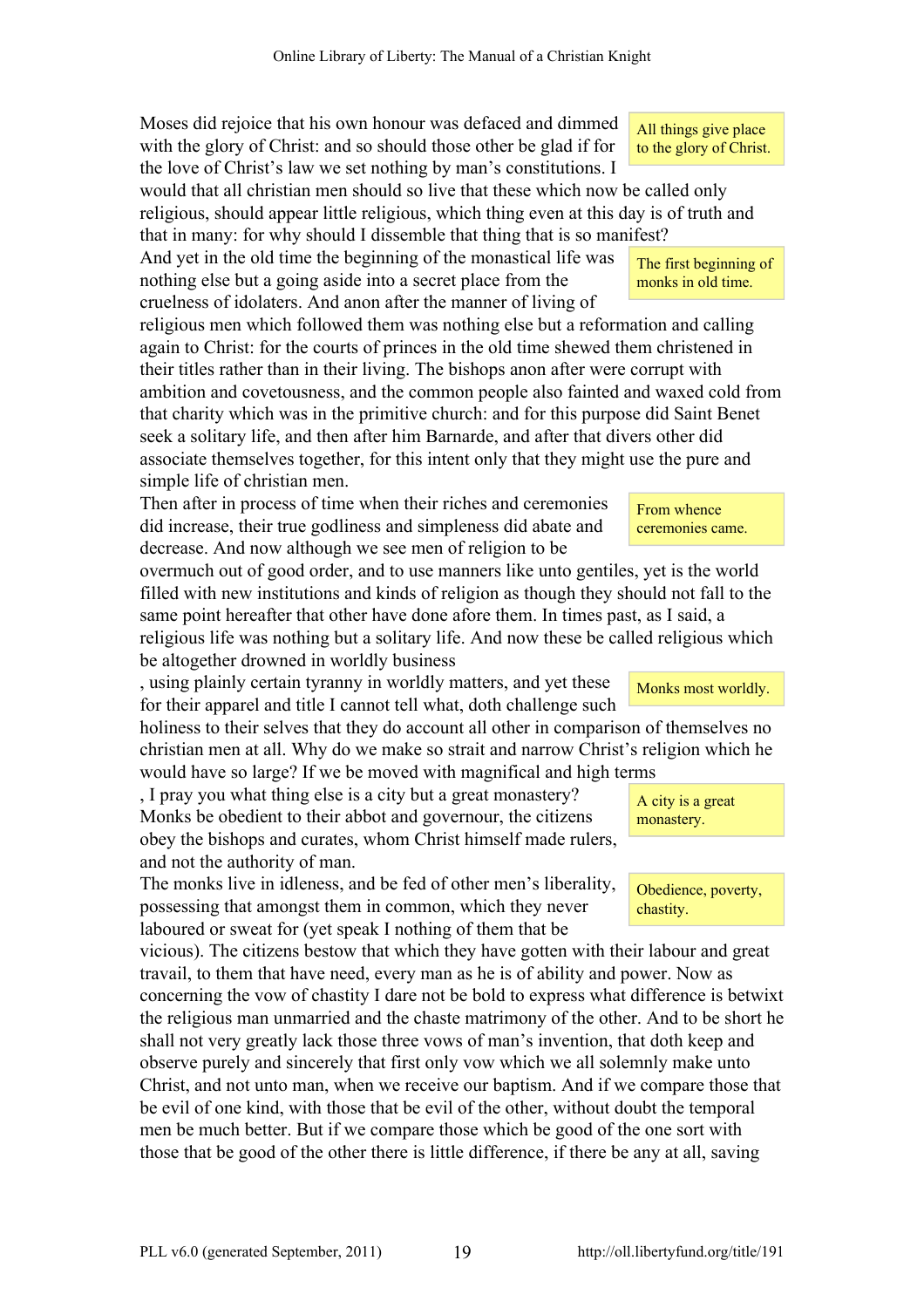Moses did rejoice that his own honour was defaced and dimmed with the glory of Christ: and so should those other be glad if for the love of Christ's law we set nothing by man's constitutions. I would that all christian men should so live that these which now be called only religious, should appear little religious, which thing even at this day is of truth and that in many: for why should I dissemble that thing that is so manifest?

> All things give place to the glory of Christ.

And yet in the old time the beginning of the monastical life was nothing else but a going aside into a secret place from the cruelness of idolaters. And anon after the manner of living of religious men which followed them was nothing else but a reformation and calling again to Christ: for the courts of princes in the old time shewed them christened in their titles rather than in their living. The bishops anon after were corrupt with ambition and covetousness, and the common people also fainted and waxed cold from that charity which was in the primitive church: and for this purpose did Saint Benet seek a solitary life, and then after him Barnarde, and after that divers other did associate themselves together, for this intent only that they might use the pure and simple life of christian men.

> The first beginning of monks in old time.

Then after in process of time when their riches and ceremonies did increase, their true godliness and simpleness did abate and decrease. And now although we see men of religion to be overmuch out of good order, and to use manners like unto gentiles, yet is the world filled with new institutions and kinds of religion as though they should not fall to the same point hereafter that other have done afore them. In times past, as I said, a religious life was nothing but a solitary life. And now these be called religious which be altogether drowned in worldly business, using plainly certain tyranny in worldly matters, and yet these for their apparel and title I cannot tell what, doth challenge such holiness to their selves that they do account all other in comparison of themselves no christian men at all. Why do we make so strait and narrow Christ's religion which he would have so large? If we be moved with magnifical and high terms, I pray you what thing else is a city but a great monastery? Monks be obedient to their abbot and governour, the citizens obey the bishops and curates, whom Christ himself made rulers, and not the authority of man.

> From whence ceremonies came.

> Monks most worldly.

> A city is a great monastery.

The monks live in idleness, and be fed of other men's liberality, possessing that amongst them in common, which they never laboured or sweat for (yet speak I nothing of them that be vicious). The citizens bestow that which they have gotten with their labour and great travail, to them that have need, every man as he is of ability and power. Now as concerning the vow of chastity I dare not be bold to express what difference is betwixt the religious man unmarried and the chaste matrimony of the other. And to be short he shall not very greatly lack those three vows of man's invention, that doth keep and observe purely and sincerely that first only vow which we all solemnly make unto Christ, and not unto man, when we receive our baptism. And if we compare those that be evil of one kind, with those that be evil of the other, without doubt the temporal men be much better. But if we compare those which be good of the one sort with those that be good of the other there is little difference, if there be any at all, saving

> Obedience, poverty, chastity.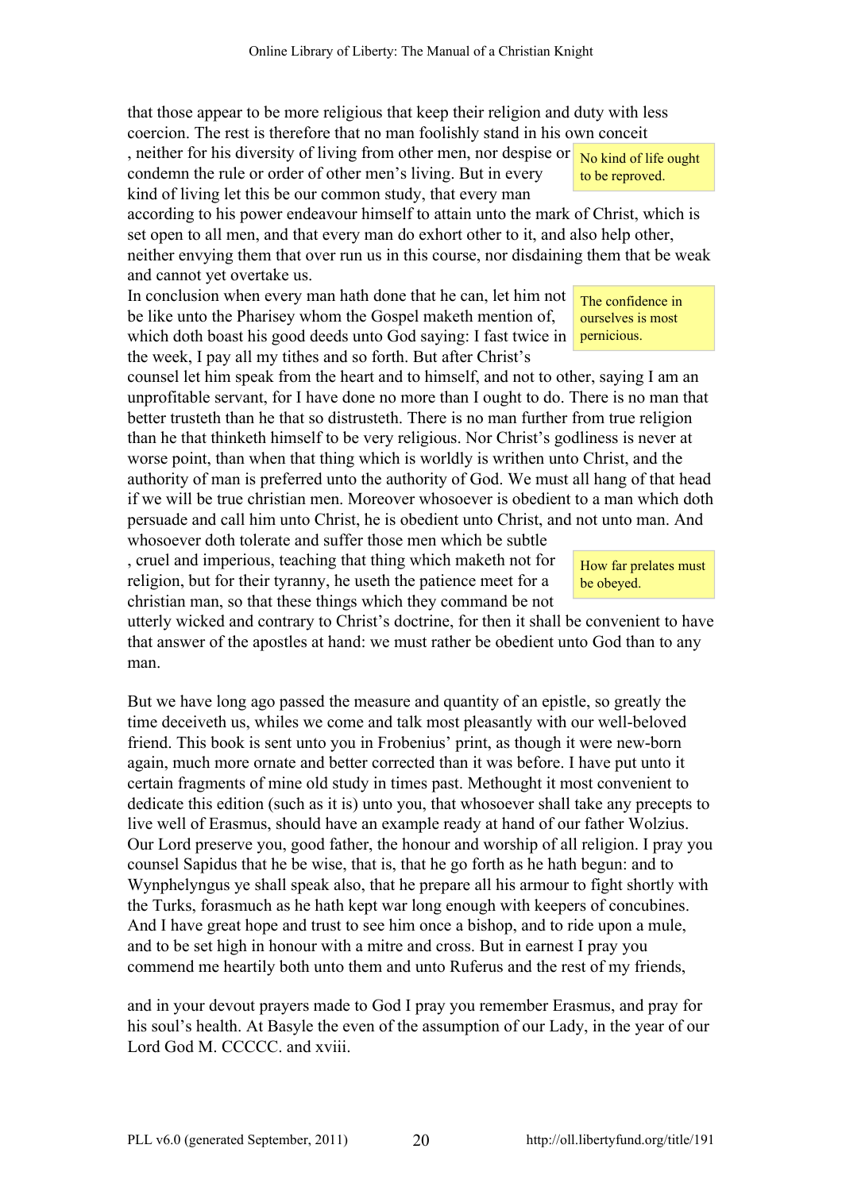that those appear to be more religious that keep their religion and duty with less coercion. The rest is therefore that no man foolishly stand in his own conceit, neither for his diversity of living from other men, nor despise or condemn the rule or order of other men's living. But in every kind of living let this be our common study, that every man according to his power endeavour himself to attain unto the mark of Christ, which is set open to all men, and that every man do exhort other to it, and also help other, neither envying them that over run us in this course, nor disdaining them that be weak and cannot yet overtake us.

> No kind of life ought to be reproved.

In conclusion when every man hath done that he can, let him not be like unto the Pharisey whom the Gospel maketh mention of, which doth boast his good deeds unto God saying: I fast twice in the week, I pay all my tithes and so forth. But after Christ's counsel let him speak from the heart and to himself, and not to other, saying I am an unprofitable servant, for I have done no more than I ought to do. There is no man that better trusteth than he that so distrusteth. There is no man further from true religion than he that thinketh himself to be very religious. Nor Christ's godliness is never at worse point, than when that thing which is worldly is writhen unto Christ, and the authority of man is preferred unto the authority of God. We must all hang of that head if we will be true christian men. Moreover whosoever is obedient to a man which doth persuade and call him unto Christ, he is obedient unto Christ, and not unto man. And whosoever doth tolerate and suffer those men which be subtle, cruel and imperious, teaching that thing which maketh not for religion, but for their tyranny, he useth the patience meet for a christian man, so that these things which they command be not utterly wicked and contrary to Christ's doctrine, for then it shall be convenient to have that answer of the apostles at hand: we must rather be obedient unto God than to any man.

> The confidence in ourselves is most pernicious.

> How far prelates must be obeyed.

But we have long ago passed the measure and quantity of an epistle, so greatly the time deceiveth us, whiles we come and talk most pleasantly with our well-beloved friend. This book is sent unto you in Frobenius' print, as though it were new-born again, much more ornate and better corrected than it was before. I have put unto it certain fragments of mine old study in times past. Methought it most convenient to dedicate this edition (such as it is) unto you, that whosoever shall take any precepts to live well of Erasmus, should have an example ready at hand of our father Wolzius. Our Lord preserve you, good father, the honour and worship of all religion. I pray you counsel Sapidus that he be wise, that is, that he go forth as he hath begun: and to Wynphelyngus ye shall speak also, that he prepare all his armour to fight shortly with the Turks, forasmuch as he hath kept war long enough with keepers of concubines. And I have great hope and trust to see him once a bishop, and to ride upon a mule, and to be set high in honour with a mitre and cross. But in earnest I pray you commend me heartily both unto them and unto Ruferus and the rest of my friends,

and in your devout prayers made to God I pray you remember Erasmus, and pray for his soul's health. At Basyle the even of the assumption of our Lady, in the year of our Lord God M. CCCCC. and xviii.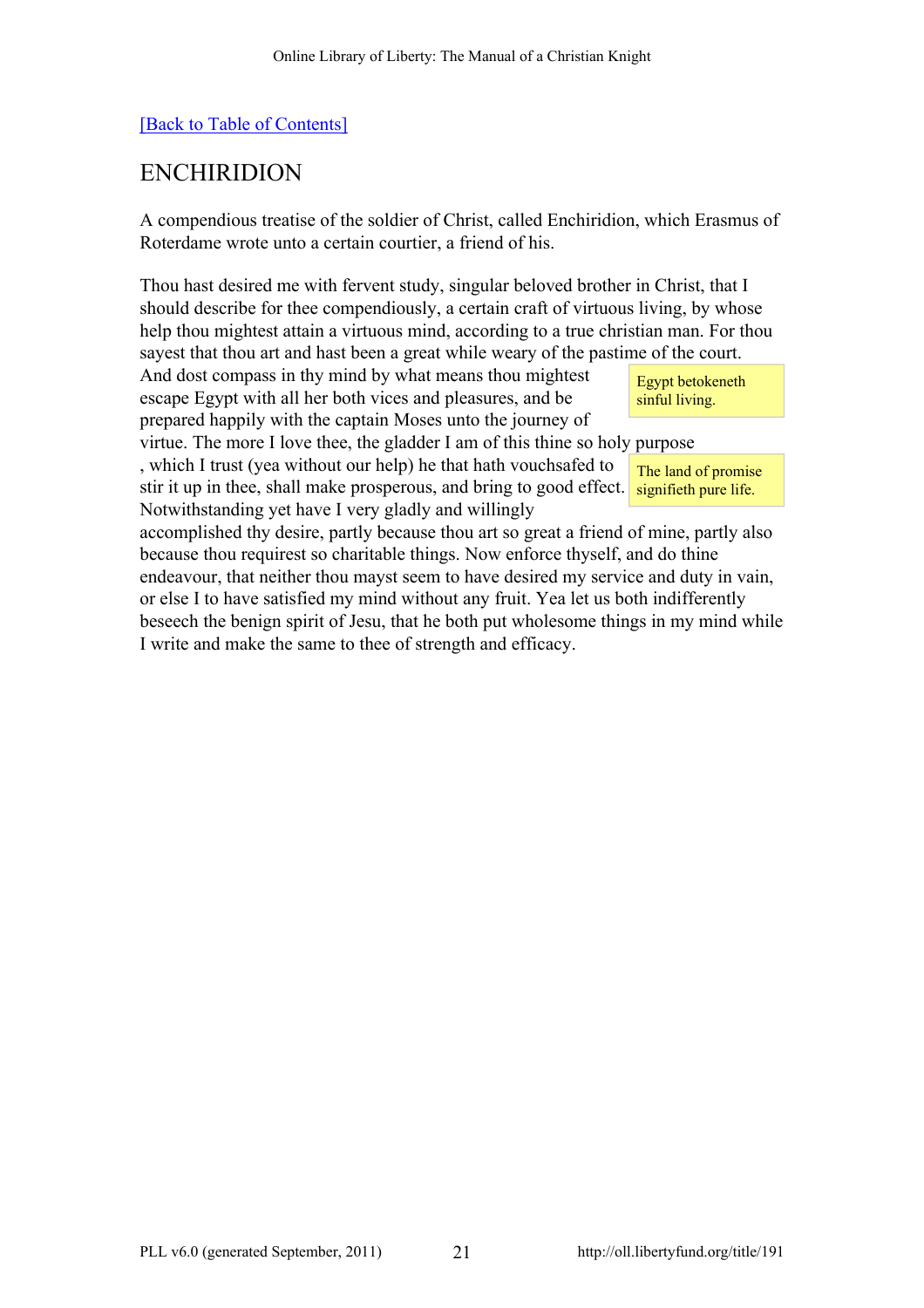[Back to Table of Contents]

## ENCHIRIDION

A compendious treatise of the soldier of Christ, called Enchiridion, which Erasmus of Roterdame wrote unto a certain courtier, a friend of his.

Thou hast desired me with fervent study, singular beloved brother in Christ, that I should describe for thee compendiously, a certain craft of virtuous living, by whose help thou mightest attain a virtuous mind, according to a true christian man. For thou sayest that thou art and hast been a great while weary of the pastime of the court. And dost compass in thy mind by what means thou mightest escape Egypt with all her both vices and pleasures, and be prepared happily with the captain Moses unto the journey of virtue. The more I love thee, the gladder I am of this thine so holy purpose , which I trust (yea without our help) he that hath vouchsafed to stir it up in thee, shall make prosperous, and bring to good effect. Notwithstanding yet have I very gladly and willingly accomplished thy desire, partly because thou art so great a friend of mine, partly also because thou requirest so charitable things. Now enforce thyself, and do thine endeavour, that neither thou mayst seem to have desired my service and duty in vain, or else I to have satisfied my mind without any fruit. Yea let us both indifferently beseech the benign spirit of Jesu, that he both put wholesome things in my mind while I write and make the same to thee of strength and efficacy.

Egypt betokeneth sinful living.

The land of promise signifieth pure life.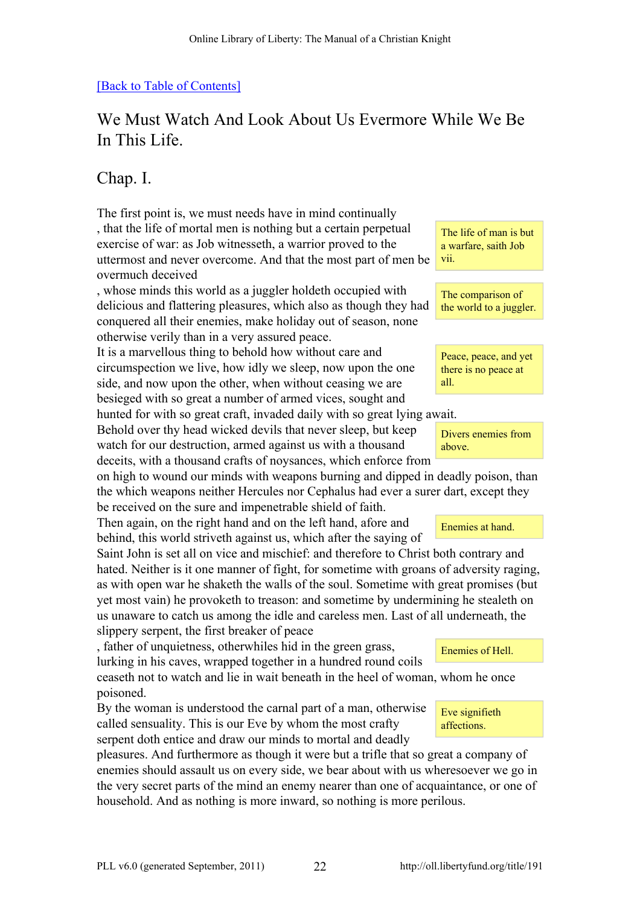[Back to Table of Contents]

## We Must Watch And Look About Us Evermore While We Be In This Life.

### Chap. I.

The first point is, we must needs have in mind continually, that the life of mortal men is nothing but a certain perpetual exercise of war: as Job witnesseth, a warrior proved to the uttermost and never overcome. And that the most part of men be overmuch deceived, whose minds this world as a juggler holdeth occupied with delicious and flattering pleasures, which also as though they had conquered all their enemies, make holiday out of season, none otherwise verily than in a very assured peace.

> The life of man is but a warfare, saith Job vii.

> The comparison of the world to a juggler.

It is a marvellous thing to behold how without care and circumspection we live, how idly we sleep, now upon the one side, and now upon the other, when without ceasing we are besieged with so great a number of armed vices, sought and hunted for with so great craft, invaded daily with so great lying await.

> Peace, peace, and yet there is no peace at all.

Behold over thy head wicked devils that never sleep, but keep watch for our destruction, armed against us with a thousand deceits, with a thousand crafts of noysances, which enforce from on high to wound our minds with weapons burning and dipped in deadly poison, than the which weapons neither Hercules nor Cephalus had ever a surer dart, except they be received on the sure and impenetrable shield of faith.

> Divers enemies from above.

Then again, on the right hand and on the left hand, afore and behind, this world striveth against us, which after the saying of Saint John is set all on vice and mischief: and therefore to Christ both contrary and hated. Neither is it one manner of fight, for sometime with groans of adversity raging, as with open war he shaketh the walls of the soul. Sometime with great promises (but yet most vain) he provoketh to treason: and sometime by undermining he stealeth on us unaware to catch us among the idle and careless men. Last of all underneath, the slippery serpent, the first breaker of peace, father of unquietness, otherwhiles hid in the green grass, lurking in his caves, wrapped together in a hundred round coils ceaseth not to watch and lie in wait beneath in the heel of woman, whom he once poisoned.

> Enemies at hand.

> Enemies of Hell.

By the woman is understood the carnal part of a man, otherwise called sensuality. This is our Eve by whom the most crafty serpent doth entice and draw our minds to mortal and deadly pleasures. And furthermore as though it were but a trifle that so great a company of enemies should assault us on every side, we bear about with us wheresoever we go in the very secret parts of the mind an enemy nearer than one of acquaintance, or one of household. And as nothing is more inward, so nothing is more perilous.

> Eve signifieth affections.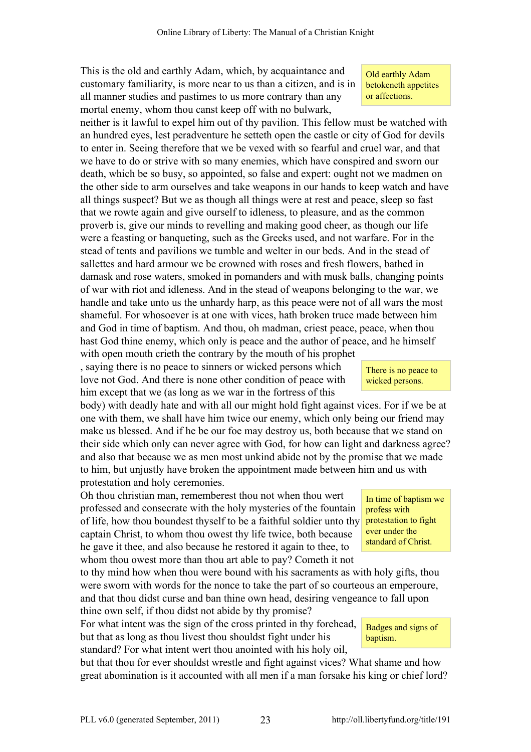This is the old and earthly Adam, which, by acquaintance and customary familiarity, is more near to us than a citizen, and is in all manner studies and pastimes to us more contrary than any mortal enemy, whom thou canst keep off with no bulwark, neither is it lawful to expel him out of thy pavilion. This fellow must be watched with an hundred eyes, lest peradventure he setteth open the castle or city of God for devils to enter in. Seeing therefore that we be vexed with so fearful and cruel war, and that we have to do or strive with so many enemies, which have conspired and sworn our death, which be so busy, so appointed, so false and expert: ought not we madmen on the other side to arm ourselves and take weapons in our hands to keep watch and have all things suspect? But we as though all things were at rest and peace, sleep so fast that we rowte again and give ourself to idleness, to pleasure, and as the common proverb is, give our minds to revelling and making good cheer, as though our life were a feasting or banqueting, such as the Greeks used, and not warfare. For in the stead of tents and pavilions we tumble and welter in our beds. And in the stead of sallettes and hard armour we be crowned with roses and fresh flowers, bathed in damask and rose waters, smoked in pomanders and with musk balls, changing points of war with riot and idleness. And in the stead of weapons belonging to the war, we handle and take unto us the unhardy harp, as this peace were not of all wars the most shameful. For whosoever is at one with vices, hath broken truce made between him and God in time of baptism. And thou, oh madman, criest peace, peace, when thou hast God thine enemy, which only is peace and the author of peace, and he himself with open mouth crieth the contrary by the mouth of his prophet , saying there is no peace to sinners or wicked persons which love not God. And there is none other condition of peace with him except that we (as long as we war in the fortress of this body) with deadly hate and with all our might hold fight against vices. For if we be at one with them, we shall have him twice our enemy, which only being our friend may make us blessed. And if he be our foe may destroy us, both because that we stand on their side which only can never agree with God, for how can light and darkness agree? and also that because we as men most unkind abide not by the promise that we made to him, but unjustly have broken the appointment made between him and us with protestation and holy ceremonies.

Old earthly Adam betokeneth appetites or affections.

There is no peace to wicked persons.

Oh thou christian man, rememberest thou not when thou wert professed and consecrate with the holy mysteries of the fountain of life, how thou boundest thyself to be a faithful soldier unto thy captain Christ, to whom thou owest thy life twice, both because he gave it thee, and also because he restored it again to thee, to whom thou owest more than thou art able to pay? Cometh it not to thy mind how when thou were bound with his sacraments as with holy gifts, thou were sworn with words for the nonce to take the part of so courteous an emperoure, and that thou didst curse and ban thine own head, desiring vengeance to fall upon thine own self, if thou didst not abide by thy promise?

In time of baptism we profess with protestation to fight ever under the standard of Christ.

For what intent was the sign of the cross printed in thy forehead, but that as long as thou livest thou shouldst fight under his standard? For what intent wert thou anointed with his holy oil, but that thou for ever shouldst wrestle and fight against vices? What shame and how great abomination is it accounted with all men if a man forsake his king or chief lord?

Badges and signs of baptism.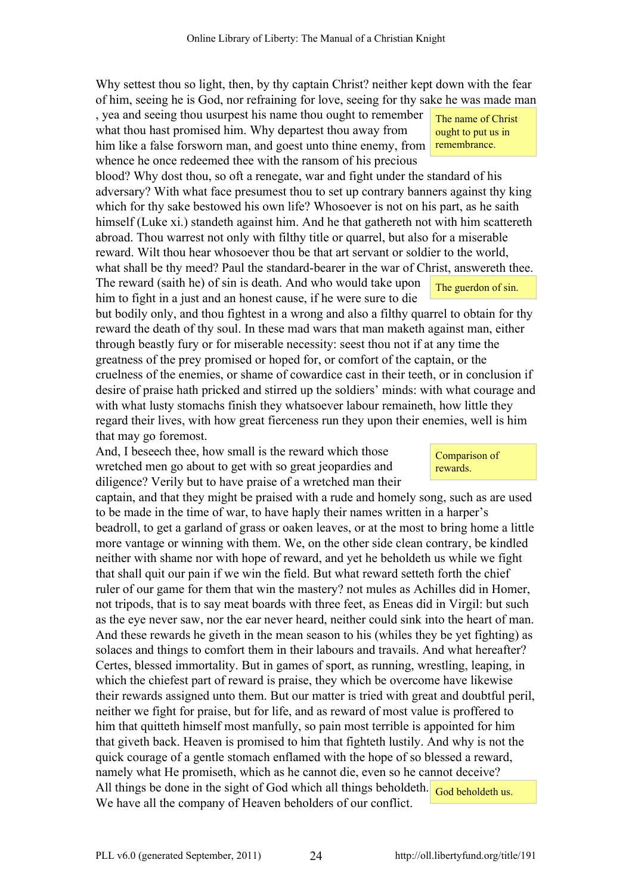Why settest thou so light, then, by thy captain Christ? neither kept down with the fear of him, seeing he is God, nor refraining for love, seeing for thy sake he was made man , yea and seeing thou usurpest his name thou ought to remember what thou hast promised him. Why departest thou away from him like a false forsworn man, and goest unto thine enemy, from whence he once redeemed thee with the ransom of his precious blood? Why dost thou, so oft a renegate, war and fight under the standard of his adversary? With what face presumest thou to set up contrary banners against thy king which for thy sake bestowed his own life? Whosoever is not on his part, as he saith himself (Luke xi.) standeth against him. And he that gathereth not with him scattereth abroad. Thou warrest not only with filthy title or quarrel, but also for a miserable reward. Wilt thou hear whosoever thou be that art servant or soldier to the world, what shall be thy meed? Paul the standard-bearer in the war of Christ, answereth thee. The reward (saith he) of sin is death. And who would take upon him to fight in a just and an honest cause, if he were sure to die but bodily only, and thou fightest in a wrong and also a filthy quarrel to obtain for thy reward the death of thy soul. In these mad wars that man maketh against man, either through beastly fury or for miserable necessity: seest thou not if at any time the greatness of the prey promised or hoped for, or comfort of the captain, or the cruelness of the enemies, or shame of cowardice cast in their teeth, or in conclusion if desire of praise hath pricked and stirred up the soldiers' minds: with what courage and with what lusty stomachs finish they whatsoever labour remaineth, how little they regard their lives, with how great fierceness run they upon their enemies, well is him that may go foremost.

> The name of Christ ought to put us in remembrance.

> The guerdon of sin.

And, I beseech thee, how small is the reward which those wretched men go about to get with so great jeopardies and diligence? Verily but to have praise of a wretched man their captain, and that they might be praised with a rude and homely song, such as are used to be made in the time of war, to have haply their names written in a harper's beadroll, to get a garland of grass or oaken leaves, or at the most to bring home a little more vantage or winning with them. We, on the other side clean contrary, be kindled neither with shame nor with hope of reward, and yet he beholdeth us while we fight that shall quit our pain if we win the field. But what reward setteth forth the chief ruler of our game for them that win the mastery? not mules as Achilles did in Homer, not tripods, that is to say meat boards with three feet, as Eneas did in Virgil: but such as the eye never saw, nor the ear never heard, neither could sink into the heart of man. And these rewards he giveth in the mean season to his (whiles they be yet fighting) as solaces and things to comfort them in their labours and travails. And what hereafter? Certes, blessed immortality. But in games of sport, as running, wrestling, leaping, in which the chiefest part of reward is praise, they which be overcome have likewise their rewards assigned unto them. But our matter is tried with great and doubtful peril, neither we fight for praise, but for life, and as reward of most value is proffered to him that quitteth himself most manfully, so pain most terrible is appointed for him that giveth back. Heaven is promised to him that fighteth lustily. And why is not the quick courage of a gentle stomach enflamed with the hope of so blessed a reward, namely what He promiseth, which as he cannot die, even so he cannot deceive? All things be done in the sight of God which all things beholdeth. We have all the company of Heaven beholders of our conflict.

> Comparison of rewards.

> God beholdeth us.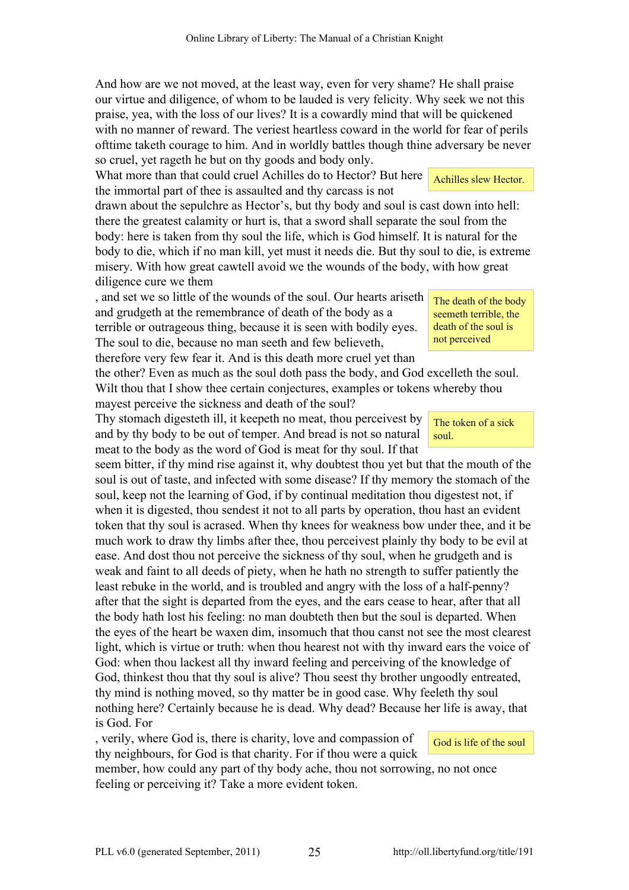And how are we not moved, at the least way, even for very shame? He shall praise our virtue and diligence, of whom to be lauded is very felicity. Why seek we not this praise, yea, with the loss of our lives? It is a cowardly mind that will be quickened with no manner of reward. The veriest heartless coward in the world for fear of perils ofttime taketh courage to him. And in worldly battles though thine adversary be never so cruel, yet rageth he but on thy goods and body only.

What more than that could cruel Achilles do to Hector? But here the immortal part of thee is assaulted and thy carcass is not drawn about the sepulchre as Hector's, but thy body and soul is cast down into hell: there the greatest calamity or hurt is, that a sword shall separate the soul from the body: here is taken from thy soul the life, which is God himself. It is natural for the body to die, which if no man kill, yet must it needs die. But thy soul to die, is extreme misery. With how great cawtell avoid we the wounds of the body, with how great diligence cure we them

> Achilles slew Hector.

, and set we so little of the wounds of the soul. Our hearts ariseth and grudgeth at the remembrance of death of the body as a terrible or outrageous thing, because it is seen with bodily eyes. The soul to die, because no man seeth and few believeth, therefore very few fear it. And is this death more cruel yet than the other? Even as much as the soul doth pass the body, and God excelleth the soul. Wilt thou that I show thee certain conjectures, examples or tokens whereby thou mayest perceive the sickness and death of the soul?

> The death of the body seemeth terrible, the death of the soul is not perceived

Thy stomach digesteth ill, it keepeth no meat, thou perceivest by and by thy body to be out of temper. And bread is not so natural meat to the body as the word of God is meat for thy soul. If that seem bitter, if thy mind rise against it, why doubtest thou yet but that the mouth of the soul is out of taste, and infected with some disease? If thy memory the stomach of the soul, keep not the learning of God, if by continual meditation thou digestest not, if when it is digested, thou sendest it not to all parts by operation, thou hast an evident token that thy soul is acrased. When thy knees for weakness bow under thee, and it be much work to draw thy limbs after thee, thou perceivest plainly thy body to be evil at ease. And dost thou not perceive the sickness of thy soul, when he grudgeth and is weak and faint to all deeds of piety, when he hath no strength to suffer patiently the least rebuke in the world, and is troubled and angry with the loss of a half-penny? after that the sight is departed from the eyes, and the ears cease to hear, after that all the body hath lost his feeling: no man doubteth then but the soul is departed. When the eyes of the heart be waxen dim, insomuch that thou canst not see the most clearest light, which is virtue or truth: when thou hearest not with thy inward ears the voice of God: when thou lackest all thy inward feeling and perceiving of the knowledge of God, thinkest thou that thy soul is alive? Thou seest thy brother ungoodly entreated, thy mind is nothing moved, so thy matter be in good case. Why feeleth thy soul nothing here? Certainly because he is dead. Why dead? Because her life is away, that is God. For

> The token of a sick soul.

, verily, where God is, there is charity, love and compassion of thy neighbours, for God is that charity. For if thou were a quick member, how could any part of thy body ache, thou not sorrowing, no not once feeling or perceiving it? Take a more evident token.

> God is life of the soul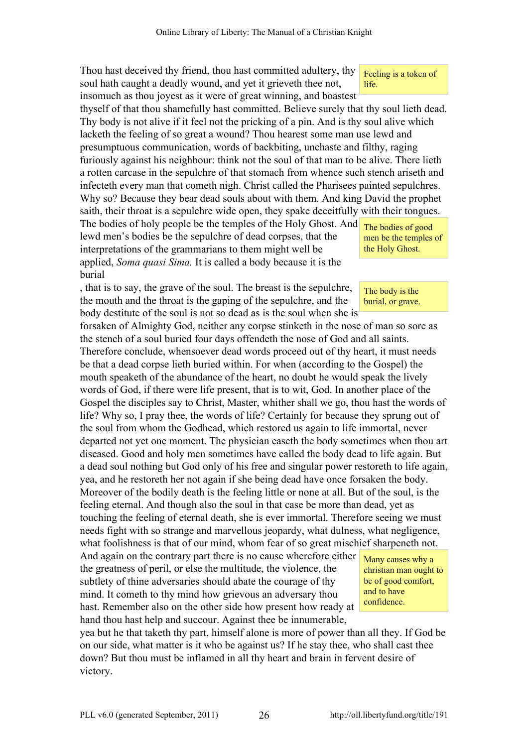Thou hast deceived thy friend, thou hast committed adultery, thy soul hath caught a deadly wound, and yet it grieveth thee not, insomuch as thou joyest as it were of great winning, and boastest thyself of that thou shamefully hast committed. Believe surely that thy soul lieth dead. Thy body is not alive if it feel not the pricking of a pin. And is thy soul alive which lacketh the feeling of so great a wound? Thou hearest some man use lewd and presumptuous communication, words of backbiting, unchaste and filthy, raging furiously against his neighbour: think not the soul of that man to be alive. There lieth a rotten carcase in the sepulchre of that stomach from whence such stench ariseth and infecteth every man that cometh nigh. Christ called the Pharisees painted sepulchres. Why so? Because they bear dead souls about with them. And king David the prophet saith, their throat is a sepulchre wide open, they spake deceitfully with their tongues. The bodies of holy people be the temples of the Holy Ghost. And lewd men's bodies be the sepulchre of dead corpses, that the interpretations of the grammarians to them might well be applied, *Soma quasi Sima.* It is called a body because it is the burial

> Feeling is a token of life.

> The bodies of good men be the temples of the Holy Ghost.

, that is to say, the grave of the soul. The breast is the sepulchre, the mouth and the throat is the gaping of the sepulchre, and the body destitute of the soul is not so dead as is the soul when she is forsaken of Almighty God, neither any corpse stinketh in the nose of man so sore as the stench of a soul buried four days offendeth the nose of God and all saints. Therefore conclude, whensoever dead words proceed out of thy heart, it must needs be that a dead corpse lieth buried within. For when (according to the Gospel) the mouth speaketh of the abundance of the heart, no doubt he would speak the lively words of God, if there were life present, that is to wit, God. In another place of the Gospel the disciples say to Christ, Master, whither shall we go, thou hast the words of life? Why so, I pray thee, the words of life? Certainly for because they sprung out of the soul from whom the Godhead, which restored us again to life immortal, never departed not yet one moment. The physician easeth the body sometimes when thou art diseased. Good and holy men sometimes have called the body dead to life again. But a dead soul nothing but God only of his free and singular power restoreth to life again, yea, and he restoreth her not again if she being dead have once forsaken the body. Moreover of the bodily death is the feeling little or none at all. But of the soul, is the feeling eternal. And though also the soul in that case be more than dead, yet as touching the feeling of eternal death, she is ever immortal. Therefore seeing we must needs fight with so strange and marvellous jeopardy, what dulness, what negligence, what foolishness is that of our mind, whom fear of so great mischief sharpeneth not. And again on the contrary part there is no cause wherefore either the greatness of peril, or else the multitude, the violence, the subtlety of thine adversaries should abate the courage of thy mind. It cometh to thy mind how grievous an adversary thou hast. Remember also on the other side how present how ready at hand thou hast help and succour. Against thee be innumerable, yea but he that taketh thy part, himself alone is more of power than all they. If God be on our side, what matter is it who be against us? If he stay thee, who shall cast thee down? But thou must be inflamed in all thy heart and brain in fervent desire of victory.

> The body is the burial, or grave.

> Many causes why a christian man ought to be of good comfort, and to have confidence.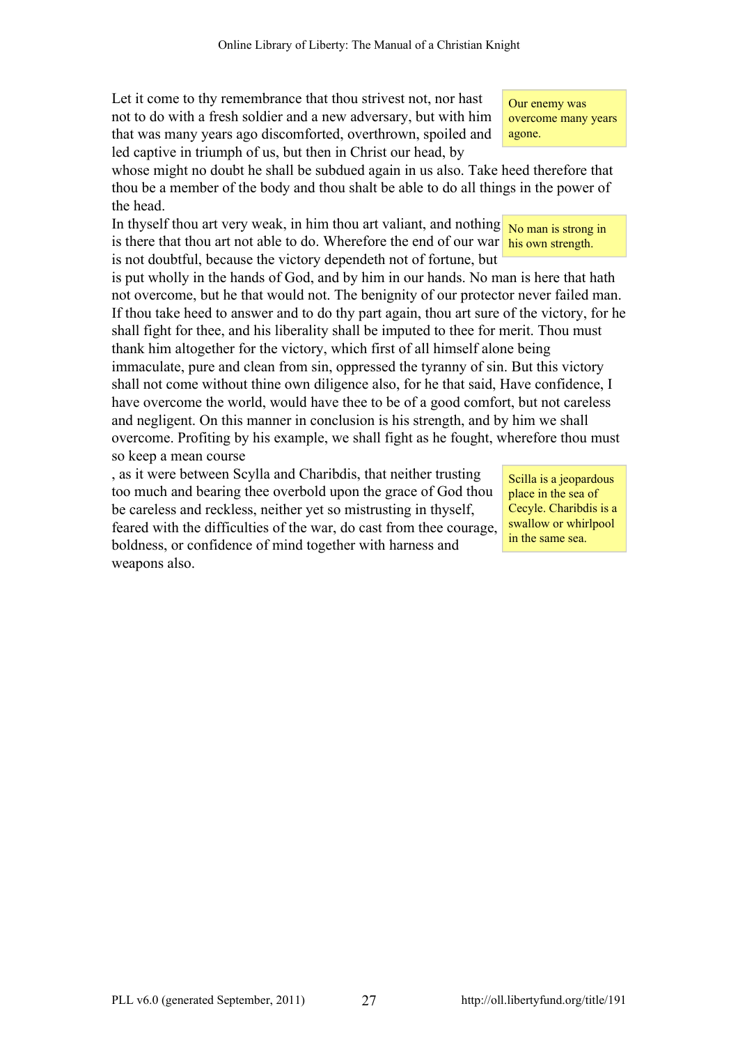Let it come to thy remembrance that thou strivest not, nor hast not to do with a fresh soldier and a new adversary, but with him that was many years ago discomforted, overthrown, spoiled and led captive in triumph of us, but then in Christ our head, by whose might no doubt he shall be subdued again in us also. Take heed therefore that thou be a member of the body and thou shalt be able to do all things in the power of the head.

Our enemy was overcome many years agone.

In thyself thou art very weak, in him thou art valiant, and nothing is there that thou art not able to do. Wherefore the end of our war is not doubtful, because the victory dependeth not of fortune, but is put wholly in the hands of God, and by him in our hands. No man is here that hath not overcome, but he that would not. The benignity of our protector never failed man. If thou take heed to answer and to do thy part again, thou art sure of the victory, for he shall fight for thee, and his liberality shall be imputed to thee for merit. Thou must thank him altogether for the victory, which first of all himself alone being immaculate, pure and clean from sin, oppressed the tyranny of sin. But this victory shall not come without thine own diligence also, for he that said, Have confidence, I have overcome the world, would have thee to be of a good comfort, but not careless and negligent. On this manner in conclusion is his strength, and by him we shall overcome. Profiting by his example, we shall fight as he fought, wherefore thou must so keep a mean course

No man is strong in his own strength.

, as it were between Scylla and Charibdis, that neither trusting too much and bearing thee overbold upon the grace of God thou be careless and reckless, neither yet so mistrusting in thyself, feared with the difficulties of the war, do cast from thee courage, boldness, or confidence of mind together with harness and weapons also.

Scilla is a jeopardous place in the sea of Cecyle. Charibdis is a swallow or whirlpool in the same sea.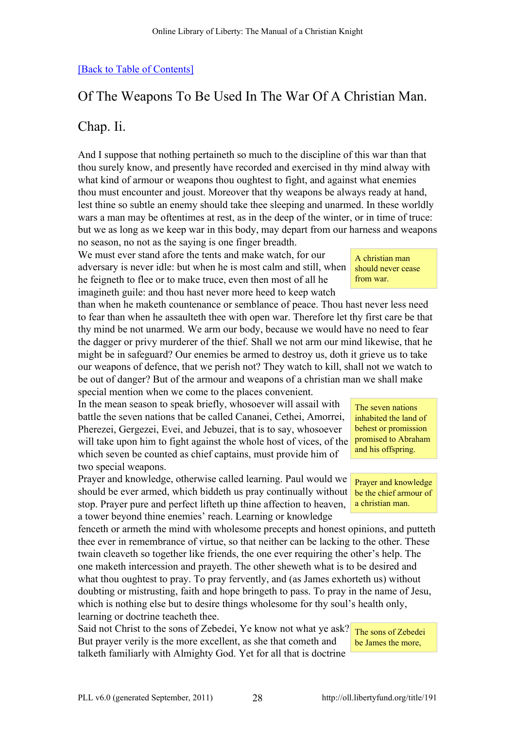[Back to Table of Contents]

## Of The Weapons To Be Used In The War Of A Christian Man.

## Chap. Ii.

And I suppose that nothing pertaineth so much to the discipline of this war than that thou surely know, and presently have recorded and exercised in thy mind alway with what kind of armour or weapons thou oughtest to fight, and against what enemies thou must encounter and joust. Moreover that thy weapons be always ready at hand, lest thine so subtle an enemy should take thee sleeping and unarmed. In these worldly wars a man may be oftentimes at rest, as in the deep of the winter, or in time of truce: but we as long as we keep war in this body, may depart from our harness and weapons no season, no not as the saying is one finger breadth.

> A christian man should never cease from war.

We must ever stand afore the tents and make watch, for our adversary is never idle: but when he is most calm and still, when he feigneth to flee or to make truce, even then most of all he imagineth guile: and thou hast never more heed to keep watch than when he maketh countenance or semblance of peace. Thou hast never less need to fear than when he assaulteth thee with open war. Therefore let thy first care be that thy mind be not unarmed. We arm our body, because we would have no need to fear the dagger or privy murderer of the thief. Shall we not arm our mind likewise, that he might be in safeguard? Our enemies be armed to destroy us, doth it grieve us to take our weapons of defence, that we perish not? They watch to kill, shall not we watch to be out of danger? But of the armour and weapons of a christian man we shall make special mention when we come to the places convenient.

> The seven nations inhabited the land of behest or promission promised to Abraham and his offspring.

In the mean season to speak briefly, whosoever will assail with battle the seven nations that be called Cananei, Cethei, Amorrei, Pherezei, Gergezei, Evei, and Jebuzei, that is to say, whosoever will take upon him to fight against the whole host of vices, of the which seven be counted as chief captains, must provide him of two special weapons.

> Prayer and knowledge be the chief armour of a christian man.

Prayer and knowledge, otherwise called learning. Paul would we should be ever armed, which biddeth us pray continually without stop. Prayer pure and perfect lifteth up thine affection to heaven, a tower beyond thine enemies' reach. Learning or knowledge fenceth or armeth the mind with wholesome precepts and honest opinions, and putteth thee ever in remembrance of virtue, so that neither can be lacking to the other. These twain cleaveth so together like friends, the one ever requiring the other's help. The one maketh intercession and prayeth. The other sheweth what is to be desired and what thou oughtest to pray. To pray fervently, and (as James exhorteth us) without doubting or mistrusting, faith and hope bringeth to pass. To pray in the name of Jesu, which is nothing else but to desire things wholesome for thy soul's health only, learning or doctrine teacheth thee.

> The sons of Zebedei be James the more,

Said not Christ to the sons of Zebedei, Ye know not what ye ask? But prayer verily is the more excellent, as she that cometh and talketh familiarly with Almighty God. Yet for all that is doctrine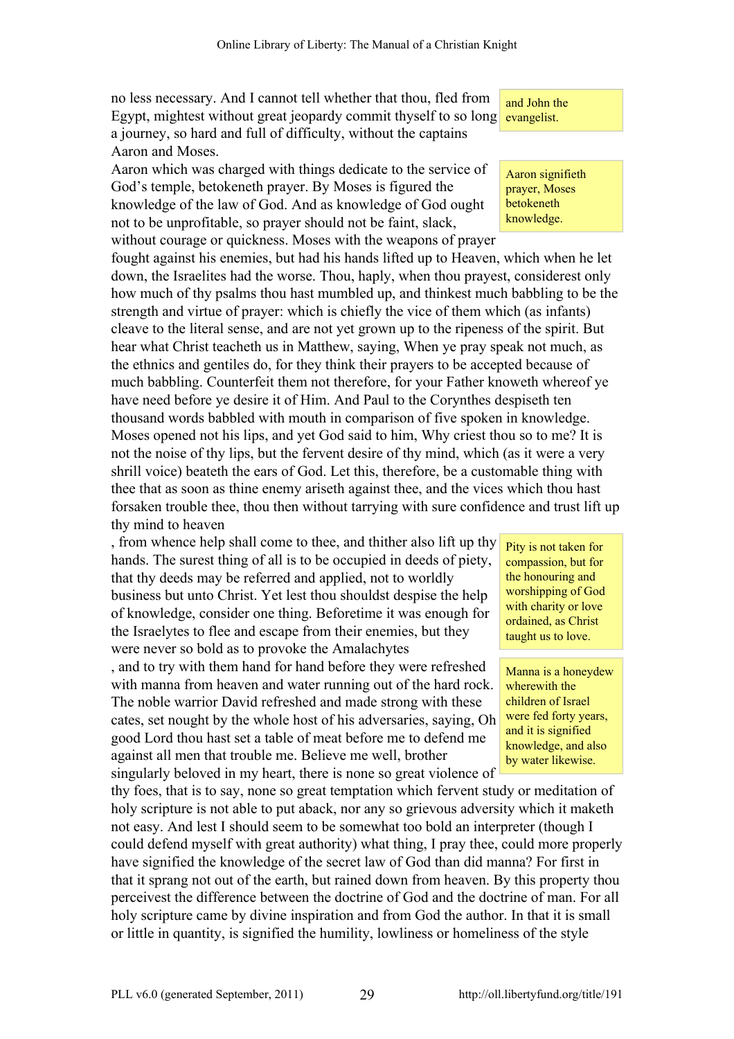no less necessary. And I cannot tell whether that thou, fled from Egypt, mightest without great jeopardy commit thyself to so long a journey, so hard and full of difficulty, without the captains Aaron and Moses.

> and John the evangelist.

Aaron which was charged with things dedicate to the service of God's temple, betokeneth prayer. By Moses is figured the knowledge of the law of God. And as knowledge of God ought not to be unprofitable, so prayer should not be faint, slack, without courage or quickness. Moses with the weapons of prayer fought against his enemies, but had his hands lifted up to Heaven, which when he let down, the Israelites had the worse. Thou, haply, when thou prayest, considerest only how much of thy psalms thou hast mumbled up, and thinkest much babbling to be the strength and virtue of prayer: which is chiefly the vice of them which (as infants) cleave to the literal sense, and are not yet grown up to the ripeness of the spirit. But hear what Christ teacheth us in Matthew, saying, When ye pray speak not much, as the ethnics and gentiles do, for they think their prayers to be accepted because of much babbling. Counterfeit them not therefore, for your Father knoweth whereof ye have need before ye desire it of Him. And Paul to the Corynthes despiseth ten thousand words babbled with mouth in comparison of five spoken in knowledge. Moses opened not his lips, and yet God said to him, Why criest thou so to me? It is not the noise of thy lips, but the fervent desire of thy mind, which (as it were a very shrill voice) beateth the ears of God. Let this, therefore, be a customable thing with thee that as soon as thine enemy ariseth against thee, and the vices which thou hast forsaken trouble thee, thou then without tarrying with sure confidence and trust lift up thy mind to heaven, from whence help shall come to thee, and thither also lift up thy hands. The surest thing of all is to be occupied in deeds of piety, that thy deeds may be referred and applied, not to worldly business but unto Christ. Yet lest thou shouldst despise the help of knowledge, consider one thing. Beforetime it was enough for the Israelytes to flee and escape from their enemies, but they were never so bold as to provoke the Amalachytes, and to try with them hand for hand before they were refreshed with manna from heaven and water running out of the hard rock. The noble warrior David refreshed and made strong with these cates, set nought by the whole host of his adversaries, saying, Oh good Lord thou hast set a table of meat before me to defend me against all men that trouble me. Believe me well, brother singularly beloved in my heart, there is none so great violence of thy foes, that is to say, none so great temptation which fervent study or meditation of holy scripture is not able to put aback, nor any so grievous adversity which it maketh not easy. And lest I should seem to be somewhat too bold an interpreter (though I could defend myself with great authority) what thing, I pray thee, could more properly have signified the knowledge of the secret law of God than did manna? For first in that it sprang not out of the earth, but rained down from heaven. By this property thou perceivest the difference between the doctrine of God and the doctrine of man. For all holy scripture came by divine inspiration and from God the author. In that it is small or little in quantity, is signified the humility, lowliness or homeliness of the style

> Aaron signifieth prayer, Moses betokeneth knowledge.

> Pity is not taken for compassion, but for the honouring and worshipping of God with charity or love ordained, as Christ taught us to love.

> Manna is a honeydew wherewith the children of Israel were fed forty years, and it is signified knowledge, and also by water likewise.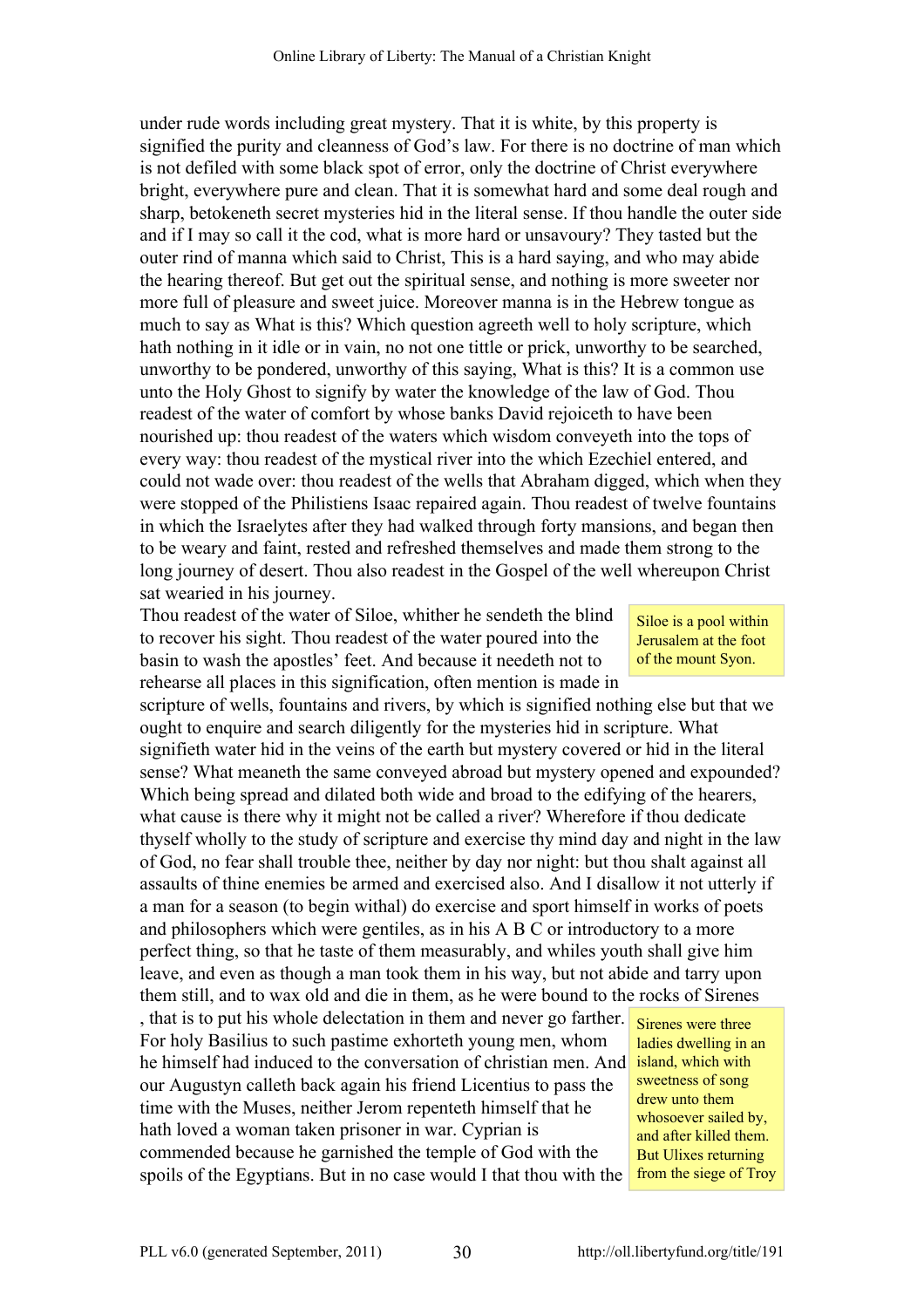under rude words including great mystery. That it is white, by this property is signified the purity and cleanness of God's law. For there is no doctrine of man which is not defiled with some black spot of error, only the doctrine of Christ everywhere bright, everywhere pure and clean. That it is somewhat hard and some deal rough and sharp, betokeneth secret mysteries hid in the literal sense. If thou handle the outer side and if I may so call it the cod, what is more hard or unsavoury? They tasted but the outer rind of manna which said to Christ, This is a hard saying, and who may abide the hearing thereof. But get out the spiritual sense, and nothing is more sweeter nor more full of pleasure and sweet juice. Moreover manna is in the Hebrew tongue as much to say as What is this? Which question agreeth well to holy scripture, which hath nothing in it idle or in vain, no not one tittle or prick, unworthy to be searched, unworthy to be pondered, unworthy of this saying, What is this? It is a common use unto the Holy Ghost to signify by water the knowledge of the law of God. Thou readest of the water of comfort by whose banks David rejoiceth to have been nourished up: thou readest of the waters which wisdom conveyeth into the tops of every way: thou readest of the mystical river into the which Ezechiel entered, and could not wade over: thou readest of the wells that Abraham digged, which when they were stopped of the Philistiens Isaac repaired again. Thou readest of twelve fountains in which the Israelytes after they had walked through forty mansions, and began then to be weary and faint, rested and refreshed themselves and made them strong to the long journey of desert. Thou also readest in the Gospel of the well whereupon Christ sat wearied in his journey.

Thou readest of the water of Siloe, whither he sendeth the blind to recover his sight. Thou readest of the water poured into the basin to wash the apostles' feet. And because it needeth not to rehearse all places in this signification, often mention is made in scripture of wells, fountains and rivers, by which is signified nothing else but that we ought to enquire and search diligently for the mysteries hid in scripture. What signifieth water hid in the veins of the earth but mystery covered or hid in the literal sense? What meaneth the same conveyed abroad but mystery opened and expounded? Which being spread and dilated both wide and broad to the edifying of the hearers, what cause is there why it might not be called a river? Wherefore if thou dedicate thyself wholly to the study of scripture and exercise thy mind day and night in the law of God, no fear shall trouble thee, neither by day nor night: but thou shalt against all assaults of thine enemies be armed and exercised also. And I disallow it not utterly if a man for a season (to begin withal) do exercise and sport himself in works of poets and philosophers which were gentiles, as in his A B C or introductory to a more perfect thing, so that he taste of them measurably, and whiles youth shall give him leave, and even as though a man took them in his way, but not abide and tarry upon them still, and to wax old and die in them, as he were bound to the rocks of Sirenes, that is to put his whole delectation in them and never go farther. For holy Basilius to such pastime exhorteth young men, whom he himself had induced to the conversation of christian men. And our Augustyn calleth back again his friend Licentius to pass the time with the Muses, neither Jerom repenteth himself that he hath loved a woman taken prisoner in war. Cyprian is commended because he garnished the temple of God with the spoils of the Egyptians. But in no case would I that thou with the

> Siloe is a pool within Jerusalem at the foot of the mount Syon.

> Sirenes were three ladies dwelling in an island, which with sweetness of song drew unto them whosoever sailed by, and after killed them. But Ulixes returning from the siege of Troy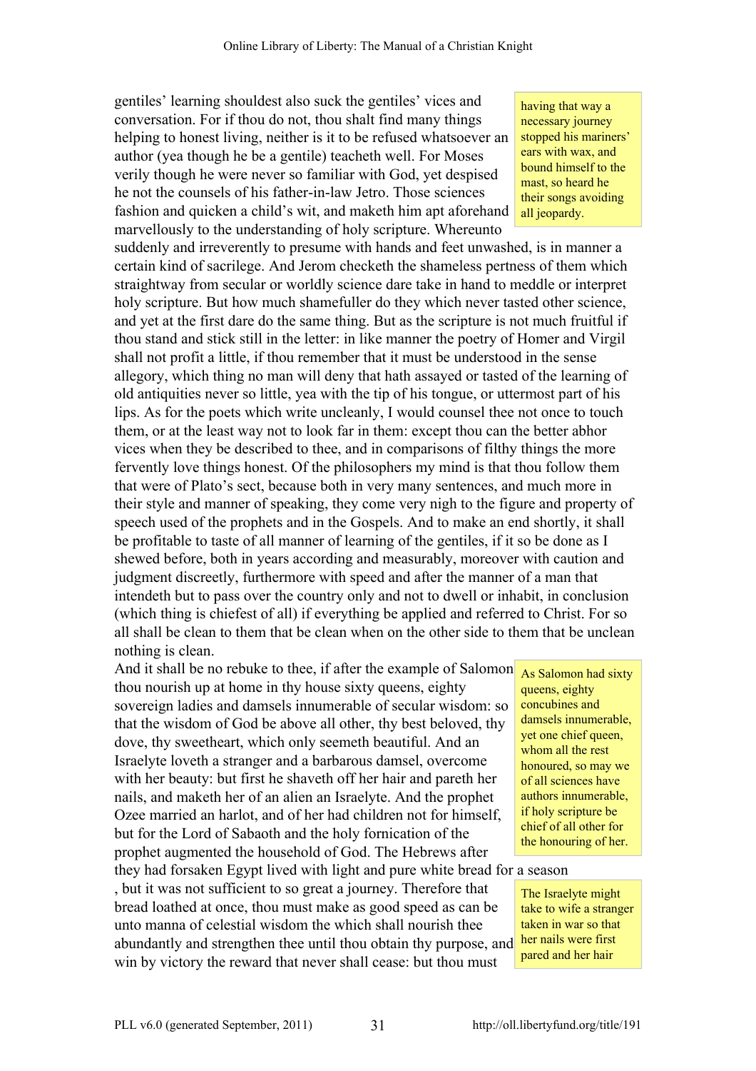gentiles' learning shouldest also suck the gentiles' vices and conversation. For if thou do not, thou shalt find many things helping to honest living, neither is it to be refused whatsoever an author (yea though he be a gentile) teacheth well. For Moses verily though he were never so familiar with God, yet despised he not the counsels of his father-in-law Jetro. Those sciences fashion and quicken a child's wit, and maketh him apt aforehand marvellously to the understanding of holy scripture. Whereunto suddenly and irreverently to presume with hands and feet unwashed, is in manner a certain kind of sacrilege. And Jerom checketh the shameless pertness of them which straightway from secular or worldly science dare take in hand to meddle or interpret holy scripture. But how much shamefuller do they which never tasted other science, and yet at the first dare do the same thing. But as the scripture is not much fruitful if thou stand and stick still in the letter: in like manner the poetry of Homer and Virgil shall not profit a little, if thou remember that it must be understood in the sense allegory, which thing no man will deny that hath assayed or tasted of the learning of old antiquities never so little, yea with the tip of his tongue, or uttermost part of his lips. As for the poets which write uncleanly, I would counsel thee not once to touch them, or at the least way not to look far in them: except thou can the better abhor vices when they be described to thee, and in comparisons of filthy things the more fervently love things honest. Of the philosophers my mind is that thou follow them that were of Plato's sect, because both in very many sentences, and much more in their style and manner of speaking, they come very nigh to the figure and property of speech used of the prophets and in the Gospels. And to make an end shortly, it shall be profitable to taste of all manner of learning of the gentiles, if it so be done as I shewed before, both in years according and measurably, moreover with caution and judgment discreetly, furthermore with speed and after the manner of a man that intendeth but to pass over the country only and not to dwell or inhabit, in conclusion (which thing is chiefest of all) if everything be applied and referred to Christ. For so all shall be clean to them that be clean when on the other side to them that be unclean nothing is clean.

> having that way a necessary journey stopped his mariners' ears with wax, and bound himself to the mast, so heard he their songs avoiding all jeopardy.

And it shall be no rebuke to thee, if after the example of Salomon thou nourish up at home in thy house sixty queens, eighty sovereign ladies and damsels innumerable of secular wisdom: so that the wisdom of God be above all other, thy best beloved, thy dove, thy sweetheart, which only seemeth beautiful. And an Israelyte loveth a stranger and a barbarous damsel, overcome with her beauty: but first he shaveth off her hair and pareth her nails, and maketh her of an alien an Israelyte. And the prophet Ozee married an harlot, and of her had children not for himself, but for the Lord of Sabaoth and the holy fornication of the prophet augmented the household of God. The Hebrews after they had forsaken Egypt lived with light and pure white bread for a season, but it was not sufficient to so great a journey. Therefore that bread loathed at once, thou must make as good speed as can be unto manna of celestial wisdom the which shall nourish thee abundantly and strengthen thee until thou obtain thy purpose, and win by victory the reward that never shall cease: but thou must

> As Salomon had sixty queens, eighty concubines and damsels innumerable, yet one chief queen, whom all the rest honoured, so may we of all sciences have authors innumerable, if holy scripture be chief of all other for the honouring of her.

> The Israelyte might take to wife a stranger taken in war so that her nails were first pared and her hair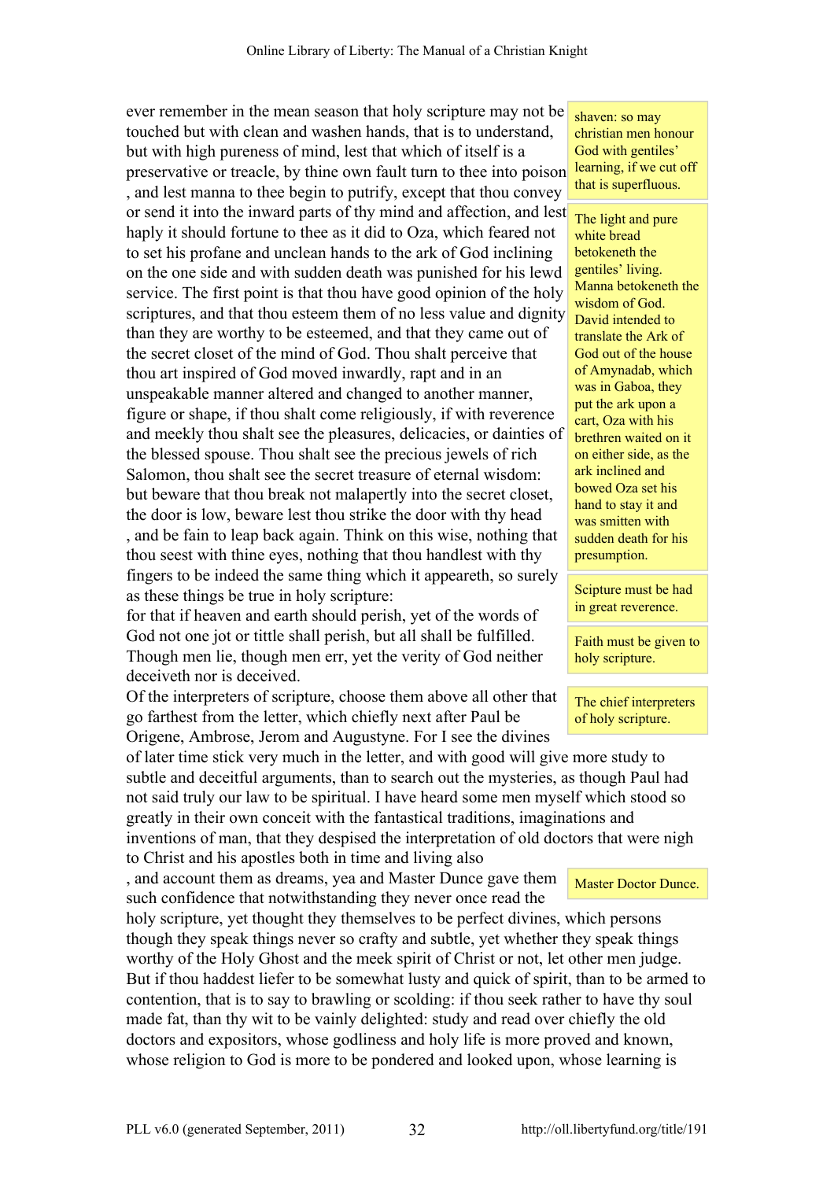ever remember in the mean season that holy scripture may not be touched but with clean and washen hands, that is to understand, but with high pureness of mind, lest that which of itself is a preservative or treacle, by thine own fault turn to thee into poison, and lest manna to thee begin to putrify, except that thou convey or send it into the inward parts of thy mind and affection, and lest haply it should fortune to thee as it did to Oza, which feared not to set his profane and unclean hands to the ark of God inclining on the one side and with sudden death was punished for his lewd service. The first point is that thou have good opinion of the holy scriptures, and that thou esteem them of no less value and dignity than they are worthy to be esteemed, and that they came out of the secret closet of the mind of God. Thou shalt perceive that thou art inspired of God moved inwardly, rapt and in an unspeakable manner altered and changed to another manner, figure or shape, if thou shalt come religiously, if with reverence and meekly thou shalt see the pleasures, delicacies, or dainties of the blessed spouse. Thou shalt see the precious jewels of rich Salomon, thou shalt see the secret treasure of eternal wisdom: but beware that thou break not malapertly into the secret closet, the door is low, beware lest thou strike the door with thy head, and be fain to leap back again. Think on this wise, nothing that thou seest with thine eyes, nothing that thou handlest with thy fingers to be indeed the same thing which it appeareth, so surely as these things be true in holy scripture:

for that if heaven and earth should perish, yet of the words of God not one jot or tittle shall perish, but all shall be fulfilled. Though men lie, though men err, yet the verity of God neither deceiveth nor is deceived.

Of the interpreters of scripture, choose them above all other that go farthest from the letter, which chiefly next after Paul be Origene, Ambrose, Jerom and Augustyne. For I see the divines of later time stick very much in the letter, and with good will give more study to subtle and deceitful arguments, than to search out the mysteries, as though Paul had not said truly our law to be spiritual. I have heard some men myself which stood so greatly in their own conceit with the fantastical traditions, imaginations and inventions of man, that they despised the interpretation of old doctors that were nigh to Christ and his apostles both in time and living also, and account them as dreams, yea and Master Dunce gave them such confidence that notwithstanding they never once read the holy scripture, yet thought they themselves to be perfect divines, which persons though they speak things never so crafty and subtle, yet whether they speak things worthy of the Holy Ghost and the meek spirit of Christ or not, let other men judge. But if thou haddest liefer to be somewhat lusty and quick of spirit, than to be armed to contention, that is to say to brawling or scolding: if thou seek rather to have thy soul made fat, than thy wit to be vainly delighted: study and read over chiefly the old doctors and expositors, whose godliness and holy life is more proved and known, whose religion to God is more to be pondered and looked upon, whose learning is

> shaven: so may christian men honour God with gentiles' learning, if we cut off that is superfluous.

> The light and pure white bread betokeneth the gentiles' living. Manna betokeneth the wisdom of God. David intended to translate the Ark of God out of the house of Amynadab, which was in Gaboa, they put the ark upon a cart, Oza with his brethren waited on it on either side, as the ark inclined and bowed Oza set his hand to stay it and was smitten with sudden death for his presumption.

> Scipture must be had in great reverence.

> Faith must be given to holy scripture.

> The chief interpreters of holy scripture.

> Master Doctor Dunce.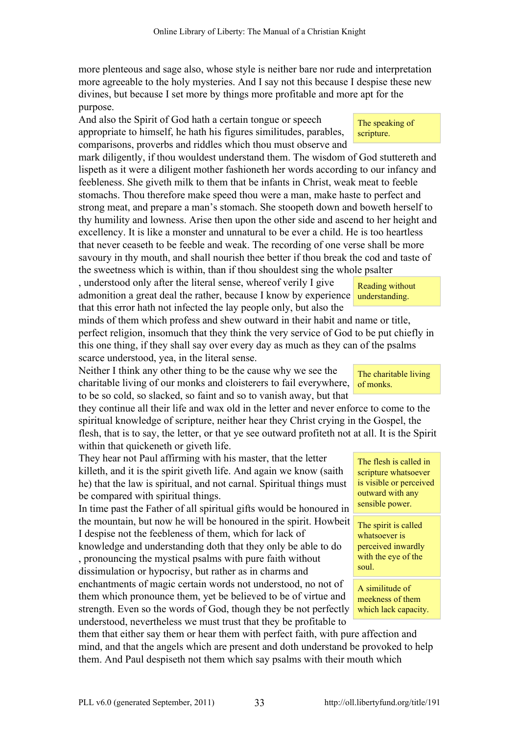more plenteous and sage also, whose style is neither bare nor rude and interpretation more agreeable to the holy mysteries. And I say not this because I despise these new divines, but because I set more by things more profitable and more apt for the purpose.

> The speaking of scripture.

And also the Spirit of God hath a certain tongue or speech appropriate to himself, he hath his figures similitudes, parables, comparisons, proverbs and riddles which thou must observe and mark diligently, if thou wouldest understand them. The wisdom of God stuttereth and lispeth as it were a diligent mother fashioneth her words according to our infancy and feebleness. She giveth milk to them that be infants in Christ, weak meat to feeble stomachs. Thou therefore make speed thou were a man, make haste to perfect and strong meat, and prepare a man's stomach. She stoopeth down and boweth herself to thy humility and lowness. Arise then upon the other side and ascend to her height and excellency. It is like a monster and unnatural to be ever a child. He is too heartless that never ceaseth to be feeble and weak. The recording of one verse shall be more savoury in thy mouth, and shall nourish thee better if thou break the cod and taste of the sweetness which is within, than if thou shouldest sing the whole psalter

> Reading without understanding.

, understood only after the literal sense, whereof verily I give admonition a great deal the rather, because I know by experience that this error hath not infected the lay people only, but also the minds of them which profess and shew outward in their habit and name or title, perfect religion, insomuch that they think the very service of God to be put chiefly in this one thing, if they shall say over every day as much as they can of the psalms scarce understood, yea, in the literal sense.

> The charitable living of monks.

Neither I think any other thing to be the cause why we see the charitable living of our monks and cloisterers to fail everywhere, to be so cold, so slacked, so faint and so to vanish away, but that they continue all their life and wax old in the letter and never enforce to come to the spiritual knowledge of scripture, neither hear they Christ crying in the Gospel, the flesh, that is to say, the letter, or that ye see outward profiteth not at all. It is the Spirit within that quickeneth or giveth life.

> The flesh is called in scripture whatsoever is visible or perceived outward with any sensible power.

They hear not Paul affirming with his master, that the letter killeth, and it is the spirit giveth life. And again we know (saith he) that the law is spiritual, and not carnal. Spiritual things must be compared with spiritual things.

> The spirit is called whatsoever is perceived inwardly with the eye of the soul.

In time past the Father of all spiritual gifts would be honoured in the mountain, but now he will be honoured in the spirit. Howbeit I despise not the feebleness of them, which for lack of knowledge and understanding doth that they only be able to do

> A similitude of meekness of them which lack capacity.

, pronouncing the mystical psalms with pure faith without dissimulation or hypocrisy, but rather as in charms and enchantments of magic certain words not understood, no not of them which pronounce them, yet be believed to be of virtue and strength. Even so the words of God, though they be not perfectly understood, nevertheless we must trust that they be profitable to them that either say them or hear them with perfect faith, with pure affection and mind, and that the angels which are present and doth understand be provoked to help them. And Paul despiseth not them which say psalms with their mouth which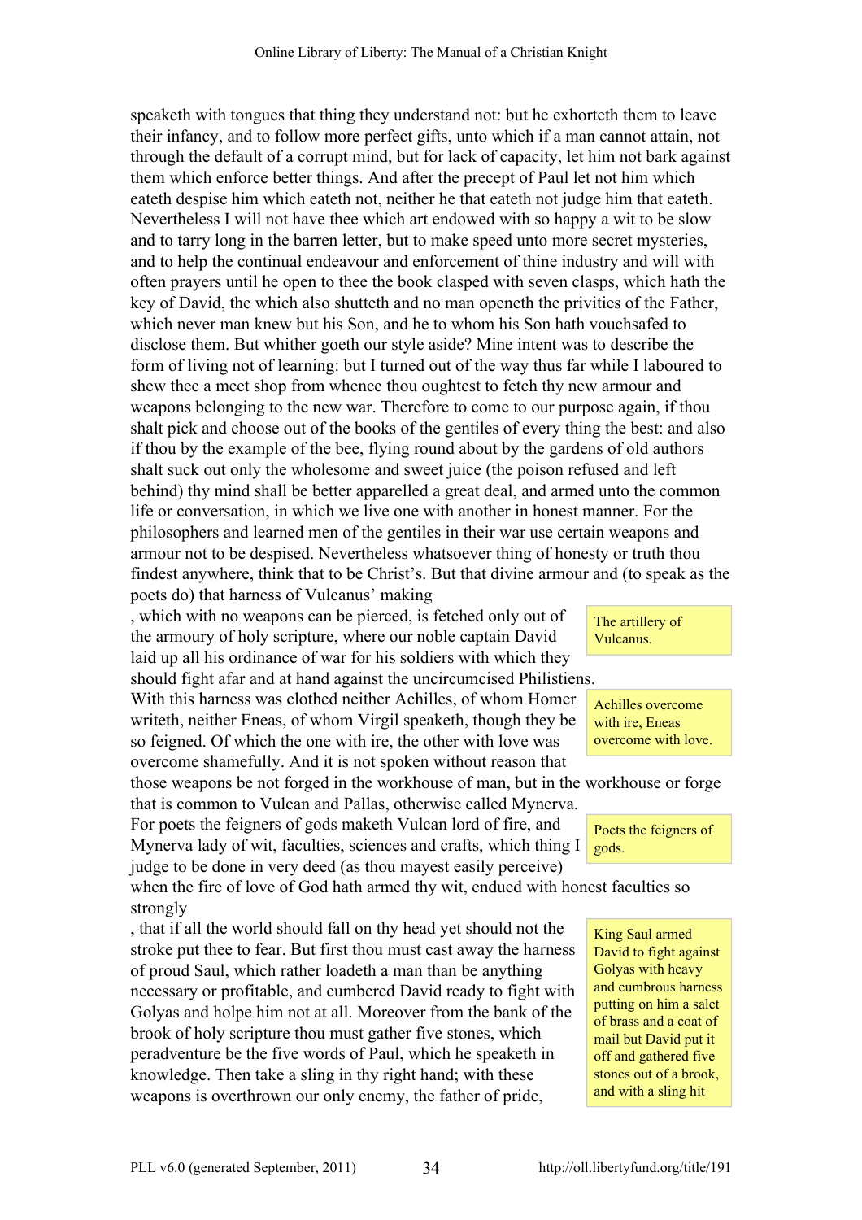speaketh with tongues that thing they understand not: but he exhorteth them to leave their infancy, and to follow more perfect gifts, unto which if a man cannot attain, not through the default of a corrupt mind, but for lack of capacity, let him not bark against them which enforce better things. And after the precept of Paul let not him which eateth despise him which eateth not, neither he that eateth not judge him that eateth. Nevertheless I will not have thee which art endowed with so happy a wit to be slow and to tarry long in the barren letter, but to make speed unto more secret mysteries, and to help the continual endeavour and enforcement of thine industry and will with often prayers until he open to thee the book clasped with seven clasps, which hath the key of David, the which also shutteth and no man openeth the privities of the Father, which never man knew but his Son, and he to whom his Son hath vouchsafed to disclose them. But whither goeth our style aside? Mine intent was to describe the form of living not of learning: but I turned out of the way thus far while I laboured to shew thee a meet shop from whence thou oughtest to fetch thy new armour and weapons belonging to the new war. Therefore to come to our purpose again, if thou shalt pick and choose out of the books of the gentiles of every thing the best: and also if thou by the example of the bee, flying round about by the gardens of old authors shalt suck out only the wholesome and sweet juice (the poison refused and left behind) thy mind shall be better apparelled a great deal, and armed unto the common life or conversation, in which we live one with another in honest manner. For the philosophers and learned men of the gentiles in their war use certain weapons and armour not to be despised. Nevertheless whatsoever thing of honesty or truth thou findest anywhere, think that to be Christ's. But that divine armour and (to speak as the poets do) that harness of Vulcanus' making, which with no weapons can be pierced, is fetched only out of the armoury of holy scripture, where our noble captain David laid up all his ordinance of war for his soldiers with which they should fight afar and at hand against the uncircumcised Philistiens.

> The artillery of Vulcanus.

With this harness was clothed neither Achilles, of whom Homer writeth, neither Eneas, of whom Virgil speaketh, though they be so feigned. Of which the one with ire, the other with love was overcome shamefully. And it is not spoken without reason that those weapons be not forged in the workhouse of man, but in the workhouse or forge that is common to Vulcan and Pallas, otherwise called Mynerva.

> Achilles overcome with ire, Eneas overcome with love.

For poets the feigners of gods maketh Vulcan lord of fire, and Mynerva lady of wit, faculties, sciences and crafts, which thing I judge to be done in very deed (as thou mayest easily perceive) when the fire of love of God hath armed thy wit, endued with honest faculties so strongly, that if all the world should fall on thy head yet should not the stroke put thee to fear. But first thou must cast away the harness of proud Saul, which rather loadeth a man than be anything necessary or profitable, and cumbered David ready to fight with Golyas and holpe him not at all. Moreover from the bank of the brook of holy scripture thou must gather five stones, which peradventure be the five words of Paul, which he speaketh in knowledge. Then take a sling in thy right hand; with these weapons is overthrown our only enemy, the father of pride,

> Poets the feigners of gods.

> King Saul armed David to fight against Golyas with heavy and cumbrous harness putting on him a salet of brass and a coat of mail but David put it off and gathered five stones out of a brook, and with a sling hit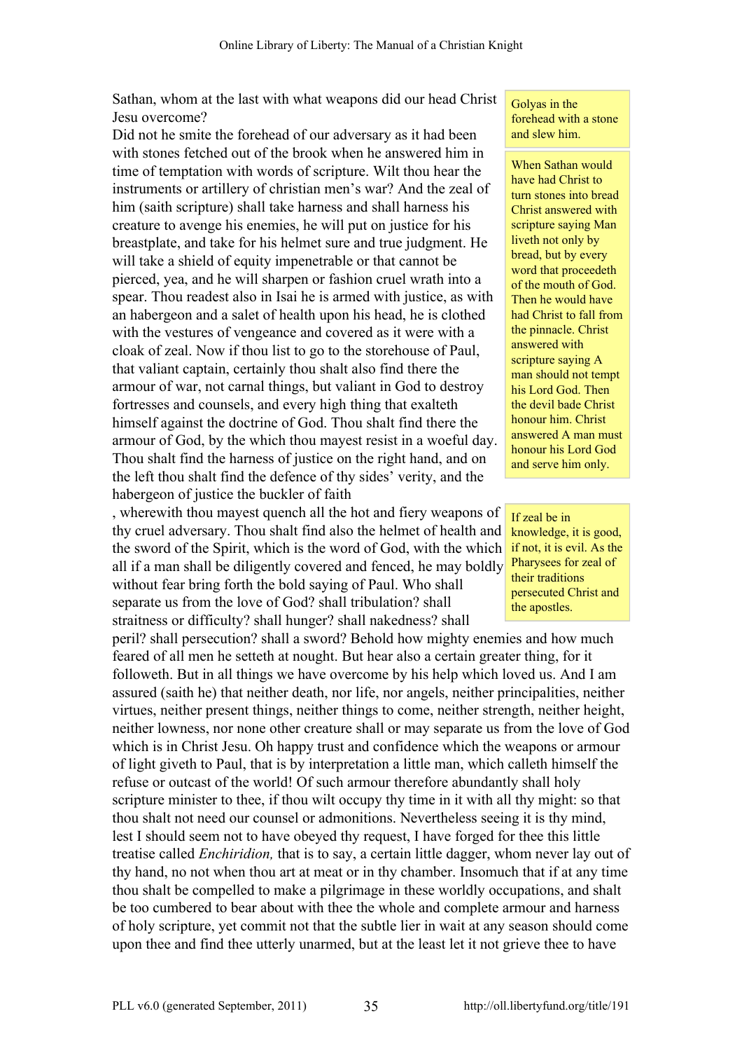Sathan, whom at the last with what weapons did our head Christ Jesu overcome?

> Golyas in the forehead with a stone and slew him.

> When Sathan would have had Christ to turn stones into bread Christ answered with scripture saying Man liveth not only by bread, but by every word that proceedeth of the mouth of God. Then he would have had Christ to fall from the pinnacle. Christ answered with scripture saying A man should not tempt his Lord God. Then the devil bade Christ honour him. Christ answered A man must honour his Lord God and serve him only.

Did not he smite the forehead of our adversary as it had been with stones fetched out of the brook when he answered him in time of temptation with words of scripture. Wilt thou hear the instruments or artillery of christian men's war? And the zeal of him (saith scripture) shall take harness and shall harness his creature to avenge his enemies, he will put on justice for his breastplate, and take for his helmet sure and true judgment. He will take a shield of equity impenetrable or that cannot be pierced, yea, and he will sharpen or fashion cruel wrath into a spear. Thou readest also in Isai he is armed with justice, as with an habergeon and a salet of health upon his head, he is clothed with the vestures of vengeance and covered as it were with a cloak of zeal. Now if thou list to go to the storehouse of Paul, that valiant captain, certainly thou shalt also find there the armour of war, not carnal things, but valiant in God to destroy fortresses and counsels, and every high thing that exalteth himself against the doctrine of God. Thou shalt find there the armour of God, by the which thou mayest resist in a woeful day. Thou shalt find the harness of justice on the right hand, and on the left thou shalt find the defence of thy sides' verity, and the habergeon of justice the buckler of faith

> If zeal be in knowledge, it is good, if not, it is evil. As the Pharysees for zeal of their traditions persecuted Christ and the apostles.

, wherewith thou mayest quench all the hot and fiery weapons of thy cruel adversary. Thou shalt find also the helmet of health and the sword of the Spirit, which is the word of God, with the which all if a man shall be diligently covered and fenced, he may boldly without fear bring forth the bold saying of Paul. Who shall separate us from the love of God? shall tribulation? shall straitness or difficulty? shall hunger? shall nakedness? shall peril? shall persecution? shall a sword? Behold how mighty enemies and how much feared of all men he setteth at nought. But hear also a certain greater thing, for it followeth. But in all things we have overcome by his help which loved us. And I am assured (saith he) that neither death, nor life, nor angels, neither principalities, neither virtues, neither present things, neither things to come, neither strength, neither height, neither lowness, nor none other creature shall or may separate us from the love of God which is in Christ Jesu. Oh happy trust and confidence which the weapons or armour of light giveth to Paul, that is by interpretation a little man, which calleth himself the refuse or outcast of the world! Of such armour therefore abundantly shall holy scripture minister to thee, if thou wilt occupy thy time in it with all thy might: so that thou shalt not need our counsel or admonitions. Nevertheless seeing it is thy mind, lest I should seem not to have obeyed thy request, I have forged for thee this little treatise called *Enchiridion,* that is to say, a certain little dagger, whom never lay out of thy hand, no not when thou art at meat or in thy chamber. Insomuch that if at any time thou shalt be compelled to make a pilgrimage in these worldly occupations, and shalt be too cumbered to bear about with thee the whole and complete armour and harness of holy scripture, yet commit not that the subtle lier in wait at any season should come upon thee and find thee utterly unarmed, but at the least let it not grieve thee to have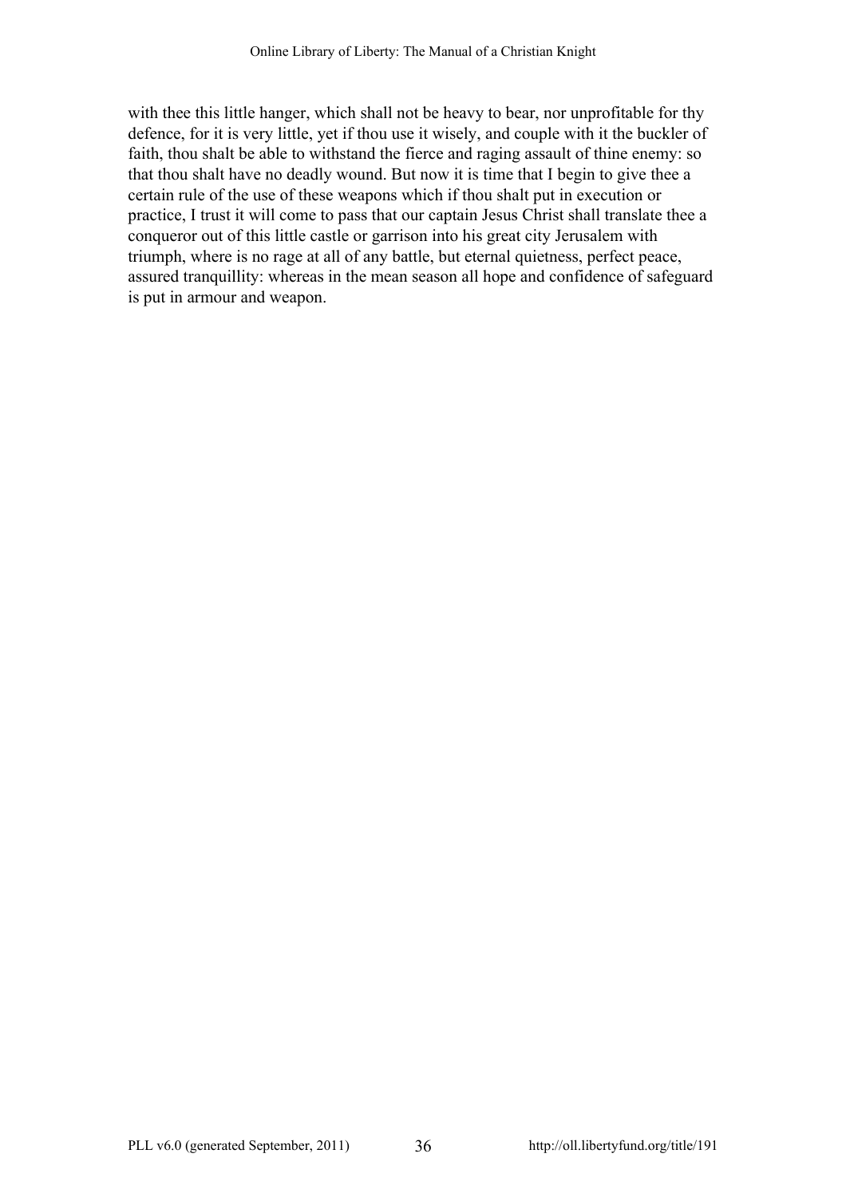with thee this little hanger, which shall not be heavy to bear, nor unprofitable for thy defence, for it is very little, yet if thou use it wisely, and couple with it the buckler of faith, thou shalt be able to withstand the fierce and raging assault of thine enemy: so that thou shalt have no deadly wound. But now it is time that I begin to give thee a certain rule of the use of these weapons which if thou shalt put in execution or practice, I trust it will come to pass that our captain Jesus Christ shall translate thee a conqueror out of this little castle or garrison into his great city Jerusalem with triumph, where is no rage at all of any battle, but eternal quietness, perfect peace, assured tranquillity: whereas in the mean season all hope and confidence of safeguard is put in armour and weapon.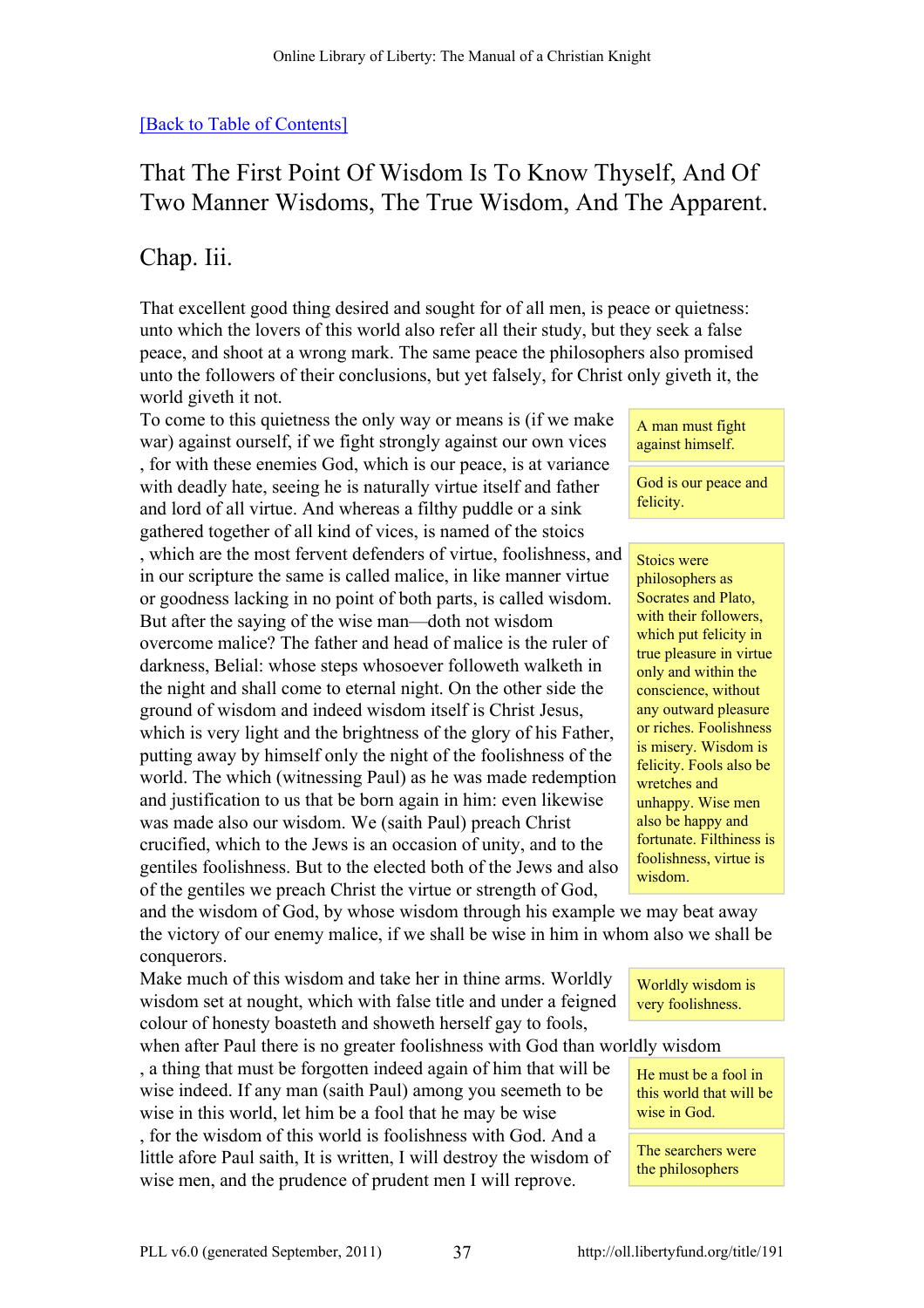[Back to Table of Contents]

## That The First Point Of Wisdom Is To Know Thyself, And Of Two Manner Wisdoms, The True Wisdom, And The Apparent.

## Chap. Iii.

That excellent good thing desired and sought for of all men, is peace or quietness: unto which the lovers of this world also refer all their study, but they seek a false peace, and shoot at a wrong mark. The same peace the philosophers also promised unto the followers of their conclusions, but yet falsely, for Christ only giveth it, the world giveth it not.

To come to this quietness the only way or means is (if we make war) against ourself, if we fight strongly against our own vices, for with these enemies God, which is our peace, is at variance with deadly hate, seeing he is naturally virtue itself and father and lord of all virtue. And whereas a filthy puddle or a sink gathered together of all kind of vices, is named of the stoics, which are the most fervent defenders of virtue, foolishness, and in our scripture the same is called malice, in like manner virtue or goodness lacking in no point of both parts, is called wisdom. But after the saying of the wise man—doth not wisdom overcome malice? The father and head of malice is the ruler of darkness, Belial: whose steps whosoever followeth walketh in the night and shall come to eternal night. On the other side the ground of wisdom and indeed wisdom itself is Christ Jesus, which is very light and the brightness of the glory of his Father, putting away by himself only the night of the foolishness of the world. The which (witnessing Paul) as he was made redemption and justification to us that be born again in him: even likewise was made also our wisdom. We (saith Paul) preach Christ crucified, which to the Jews is an occasion of unity, and to the gentiles foolishness. But to the elected both of the Jews and also of the gentiles we preach Christ the virtue or strength of God, and the wisdom of God, by whose wisdom through his example we may beat away the victory of our enemy malice, if we shall be wise in him in whom also we shall be conquerors.

> A man must fight against himself.

> God is our peace and felicity.

> Stoics were philosophers as Socrates and Plato, with their followers, which put felicity in true pleasure in virtue only and within the conscience, without any outward pleasure or riches. Foolishness is misery. Wisdom is felicity. Fools also be wretches and unhappy. Wise men also be happy and fortunate. Filthiness is foolishness, virtue is wisdom.

Make much of this wisdom and take her in thine arms. Worldly wisdom set at nought, which with false title and under a feigned colour of honesty boasteth and showeth herself gay to fools, when after Paul there is no greater foolishness with God than worldly wisdom, a thing that must be forgotten indeed again of him that will be wise indeed. If any man (saith Paul) among you seemeth to be wise in this world, let him be a fool that he may be wise, for the wisdom of this world is foolishness with God. And a little afore Paul saith, It is written, I will destroy the wisdom of wise men, and the prudence of prudent men I will reprove.

> Worldly wisdom is very foolishness.

> He must be a fool in this world that will be wise in God.

> The searchers were the philosophers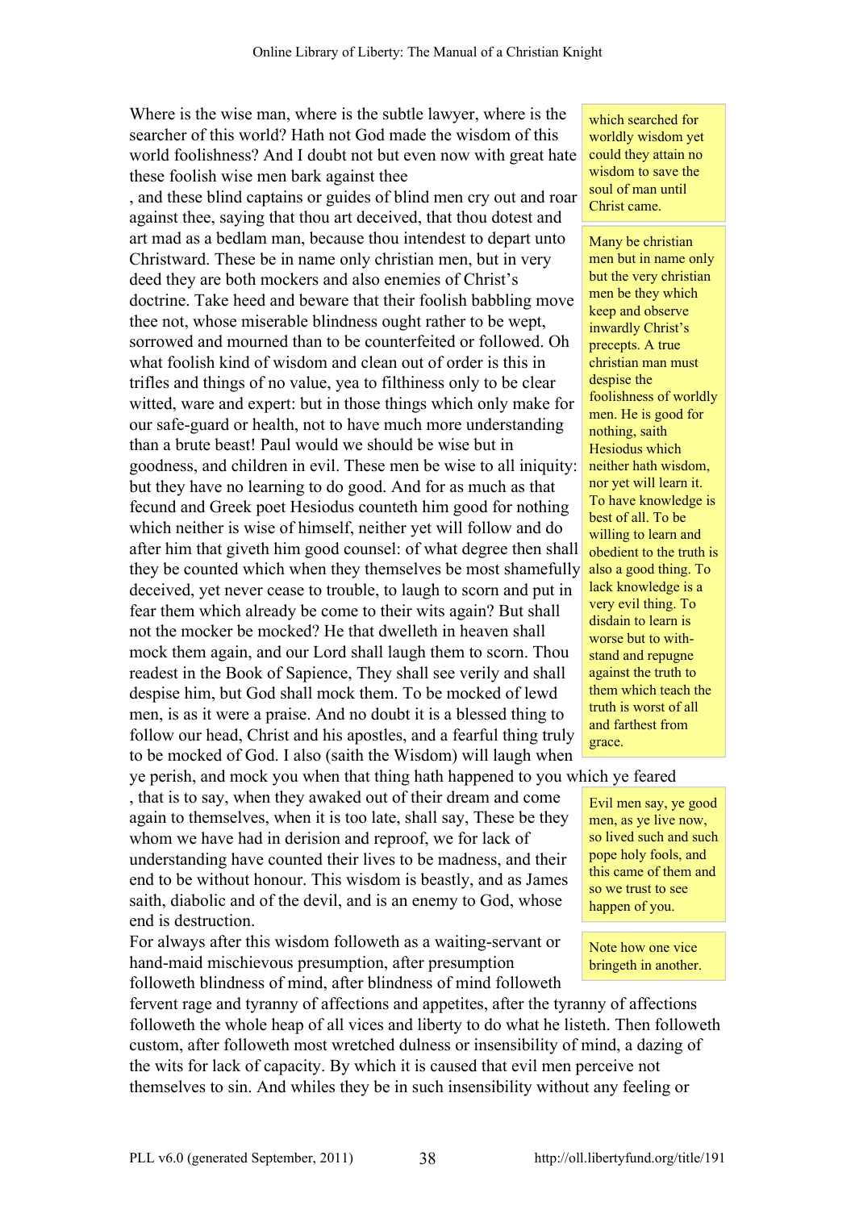Where is the wise man, where is the subtle lawyer, where is the searcher of this world? Hath not God made the wisdom of this world foolishness? And I doubt not but even now with great hate these foolish wise men bark against thee

> which searched for worldly wisdom yet could they attain no wisdom to save the soul of man until Christ came.

, and these blind captains or guides of blind men cry out and roar against thee, saying that thou art deceived, that thou dotest and art mad as a bedlam man, because thou intendest to depart unto Christward. These be in name only christian men, but in very deed they are both mockers and also enemies of Christ's doctrine. Take heed and beware that their foolish babbling move thee not, whose miserable blindness ought rather to be wept, sorrowed and mourned than to be counterfeited or followed. Oh what foolish kind of wisdom and clean out of order is this in trifles and things of no value, yea to filthiness only to be clear witted, ware and expert: but in those things which only make for our safe-guard or health, not to have much more understanding than a brute beast! Paul would we should be wise but in goodness, and children in evil. These men be wise to all iniquity: but they have no learning to do good. And for as much as that fecund and Greek poet Hesiodus counteth him good for nothing which neither is wise of himself, neither yet will follow and do after him that giveth him good counsel: of what degree then shall they be counted which when they themselves be most shamefully deceived, yet never cease to trouble, to laugh to scorn and put in fear them which already be come to their wits again? But shall not the mocker be mocked? He that dwelleth in heaven shall mock them again, and our Lord shall laugh them to scorn. Thou readest in the Book of Sapience, They shall see verily and shall despise him, but God shall mock them. To be mocked of lewd men, is as it were a praise. And no doubt it is a blessed thing to follow our head, Christ and his apostles, and a fearful thing truly to be mocked of God. I also (saith the Wisdom) will laugh when ye perish, and mock you when that thing hath happened to you which ye feared

> Many be christian men but in name only but the very christian men be they which keep and observe inwardly Christ's precepts. A true christian man must despise the foolishness of worldly men. He is good for nothing, saith Hesiodus which neither hath wisdom, nor yet will learn it. To have knowledge is best of all. To be willing to learn and obedient to the truth is also a good thing. To lack knowledge is a very evil thing. To disdain to learn is worse but to with-stand and repugne against the truth to them which teach the truth is worst of all and farthest from grace.

, that is to say, when they awaked out of their dream and come again to themselves, when it is too late, shall say, These be they whom we have had in derision and reproof, we for lack of understanding have counted their lives to be madness, and their end to be without honour. This wisdom is beastly, and as James saith, diabolic and of the devil, and is an enemy to God, whose end is destruction.

> Evil men say, ye good men, as ye live now, so lived such and such pope holy fools, and this came of them and so we trust to see happen of you.

For always after this wisdom followeth as a waiting-servant or hand-maid mischievous presumption, after presumption followeth blindness of mind, after blindness of mind followeth fervent rage and tyranny of affections and appetites, after the tyranny of affections followeth the whole heap of all vices and liberty to do what he listeth. Then followeth custom, after followeth most wretched dulness or insensibility of mind, a dazing of the wits for lack of capacity. By which it is caused that evil men perceive not themselves to sin. And whiles they be in such insensibility without any feeling or

> Note how one vice bringeth in another.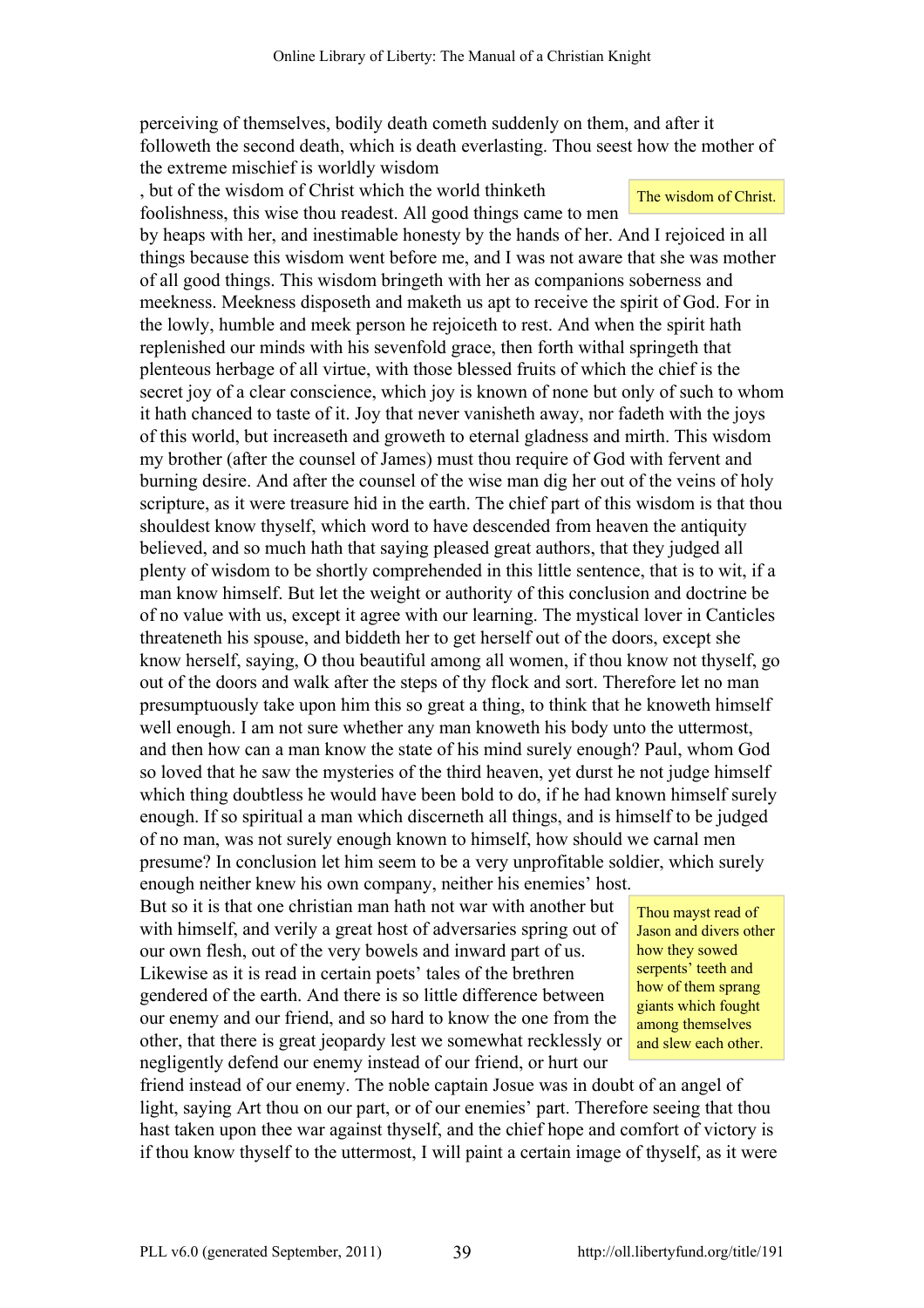perceiving of themselves, bodily death cometh suddenly on them, and after it followeth the second death, which is death everlasting. Thou seest how the mother of the extreme mischief is worldly wisdom

, but of the wisdom of Christ which the world thinketh foolishness, this wise thou readest. All good things came to men by heaps with her, and inestimable honesty by the hands of her. And I rejoiced in all things because this wisdom went before me, and I was not aware that she was mother of all good things. This wisdom bringeth with her as companions soberness and meekness. Meekness disposeth and maketh us apt to receive the spirit of God. For in the lowly, humble and meek person he rejoiceth to rest. And when the spirit hath replenished our minds with his sevenfold grace, then forth withal springeth that plenteous herbage of all virtue, with those blessed fruits of which the chief is the secret joy of a clear conscience, which joy is known of none but only of such to whom it hath chanced to taste of it. Joy that never vanisheth away, nor fadeth with the joys of this world, but increaseth and groweth to eternal gladness and mirth. This wisdom my brother (after the counsel of James) must thou require of God with fervent and burning desire. And after the counsel of the wise man dig her out of the veins of holy scripture, as it were treasure hid in the earth. The chief part of this wisdom is that thou shouldest know thyself, which word to have descended from heaven the antiquity believed, and so much hath that saying pleased great authors, that they judged all plenty of wisdom to be shortly comprehended in this little sentence, that is to wit, if a man know himself. But let the weight or authority of this conclusion and doctrine be of no value with us, except it agree with our learning. The mystical lover in Canticles threateneth his spouse, and biddeth her to get herself out of the doors, except she know herself, saying, O thou beautiful among all women, if thou know not thyself, go out of the doors and walk after the steps of thy flock and sort. Therefore let no man presumptuously take upon him this so great a thing, to think that he knoweth himself well enough. I am not sure whether any man knoweth his body unto the uttermost, and then how can a man know the state of his mind surely enough? Paul, whom God so loved that he saw the mysteries of the third heaven, yet durst he not judge himself which thing doubtless he would have been bold to do, if he had known himself surely enough. If so spiritual a man which discerneth all things, and is himself to be judged of no man, was not surely enough known to himself, how should we carnal men presume? In conclusion let him seem to be a very unprofitable soldier, which surely enough neither knew his own company, neither his enemies' host.

The wisdom of Christ.

But so it is that one christian man hath not war with another but with himself, and verily a great host of adversaries spring out of our own flesh, out of the very bowels and inward part of us. Likewise as it is read in certain poets' tales of the brethren gendered of the earth. And there is so little difference between our enemy and our friend, and so hard to know the one from the other, that there is great jeopardy lest we somewhat recklessly or negligently defend our enemy instead of our friend, or hurt our friend instead of our enemy. The noble captain Josue was in doubt of an angel of light, saying Art thou on our part, or of our enemies' part. Therefore seeing that thou hast taken upon thee war against thyself, and the chief hope and comfort of victory is if thou know thyself to the uttermost, I will paint a certain image of thyself, as it were

Thou mayst read of Jason and divers other how they sowed serpents' teeth and how of them sprang giants which fought among themselves and slew each other.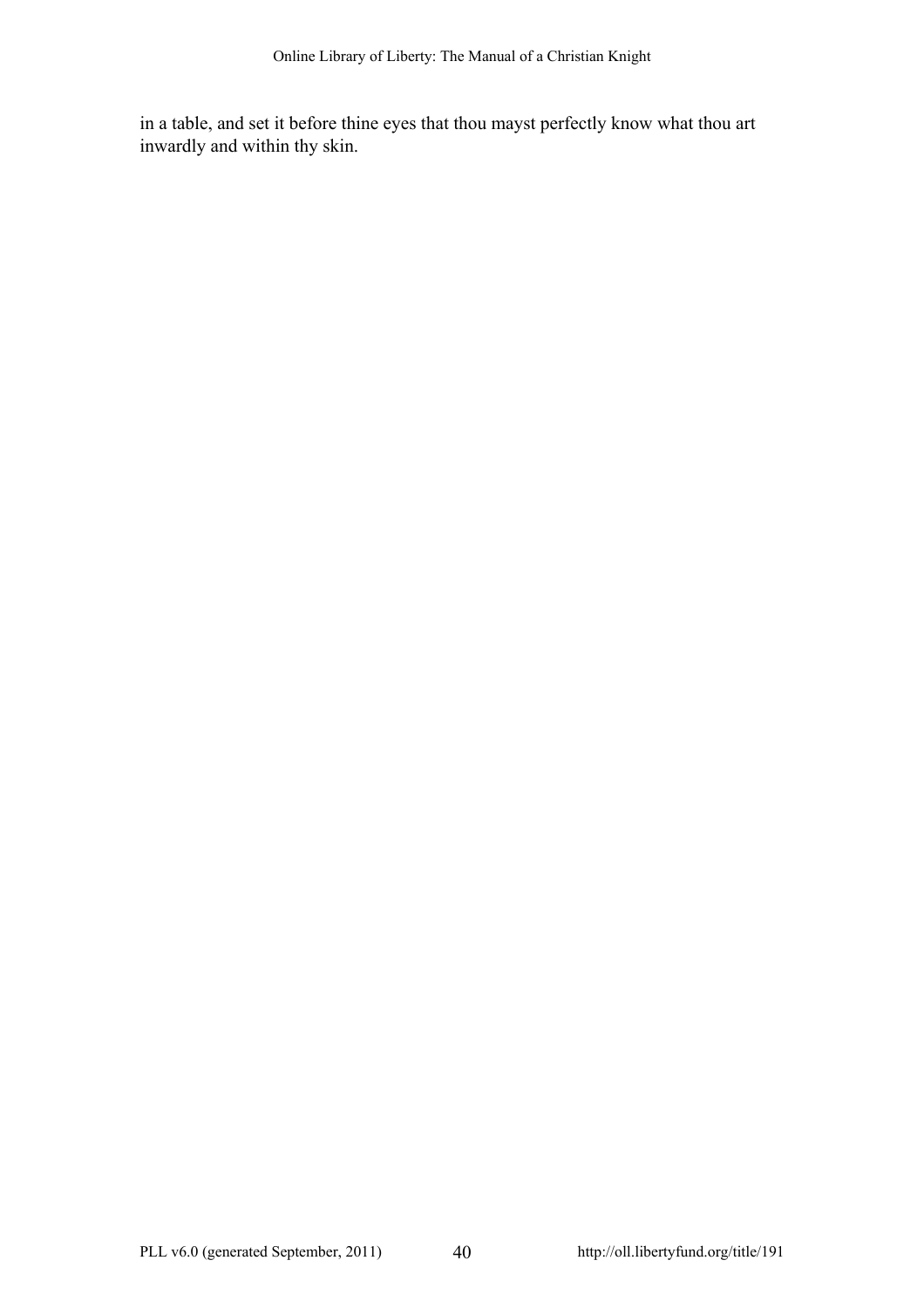in a table, and set it before thine eyes that thou mayst perfectly know what thou art inwardly and within thy skin.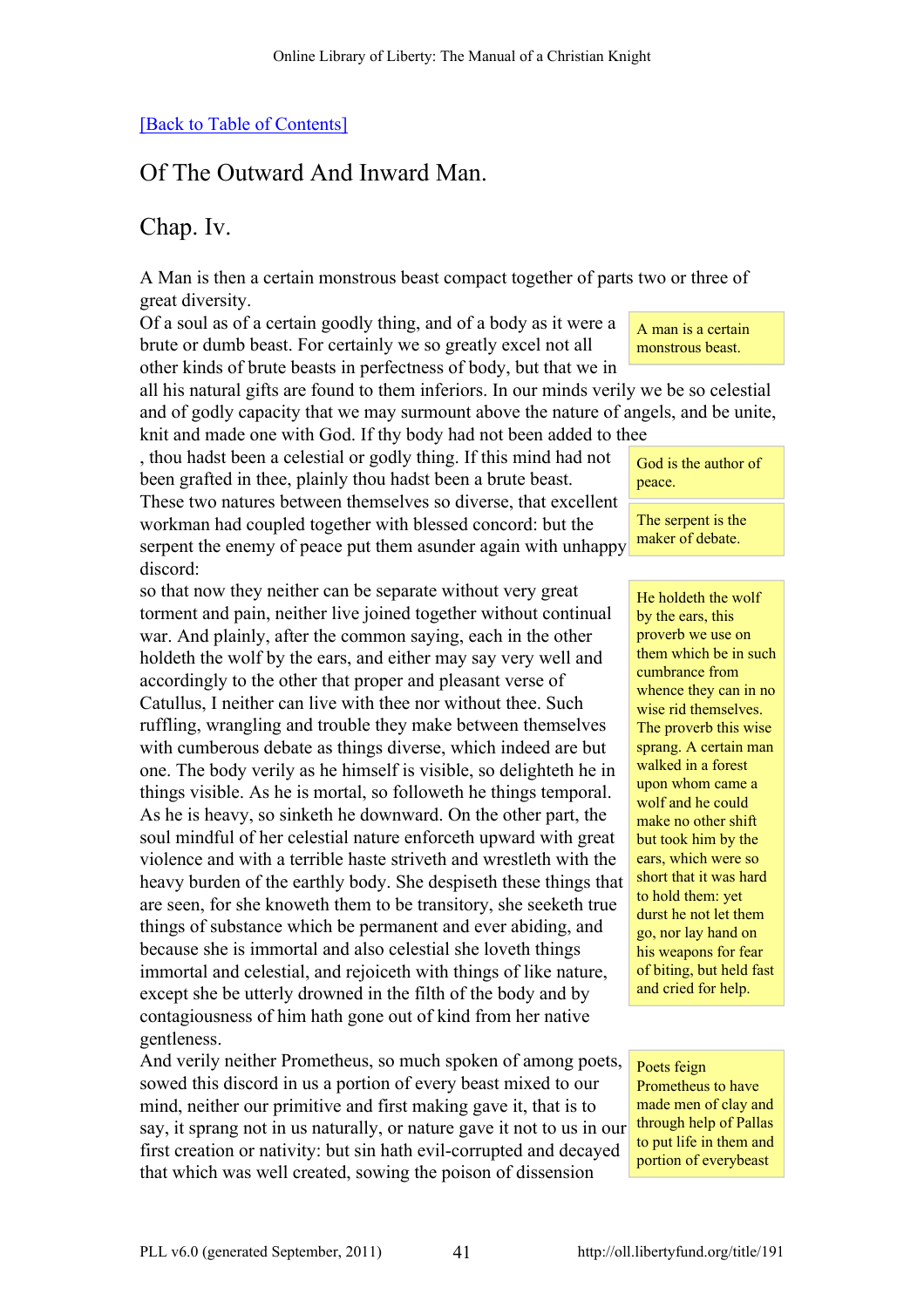[Back to Table of Contents]

## Of The Outward And Inward Man.

## Chap. Iv.

A Man is then a certain monstrous beast compact together of parts two or three of great diversity.

Of a soul as of a certain goodly thing, and of a body as it were a brute or dumb beast. For certainly we so greatly excel not all other kinds of brute beasts in perfectness of body, but that we in all his natural gifts are found to them inferiors. In our minds verily we be so celestial and of godly capacity that we may surmount above the nature of angels, and be unite, knit and made one with God. If thy body had not been added to thee , thou hadst been a celestial or godly thing. If this mind had not been grafted in thee, plainly thou hadst been a brute beast. These two natures between themselves so diverse, that excellent workman had coupled together with blessed concord: but the serpent the enemy of peace put them asunder again with unhappy discord:

> A man is a certain monstrous beast.

> God is the author of peace.

> The serpent is the maker of debate.

so that now they neither can be separate without very great torment and pain, neither live joined together without continual war. And plainly, after the common saying, each in the other holdeth the wolf by the ears, and either may say very well and accordingly to the other that proper and pleasant verse of Catullus, I neither can live with thee nor without thee. Such ruffling, wrangling and trouble they make between themselves with cumberous debate as things diverse, which indeed are but one. The body verily as he himself is visible, so delighteth he in things visible. As he is mortal, so followeth he things temporal. As he is heavy, so sinketh he downward. On the other part, the soul mindful of her celestial nature enforceth upward with great violence and with a terrible haste striveth and wrestleth with the heavy burden of the earthly body. She despiseth these things that are seen, for she knoweth them to be transitory, she seeketh true things of substance which be permanent and ever abiding, and because she is immortal and also celestial she loveth things immortal and celestial, and rejoiceth with things of like nature, except she be utterly drowned in the filth of the body and by contagiousness of him hath gone out of kind from her native gentleness.

> He holdeth the wolf by the ears, this proverb we use on them which be in such cumbrance from whence they can in no wise rid themselves. The proverb this wise sprang. A certain man walked in a forest upon whom came a wolf and he could make no other shift but took him by the ears, which were so short that it was hard to hold them: yet durst he not let them go, nor lay hand on his weapons for fear of biting, but held fast and cried for help.

And verily neither Prometheus, so much spoken of among poets, sowed this discord in us a portion of every beast mixed to our mind, neither our primitive and first making gave it, that is to say, it sprang not in us naturally, or nature gave it not to us in our first creation or nativity: but sin hath evil-corrupted and decayed that which was well created, sowing the poison of dissension

> Poets feign Prometheus to have made men of clay and through help of Pallas to put life in them and portion of everybeast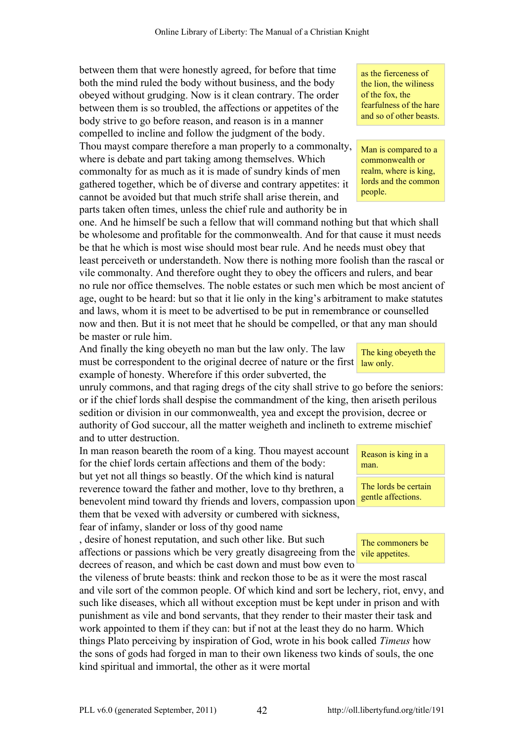between them that were honestly agreed, for before that time both the mind ruled the body without business, and the body obeyed without grudging. Now is it clean contrary. The order between them is so troubled, the affections or appetites of the body strive to go before reason, and reason is in a manner compelled to incline and follow the judgment of the body.

as the fierceness of the lion, the wiliness of the fox, the fearfulness of the hare and so of other beasts.

Man is compared to a commonwealth or realm, where is king, lords and the common people.

Thou mayst compare therefore a man properly to a commonalty, where is debate and part taking among themselves. Which commonalty for as much as it is made of sundry kinds of men gathered together, which be of diverse and contrary appetites: it cannot be avoided but that much strife shall arise therein, and parts taken often times, unless the chief rule and authority be in one. And he himself be such a fellow that will command nothing but that which shall be wholesome and profitable for the commonwealth. And for that cause it must needs be that he which is most wise should most bear rule. And he needs must obey that least perceiveth or understandeth. Now there is nothing more foolish than the rascal or vile commonalty. And therefore ought they to obey the officers and rulers, and bear no rule nor office themselves. The noble estates or such men which be most ancient of age, ought to be heard: but so that it lie only in the king's arbitrament to make statutes and laws, whom it is meet to be advertised to be put in remembrance or counselled now and then. But it is not meet that he should be compelled, or that any man should be master or rule him.

The king obeyeth the law only.

And finally the king obeyeth no man but the law only. The law must be correspondent to the original decree of nature or the first example of honesty. Wherefore if this order subverted, the unruly commons, and that raging dregs of the city shall strive to go before the seniors: or if the chief lords shall despise the commandment of the king, then ariseth perilous sedition or division in our commonwealth, yea and except the provision, decree or authority of God succour, all the matter weigheth and inclineth to extreme mischief and to utter destruction.

Reason is king in a man.

The lords be certain gentle affections.

In man reason beareth the room of a king. Thou mayest account for the chief lords certain affections and them of the body: but yet not all things so beastly. Of the which kind is natural reverence toward the father and mother, love to thy brethren, a benevolent mind toward thy friends and lovers, compassion upon them that be vexed with adversity or cumbered with sickness, fear of infamy, slander or loss of thy good name, desire of honest reputation, and such other like.

The commoners be vile appetites.

But such affections or passions which be very greatly disagreeing from the decrees of reason, and which be cast down and must bow even to the vileness of brute beasts: think and reckon those to be as it were the most rascal and vile sort of the common people. Of which kind and sort be lechery, riot, envy, and such like diseases, which all without exception must be kept under in prison and with punishment as vile and bond servants, that they render to their master their task and work appointed to them if they can: but if not at the least they do no harm. Which things Plato perceiving by inspiration of God, wrote in his book called *Timeus* how the sons of gods had forged in man to their own likeness two kinds of souls, the one kind spiritual and immortal, the other as it were mortal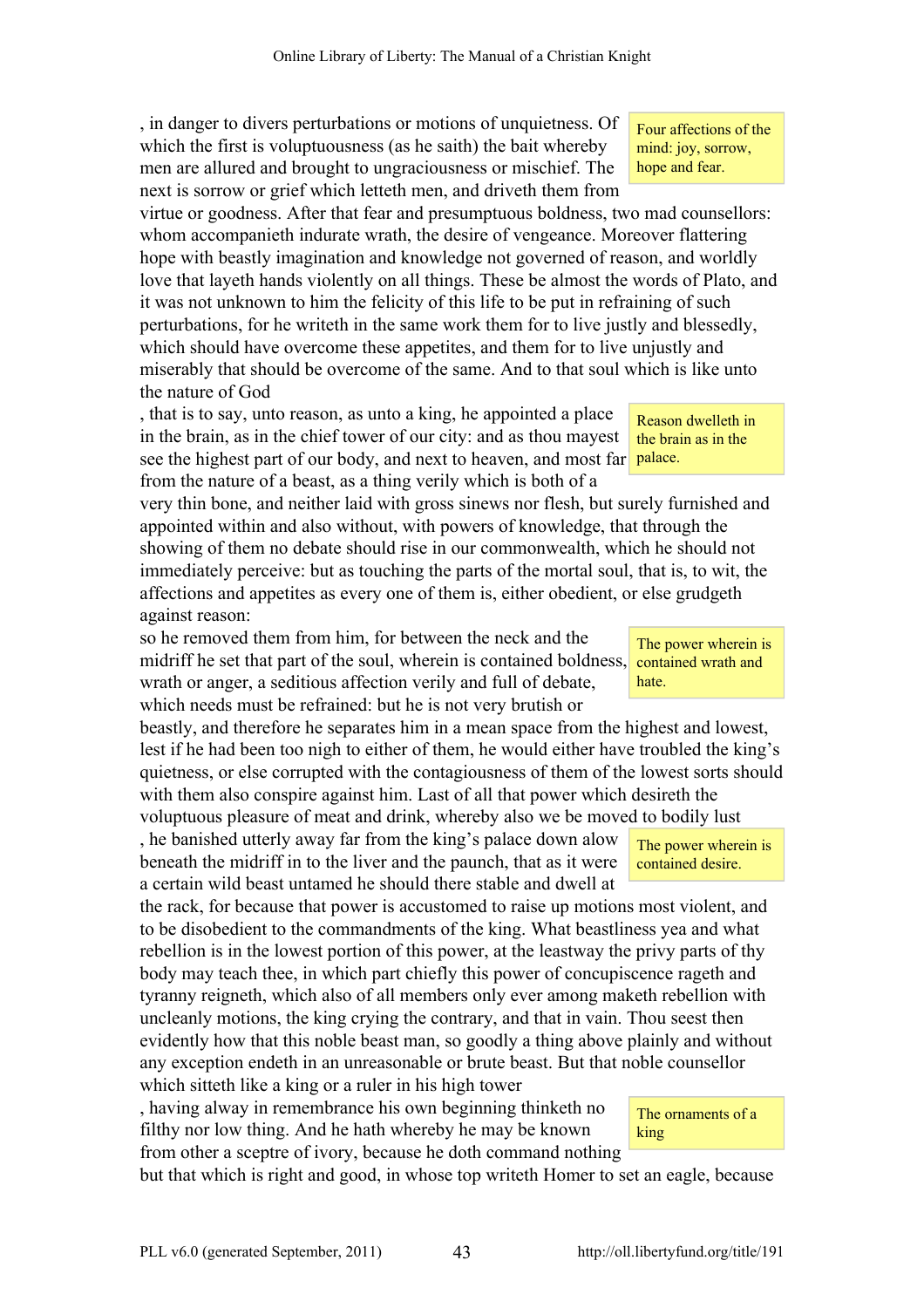, in danger to divers perturbations or motions of unquietness. Of which the first is voluptuousness (as he saith) the bait whereby men are allured and brought to ungraciousness or mischief. The next is sorrow or grief which letteth men, and driveth them from virtue or goodness. After that fear and presumptuous boldness, two mad counsellors: whom accompanieth indurate wrath, the desire of vengeance. Moreover flattering hope with beastly imagination and knowledge not governed of reason, and worldly love that layeth hands violently on all things. These be almost the words of Plato, and it was not unknown to him the felicity of this life to be put in refraining of such perturbations, for he writeth in the same work them for to live justly and blessedly, which should have overcome these appetites, and them for to live unjustly and miserably that should be overcome of the same. And to that soul which is like unto the nature of God

> Four affections of the mind: joy, sorrow, hope and fear.

, that is to say, unto reason, as unto a king, he appointed a place in the brain, as in the chief tower of our city: and as thou mayest see the highest part of our body, and next to heaven, and most far from the nature of a beast, as a thing verily which is both of a very thin bone, and neither laid with gross sinews nor flesh, but surely furnished and appointed within and also without, with powers of knowledge, that through the showing of them no debate should rise in our commonwealth, which he should not immediately perceive: but as touching the parts of the mortal soul, that is, to wit, the affections and appetites as every one of them is, either obedient, or else grudgeth against reason:

> Reason dwelleth in the brain as in the palace.

so he removed them from him, for between the neck and the midriff he set that part of the soul, wherein is contained boldness, wrath or anger, a seditious affection verily and full of debate, which needs must be refrained: but he is not very brutish or beastly, and therefore he separates him in a mean space from the highest and lowest, lest if he had been too nigh to either of them, he would either have troubled the king's quietness, or else corrupted with the contagiousness of them of the lowest sorts should with them also conspire against him. Last of all that power which desireth the voluptuous pleasure of meat and drink, whereby also we be moved to bodily lust

> The power wherein is contained wrath and hate.

, he banished utterly away far from the king's palace down alow beneath the midriff in to the liver and the paunch, that as it were a certain wild beast untamed he should there stable and dwell at the rack, for because that power is accustomed to raise up motions most violent, and to be disobedient to the commandments of the king. What beastliness yea and what rebellion is in the lowest portion of this power, at the leastway the privy parts of thy body may teach thee, in which part chiefly this power of concupiscence rageth and tyranny reigneth, which also of all members only ever among maketh rebellion with uncleanly motions, the king crying the contrary, and that in vain. Thou seest then evidently how that this noble beast man, so goodly a thing above plainly and without any exception endeth in an unreasonable or brute beast. But that noble counsellor which sitteth like a king or a ruler in his high tower

> The power wherein is contained desire.

, having alway in remembrance his own beginning thinketh no filthy nor low thing. And he hath whereby he may be known from other a sceptre of ivory, because he doth command nothing but that which is right and good, in whose top writeth Homer to set an eagle, because

> The ornaments of a king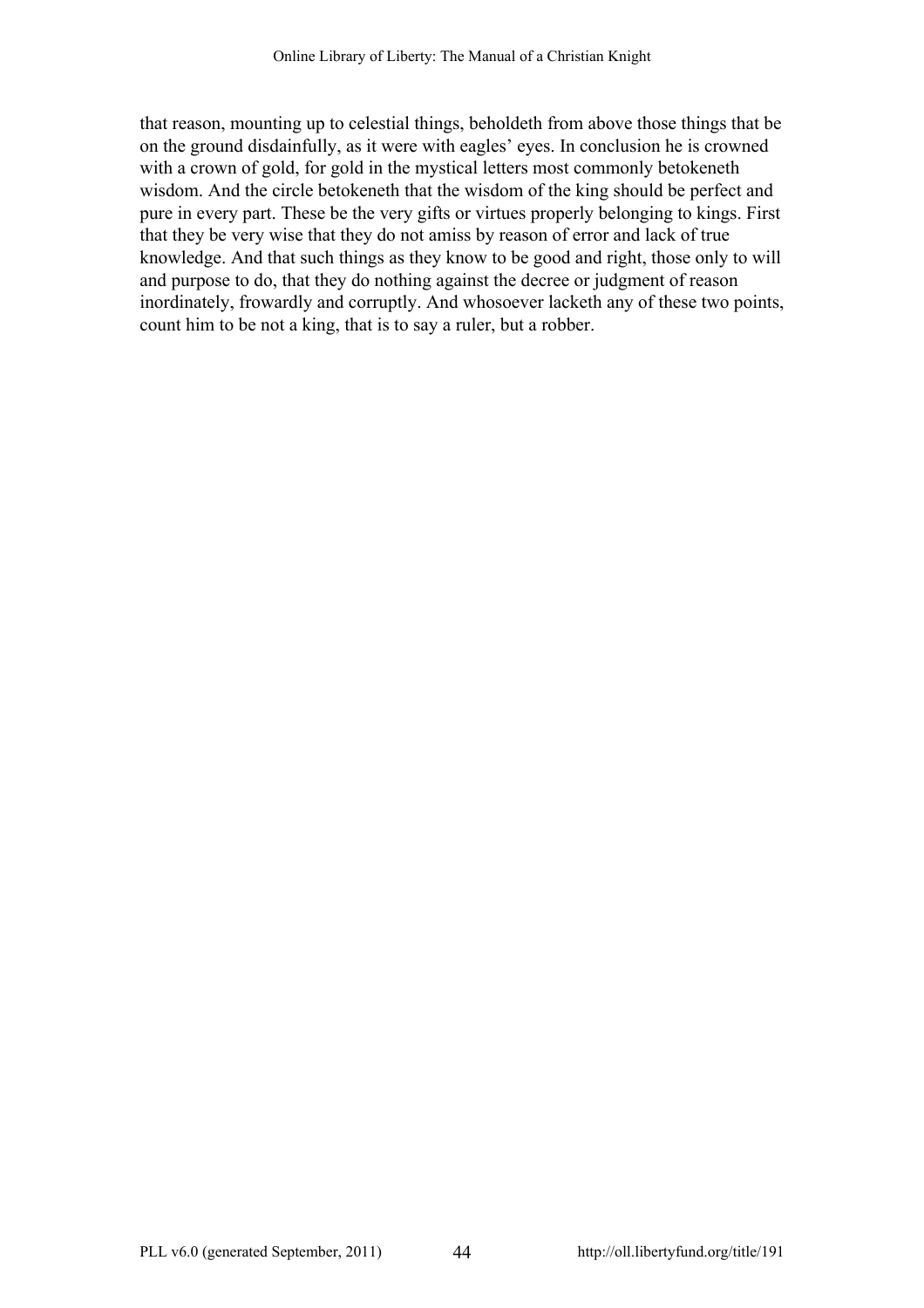that reason, mounting up to celestial things, beholdeth from above those things that be on the ground disdainfully, as it were with eagles' eyes. In conclusion he is crowned with a crown of gold, for gold in the mystical letters most commonly betokeneth wisdom. And the circle betokeneth that the wisdom of the king should be perfect and pure in every part. These be the very gifts or virtues properly belonging to kings. First that they be very wise that they do not amiss by reason of error and lack of true knowledge. And that such things as they know to be good and right, those only to will and purpose to do, that they do nothing against the decree or judgment of reason inordinately, frowardly and corruptly. And whosoever lacketh any of these two points, count him to be not a king, that is to say a ruler, but a robber.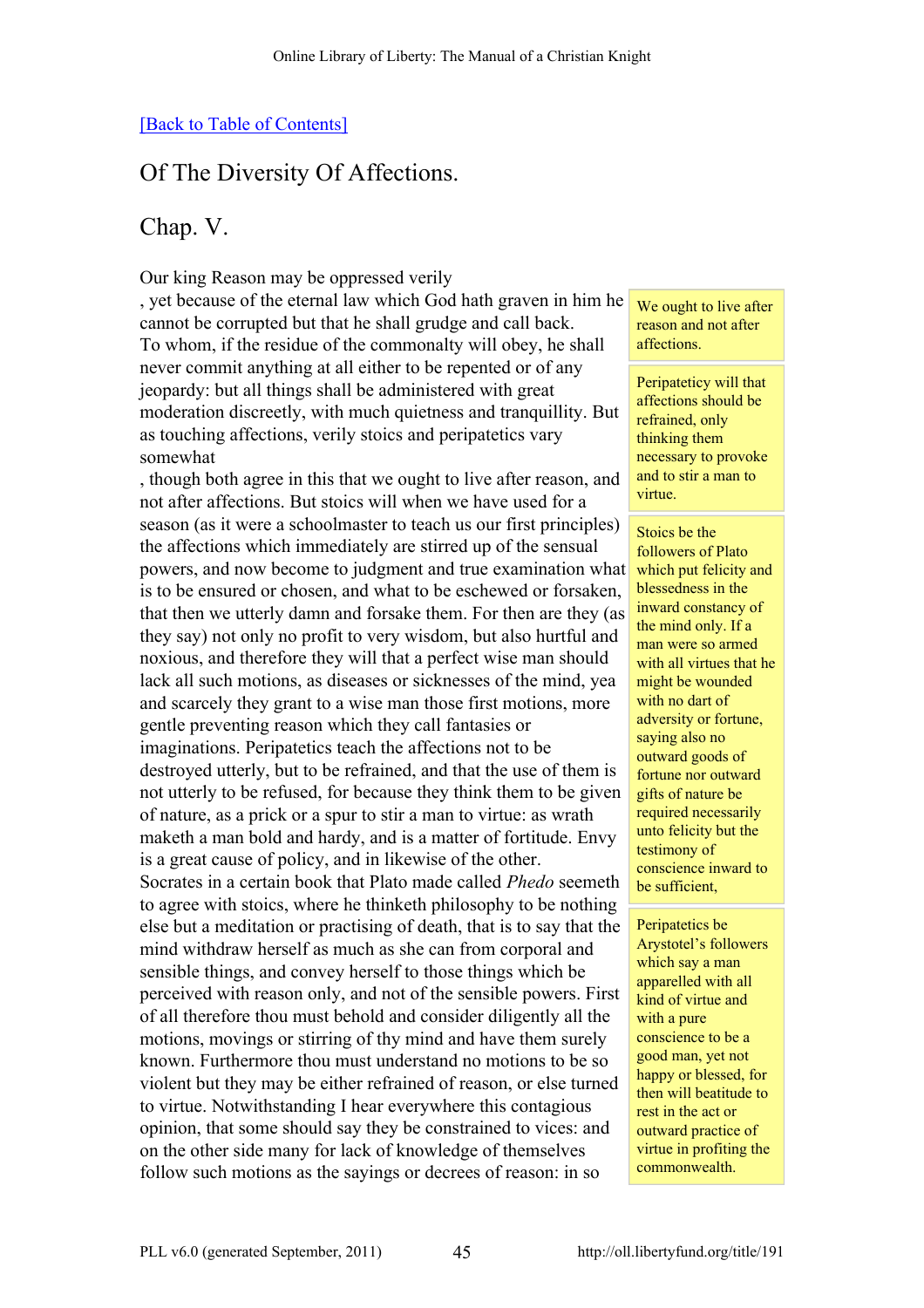[Back to Table of Contents]

## Of The Diversity Of Affections.

## Chap. V.

Our king Reason may be oppressed verily, yet because of the eternal law which God hath graven in him he cannot be corrupted but that he shall grudge and call back. To whom, if the residue of the commonalty will obey, he shall never commit anything at all either to be repented or of any jeopardy: but all things shall be administered with great moderation discreetly, with much quietness and tranquillity. But as touching affections, verily stoics and peripatetics vary somewhat, though both agree in this that we ought to live after reason, and not after affections. But stoics will when we have used for a season (as it were a schoolmaster to teach us our first principles) the affections which immediately are stirred up of the sensual powers, and now become to judgment and true examination what is to be ensured or chosen, and what to be eschewed or forsaken, that then we utterly damn and forsake them. For then are they (as they say) not only no profit to very wisdom, but also hurtful and noxious, and therefore they will that a perfect wise man should lack all such motions, as diseases or sicknesses of the mind, yea and scarcely they grant to a wise man those first motions, more gentle preventing reason which they call fantasies or imaginations. Peripatetics teach the affections not to be destroyed utterly, but to be refrained, and that the use of them is not utterly to be refused, for because they think them to be given of nature, as a prick or a spur to stir a man to virtue: as wrath maketh a man bold and hardy, and is a matter of fortitude. Envy is a great cause of policy, and in likewise of the other. Socrates in a certain book that Plato made called *Phedo* seemeth to agree with stoics, where he thinketh philosophy to be nothing else but a meditation or practising of death, that is to say that the mind withdraw herself as much as she can from corporal and sensible things, and convey herself to those things which be perceived with reason only, and not of the sensible powers. First of all therefore thou must behold and consider diligently all the motions, movings or stirring of thy mind and have them surely known. Furthermore thou must understand no motions to be so violent but they may be either refrained of reason, or else turned to virtue. Notwithstanding I hear everywhere this contagious opinion, that some should say they be constrained to vices: and on the other side many for lack of knowledge of themselves follow such motions as the sayings or decrees of reason: in so

> We ought to live after reason and not after affections.

> Peripatetticy will that affections should be refrained, only thinking them necessary to provoke and to stir a man to virtue.

> Stoics be the followers of Plato which put felicity and blessedness in the inward constancy of the mind only. If a man were so armed with all virtues that he might be wounded with no dart of adversity or fortune, saying also no outward goods of fortune nor outward gifts of nature be required necessarily unto felicity but the testimony of conscience inward to be sufficient,

> Peripatetics be Arystotel's followers which say a man apparelled with all kind of virtue and with a pure conscience to be a good man, yet not happy or blessed, for then will beatitude to rest in the act or outward practice of virtue in profiting the commonwealth.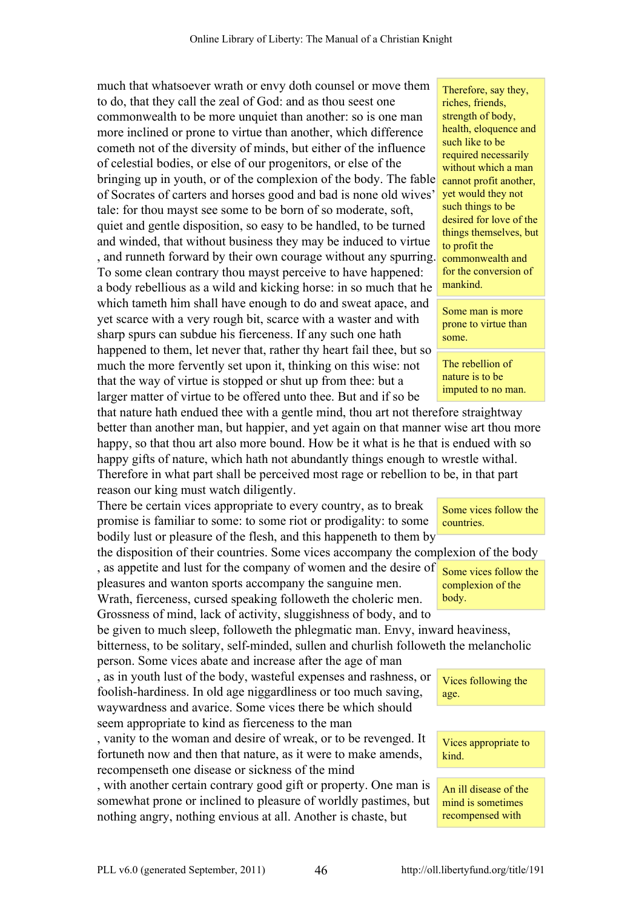much that whatsoever wrath or envy doth counsel or move them to do, that they call the zeal of God: and as thou seest one commonwealth to be more unquiet than another: so is one man more inclined or prone to virtue than another, which difference cometh not of the diversity of minds, but either of the influence of celestial bodies, or else of our progenitors, or else of the bringing up in youth, or of the complexion of the body. The fable of Socrates of carters and horses good and bad is none old wives' tale: for thou mayst see some to be born of so moderate, soft, quiet and gentle disposition, so easy to be handled, to be turned and winded, that without business they may be induced to virtue , and runneth forward by their own courage without any spurring. To some clean contrary thou mayst perceive to have happened: a body rebellious as a wild and kicking horse: in so much that he which tameth him shall have enough to do and sweat apace, and yet scarce with a very rough bit, scarce with a waster and with sharp spurs can subdue his fierceness. If any such one hath happened to them, let never that, rather thy heart fail thee, but so much the more fervently set upon it, thinking on this wise: not that the way of virtue is stopped or shut up from thee: but a larger matter of virtue to be offered unto thee. But and if so be that nature hath endued thee with a gentle mind, thou art not therefore straightway better than another man, but happier, and yet again on that manner wise art thou more happy, so that thou art also more bound. How be it what is he that is endued with so happy gifts of nature, which hath not abundantly things enough to wrestle withal. Therefore in what part shall be perceived most rage or rebellion to be, in that part reason our king must watch diligently.

> Therefore, say they, riches, friends, strength of body, health, eloquence and such like to be required necessarily without which a man cannot profit another, yet would they not such things to be desired for love of the things themselves, but to profit the commonwealth and for the conversion of mankind.

> Some man is more prone to virtue than some.

> The rebellion of nature is to be imputed to no man.

There be certain vices appropriate to every country, as to break promise is familiar to some: to some riot or prodigality: to some bodily lust or pleasure of the flesh, and this happeneth to them by the disposition of their countries. Some vices accompany the complexion of the body , as appetite and lust for the company of women and the desire of pleasures and wanton sports accompany the sanguine men. Wrath, fierceness, cursed speaking followeth the choleric men. Grossness of mind, lack of activity, sluggishness of body, and to be given to much sleep, followeth the phlegmatic man. Envy, inward heaviness, bitterness, to be solitary, self-minded, sullen and churlish followeth the melancholic person. Some vices abate and increase after the age of man , as in youth lust of the body, wasteful expenses and rashness, or foolish-hardiness. In old age niggardliness or too much saving, waywardness and avarice. Some vices there be which should seem appropriate to kind as fierceness to the man , vanity to the woman and desire of wreak, or to be revenged. It fortuneth now and then that nature, as it were to make amends, recompenseth one disease or sickness of the mind , with another certain contrary good gift or property. One man is somewhat prone or inclined to pleasure of worldly pastimes, but nothing angry, nothing envious at all. Another is chaste, but

> Some vices follow the countries.

> Some vices follow the complexion of the body.

> Vices following the age.

> Vices appropriate to kind.

> An ill disease of the mind is sometimes recompensed with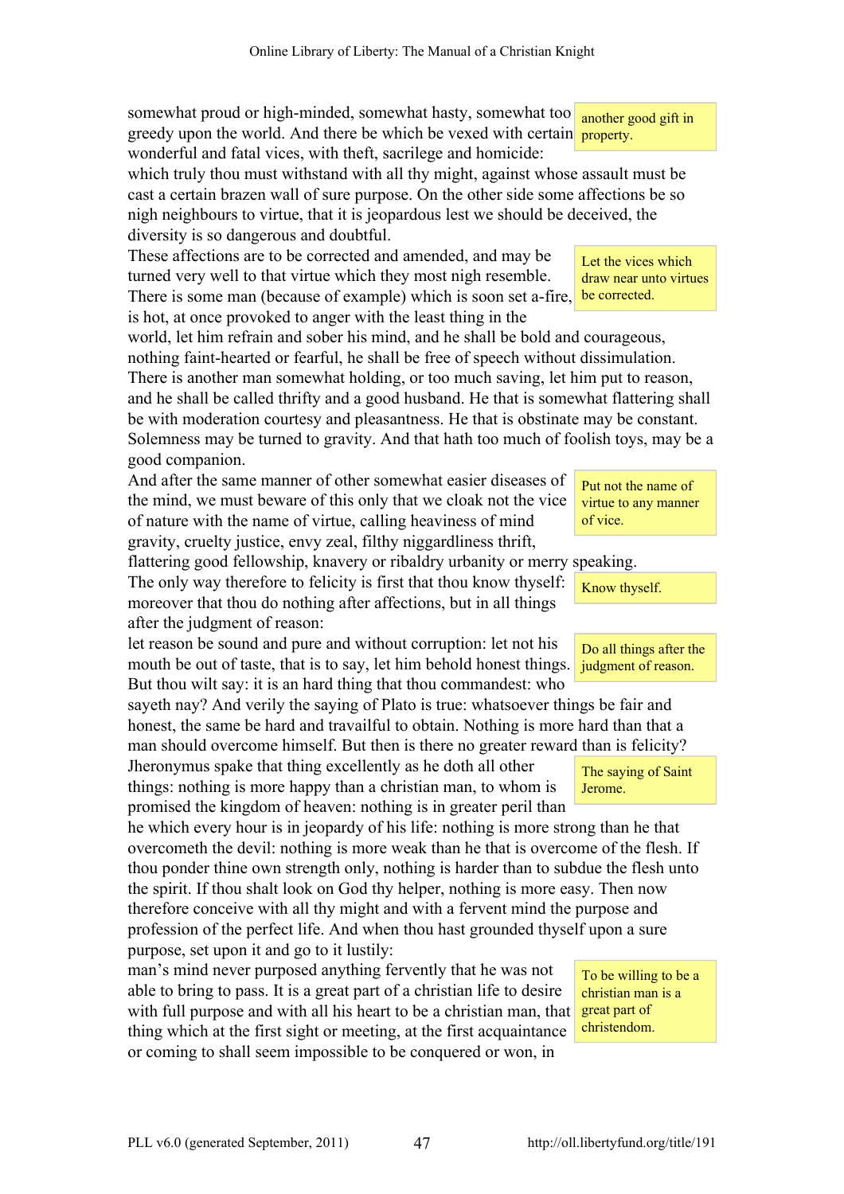somewhat proud or high-minded, somewhat hasty, somewhat too greedy upon the world. And there be which be vexed with certain wonderful and fatal vices, with theft, sacrilege and homicide: which truly thou must withstand with all thy might, against whose assault must be cast a certain brazen wall of sure purpose. On the other side some affections be so nigh neighbours to virtue, that it is jeopardous lest we should be deceived, the diversity is so dangerous and doubtful.

> another good gift in property.

These affections are to be corrected and amended, and may be turned very well to that virtue which they most nigh resemble. There is some man (because of example) which is soon set a-fire, is hot, at once provoked to anger with the least thing in the world, let him refrain and sober his mind, and he shall be bold and courageous, nothing faint-hearted or fearful, he shall be free of speech without dissimulation. There is another man somewhat holding, or too much saving, let him put to reason, and he shall be called thrifty and a good husband. He that is somewhat flattering shall be with moderation courtesy and pleasantness. He that is obstinate may be constant. Solemness may be turned to gravity. And that hath too much of foolish toys, may be a good companion.

> Let the vices which draw near unto virtues be corrected.

And after the same manner of other somewhat easier diseases of the mind, we must beware of this only that we cloak not the vice of nature with the name of virtue, calling heaviness of mind gravity, cruelty justice, envy zeal, filthy niggardliness thrift, flattering good fellowship, knavery or ribaldry urbanity or merry speaking.

> Put not the name of virtue to any manner of vice.

The only way therefore to felicity is first that thou know thyself: moreover that thou do nothing after affections, but in all things after the judgment of reason:

> Know thyself.

let reason be sound and pure and without corruption: let not his mouth be out of taste, that is to say, let him behold honest things. But thou wilt say: it is an hard thing that thou commandest: who sayeth nay? And verily the saying of Plato is true: whatsoever things be fair and honest, the same be hard and travailful to obtain. Nothing is more hard than that a man should overcome himself. But then is there no greater reward than is felicity?

> Do all things after the judgment of reason.

Jheronymus spake that thing excellently as he doth all other things: nothing is more happy than a christian man, to whom is promised the kingdom of heaven: nothing is in greater peril than he which every hour is in jeopardy of his life: nothing is more strong than he that overcometh the devil: nothing is more weak than he that is overcome of the flesh. If thou ponder thine own strength only, nothing is harder than to subdue the flesh unto the spirit. If thou shalt look on God thy helper, nothing is more easy. Then now therefore conceive with all thy might and with a fervent mind the purpose and profession of the perfect life. And when thou hast grounded thyself upon a sure purpose, set upon it and go to it lustily:

> The saying of Saint Jerome.

man's mind never purposed anything fervently that he was not able to bring to pass. It is a great part of a christian life to desire with full purpose and with all his heart to be a christian man, that thing which at the first sight or meeting, at the first acquaintance or coming to shall seem impossible to be conquered or won, in

> To be willing to be a christian man is a great part of christendom.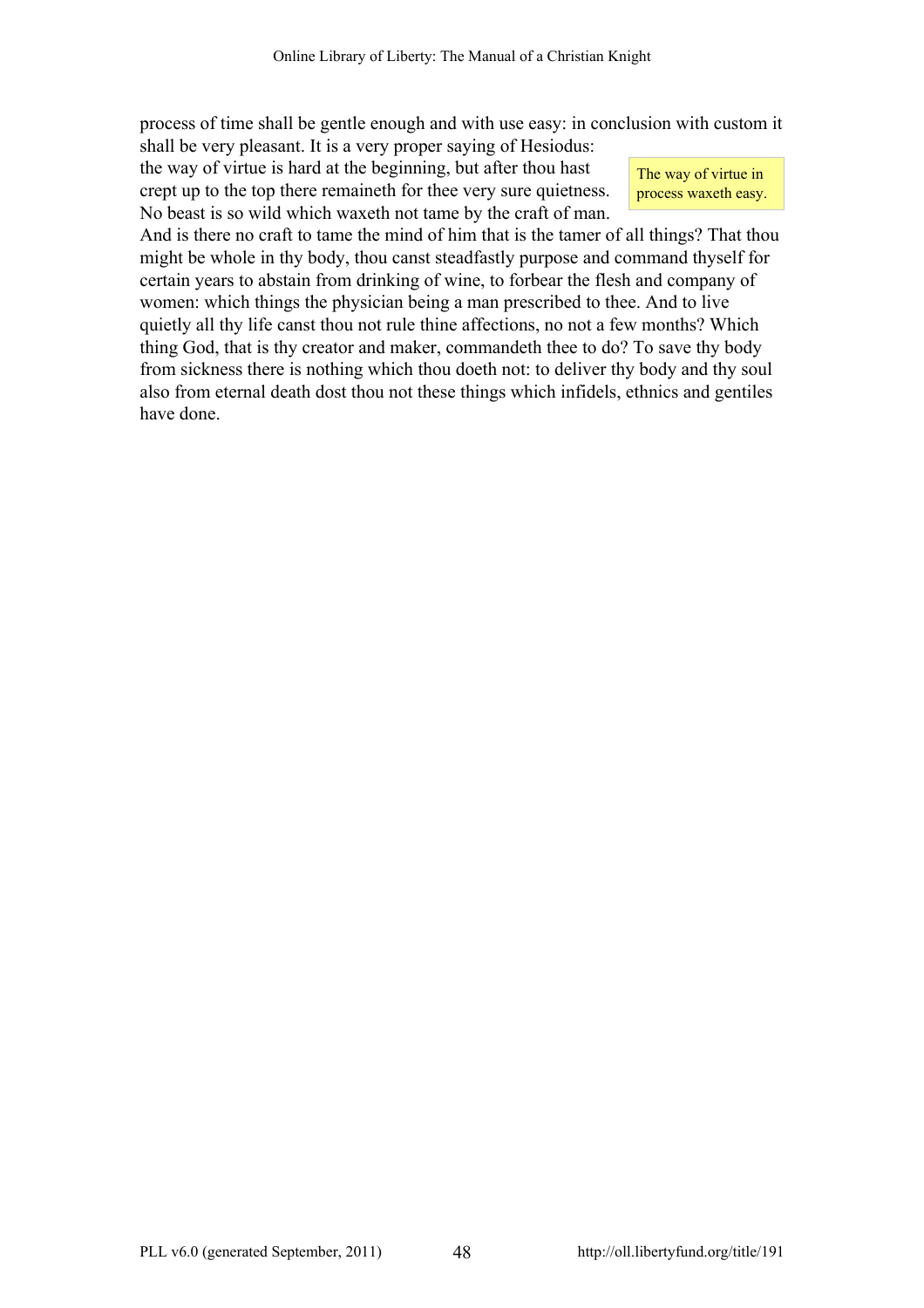process of time shall be gentle enough and with use easy: in conclusion with custom it shall be very pleasant. It is a very proper saying of Hesiodus: the way of virtue is hard at the beginning, but after thou hast crept up to the top there remaineth for thee very sure quietness. No beast is so wild which waxeth not tame by the craft of man. And is there no craft to tame the mind of him that is the tamer of all things? That thou might be whole in thy body, thou canst steadfastly purpose and command thyself for certain years to abstain from drinking of wine, to forbear the flesh and company of women: which things the physician being a man prescribed to thee. And to live quietly all thy life canst thou not rule thine affections, no not a few months? Which thing God, that is thy creator and maker, commandeth thee to do? To save thy body from sickness there is nothing which thou doeth not: to deliver thy body and thy soul also from eternal death dost thou not these things which infidels, ethnics and gentiles have done.

The way of virtue in process waxeth easy.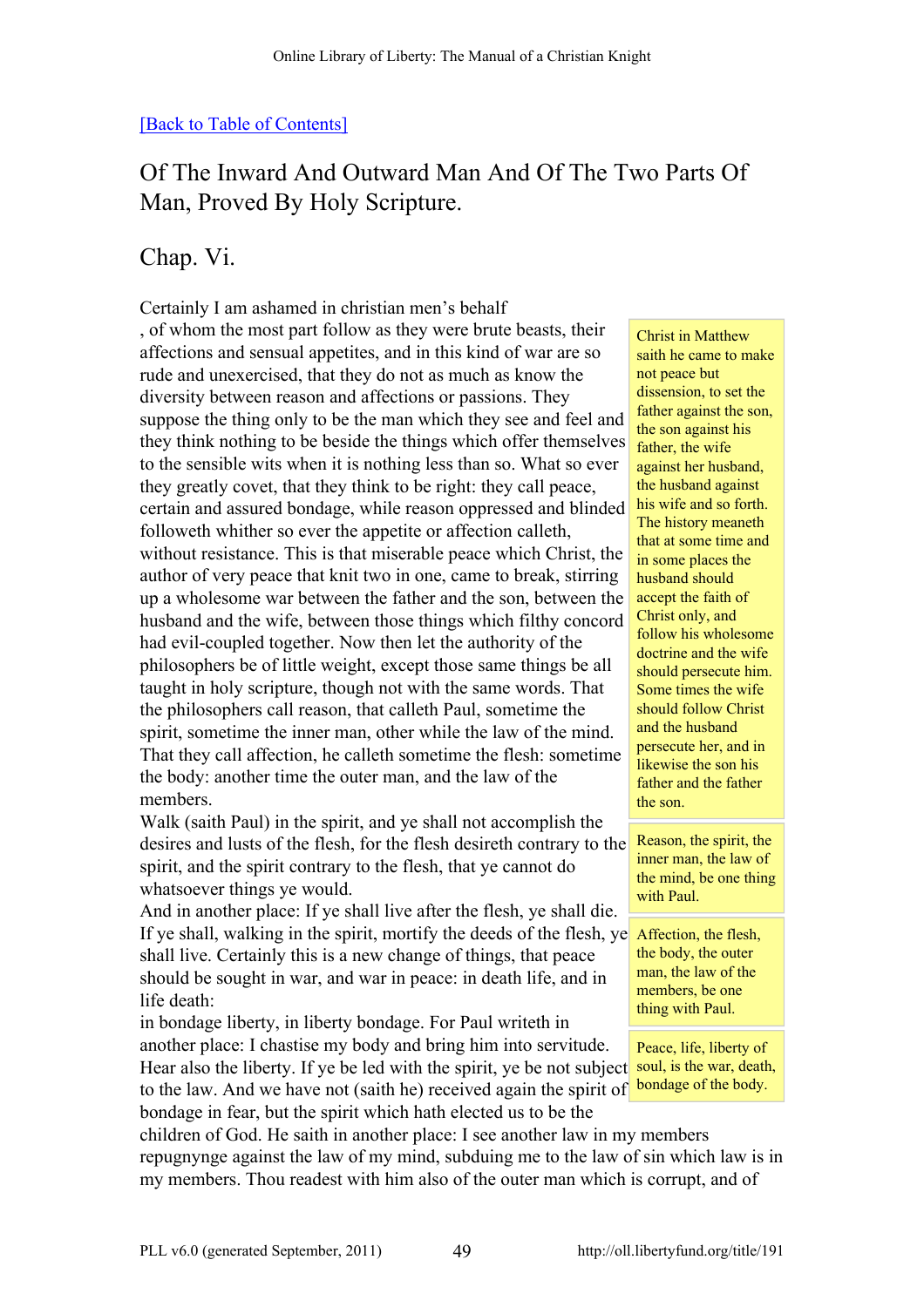[Back to Table of Contents]

## Of The Inward And Outward Man And Of The Two Parts Of Man, Proved By Holy Scripture.

## Chap. Vi.

Certainly I am ashamed in christian men's behalf , of whom the most part follow as they were brute beasts, their affections and sensual appetites, and in this kind of war are so rude and unexercised, that they do not as much as know the diversity between reason and affections or passions. They suppose the thing only to be the man which they see and feel and they think nothing to be beside the things which offer themselves to the sensible wits when it is nothing less than so. What so ever they greatly covet, that they think to be right: they call peace, certain and assured bondage, while reason oppressed and blinded followeth whither so ever the appetite or affection calleth, without resistance. This is that miserable peace which Christ, the author of very peace that knit two in one, came to break, stirring up a wholesome war between the father and the son, between the husband and the wife, between those things which filthy concord had evil-coupled together. Now then let the authority of the philosophers be of little weight, except those same things be all taught in holy scripture, though not with the same words. That the philosophers call reason, that calleth Paul, sometime the spirit, sometime the inner man, other while the law of the mind. That they call affection, he calleth sometime the flesh: sometime the body: another time the outer man, and the law of the members.

> Christ in Matthew saith he came to make not peace but dissension, to set the father against the son, the son against his father, the wife against her husband, the husband against his wife and so forth. The history meaneth that at some time and in some places the husband should accept the faith of Christ only, and follow his wholesome doctrine and the wife should persecute him. Some times the wife should follow Christ and the husband persecute her, and in likewise the son his father and the father the son.

> Reason, the spirit, the inner man, the law of the mind, be one thing with Paul.

> Affection, the flesh, the body, the outer man, the law of the members, be one thing with Paul.

> Peace, life, liberty of soul, is the war, death, bondage of the body.

Walk (saith Paul) in the spirit, and ye shall not accomplish the desires and lusts of the flesh, for the flesh desireth contrary to the spirit, and the spirit contrary to the flesh, that ye cannot do whatsoever things ye would.

And in another place: If ye shall live after the flesh, ye shall die. If ye shall, walking in the spirit, mortify the deeds of the flesh, ye shall live. Certainly this is a new change of things, that peace should be sought in war, and war in peace: in death life, and in life death:

in bondage liberty, in liberty bondage. For Paul writeth in another place: I chastise my body and bring him into servitude. Hear also the liberty. If ye be led with the spirit, ye be not subject to the law. And we have not (saith he) received again the spirit of bondage in fear, but the spirit which hath elected us to be the children of God. He saith in another place: I see another law in my members repugnynge against the law of my mind, subduing me to the law of sin which law is in my members. Thou readest with him also of the outer man which is corrupt, and of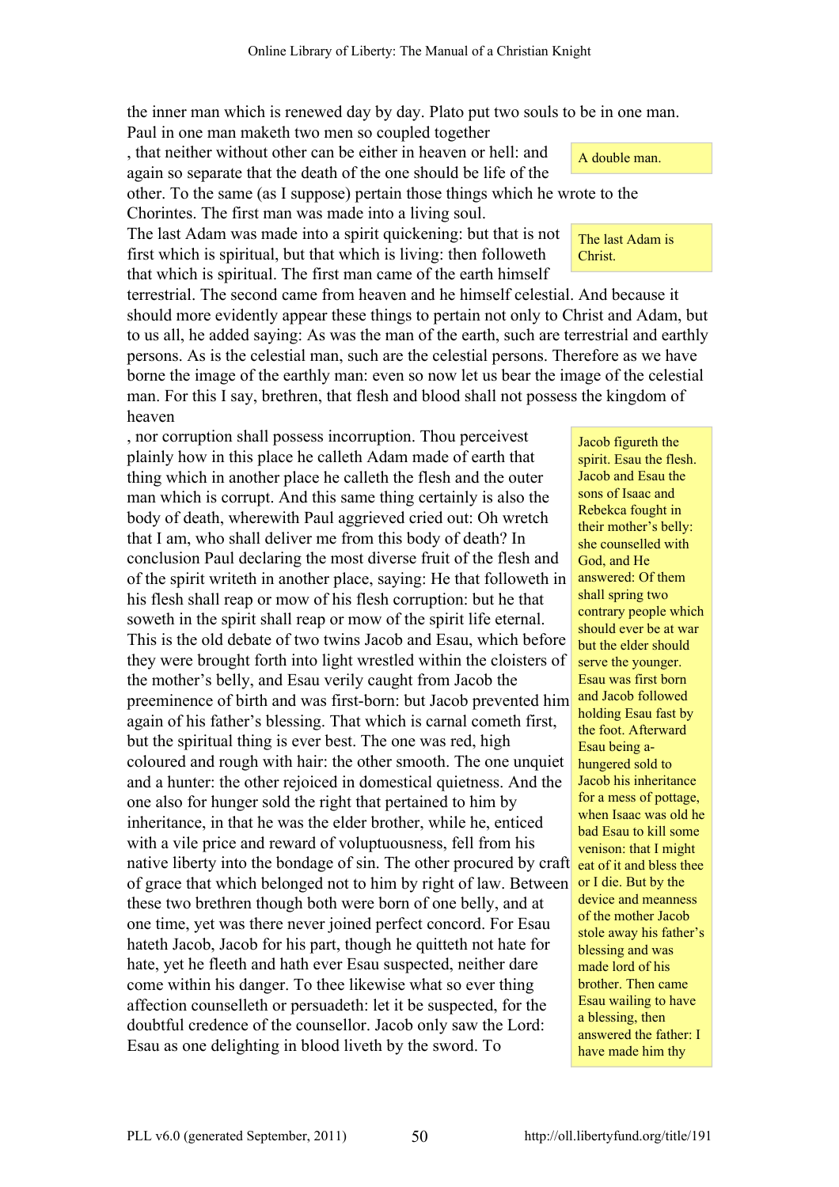the inner man which is renewed day by day. Plato put two souls to be in one man. Paul in one man maketh two men so coupled together, that neither without other can be either in heaven or hell: and again so separate that the death of the one should be life of the other. To the same (as I suppose) pertain those things which he wrote to the Chorintes. The first man was made into a living soul. The last Adam was made into a spirit quickening: but that is not first which is spiritual, but that which is living: then followeth that which is spiritual. The first man came of the earth himself terrestrial. The second came from heaven and he himself celestial. And because it should more evidently appear these things to pertain not only to Christ and Adam, but to us all, he added saying: As was the man of the earth, such are terrestrial and earthly persons. As is the celestial man, such are the celestial persons. Therefore as we have borne the image of the earthly man: even so now let us bear the image of the celestial man. For this I say, brethren, that flesh and blood shall not possess the kingdom of heaven, nor corruption shall possess incorruption. Thou perceivest plainly how in this place he calleth Adam made of earth that thing which in another place he calleth the flesh and the outer man which is corrupt. And this same thing certainly is also the body of death, wherewith Paul aggrieved cried out: Oh wretch that I am, who shall deliver me from this body of death? In conclusion Paul declaring the most diverse fruit of the flesh and of the spirit writeth in another place, saying: He that followeth in his flesh shall reap or mow of his flesh corruption: but he that soweth in the spirit shall reap or mow of the spirit life eternal. This is the old debate of two twins Jacob and Esau, which before they were brought forth into light wrestled within the cloisters of the mother's belly, and Esau verily caught from Jacob the preeminence of birth and was first-born: but Jacob prevented him again of his father's blessing. That which is carnal cometh first, but the spiritual thing is ever best. The one was red, high coloured and rough with hair: the other smooth. The one unquiet and a hunter: the other rejoiced in domestical quietness. And the one also for hunger sold the right that pertained to him by inheritance, in that he was the elder brother, while he, enticed with a vile price and reward of voluptuousness, fell from his native liberty into the bondage of sin. The other procured by craft of grace that which belonged not to him by right of law. Between these two brethren though both were born of one belly, and at one time, yet was there never joined perfect concord. For Esau hateth Jacob, Jacob for his part, though he quitteth not hate for hate, yet he fleeth and hath ever Esau suspected, neither dare come within his danger. To thee likewise what so ever thing affection counselleth or persuadeth: let it be suspected, for the doubtful credence of the counsellor. Jacob only saw the Lord: Esau as one delighting in blood liveth by the sword. To

A double man.

The last Adam is Christ.

Jacob figureth the spirit. Esau the flesh. Jacob and Esau the sons of Isaac and Rebekca fought in their mother's belly: she counselled with God, and He answered: Of them shall spring two contrary people which should ever be at war but the elder should serve the younger. Esau was first born and Jacob followed holding Esau fast by the foot. Afterward Esau being a-hungered sold to Jacob his inheritance for a mess of pottage, when Isaac was old he bad Esau to kill some venison: that I might eat of it and bless thee or I die. But by the device and meanness of the mother Jacob stole away his father's blessing and was made lord of his brother. Then came Esau wailing to have a blessing, then answered the father: I have made him thy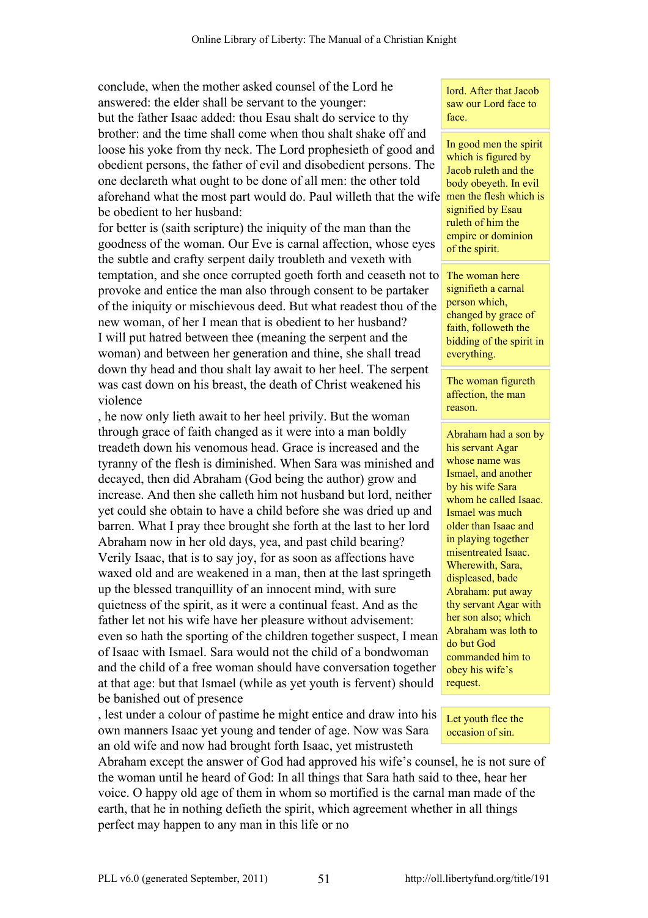conclude, when the mother asked counsel of the Lord he answered: the elder shall be servant to the younger: but the father Isaac added: thou Esau shalt do service to thy brother: and the time shall come when thou shalt shake off and loose his yoke from thy neck. The Lord prophesieth of good and obedient persons, the father of evil and disobedient persons. The one declareth what ought to be done of all men: the other told aforehand what the most part would do. Paul willeth that the wife be obedient to her husband:

> lord. After that Jacob saw our Lord face to face.

> In good men the spirit which is figured by Jacob ruleth and the body obeyeth. In evil men the flesh which is signified by Esau ruleth of him the empire or dominion of the spirit.

for better is (saith scripture) the iniquity of the man than the goodness of the woman. Our Eve is carnal affection, whose eyes the subtle and crafty serpent daily troubleth and vexeth with temptation, and she once corrupted goeth forth and ceaseth not to provoke and entice the man also through consent to be partaker of the iniquity or mischievous deed. But what readest thou of the new woman, of her I mean that is obedient to her husband?

> The woman here signifieth a carnal person which, changed by grace of faith, followeth the bidding of the spirit in everything.

I will put hatred between thee (meaning the serpent and the woman) and between her generation and thine, she shall tread down thy head and thou shalt lay await to her heel. The serpent was cast down on his breast, the death of Christ weakened his violence

> The woman figureth affection, the man reason.

, he now only lieth await to her heel privily. But the woman through grace of faith changed as it were into a man boldly treadeth down his venomous head. Grace is increased and the tyranny of the flesh is diminished. When Sara was minished and decayed, then did Abraham (God being the author) grow and increase. And then she calleth him not husband but lord, neither yet could she obtain to have a child before she was dried up and barren. What I pray thee brought she forth at the last to her lord Abraham now in her old days, yea, and past child bearing? Verily Isaac, that is to say joy, for as soon as affections have waxed old and are weakened in a man, then at the last springeth up the blessed tranquillity of an innocent mind, with sure quietness of the spirit, as it were a continual feast. And as the father let not his wife have her pleasure without advisement: even so hath the sporting of the children together suspect, I mean of Isaac with Ismael. Sara would not the child of a bondwoman and the child of a free woman should have conversation together at that age: but that Ismael (while as yet youth is fervent) should be banished out of presence

> Abraham had a son by his servant Agar whose name was Ismael, and another by his wife Sara whom he called Isaac. Ismael was much older than Isaac and in playing together misentreated Isaac. Wherewith, Sara, displeased, bade Abraham: put away thy servant Agar with her son also; which Abraham was loth to do but God commanded him to obey his wife's request.

, lest under a colour of pastime he might entice and draw into his own manners Isaac yet young and tender of age. Now was Sara an old wife and now had brought forth Isaac, yet mistrusteth Abraham except the answer of God had approved his wife's counsel, he is not sure of the woman until he heard of God: In all things that Sara hath said to thee, hear her voice. O happy old age of them in whom so mortified is the carnal man made of the earth, that he in nothing defieth the spirit, which agreement whether in all things perfect may happen to any man in this life or no

> Let youth flee the occasion of sin.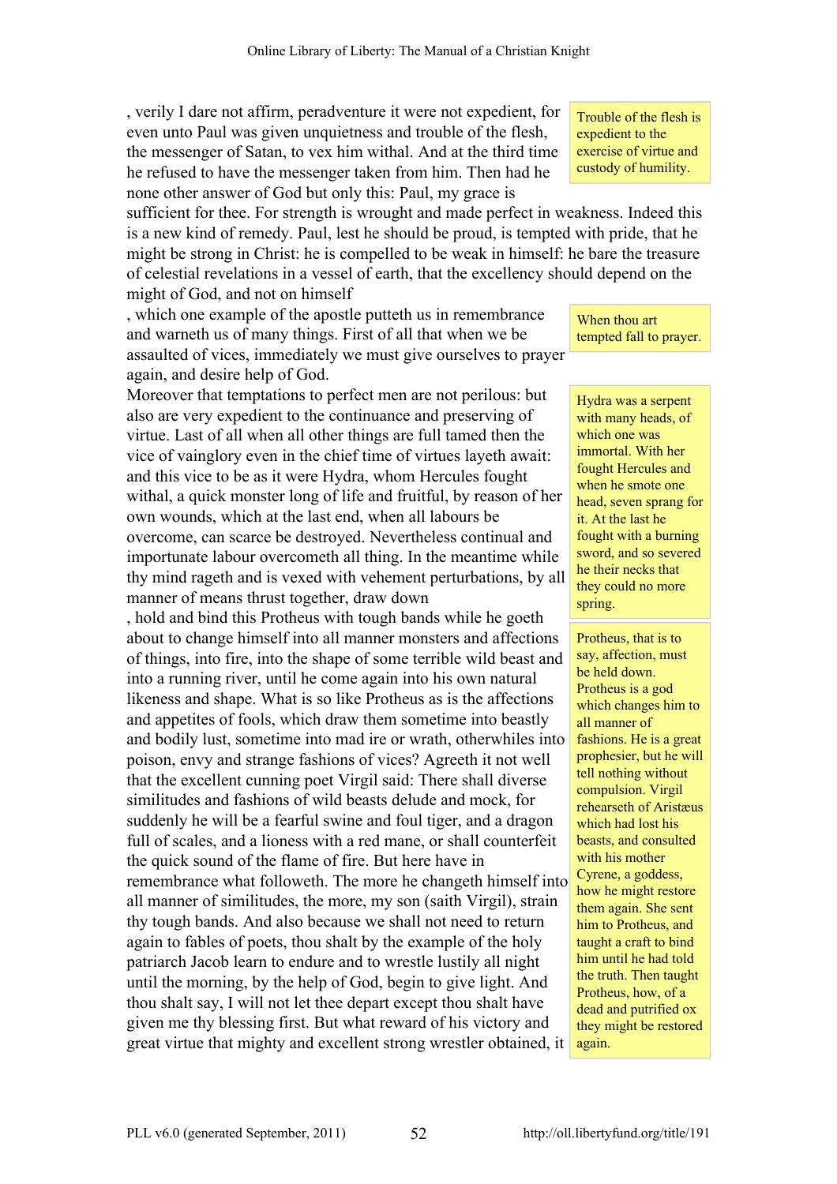, verily I dare not affirm, peradventure it were not expedient, for even unto Paul was given unquietness and trouble of the flesh, the messenger of Satan, to vex him withal. And at the third time he refused to have the messenger taken from him. Then had he none other answer of God but only this: Paul, my grace is sufficient for thee. For strength is wrought and made perfect in weakness. Indeed this is a new kind of remedy. Paul, lest he should be proud, is tempted with pride, that he might be strong in Christ: he is compelled to be weak in himself: he bare the treasure of celestial revelations in a vessel of earth, that the excellency should depend on the might of God, and not on himself

> Trouble of the flesh is expedient to the exercise of virtue and custody of humility.

, which one example of the apostle putteth us in remembrance and warneth us of many things. First of all that when we be assaulted of vices, immediately we must give ourselves to prayer again, and desire help of God.

> When thou art tempted fall to prayer.

Moreover that temptations to perfect men are not perilous: but also are very expedient to the continuance and preserving of virtue. Last of all when all other things are full tamed then the vice of vainglory even in the chief time of virtues layeth await: and this vice to be as it were Hydra, whom Hercules fought withal, a quick monster long of life and fruitful, by reason of her own wounds, which at the last end, when all labours be overcome, can scarce be destroyed. Nevertheless continual and importunate labour overcometh all thing. In the meantime while thy mind rageth and is vexed with vehement perturbations, by all manner of means thrust together, draw down

> Hydra was a serpent with many heads, of which one was immortal. With her fought Hercules and when he smote one head, seven sprang for it. At the last he fought with a burning sword, and so severed he their necks that they could no more spring.

, hold and bind this Protheus with tough bands while he goeth about to change himself into all manner monsters and affections of things, into fire, into the shape of some terrible wild beast and into a running river, until he come again into his own natural likeness and shape. What is so like Protheus as is the affections and appetites of fools, which draw them sometime into beastly and bodily lust, sometime into mad ire or wrath, otherwhiles into poison, envy and strange fashions of vices? Agreeth it not well that the excellent cunning poet Virgil said: There shall diverse similitudes and fashions of wild beasts delude and mock, for suddenly he will be a fearful swine and foul tiger, and a dragon full of scales, and a lioness with a red mane, or shall counterfeit the quick sound of the flame of fire. But here have in remembrance what followeth. The more he changeth himself into all manner of similitudes, the more, my son (saith Virgil), strain thy tough bands. And also because we shall not need to return again to fables of poets, thou shalt by the example of the holy patriarch Jacob learn to endure and to wrestle lustily all night until the morning, by the help of God, begin to give light. And thou shalt say, I will not let thee depart except thou shalt have given me thy blessing first. But what reward of his victory and great virtue that mighty and excellent strong wrestler obtained, it

> Protheus, that is to say, affection, must be held down. Protheus is a god which changes him to all manner of fashions. He is a great prophesier, but he will tell nothing without compulsion. Virgil rehearseth of Aristæus which had lost his beasts, and consulted with his mother Cyrene, a goddess, how he might restore them again. She sent him to Protheus, and taught a craft to bind him until he had told the truth. Then taught Protheus, how, of a dead and putrified ox they might be restored again.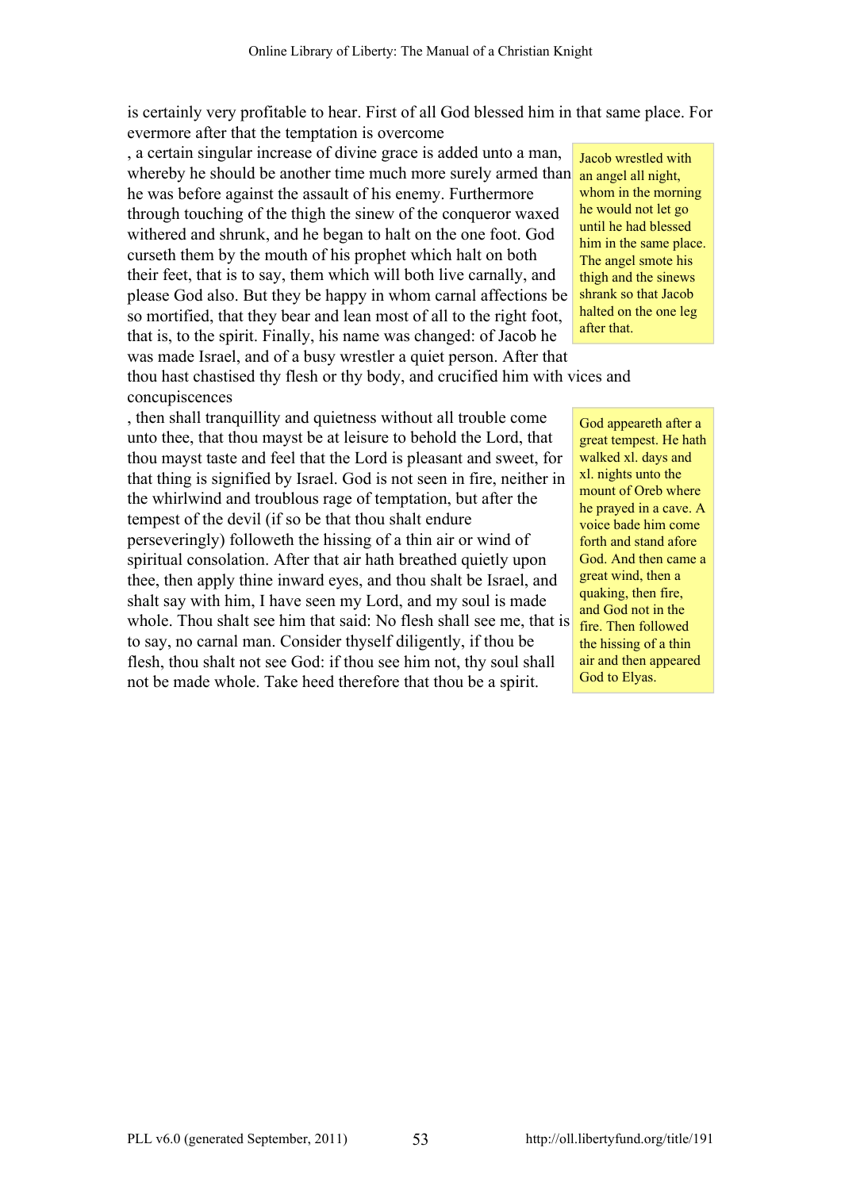is certainly very profitable to hear. First of all God blessed him in that same place. For evermore after that the temptation is overcome, a certain singular increase of divine grace is added unto a man, whereby he should be another time much more surely armed than he was before against the assault of his enemy. Furthermore through touching of the thigh the sinew of the conqueror waxed withered and shrunk, and he began to halt on the one foot. God curseth them by the mouth of his prophet which halt on both their feet, that is to say, them which will both live carnally, and please God also. But they be happy in whom carnal affections be so mortified, that they bear and lean most of all to the right foot, that is, to the spirit. Finally, his name was changed: of Jacob he was made Israel, and of a busy wrestler a quiet person. After that thou hast chastised thy flesh or thy body, and crucified him with vices and concupiscences, then shall tranquillity and quietness without all trouble come unto thee, that thou mayst be at leisure to behold the Lord, that thou mayst taste and feel that the Lord is pleasant and sweet, for that thing is signified by Israel. God is not seen in fire, neither in the whirlwind and troublous rage of temptation, but after the tempest of the devil (if so be that thou shalt endure perseveringly) followeth the hissing of a thin air or wind of spiritual consolation. After that air hath breathed quietly upon thee, then apply thine inward eyes, and thou shalt be Israel, and shalt say with him, I have seen my Lord, and my soul is made whole. Thou shalt see him that said: No flesh shall see me, that is to say, no carnal man. Consider thyself diligently, if thou be flesh, thou shalt not see God: if thou see him not, thy soul shall not be made whole. Take heed therefore that thou be a spirit.

> Jacob wrestled with an angel all night, whom in the morning he would not let go until he had blessed him in the same place. The angel smote his thigh and the sinews shrank so that Jacob halted on the one leg after that.

> God appeareth after a great tempest. He hath walked xl. days and xl. nights unto the mount of Oreb where he prayed in a cave. A voice bade him come forth and stand afore God. And then came a great wind, then a quaking, then fire, and God not in the fire. Then followed the hissing of a thin air and then appeared God to Elyas.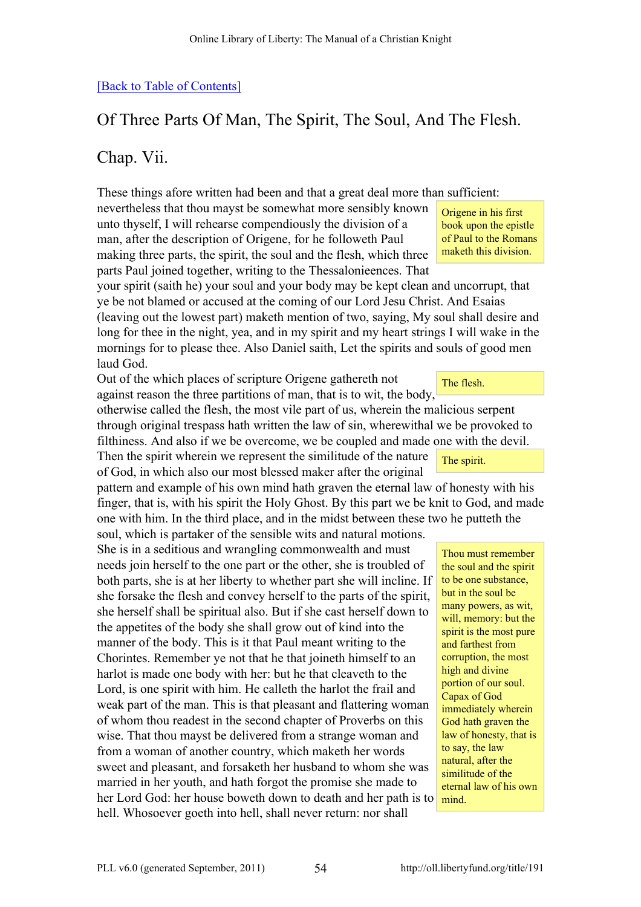[Back to Table of Contents]

## Of Three Parts Of Man, The Spirit, The Soul, And The Flesh.

## Chap. Vii.

These things afore written had been and that a great deal more than sufficient: nevertheless that thou mayst be somewhat more sensibly known unto thyself, I will rehearse compendiously the division of a man, after the description of Origene, for he followeth Paul making three parts, the spirit, the soul and the flesh, which three parts Paul joined together, writing to the Thessalonieences. That your spirit (saith he) your soul and your body may be kept clean and uncorrupt, that ye be not blamed or accused at the coming of our Lord Jesu Christ. And Esaias (leaving out the lowest part) maketh mention of two, saying, My soul shall desire and long for thee in the night, yea, and in my spirit and my heart strings I will wake in the mornings for to please thee. Also Daniel saith, Let the spirits and souls of good men laud God.

> Origene in his first book upon the epistle of Paul to the Romans maketh this division.

Out of the which places of scripture Origene gathereth not against reason the three partitions of man, that is to wit, the body, otherwise called the flesh, the most vile part of us, wherein the malicious serpent through original trespass hath written the law of sin, wherewithal we be provoked to filthiness. And also if we be overcome, we be coupled and made one with the devil.

> The flesh.

Then the spirit wherein we represent the similitude of the nature of God, in which also our most blessed maker after the original pattern and example of his own mind hath graven the eternal law of honesty with his finger, that is, with his spirit the Holy Ghost. By this part we be knit to God, and made one with him. In the third place, and in the midst between these two he putteth the soul, which is partaker of the sensible wits and natural motions.

> The spirit.

She is in a seditious and wrangling commonwealth and must needs join herself to the one part or the other, she is troubled of both parts, she is at her liberty to whether part she will incline. If she forsake the flesh and convey herself to the parts of the spirit, she herself shall be spiritual also. But if she cast herself down to the appetites of the body she shall grow out of kind into the manner of the body. This is it that Paul meant writing to the Chorintes. Remember ye not that he that joineth himself to an harlot is made one body with her: but he that cleaveth to the Lord, is one spirit with him. He calleth the harlot the frail and weak part of the man. This is that pleasant and flattering woman of whom thou readest in the second chapter of Proverbs on this wise. That thou mayst be delivered from a strange woman and from a woman of another country, which maketh her words sweet and pleasant, and forsaketh her husband to whom she was married in her youth, and hath forgot the promise she made to her Lord God: her house boweth down to death and her path is to hell. Whosoever goeth into hell, shall never return: nor shall

> Thou must remember the soul and the spirit to be one substance, but in the soul be many powers, as wit, will, memory: but the spirit is the most pure and farthest from corruption, the most high and divine portion of our soul. Capax of God immediately wherein God hath graven the law of honesty, that is to say, the law natural, after the similitude of the eternal law of his own mind.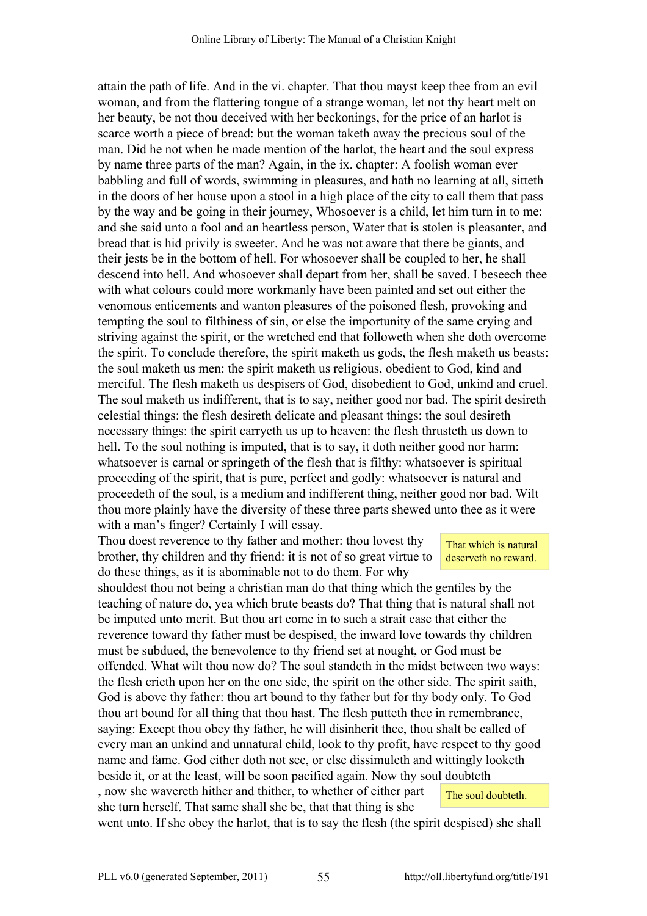attain the path of life. And in the vi. chapter. That thou mayst keep thee from an evil woman, and from the flattering tongue of a strange woman, let not thy heart melt on her beauty, be not thou deceived with her beckonings, for the price of an harlot is scarce worth a piece of bread: but the woman taketh away the precious soul of the man. Did he not when he made mention of the harlot, the heart and the soul express by name three parts of the man? Again, in the ix. chapter: A foolish woman ever babbling and full of words, swimming in pleasures, and hath no learning at all, sitteth in the doors of her house upon a stool in a high place of the city to call them that pass by the way and be going in their journey, Whosoever is a child, let him turn in to me: and she said unto a fool and an heartless person, Water that is stolen is pleasanter, and bread that is hid privily is sweeter. And he was not aware that there be giants, and their jests be in the bottom of hell. For whosoever shall be coupled to her, he shall descend into hell. And whosoever shall depart from her, shall be saved. I beseech thee with what colours could more workmanly have been painted and set out either the venomous enticements and wanton pleasures of the poisoned flesh, provoking and tempting the soul to filthiness of sin, or else the importunity of the same crying and striving against the spirit, or the wretched end that followeth when she doth overcome the spirit. To conclude therefore, the spirit maketh us gods, the flesh maketh us beasts: the soul maketh us men: the spirit maketh us religious, obedient to God, kind and merciful. The flesh maketh us despisers of God, disobedient to God, unkind and cruel. The soul maketh us indifferent, that is to say, neither good nor bad. The spirit desireth celestial things: the flesh desireth delicate and pleasant things: the soul desireth necessary things: the spirit carryeth us up to heaven: the flesh thrusteth us down to hell. To the soul nothing is imputed, that is to say, it doth neither good nor harm: whatsoever is carnal or springeth of the flesh that is filthy: whatsoever is spiritual proceeding of the spirit, that is pure, perfect and godly: whatsoever is natural and proceedeth of the soul, is a medium and indifferent thing, neither good nor bad. Wilt thou more plainly have the diversity of these three parts shewed unto thee as it were with a man's finger? Certainly I will essay.

> That which is natural deserveth no reward.

Thou doest reverence to thy father and mother: thou lovest thy brother, thy children and thy friend: it is not of so great virtue to do these things, as it is abominable not to do them. For why shouldest thou not being a christian man do that thing which the gentiles by the teaching of nature do, yea which brute beasts do? That thing that is natural shall not be imputed unto merit. But thou art come in to such a strait case that either the reverence toward thy father must be despised, the inward love towards thy children must be subdued, the benevolence to thy friend set at nought, or God must be offended. What wilt thou now do? The soul standeth in the midst between two ways: the flesh crieth upon her on the one side, the spirit on the other side. The spirit saith, God is above thy father: thou art bound to thy father but for thy body only. To God thou art bound for all thing that thou hast. The flesh putteth thee in remembrance, saying: Except thou obey thy father, he will disinherit thee, thou shalt be called of every man an unkind and unnatural child, look to thy profit, have respect to thy good name and fame. God either doth not see, or else dissimuleth and wittingly looketh beside it, or at the least, will be soon pacified again. Now thy soul doubteth

> The soul doubteth.

, now she wavereth hither and thither, to whether of either part she turn herself. That same shall she be, that that thing is she went unto. If she obey the harlot, that is to say the flesh (the spirit despised) she shall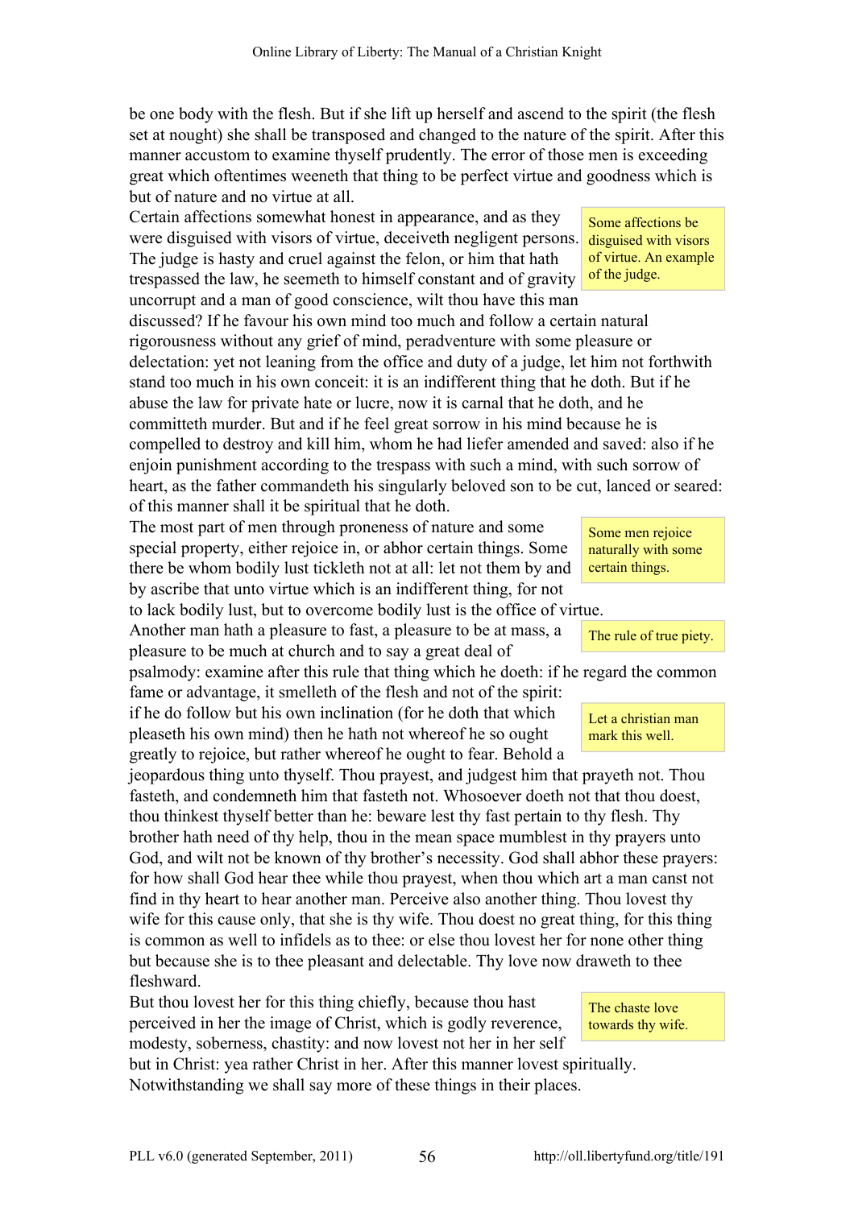be one body with the flesh. But if she lift up herself and ascend to the spirit (the flesh set at nought) she shall be transposed and changed to the nature of the spirit. After this manner accustom to examine thyself prudently. The error of those men is exceeding great which oftentimes weeneth that thing to be perfect virtue and goodness which is but of nature and no virtue at all.

> Some affections be disguised with visors of virtue. An example of the judge.

Certain affections somewhat honest in appearance, and as they were disguised with visors of virtue, deceiveth negligent persons. The judge is hasty and cruel against the felon, or him that hath trespassed the law, he seemeth to himself constant and of gravity uncorrupt and a man of good conscience, wilt thou have this man discussed? If he favour his own mind too much and follow a certain natural rigorousness without any grief of mind, peradventure with some pleasure or delectation: yet not leaning from the office and duty of a judge, let him not forthwith stand too much in his own conceit: it is an indifferent thing that he doth. But if he abuse the law for private hate or lucre, now it is carnal that he doth, and he committeth murder. But and if he feel great sorrow in his mind because he is compelled to destroy and kill him, whom he had liefer amended and saved: also if he enjoin punishment according to the trespass with such a mind, with such sorrow of heart, as the father commandeth his singularly beloved son to be cut, lanced or seared: of this manner shall it be spiritual that he doth.

> Some men rejoice naturally with some certain things.

The most part of men through proneness of nature and some special property, either rejoice in, or abhor certain things. Some there be whom bodily lust tickleth not at all: let not them by and by ascribe that unto virtue which is an indifferent thing, for not to lack bodily lust, but to overcome bodily lust is the office of virtue.

> The rule of true piety.

Another man hath a pleasure to fast, a pleasure to be at mass, a pleasure to be much at church and to say a great deal of psalmody: examine after this rule that thing which he doeth: if he regard the common fame or advantage, it smelleth of the flesh and not of the spirit:

> Let a christian man mark this well.

if he do follow but his own inclination (for he doth that which pleaseth his own mind) then he hath not whereof he so ought greatly to rejoice, but rather whereof he ought to fear. Behold a jeopardous thing unto thyself. Thou prayest, and judgest him that prayeth not. Thou fasteth, and condemneth him that fasteth not. Whosoever doeth not that thou doest, thou thinkest thyself better than he: beware lest thy fast pertain to thy flesh. Thy brother hath need of thy help, thou in the mean space mumblest in thy prayers unto God, and wilt not be known of thy brother's necessity. God shall abhor these prayers: for how shall God hear thee while thou prayest, when thou which art a man canst not find in thy heart to hear another man. Perceive also another thing. Thou lovest thy wife for this cause only, that she is thy wife. Thou doest no great thing, for this thing is common as well to infidels as to thee: or else thou lovest her for none other thing but because she is to thee pleasant and delectable. Thy love now draweth to thee fleshward.

> The chaste love towards thy wife.

But thou lovest her for this thing chiefly, because thou hast perceived in her the image of Christ, which is godly reverence, modesty, soberness, chastity: and now lovest not her in her self but in Christ: yea rather Christ in her. After this manner lovest spiritually. Notwithstanding we shall say more of these things in their places.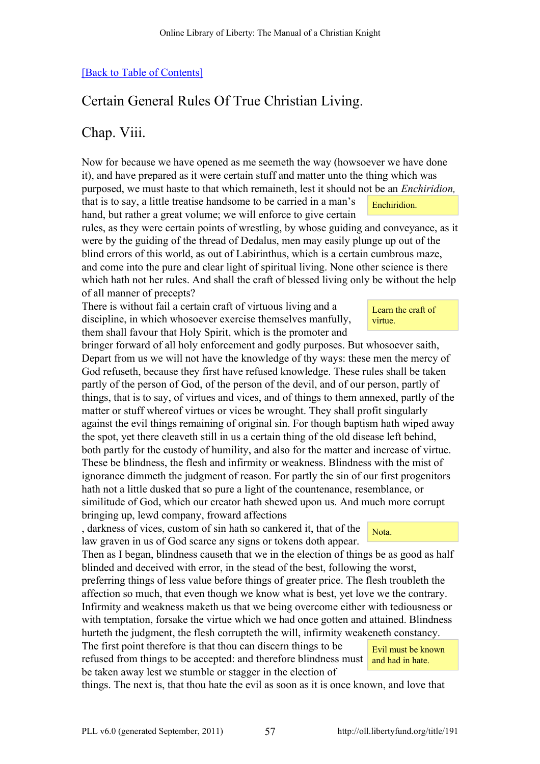[Back to Table of Contents]

## Certain General Rules Of True Christian Living.

## Chap. Viii.

Now for because we have opened as me seemeth the way (howsoever we have done it), and have prepared as it were certain stuff and matter unto the thing which was purposed, we must haste to that which remaineth, lest it should not be an *Enchiridion,* that is to say, a little treatise handsome to be carried in a man's hand, but rather a great volume; we will enforce to give certain rules, as they were certain points of wrestling, by whose guiding and conveyance, as it were by the guiding of the thread of Dedalus, men may easily plunge up out of the blind errors of this world, as out of Labirinthus, which is a certain cumbrous maze, and come into the pure and clear light of spiritual living. None other science is there which hath not her rules. And shall the craft of blessed living only be without the help of all manner of precepts?

> Enchiridion.

There is without fail a certain craft of virtuous living and a discipline, in which whosoever exercise themselves manfully, them shall favour that Holy Spirit, which is the promoter and bringer forward of all holy enforcement and godly purposes. But whosoever saith, Depart from us we will not have the knowledge of thy ways: these men the mercy of God refuseth, because they first have refused knowledge. These rules shall be taken partly of the person of God, of the person of the devil, and of our person, partly of things, that is to say, of virtues and vices, and of things to them annexed, partly of the matter or stuff whereof virtues or vices be wrought. They shall profit singularly against the evil things remaining of original sin. For though baptism hath wiped away the spot, yet there cleaveth still in us a certain thing of the old disease left behind, both partly for the custody of humility, and also for the matter and increase of virtue. These be blindness, the flesh and infirmity or weakness. Blindness with the mist of ignorance dimmeth the judgment of reason. For partly the sin of our first progenitors hath not a little dusked that so pure a light of the countenance, resemblance, or similitude of God, which our creator hath shewed upon us. And much more corrupt bringing up, lewd company, froward affections, darkness of vices, custom of sin hath so cankered it, that of the law graven in us of God scarce any signs or tokens doth appear. Then as I began, blindness causeth that we in the election of things be as good as half blinded and deceived with error, in the stead of the best, following the worst, preferring things of less value before things of greater price. The flesh troubleth the affection so much, that even though we know what is best, yet love we the contrary. Infirmity and weakness maketh us that we being overcome either with tediousness or with temptation, forsake the virtue which we had once gotten and attained. Blindness hurteth the judgment, the flesh corrupteth the will, infirmity weakeneth constancy.

> Learn the craft of virtue.

> Nota.

The first point therefore is that thou can discern things to be refused from things to be accepted: and therefore blindness must be taken away lest we stumble or stagger in the election of things. The next is, that thou hate the evil as soon as it is once known, and love that

> Evil must be known and had in hate.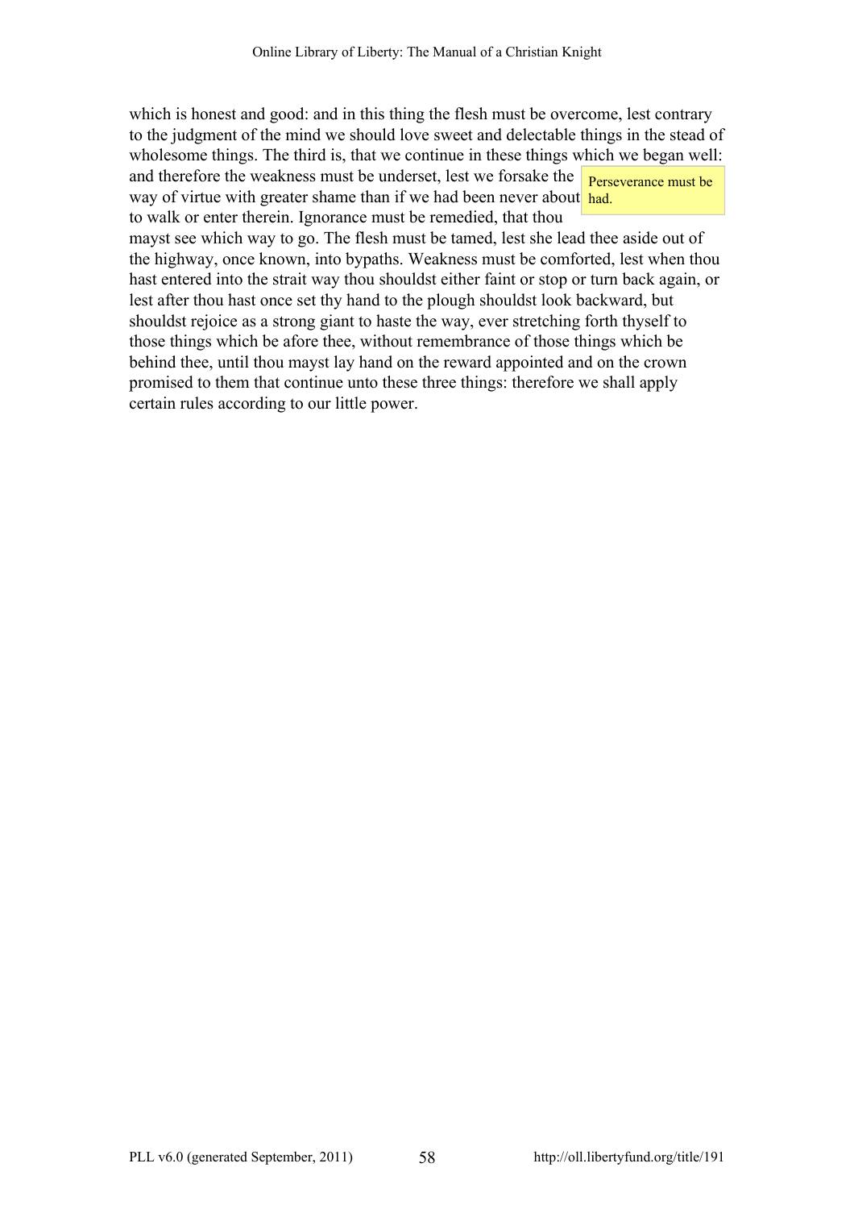which is honest and good: and in this thing the flesh must be overcome, lest contrary to the judgment of the mind we should love sweet and delectable things in the stead of wholesome things. The third is, that we continue in these things which we began well: and therefore the weakness must be underset, lest we forsake the way of virtue with greater shame than if we had been never about to walk or enter therein. Ignorance must be remedied, that thou mayst see which way to go. The flesh must be tamed, lest she lead thee aside out of the highway, once known, into bypaths. Weakness must be comforted, lest when thou hast entered into the strait way thou shouldst either faint or stop or turn back again, or lest after thou hast once set thy hand to the plough shouldst look backward, but shouldst rejoice as a strong giant to haste the way, ever stretching forth thyself to those things which be afore thee, without remembrance of those things which be behind thee, until thou mayst lay hand on the reward appointed and on the crown promised to them that continue unto these three things: therefore we shall apply certain rules according to our little power.

> Perseverance must be had.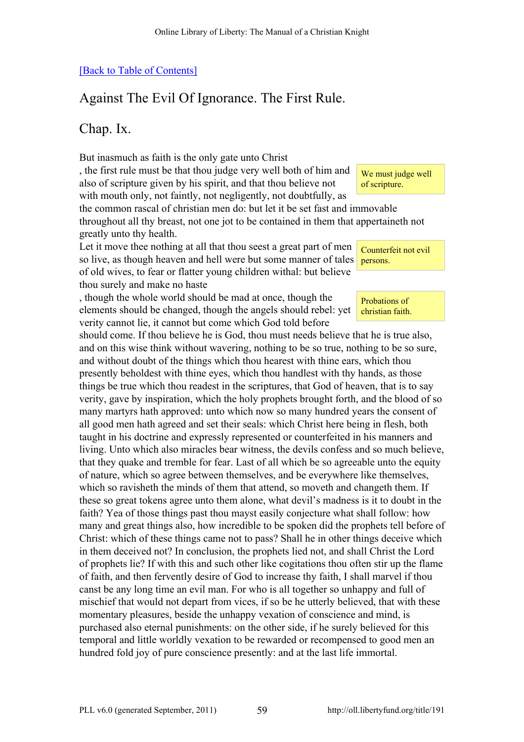[Back to Table of Contents]

## Against The Evil Of Ignorance. The First Rule.

## Chap. Ix.

But inasmuch as faith is the only gate unto Christ, the first rule must be that thou judge very well both of him and also of scripture given by his spirit, and that thou believe not with mouth only, not faintly, not negligently, not doubtfully, as the common rascal of christian men do: but let it be set fast and immovable throughout all thy breast, not one jot to be contained in them that appertaineth not greatly unto thy health.

We must judge well of scripture.

Let it move thee nothing at all that thou seest a great part of men so live, as though heaven and hell were but some manner of tales of old wives, to fear or flatter young children withal: but believe thou surely and make no haste, though the whole world should be mad at once, though the elements should be changed, though the angels should rebel: yet verity cannot lie, it cannot but come which God told before should come. If thou believe he is God, thou must needs believe that he is true also, and on this wise think without wavering, nothing to be so true, nothing to be so sure, and without doubt of the things which thou hearest with thine ears, which thou presently beholdest with thine eyes, which thou handlest with thy hands, as those things be true which thou readest in the scriptures, that God of heaven, that is to say verity, gave by inspiration, which the holy prophets brought forth, and the blood of so many martyrs hath approved: unto which now so many hundred years the consent of all good men hath agreed and set their seals: which Christ here being in flesh, both taught in his doctrine and expressly represented or counterfeited in his manners and living. Unto which also miracles bear witness, the devils confess and so much believe, that they quake and tremble for fear. Last of all which be so agreeable unto the equity of nature, which so agree between themselves, and be everywhere like themselves, which so ravisheth the minds of them that attend, so moveth and changeth them. If these so great tokens agree unto them alone, what devil's madness is it to doubt in the faith? Yea of those things past thou mayst easily conjecture what shall follow: how many and great things also, how incredible to be spoken did the prophets tell before of Christ: which of these things came not to pass? Shall he in other things deceive which in them deceived not? In conclusion, the prophets lied not, and shall Christ the Lord of prophets lie? If with this and such other like cogitations thou often stir up the flame of faith, and then fervently desire of God to increase thy faith, I shall marvel if thou canst be any long time an evil man. For who is all together so unhappy and full of mischief that would not depart from vices, if so be he utterly believed, that with these momentary pleasures, beside the unhappy vexation of conscience and mind, is purchased also eternal punishments: on the other side, if he surely believed for this temporal and little worldly vexation to be rewarded or recompensed to good men an hundred fold joy of pure conscience presently: and at the last life immortal.

Counterfeit not evil persons.

Probations of christian faith.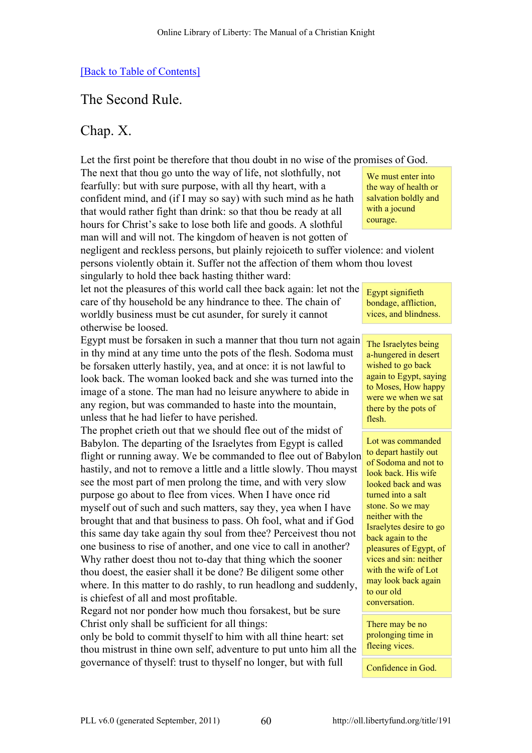[Back to Table of Contents]

## The Second Rule.

## Chap. X.

Let the first point be therefore that thou doubt in no wise of the promises of God. The next that thou go unto the way of life, not slothfully, not fearfully: but with sure purpose, with all thy heart, with a confident mind, and (if I may so say) with such mind as he hath that would rather fight than drink: so that thou be ready at all hours for Christ's sake to lose both life and goods. A slothful man will and will not. The kingdom of heaven is not gotten of negligent and reckless persons, but plainly rejoiceth to suffer violence: and violent persons violently obtain it. Suffer not the affection of them whom thou lovest singularly to hold thee back hasting thither ward:

> We must enter into the way of health or salvation boldly and with a jocund courage.

let not the pleasures of this world call thee back again: let not the care of thy household be any hindrance to thee. The chain of worldly business must be cut asunder, for surely it cannot otherwise be loosed.

> Egypt signifieth bondage, affliction, vices, and blindness.

Egypt must be forsaken in such a manner that thou turn not again in thy mind at any time unto the pots of the flesh. Sodoma must be forsaken utterly hastily, yea, and at once: it is not lawful to look back. The woman looked back and she was turned into the image of a stone. The man had no leisure anywhere to abide in any region, but was commanded to haste into the mountain, unless that he had liefer to have perished.

> The Israelytes being a-hungered in desert wished to go back again to Egypt, saying to Moses, How happy were we when we sat there by the pots of flesh.

> Lot was commanded to depart hastily out of Sodoma and not to look back. His wife looked back and was turned into a salt stone. So we may neither with the Israelytes desire to go back again to the pleasures of Egypt, of vices and sin: neither with the wife of Lot may look back again to our old conversation.

The prophet crieth out that we should flee out of the midst of Babylon. The departing of the Israelytes from Egypt is called flight or running away. We be commanded to flee out of Babylon hastily, and not to remove a little and a little slowly. Thou mayst see the most part of men prolong the time, and with very slow purpose go about to flee from vices. When I have once rid myself out of such and such matters, say they, yea when I have brought that and that business to pass. Oh fool, what and if God this same day take again thy soul from thee? Perceivest thou not one business to rise of another, and one vice to call in another? Why rather doest thou not to-day that thing which the sooner thou doest, the easier shall it be done? Be diligent some other where. In this matter to do rashly, to run headlong and suddenly, is chiefest of all and most profitable.

> There may be no prolonging time in fleeing vices.

Regard not nor ponder how much thou forsakest, but be sure Christ only shall be sufficient for all things:

only be bold to commit thyself to him with all thine heart: set thou mistrust in thine own self, adventure to put unto him all the governance of thyself: trust to thyself no longer, but with full

> Confidence in God.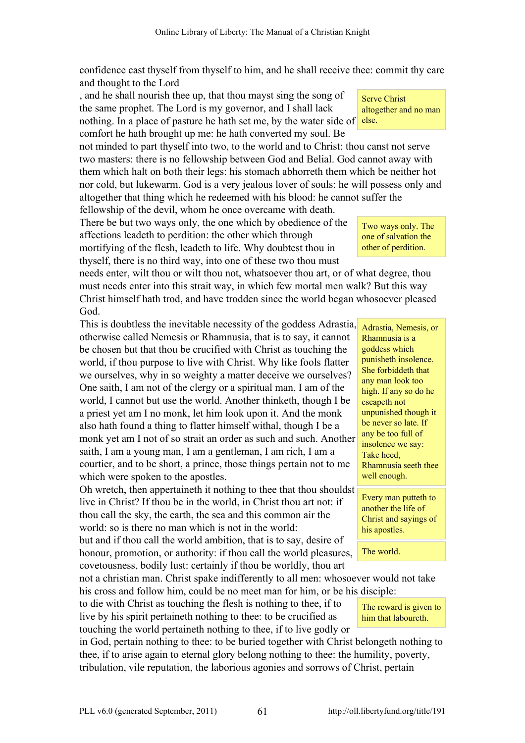confidence cast thyself from thyself to him, and he shall receive thee: commit thy care and thought to the Lord

, and he shall nourish thee up, that thou mayst sing the song of the same prophet. The Lord is my governor, and I shall lack nothing. In a place of pasture he hath set me, by the water side of comfort he hath brought up me: he hath converted my soul. Be not minded to part thyself into two, to the world and to Christ: thou canst not serve two masters: there is no fellowship between God and Belial. God cannot away with them which halt on both their legs: his stomach abhorreth them which be neither hot nor cold, but lukewarm. God is a very jealous lover of souls: he will possess only and altogether that thing which he redeemed with his blood: he cannot suffer the fellowship of the devil, whom he once overcame with death.

> Serve Christ altogether and no man else.

There be but two ways only, the one which by obedience of the affections leadeth to perdition: the other which through mortifying of the flesh, leadeth to life. Why doubtest thou in thyself, there is no third way, into one of these two thou must needs enter, wilt thou or wilt thou not, whatsoever thou art, or of what degree, thou must needs enter into this strait way, in which few mortal men walk? But this way Christ himself hath trod, and have trodden since the world began whosoever pleased God.

> Two ways only. The one of salvation the other of perdition.

This is doubtless the inevitable necessity of the goddess Adrastia, otherwise called Nemesis or Rhamnusia, that is to say, it cannot be chosen but that thou be crucified with Christ as touching the world, if thou purpose to live with Christ. Why like fools flatter we ourselves, why in so weighty a matter deceive we ourselves? One saith, I am not of the clergy or a spiritual man, I am of the world, I cannot but use the world. Another thinketh, though I be a priest yet am I no monk, let him look upon it. And the monk also hath found a thing to flatter himself withal, though I be a monk yet am I not of so strait an order as such and such. Another saith, I am a young man, I am a gentleman, I am rich, I am a courtier, and to be short, a prince, those things pertain not to me which were spoken to the apostles.

> Adrastia, Nemesis, or Rhamnusia is a goddess which punisheth insolence. She forbiddeth that any man look too high. If any so do he escapeth not unpunished though it be never so late. If any be too full of insolence we say: Take heed, Rhamnusia seeth thee well enough.

> Every man putteth to another the life of Christ and sayings of his apostles.

Oh wretch, then appertaineth it nothing to thee that thou shouldst live in Christ? If thou be in the world, in Christ thou art not: if thou call the sky, the earth, the sea and this common air the world: so is there no man which is not in the world: but and if thou call the world ambition, that is to say, desire of honour, promotion, or authority: if thou call the world pleasures, covetousness, bodily lust: certainly if thou be worldly, thou art not a christian man. Christ spake indifferently to all men: whosoever would not take his cross and follow him, could be no meet man for him, or be his disciple: to die with Christ as touching the flesh is nothing to thee, if to live by his spirit pertaineth nothing to thee: to be crucified as touching the world pertaineth nothing to thee, if to live godly or in God, pertain nothing to thee: to be buried together with Christ belongeth nothing to thee, if to arise again to eternal glory belong nothing to thee: the humility, poverty, tribulation, vile reputation, the laborious agonies and sorrows of Christ, pertain

> The world.

> The reward is given to him that laboureth.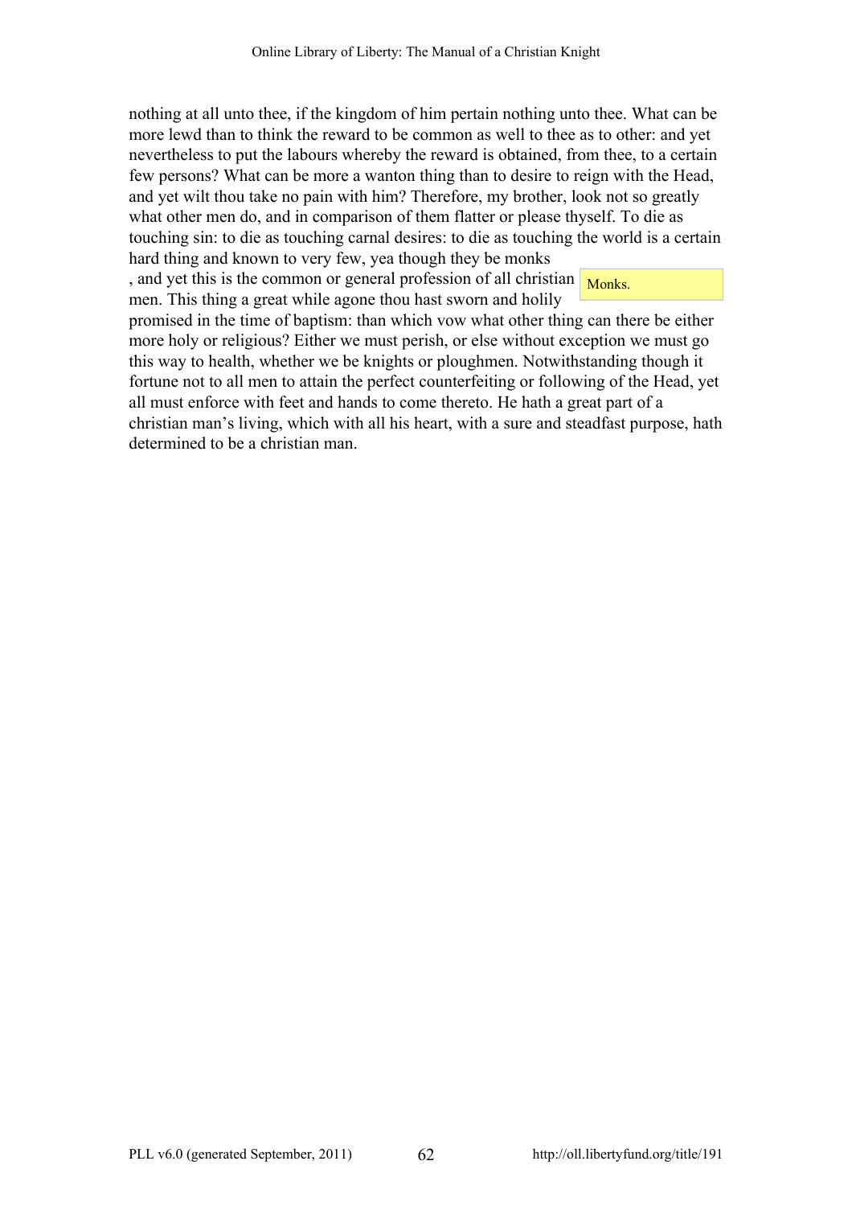nothing at all unto thee, if the kingdom of him pertain nothing unto thee. What can be more lewd than to think the reward to be common as well to thee as to other: and yet nevertheless to put the labours whereby the reward is obtained, from thee, to a certain few persons? What can be more a wanton thing than to desire to reign with the Head, and yet wilt thou take no pain with him? Therefore, my brother, look not so greatly what other men do, and in comparison of them flatter or please thyself. To die as touching sin: to die as touching carnal desires: to die as touching the world is a certain hard thing and known to very few, yea though they be monks, and yet this is the common or general profession of all christian men. This thing a great while agone thou hast sworn and holily promised in the time of baptism: than which vow what other thing can there be either more holy or religious? Either we must perish, or else without exception we must go this way to health, whether we be knights or ploughmen. Notwithstanding though it fortune not to all men to attain the perfect counterfeiting or following of the Head, yet all must enforce with feet and hands to come thereto. He hath a great part of a christian man's living, which with all his heart, with a sure and steadfast purpose, hath determined to be a christian man.

Monks.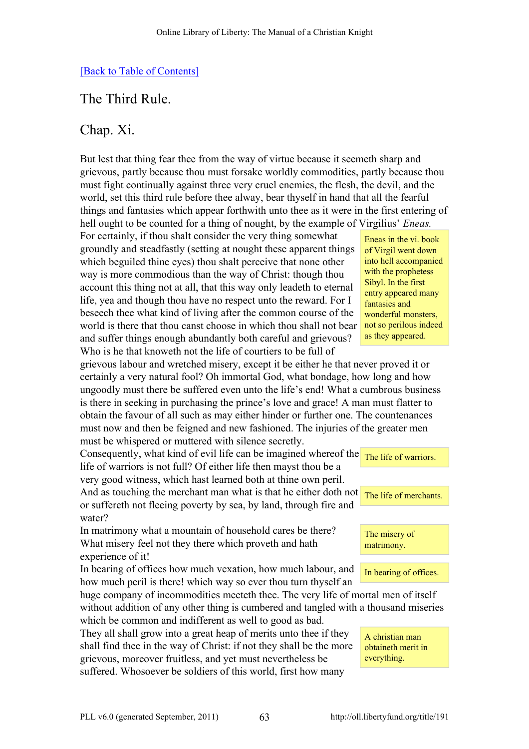[Back to Table of Contents]

## The Third Rule.

## Chap. Xi.

But lest that thing fear thee from the way of virtue because it seemeth sharp and grievous, partly because thou must forsake worldly commodities, partly because thou must fight continually against three very cruel enemies, the flesh, the devil, and the world, set this third rule before thee alway, bear thyself in hand that all the fearful things and fantasies which appear forthwith unto thee as it were in the first entering of hell ought to be counted for a thing of nought, by the example of Virgilius' *Eneas.* For certainly, if thou shalt consider the very thing somewhat groundly and steadfastly (setting at nought these apparent things which beguiled thine eyes) thou shalt perceive that none other way is more commodious than the way of Christ: though thou account this thing not at all, that this way only leadeth to eternal life, yea and though thou have no respect unto the reward. For I beseech thee what kind of living after the common course of the world is there that thou canst choose in which thou shalt not bear and suffer things enough abundantly both careful and grievous? Who is he that knoweth not the life of courtiers to be full of grievous labour and wretched misery, except it be either he that never proved it or certainly a very natural fool? Oh immortal God, what bondage, how long and how ungoodly must there be suffered even unto the life's end! What a cumbrous business is there in seeking in purchasing the prince's love and grace! A man must flatter to obtain the favour of all such as may either hinder or further one. The countenances must now and then be feigned and new fashioned. The injuries of the greater men must be whispered or muttered with silence secretly.

> Eneas in the vi. book of Virgil went down into hell accompanied with the prophetess Sibyl. In the first entry appeared many fantasies and wonderful monsters, not so perilous indeed as they appeared.

Consequently, what kind of evil life can be imagined whereof the life of warriors is not full? Of either life then mayst thou be a very good witness, which hast learned both at thine own peril.

> The life of warriors.

And as touching the merchant man what is that he either doth not or suffereth not fleeing poverty by sea, by land, through fire and water?

> The life of merchants.

In matrimony what a mountain of household cares be there? What misery feel not they there which proveth and hath experience of it!

> The misery of matrimony.

In bearing of offices how much vexation, how much labour, and how much peril is there! which way so ever thou turn thyself an huge company of incommodities meeteth thee. The very life of mortal men of itself without addition of any other thing is cumbered and tangled with a thousand miseries which be common and indifferent as well to good as bad.

> In bearing of offices.

They all shall grow into a great heap of merits unto thee if they shall find thee in the way of Christ: if not they shall be the more grievous, moreover fruitless, and yet must nevertheless be suffered. Whosoever be soldiers of this world, first how many

> A christian man obtaineth merit in everything.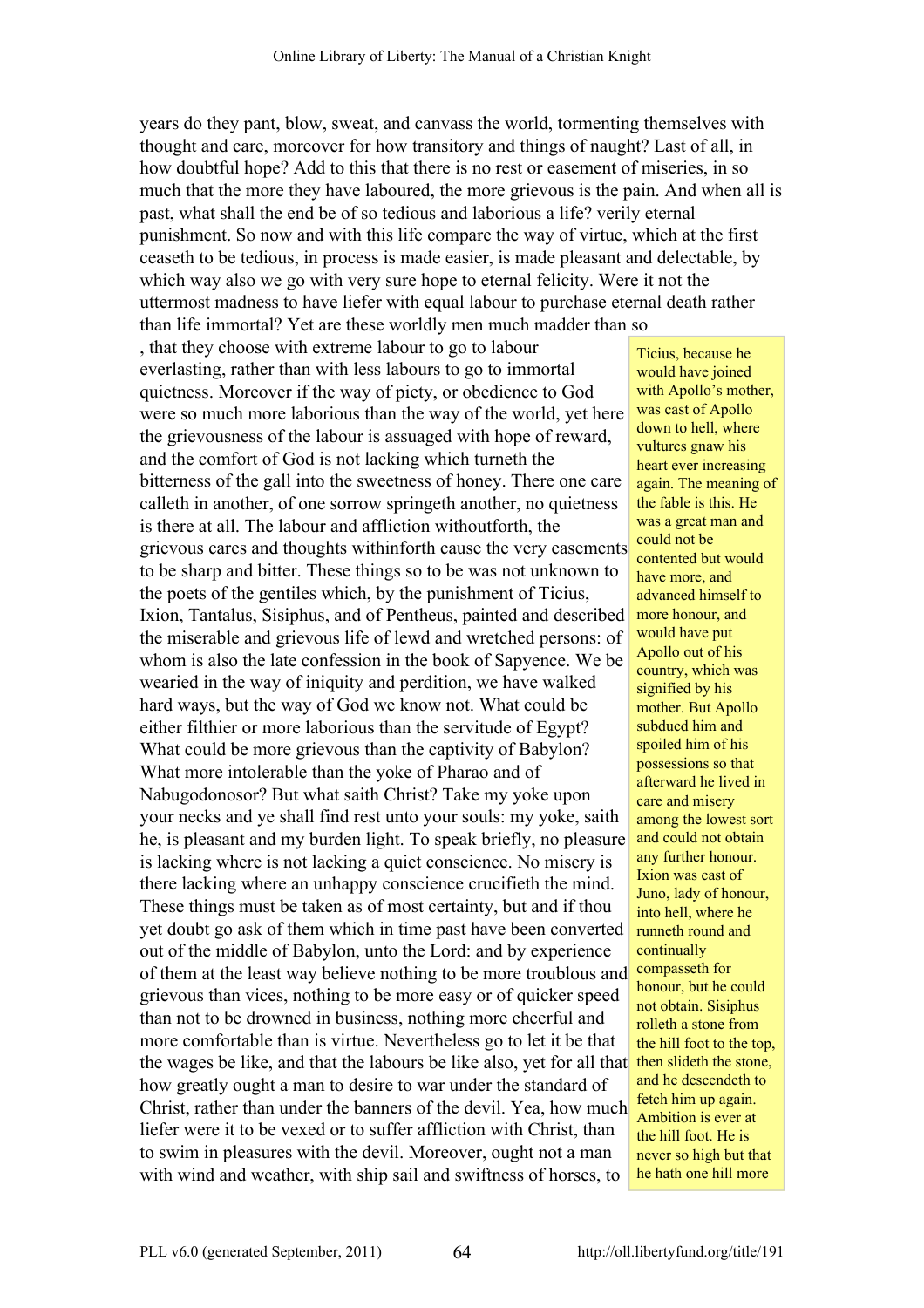years do they pant, blow, sweat, and canvass the world, tormenting themselves with thought and care, moreover for how transitory and things of naught? Last of all, in how doubtful hope? Add to this that there is no rest or easement of miseries, in so much that the more they have laboured, the more grievous is the pain. And when all is past, what shall the end be of so tedious and laborious a life? verily eternal punishment. So now and with this life compare the way of virtue, which at the first ceaseth to be tedious, in process is made easier, is made pleasant and delectable, by which way also we go with very sure hope to eternal felicity. Were it not the uttermost madness to have liefer with equal labour to purchase eternal death rather than life immortal? Yet are these worldly men much madder than so , that they choose with extreme labour to go to labour everlasting, rather than with less labours to go to immortal quietness. Moreover if the way of piety, or obedience to God were so much more laborious than the way of the world, yet here the grievousness of the labour is assuaged with hope of reward, and the comfort of God is not lacking which turneth the bitterness of the gall into the sweetness of honey. There one care calleth in another, of one sorrow springeth another, no quietness is there at all. The labour and affliction withoutforth, the grievous cares and thoughts withinforth cause the very easements to be sharp and bitter. These things so to be was not unknown to the poets of the gentiles which, by the punishment of Ticius, Ixion, Tantalus, Sisiphus, and of Pentheus, painted and described the miserable and grievous life of lewd and wretched persons: of whom is also the late confession in the book of Sapyence. We be wearied in the way of iniquity and perdition, we have walked hard ways, but the way of God we know not. What could be either filthier or more laborious than the servitude of Egypt? What could be more grievous than the captivity of Babylon? What more intolerable than the yoke of Pharao and of Nabugodonosor? But what saith Christ? Take my yoke upon your necks and ye shall find rest unto your souls: my yoke, saith he, is pleasant and my burden light. To speak briefly, no pleasure is lacking where is not lacking a quiet conscience. No misery is there lacking where an unhappy conscience crucifieth the mind. These things must be taken as of most certainty, but and if thou yet doubt go ask of them which in time past have been converted out of the middle of Babylon, unto the Lord: and by experience of them at the least way believe nothing to be more troublous and grievous than vices, nothing to be more easy or of quicker speed than not to be drowned in business, nothing more cheerful and more comfortable than is virtue. Nevertheless go to let it be that the wages be like, and that the labours be like also, yet for all that how greatly ought a man to desire to war under the standard of Christ, rather than under the banners of the devil. Yea, how much liefer were it to be vexed or to suffer affliction with Christ, than to swim in pleasures with the devil. Moreover, ought not a man with wind and weather, with ship sail and swiftness of horses, to

> Ticius, because he would have joined with Apollo's mother, was cast of Apollo down to hell, where vultures gnaw his heart ever increasing again. The meaning of the fable is this. He was a great man and could not be contented but would have more, and advanced himself to more honour, and would have put Apollo out of his country, which was signified by his mother. But Apollo subdued him and spoiled him of his possessions so that afterward he lived in care and misery among the lowest sort and could not obtain any further honour. Ixion was cast of Juno, lady of honour, into hell, where he runneth round and continually compasseth for honour, but he could not obtain. Sisiphus rolleth a stone from the hill foot to the top, then slideth the stone, and he descendeth to fetch him up again. Ambition is ever at the hill foot. He is never so high but that he hath one hill more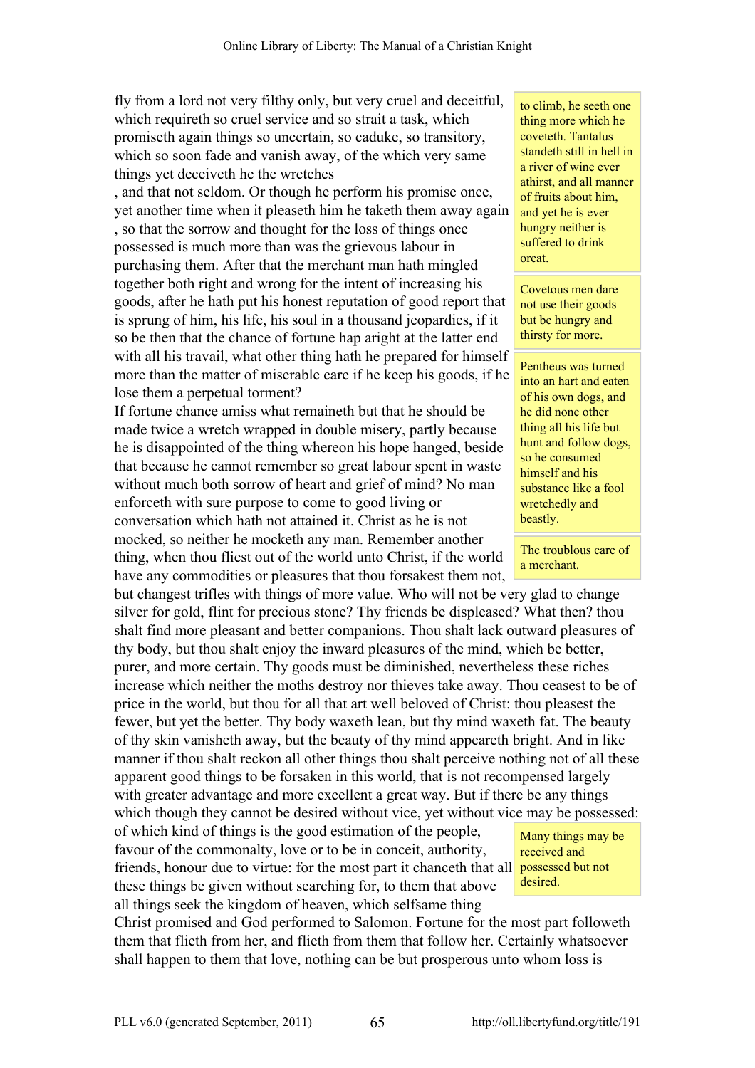fly from a lord not very filthy only, but very cruel and deceitful, which requireth so cruel service and so strait a task, which promiseth again things so uncertain, so caduke, so transitory, which so soon fade and vanish away, of the which very same things yet deceiveth he the wretches , and that not seldom. Or though he perform his promise once, yet another time when it pleaseth him he taketh them away again , so that the sorrow and thought for the loss of things once possessed is much more than was the grievous labour in purchasing them. After that the merchant man hath mingled together both right and wrong for the intent of increasing his goods, after he hath put his honest reputation of good report that is sprung of him, his life, his soul in a thousand jeopardies, if it so be then that the chance of fortune hap aright at the latter end with all his travail, what other thing hath he prepared for himself more than the matter of miserable care if he keep his goods, if he lose them a perpetual torment?

> to climb, he seeth one thing more which he coveteth. Tantalus standeth still in hell in a river of wine ever athirst, and all manner of fruits about him, and yet he is ever hungry neither is suffered to drink oreat.

> Covetous men dare not use their goods but be hungry and thirsty for more.

> Pentheus was turned into an hart and eaten of his own dogs, and he did none other thing all his life but hunt and follow dogs, so he consumed himself and his substance like a fool wretchedly and beastly.

> The troublous care of a merchant.

If fortune chance amiss what remaineth but that he should be made twice a wretch wrapped in double misery, partly because he is disappointed of the thing whereon his hope hanged, beside that because he cannot remember so great labour spent in waste without much both sorrow of heart and grief of mind? No man enforceth with sure purpose to come to good living or conversation which hath not attained it. Christ as he is not mocked, so neither he mocketh any man. Remember another thing, when thou fliest out of the world unto Christ, if the world have any commodities or pleasures that thou forsakest them not, but changest trifles with things of more value. Who will not be very glad to change silver for gold, flint for precious stone? Thy friends be displeased? What then? thou shalt find more pleasant and better companions. Thou shalt lack outward pleasures of thy body, but thou shalt enjoy the inward pleasures of the mind, which be better, purer, and more certain. Thy goods must be diminished, nevertheless these riches increase which neither the moths destroy nor thieves take away. Thou ceasest to be of price in the world, but thou for all that art well beloved of Christ: thou pleasest the fewer, but yet the better. Thy body waxeth lean, but thy mind waxeth fat. The beauty of thy skin vanisheth away, but the beauty of thy mind appeareth bright. And in like manner if thou shalt reckon all other things thou shalt perceive nothing not of all these apparent good things to be forsaken in this world, that is not recompensed largely with greater advantage and more excellent a great way. But if there be any things which though they cannot be desired without vice, yet without vice may be possessed: of which kind of things is the good estimation of the people, favour of the commonalty, love or to be in conceit, authority, friends, honour due to virtue: for the most part it chanceth that all these things be given without searching for, to them that above all things seek the kingdom of heaven, which selfsame thing Christ promised and God performed to Salomon. Fortune for the most part followeth them that flieth from her, and flieth from them that follow her. Certainly whatsoever shall happen to them that love, nothing can be but prosperous unto whom loss is

> Many things may be received and possessed but not desired.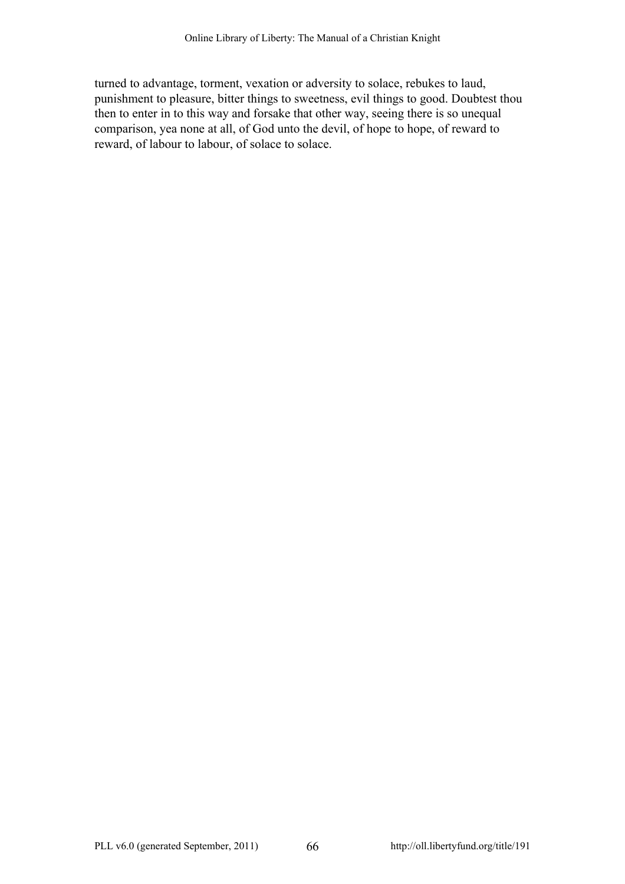turned to advantage, torment, vexation or adversity to solace, rebukes to laud, punishment to pleasure, bitter things to sweetness, evil things to good. Doubtest thou then to enter in to this way and forsake that other way, seeing there is so unequal comparison, yea none at all, of God unto the devil, of hope to hope, of reward to reward, of labour to labour, of solace to solace.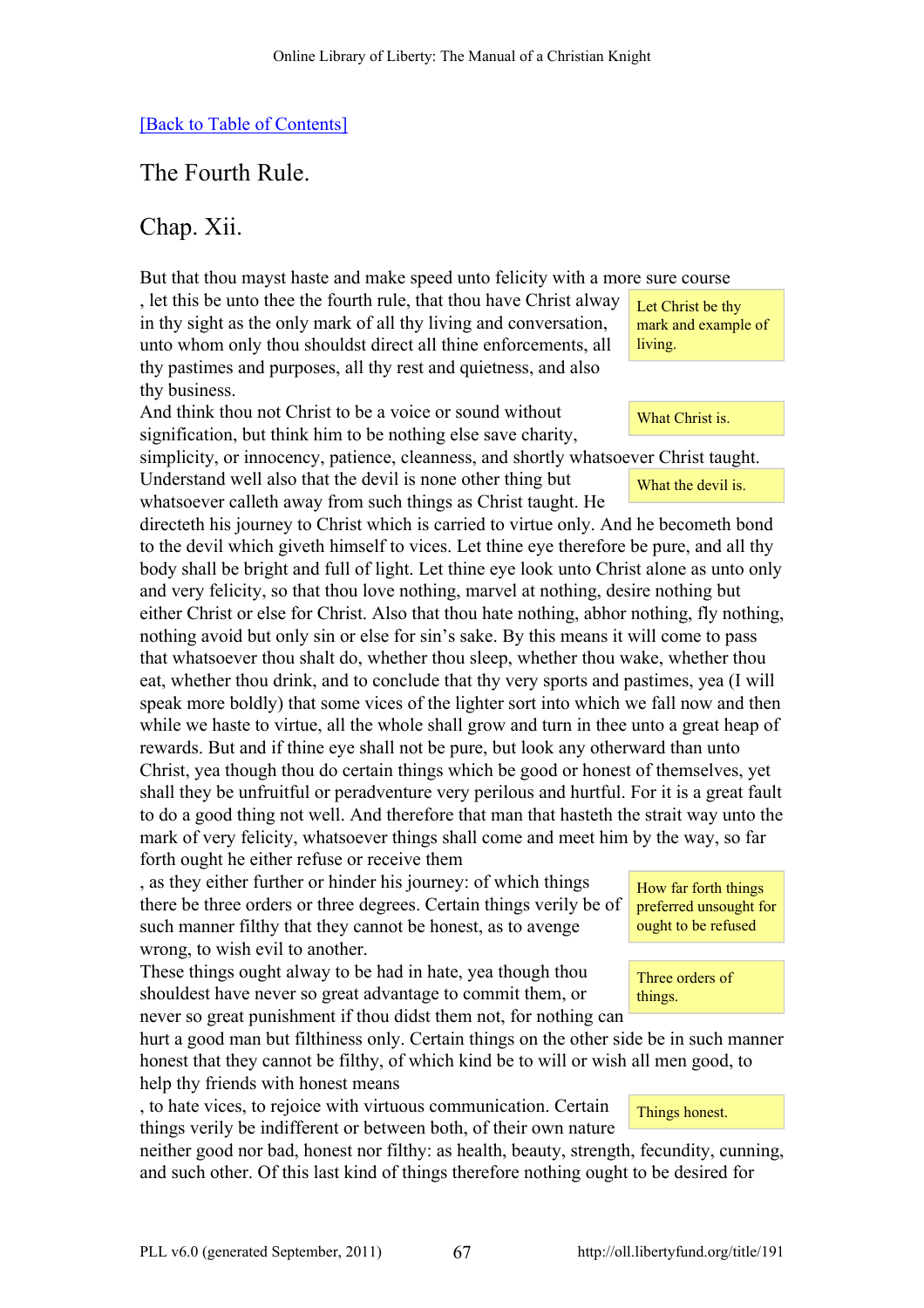[Back to Table of Contents]

## The Fourth Rule.

## Chap. Xii.

But that thou mayst haste and make speed unto felicity with a more sure course, let this be unto thee the fourth rule, that thou have Christ alway in thy sight as the only mark of all thy living and conversation, unto whom only thou shouldst direct all thine enforcements, all thy pastimes and purposes, all thy rest and quietness, and also thy business.

Let Christ be thy mark and example of living.

And think thou not Christ to be a voice or sound without signification, but think him to be nothing else save charity, simplicity, or innocency, patience, cleanness, and shortly whatsoever Christ taught.

What Christ is.

Understand well also that the devil is none other thing but whatsoever calleth away from such things as Christ taught.

What the devil is.

He directeth his journey to Christ which is carried to virtue only. And he becometh bond to the devil which giveth himself to vices. Let thine eye therefore be pure, and all thy body shall be bright and full of light. Let thine eye look unto Christ alone as unto only and very felicity, so that thou love nothing, marvel at nothing, desire nothing but either Christ or else for Christ. Also that thou hate nothing, abhor nothing, fly nothing, nothing avoid but only sin or else for sin's sake. By this means it will come to pass that whatsoever thou shalt do, whether thou sleep, whether thou wake, whether thou eat, whether thou drink, and to conclude that thy very sports and pastimes, yea (I will speak more boldly) that some vices of the lighter sort into which we fall now and then while we haste to virtue, all the whole shall grow and turn in thee unto a great heap of rewards. But and if thine eye shall not be pure, but look any otherward than unto Christ, yea though thou do certain things which be good or honest of themselves, yet shall they be unfruitful or peradventure very perilous and hurtful. For it is a great fault to do a good thing not well. And therefore that man that hasteth the strait way unto the mark of very felicity, whatsoever things shall come and meet him by the way, so far forth ought he either refuse or receive them, as they either further or hinder his journey: of which things there be three orders or three degrees.

How far forth things preferred unsought for ought to be refused

Certain things verily be of such manner filthy that they cannot be honest, as to avenge wrong, to wish evil to another.

Three orders of things.

These things ought alway to be had in hate, yea though thou shouldest have never so great advantage to commit them, or never so great punishment if thou didst them not, for nothing can hurt a good man but filthiness only. Certain things on the other side be in such manner honest that they cannot be filthy, of which kind be to will or wish all men good, to help thy friends with honest means, to hate vices, to rejoice with virtuous communication.

Things honest.

Certain things verily be indifferent or between both, of their own nature neither good nor bad, honest nor filthy: as health, beauty, strength, fecundity, cunning, and such other. Of this last kind of things therefore nothing ought to be desired for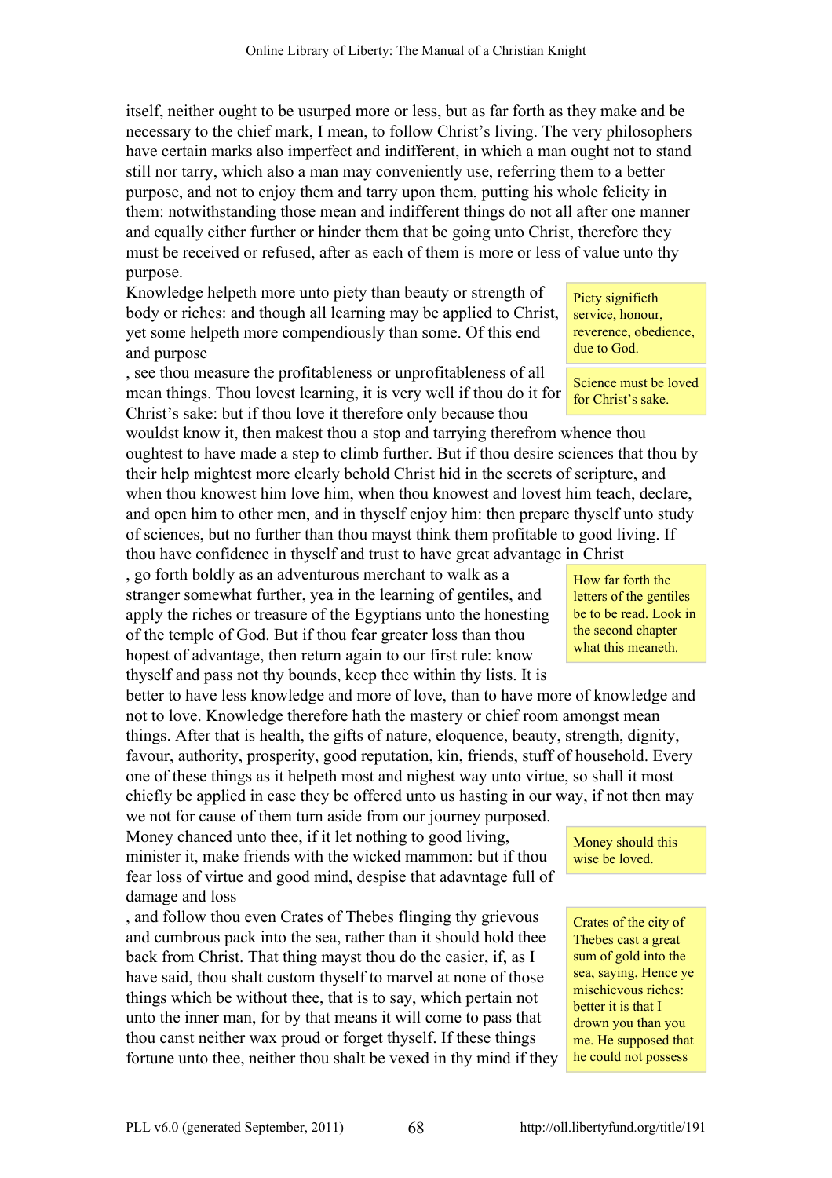itself, neither ought to be usurped more or less, but as far forth as they make and be necessary to the chief mark, I mean, to follow Christ's living. The very philosophers have certain marks also imperfect and indifferent, in which a man ought not to stand still nor tarry, which also a man may conveniently use, referring them to a better purpose, and not to enjoy them and tarry upon them, putting his whole felicity in them: notwithstanding those mean and indifferent things do not all after one manner and equally either further or hinder them that be going unto Christ, therefore they must be received or refused, after as each of them is more or less of value unto thy purpose.

Knowledge helpeth more unto piety than beauty or strength of body or riches: and though all learning may be applied to Christ, yet some helpeth more compendiously than some. Of this end and purpose, see thou measure the profitableness or unprofitableness of all mean things. Thou lovest learning, it is very well if thou do it for Christ's sake: but if thou love it therefore only because thou wouldst know it, then makest thou a stop and tarrying therefrom whence thou oughtest to have made a step to climb further. But if thou desire sciences that thou by their help mightest more clearly behold Christ hid in the secrets of scripture, and when thou knowest him love him, when thou knowest and lovest him teach, declare, and open him to other men, and in thyself enjoy him: then prepare thyself unto study of sciences, but no further than thou mayst think them profitable to good living. If thou have confidence in thyself and trust to have great advantage in Christ, go forth boldly as an adventurous merchant to walk as a stranger somewhat further, yea in the learning of gentiles, and apply the riches or treasure of the Egyptians unto the honesting of the temple of God. But if thou fear greater loss than thou hopest of advantage, then return again to our first rule: know thyself and pass not thy bounds, keep thee within thy lists. It is better to have less knowledge and more of love, than to have more of knowledge and not to love. Knowledge therefore hath the mastery or chief room amongst mean things. After that is health, the gifts of nature, eloquence, beauty, strength, dignity, favour, authority, prosperity, good reputation, kin, friends, stuff of household. Every one of these things as it helpeth most and nighest way unto virtue, so shall it most chiefly be applied in case they be offered unto us hasting in our way, if not then may we not for cause of them turn aside from our journey purposed.

> Piety signifieth service, honour, reverence, obedience, due to God.

> Science must be loved for Christ's sake.

> How far forth the letters of the gentiles be to be read. Look in the second chapter what this meaneth.

Money chanced unto thee, if it let nothing to good living, minister it, make friends with the wicked mammon: but if thou fear loss of virtue and good mind, despise that adavntage full of damage and loss, and follow thou even Crates of Thebes flinging thy grievous and cumbrous pack into the sea, rather than it should hold thee back from Christ. That thing mayst thou do the easier, if, as I have said, thou shalt custom thyself to marvel at none of those things which be without thee, that is to say, which pertain not unto the inner man, for by that means it will come to pass that thou canst neither wax proud or forget thyself. If these things fortune unto thee, neither thou shalt be vexed in thy mind if they

> Money should this wise be loved.

> Crates of the city of Thebes cast a great sum of gold into the sea, saying, Hence ye mischievous riches: better it is that I drown you than you me. He supposed that he could not possess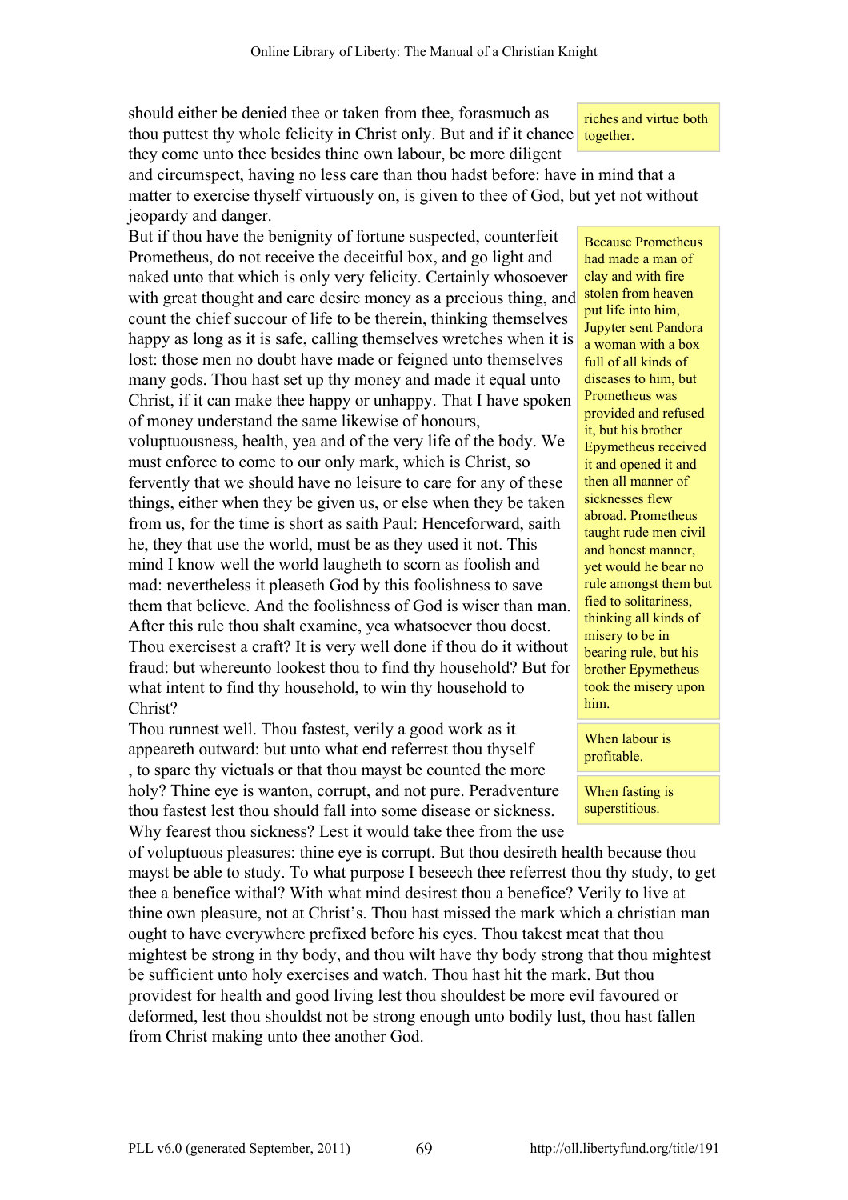should either be denied thee or taken from thee, forasmuch as thou puttest thy whole felicity in Christ only. But and if it chance they come unto thee besides thine own labour, be more diligent and circumspect, having no less care than thou hadst before: have in mind that a matter to exercise thyself virtuously on, is given to thee of God, but yet not without jeopardy and danger.

> riches and virtue both together.

But if thou have the benignity of fortune suspected, counterfeit Prometheus, do not receive the deceitful box, and go light and naked unto that which is only very felicity. Certainly whosoever with great thought and care desire money as a precious thing, and count the chief succour of life to be therein, thinking themselves happy as long as it is safe, calling themselves wretches when it is lost: those men no doubt have made or feigned unto themselves many gods. Thou hast set up thy money and made it equal unto Christ, if it can make thee happy or unhappy. That I have spoken of money understand the same likewise of honours, voluptuousness, health, yea and of the very life of the body. We must enforce to come to our only mark, which is Christ, so fervently that we should have no leisure to care for any of these things, either when they be given us, or else when they be taken from us, for the time is short as saith Paul: Henceforward, saith he, they that use the world, must be as they used it not. This mind I know well the world laugheth to scorn as foolish and mad: nevertheless it pleaseth God by this foolishness to save them that believe. And the foolishness of God is wiser than man. After this rule thou shalt examine, yea whatsoever thou doest. Thou exercisest a craft? It is very well done if thou do it without fraud: but whereunto lookest thou to find thy household? But for what intent to find thy household, to win thy household to Christ?

> Because Prometheus had made a man of clay and with fire stolen from heaven put life into him, Jupyter sent Pandora a woman with a box full of all kinds of diseases to him, but Prometheus was provided and refused it, but his brother Epymetheus received it and opened it and then all manner of sicknesses flew abroad. Prometheus taught rude men civil and honest manner, yet would he bear no rule amongst them but fied to solitariness, thinking all kinds of misery to be in bearing rule, but his brother Epymetheus took the misery upon him.

> When labour is profitable.

> When fasting is superstitious.

Thou runnest well. Thou fastest, verily a good work as it appeareth outward: but unto what end referrest thou thyself , to spare thy victuals or that thou mayst be counted the more holy? Thine eye is wanton, corrupt, and not pure. Peradventure thou fastest lest thou should fall into some disease or sickness. Why fearest thou sickness? Lest it would take thee from the use of voluptuous pleasures: thine eye is corrupt. But thou desireth health because thou mayst be able to study. To what purpose I beseech thee referrest thou thy study, to get thee a benefice withal? With what mind desirest thou a benefice? Verily to live at thine own pleasure, not at Christ's. Thou hast missed the mark which a christian man ought to have everywhere prefixed before his eyes. Thou takest meat that thou mightest be strong in thy body, and thou wilt have thy body strong that thou mightest be sufficient unto holy exercises and watch. Thou hast hit the mark. But thou providest for health and good living lest thou shouldest be more evil favoured or deformed, lest thou shouldst not be strong enough unto bodily lust, thou hast fallen from Christ making unto thee another God.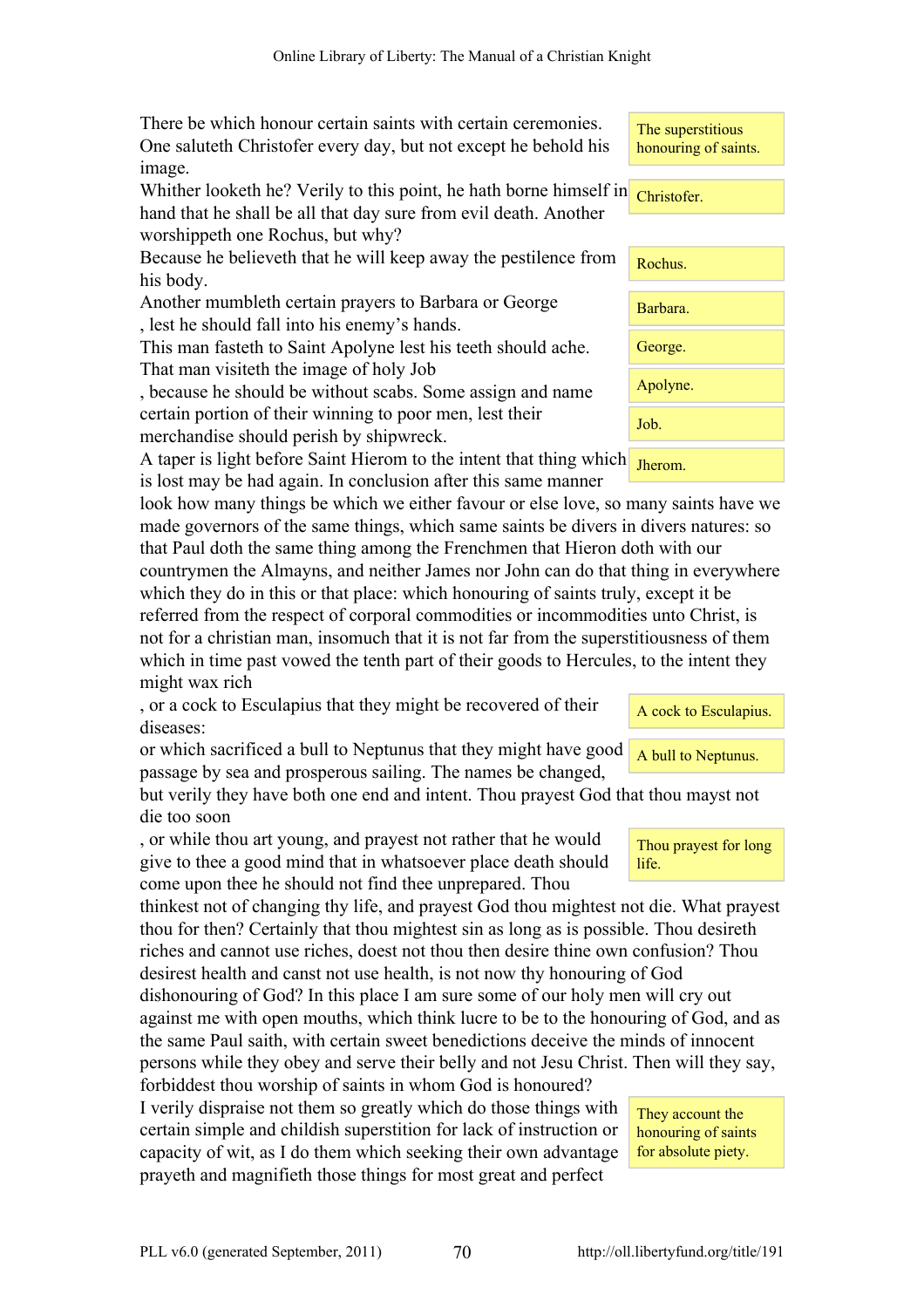There be which honour certain saints with certain ceremonies. One saluteth Christofer every day, but not except he behold his image.

> The superstitious honouring of saints.

Whither looketh he? Verily to this point, he hath borne himself in hand that he shall be all that day sure from evil death. Another worshippeth one Rochus, but why?

> Christofer.

Because he believeth that he will keep away the pestilence from his body.

> Rochus.

Another mumbleth certain prayers to Barbara or George, lest he should fall into his enemy's hands.

> Barbara.

> George.

This man fasteth to Saint Apolyne lest his teeth should ache.

> Apolyne.

That man visiteth the image of holy Job, because he should be without scabs. Some assign and name certain portion of their winning to poor men, lest their merchandise should perish by shipwreck.

> Job.

A taper is light before Saint Hierom to the intent that thing which is lost may be had again. In conclusion after this same manner look how many things be which we either favour or else love, so many saints have we made governors of the same things, which same saints be divers in divers natures: so that Paul doth the same thing among the Frenchmen that Hieron doth with our countrymen the Almayns, and neither James nor John can do that thing in everywhere which they do in this or that place: which honouring of saints truly, except it be referred from the respect of corporal commodities or incommodities unto Christ, is not for a christian man, insomuch that it is not far from the superstitiousness of them which in time past vowed the tenth part of their goods to Hercules, to the intent they might wax rich, or a cock to Esculapius that they might be recovered of their diseases:

> Jherom.

> A cock to Esculapius.

or which sacrificed a bull to Neptunus that they might have good passage by sea and prosperous sailing. The names be changed, but verily they have both one end and intent. Thou prayest God that thou mayst not die too soon, or while thou art young, and prayest not rather that he would give to thee a good mind that in whatsoever place death should come upon thee he should not find thee unprepared. Thou thinkest not of changing thy life, and prayest God thou mightest not die. What prayest thou for then? Certainly that thou mightest sin as long as is possible. Thou desireth riches and cannot use riches, doest not thou then desire thine own confusion? Thou desirest health and canst not use health, is not now thy honouring of God dishonouring of God? In this place I am sure some of our holy men will cry out against me with open mouths, which think lucre to be to the honouring of God, and as the same Paul saith, with certain sweet benedictions deceive the minds of innocent persons while they obey and serve their belly and not Jesu Christ. Then will they say, forbiddest thou worship of saints in whom God is honoured?

> A bull to Neptunus.

> Thou prayest for long life.

I verily dispraise not them so greatly which do those things with certain simple and childish superstition for lack of instruction or capacity of wit, as I do them which seeking their own advantage prayeth and magnifieth those things for most great and perfect

> They account the honouring of saints for absolute piety.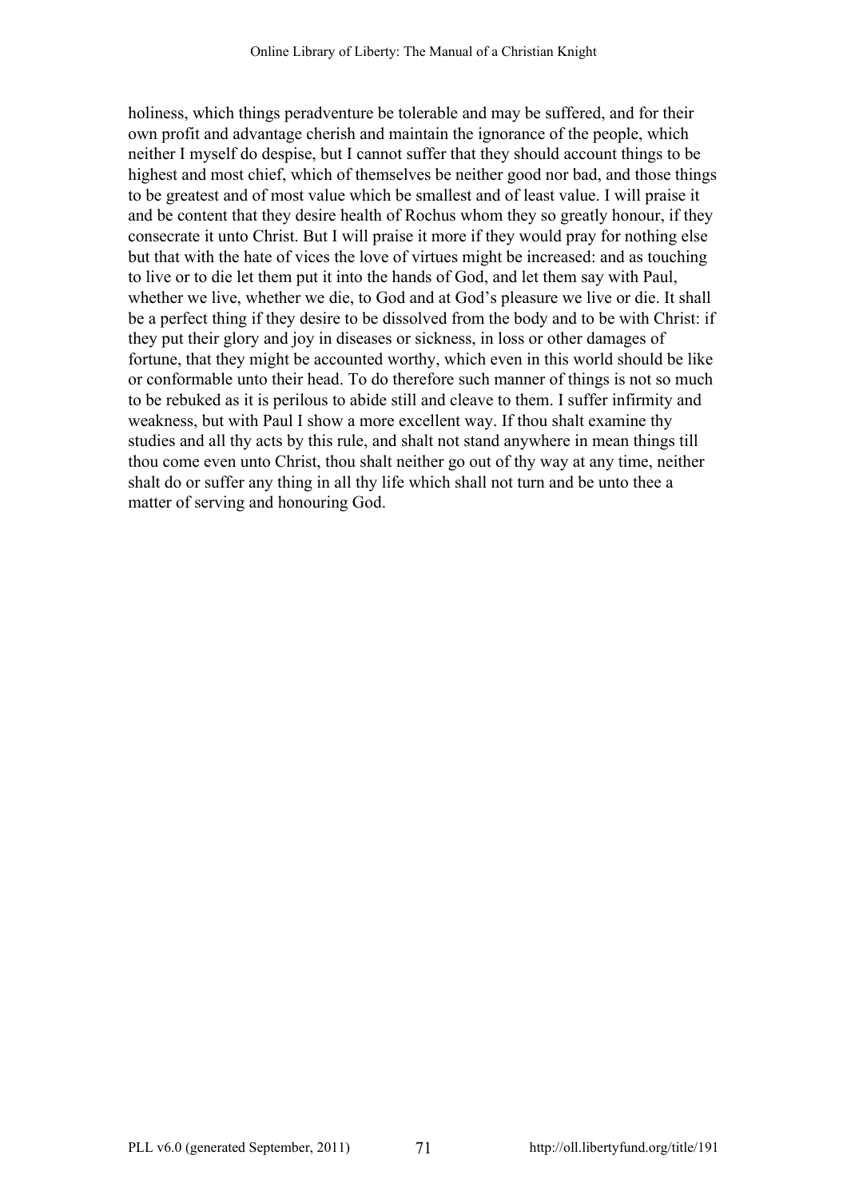holiness, which things peradventure be tolerable and may be suffered, and for their own profit and advantage cherish and maintain the ignorance of the people, which neither I myself do despise, but I cannot suffer that they should account things to be highest and most chief, which of themselves be neither good nor bad, and those things to be greatest and of most value which be smallest and of least value. I will praise it and be content that they desire health of Rochus whom they so greatly honour, if they consecrate it unto Christ. But I will praise it more if they would pray for nothing else but that with the hate of vices the love of virtues might be increased: and as touching to live or to die let them put it into the hands of God, and let them say with Paul, whether we live, whether we die, to God and at God's pleasure we live or die. It shall be a perfect thing if they desire to be dissolved from the body and to be with Christ: if they put their glory and joy in diseases or sickness, in loss or other damages of fortune, that they might be accounted worthy, which even in this world should be like or conformable unto their head. To do therefore such manner of things is not so much to be rebuked as it is perilous to abide still and cleave to them. I suffer infirmity and weakness, but with Paul I show a more excellent way. If thou shalt examine thy studies and all thy acts by this rule, and shalt not stand anywhere in mean things till thou come even unto Christ, thou shalt neither go out of thy way at any time, neither shalt do or suffer any thing in all thy life which shall not turn and be unto thee a matter of serving and honouring God.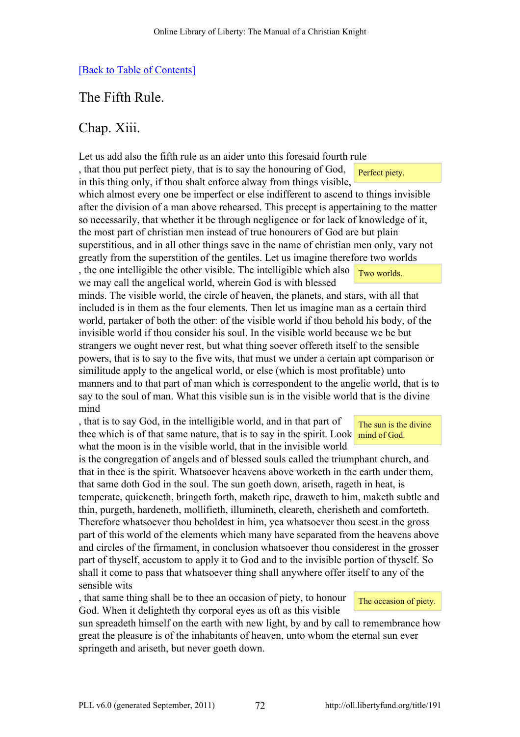[Back to Table of Contents]

## The Fifth Rule.

## Chap. Xiii.

Let us add also the fifth rule as an aider unto this foresaid fourth rule, that thou put perfect piety, that is to say the honouring of God, in this thing only, if thou shalt enforce alway from things visible, which almost every one be imperfect or else indifferent to ascend to things invisible after the division of a man above rehearsed. This precept is appertaining to the matter so necessarily, that whether it be through negligence or for lack of knowledge of it, the most part of christian men instead of true honourers of God are but plain superstitious, and in all other things save in the name of christian men only, vary not greatly from the superstition of the gentiles. Let us imagine therefore two worlds, the one intelligible the other visible. The intelligible which also we may call the angelical world, wherein God is with blessed minds. The visible world, the circle of heaven, the planets, and stars, with all that included is in them as the four elements. Then let us imagine man as a certain third world, partaker of both the other: of the visible world if thou behold his body, of the invisible world if thou consider his soul. In the visible world because we be but strangers we ought never rest, but what thing soever offereth itself to the sensible powers, that is to say to the five wits, that must we under a certain apt comparison or similitude apply to the angelical world, or else (which is most profitable) unto manners and to that part of man which is correspondent to the angelic world, that is to say to the soul of man. What this visible sun is in the visible world that is the divine mind, that is to say God, in the intelligible world, and in that part of thee which is of that same nature, that is to say in the spirit. Look what the moon is in the visible world, that in the invisible world is the congregation of angels and of blessed souls called the triumphant church, and that in thee is the spirit. Whatsoever heavens above worketh in the earth under them, that same doth God in the soul. The sun goeth down, ariseth, rageth in heat, is temperate, quickeneth, bringeth forth, maketh ripe, draweth to him, maketh subtle and thin, purgeth, hardeneth, mollifieth, illumineth, cleareth, cherisheth and comforteth. Therefore whatsoever thou beholdest in him, yea whatsoever thou seest in the gross part of this world of the elements which many have separated from the heavens above and circles of the firmament, in conclusion whatsoever thou considerest in the grosser part of thyself, accustom to apply it to God and to the invisible portion of thyself. So shall it come to pass that whatsoever thing shall anywhere offer itself to any of the sensible wits, that same thing shall be to thee an occasion of piety, to honour God. When it delighteth thy corporal eyes as oft as this visible sun spreadeth himself on the earth with new light, by and by call to remembrance how great the pleasure is of the inhabitants of heaven, unto whom the eternal sun ever springeth and ariseth, but never goeth down.

Perfect piety.

Two worlds.

The sun is the divine mind of God.

The occasion of piety.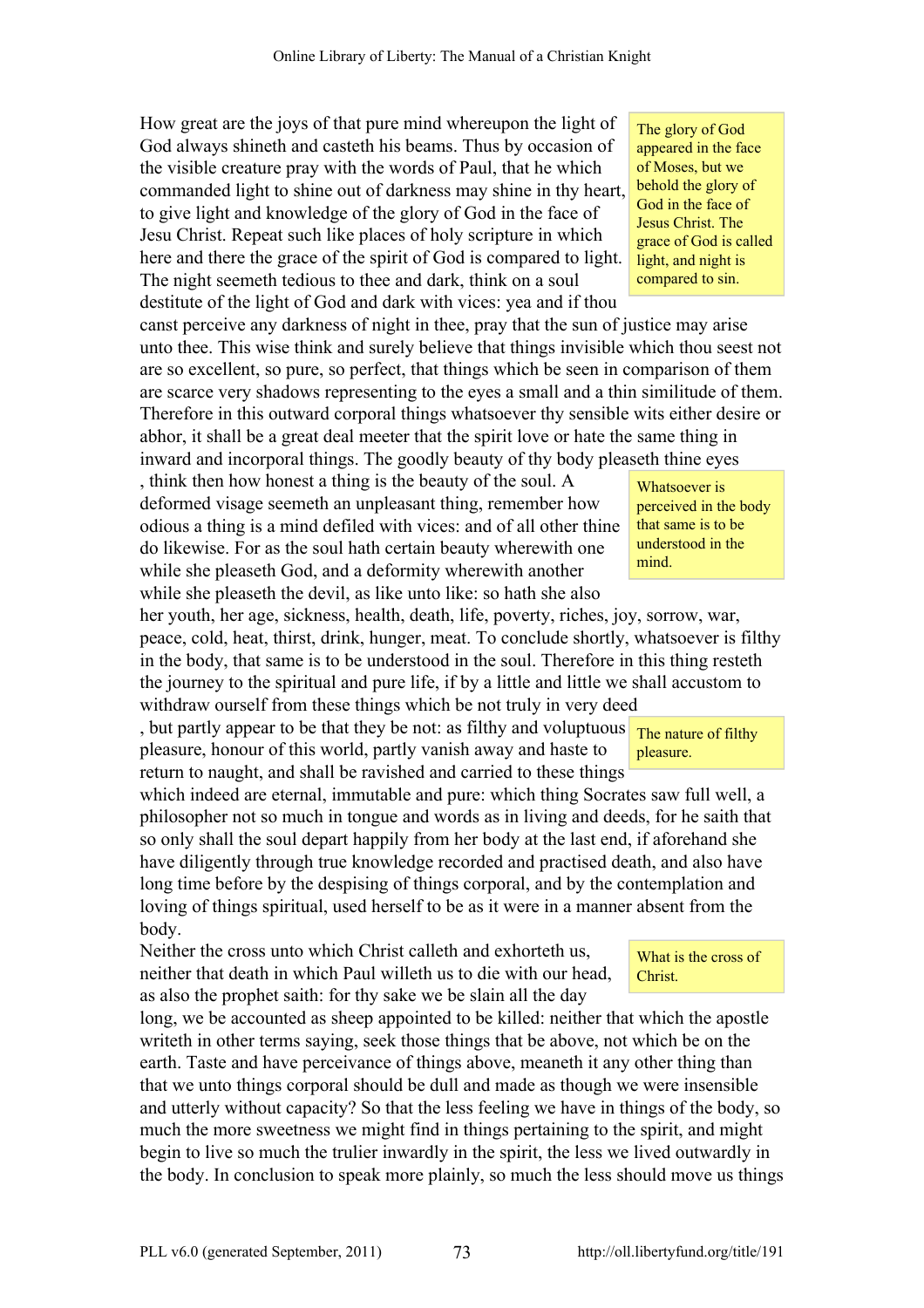How great are the joys of that pure mind whereupon the light of God always shineth and casteth his beams. Thus by occasion of the visible creature pray with the words of Paul, that he which commanded light to shine out of darkness may shine in thy heart, to give light and knowledge of the glory of God in the face of Jesu Christ. Repeat such like places of holy scripture in which here and there the grace of the spirit of God is compared to light. The night seemeth tedious to thee and dark, think on a soul destitute of the light of God and dark with vices: yea and if thou canst perceive any darkness of night in thee, pray that the sun of justice may arise unto thee. This wise think and surely believe that things invisible which thou seest not are so excellent, so pure, so perfect, that things which be seen in comparison of them are scarce very shadows representing to the eyes a small and a thin similitude of them. Therefore in this outward corporal things whatsoever thy sensible wits either desire or abhor, it shall be a great deal meeter that the spirit love or hate the same thing in inward and incorporal things. The goodly beauty of thy body pleaseth thine eyes, think then how honest a thing is the beauty of the soul. A deformed visage seemeth an unpleasant thing, remember how odious a thing is a mind defiled with vices: and of all other thine do likewise. For as the soul hath certain beauty wherewith one while she pleaseth God, and a deformity wherewith another while she pleaseth the devil, as like unto like: so hath she also her youth, her age, sickness, health, death, life, poverty, riches, joy, sorrow, war, peace, cold, heat, thirst, drink, hunger, meat. To conclude shortly, whatsoever is filthy in the body, that same is to be understood in the soul. Therefore in this thing resteth the journey to the spiritual and pure life, if by a little and little we shall accustom to withdraw ourself from these things which be not truly in very deed, but partly appear to be that they be not: as filthy and voluptuous pleasure, honour of this world, partly vanish away and haste to return to naught, and shall be ravished and carried to these things which indeed are eternal, immutable and pure: which thing Socrates saw full well, a philosopher not so much in tongue and words as in living and deeds, for he saith that so only shall the soul depart happily from her body at the last end, if aforehand she have diligently through true knowledge recorded and practised death, and also have long time before by the despising of things corporal, and by the contemplation and loving of things spiritual, used herself to be as it were in a manner absent from the body.

> The glory of God appeared in the face of Moses, but we behold the glory of God in the face of Jesus Christ. The grace of God is called light, and night is compared to sin.

> Whatsoever is perceived in the body that same is to be understood in the mind.

> The nature of filthy pleasure.

Neither the cross unto which Christ calleth and exhorteth us, neither that death in which Paul willeth us to die with our head, as also the prophet saith: for thy sake we be slain all the day long, we be accounted as sheep appointed to be killed: neither that which the apostle writeth in other terms saying, seek those things that be above, not which be on the earth. Taste and have perceivance of things above, meaneth it any other thing than that we unto things corporal should be dull and made as though we were insensible and utterly without capacity? So that the less feeling we have in things of the body, so much the more sweetness we might find in things pertaining to the spirit, and might begin to live so much the trulier inwardly in the spirit, the less we lived outwardly in the body. In conclusion to speak more plainly, so much the less should move us things

> What is the cross of Christ.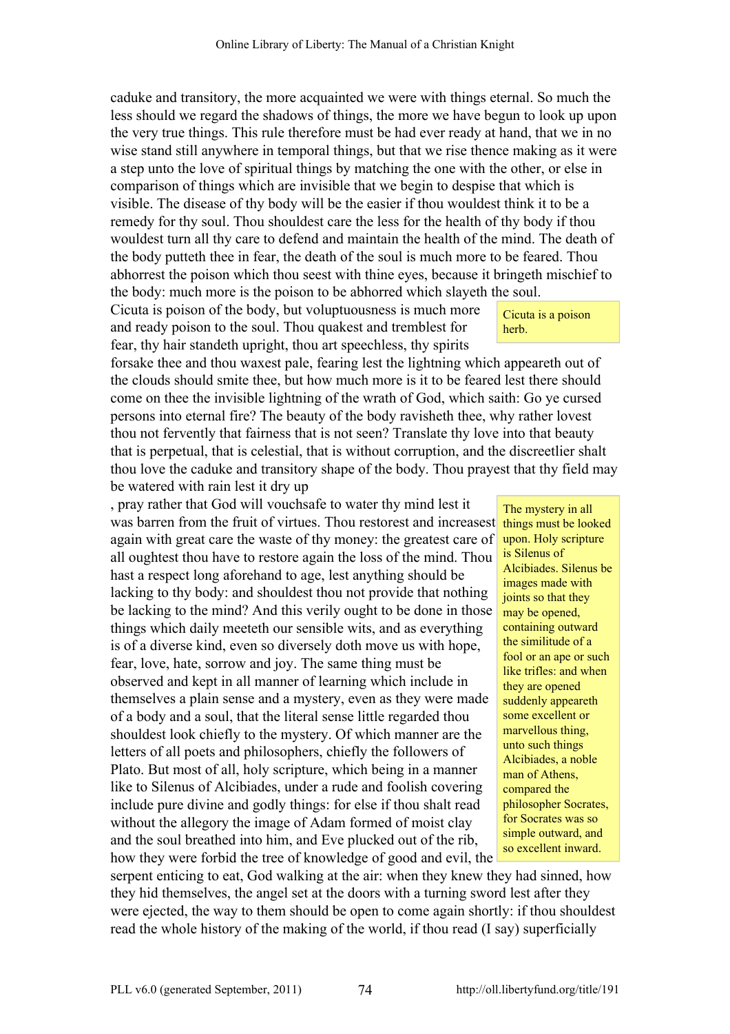caduke and transitory, the more acquainted we were with things eternal. So much the less should we regard the shadows of things, the more we have begun to look up upon the very true things. This rule therefore must be had ever ready at hand, that we in no wise stand still anywhere in temporal things, but that we rise thence making as it were a step unto the love of spiritual things by matching the one with the other, or else in comparison of things which are invisible that we begin to despise that which is visible. The disease of thy body will be the easier if thou wouldest think it to be a remedy for thy soul. Thou shouldest care the less for the health of thy body if thou wouldest turn all thy care to defend and maintain the health of the mind. The death of the body putteth thee in fear, the death of the soul is much more to be feared. Thou abhorrest the poison which thou seest with thine eyes, because it bringeth mischief to the body: much more is the poison to be abhorred which slayeth the soul. Cicuta is poison of the body, but voluptuousness is much more and ready poison to the soul. Thou quakest and tremblest for fear, thy hair standeth upright, thou art speechless, thy spirits forsake thee and thou waxest pale, fearing lest the lightning which appeareth out of the clouds should smite thee, but how much more is it to be feared lest there should come on thee the invisible lightning of the wrath of God, which saith: Go ye cursed persons into eternal fire? The beauty of the body ravisheth thee, why rather lovest thou not fervently that fairness that is not seen? Translate thy love into that beauty that is perpetual, that is celestial, that is without corruption, and the discreetlier shalt thou love the caduke and transitory shape of the body. Thou prayest that thy field may be watered with rain lest it dry up

> Cicuta is a poison herb.

, pray rather that God will vouchsafe to water thy mind lest it was barren from the fruit of virtues. Thou restorest and increasest again with great care the waste of thy money: the greatest care of all oughtest thou have to restore again the loss of the mind. Thou hast a respect long aforehand to age, lest anything should be lacking to thy body: and shouldest thou not provide that nothing be lacking to the mind? And this verily ought to be done in those things which daily meeteth our sensible wits, and as everything is of a diverse kind, even so diversely doth move us with hope, fear, love, hate, sorrow and joy. The same thing must be observed and kept in all manner of learning which include in themselves a plain sense and a mystery, even as they were made of a body and a soul, that the literal sense little regarded thou shouldest look chiefly to the mystery. Of which manner are the letters of all poets and philosophers, chiefly the followers of Plato. But most of all, holy scripture, which being in a manner like to Silenus of Alcibiades, under a rude and foolish covering include pure divine and godly things: for else if thou shalt read without the allegory the image of Adam formed of moist clay and the soul breathed into him, and Eve plucked out of the rib, how they were forbid the tree of knowledge of good and evil, the serpent enticing to eat, God walking at the air: when they knew they had sinned, how they hid themselves, the angel set at the doors with a turning sword lest after they were ejected, the way to them should be open to come again shortly: if thou shouldest read the whole history of the making of the world, if thou read (I say) superficially

> The mystery in all things must be looked upon. Holy scripture is Silenus of Alcibiades. Silenus be images made with joints so that they may be opened, containing outward the similitude of a fool or an ape or such like trifles: and when they are opened suddenly appeareth some excellent or marvellous thing, unto such things Alcibiades, a noble man of Athens, compared the philosopher Socrates, for Socrates was so simple outward, and so excellent inward.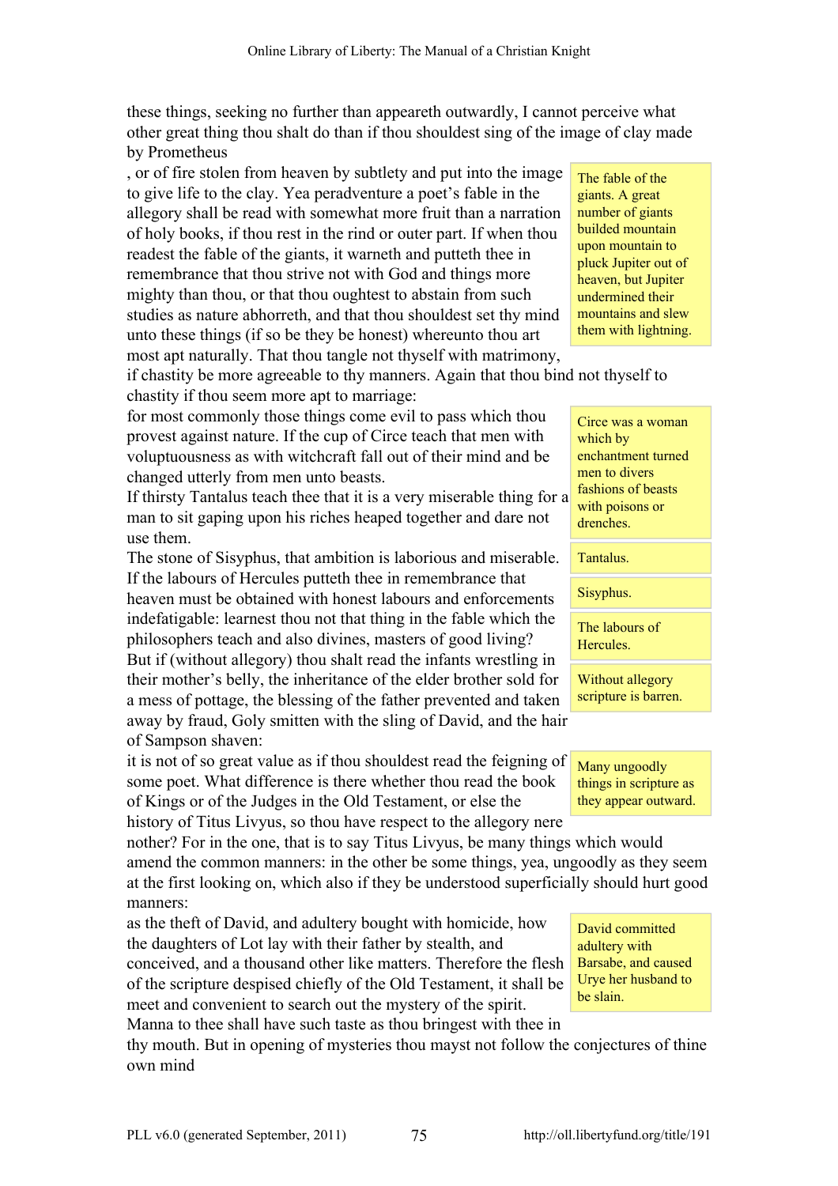these things, seeking no further than appeareth outwardly, I cannot perceive what other great thing thou shalt do than if thou shouldest sing of the image of clay made by Prometheus, or of fire stolen from heaven by subtlety and put into the image to give life to the clay. Yea peradventure a poet's fable in the allegory shall be read with somewhat more fruit than a narration of holy books, if thou rest in the rind or outer part. If when thou readest the fable of the giants, it warneth and putteth thee in remembrance that thou strive not with God and things more mighty than thou, or that thou oughtest to abstain from such studies as nature abhorreth, and that thou shouldest set thy mind unto these things (if so be they be honest) whereunto thou art most apt naturally. That thou tangle not thyself with matrimony, if chastity be more agreeable to thy manners. Again that thou bind not thyself to chastity if thou seem more apt to marriage:

> The fable of the giants. A great number of giants builded mountain upon mountain to pluck Jupiter out of heaven, but Jupiter undermined their mountains and slew them with lightning.

for most commonly those things come evil to pass which thou provest against nature. If the cup of Circe teach that men with voluptuousness as with witchcraft fall out of their mind and be changed utterly from men unto beasts.

> Circe was a woman which by enchantment turned men to divers fashions of beasts with poisons or drenches.

If thirsty Tantalus teach thee that it is a very miserable thing for a man to sit gaping upon his riches heaped together and dare not use them.

> Tantalus.

The stone of Sisyphus, that ambition is laborious and miserable.

> Sisyphus.

If the labours of Hercules putteth thee in remembrance that heaven must be obtained with honest labours and enforcements indefatigable: learnest thou not that thing in the fable which the philosophers teach and also divines, masters of good living?

> The labours of Hercules.

But if (without allegory) thou shalt read the infants wrestling in their mother's belly, the inheritance of the elder brother sold for a mess of pottage, the blessing of the father prevented and taken away by fraud, Goly smitten with the sling of David, and the hair of Sampson shaven:

> Without allegory scripture is barren.

it is not of so great value as if thou shouldest read the feigning of some poet. What difference is there whether thou read the book of Kings or of the Judges in the Old Testament, or else the history of Titus Livyus, so thou have respect to the allegory nere nother? For in the one, that is to say Titus Livyus, be many things which would amend the common manners: in the other be some things, yea, ungodly as they seem at the first looking on, which also if they be understood superficially should hurt good manners:

> Many ungoodly things in scripture as they appear outward.

as the theft of David, and adultery bought with homicide, how the daughters of Lot lay with their father by stealth, and conceived, and a thousand other like matters. Therefore the flesh of the scripture despised chiefly of the Old Testament, it shall be meet and convenient to search out the mystery of the spirit. Manna to thee shall have such taste as thou bringest with thee in thy mouth. But in opening of mysteries thou mayst not follow the conjectures of thine own mind

> David committed adultery with Barsabe, and caused Urye her husband to be slain.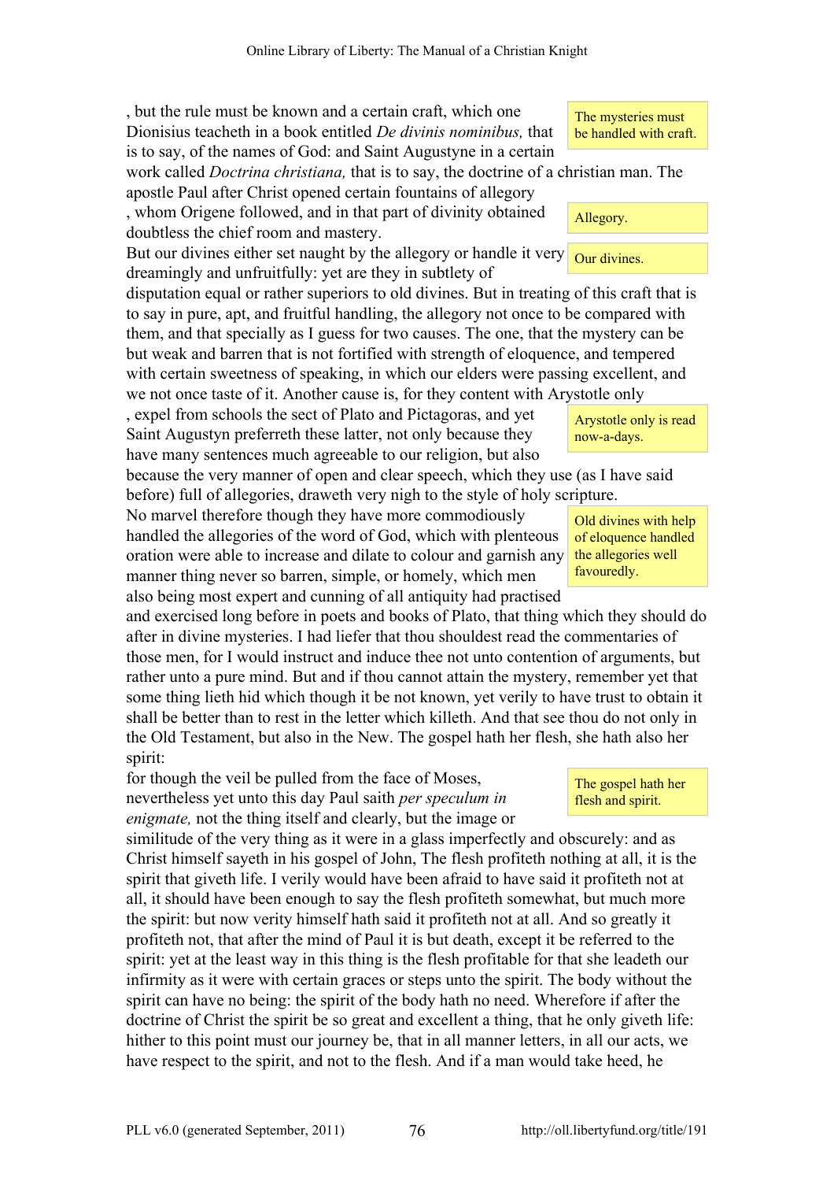, but the rule must be known and a certain craft, which one Dionisius teacheth in a book entitled *De divinis nominibus,* that is to say, of the names of God: and Saint Augustyne in a certain work called *Doctrina christiana,* that is to say, the doctrine of a christian man. The apostle Paul after Christ opened certain fountains of allegory

> The mysteries must be handled with craft.

, whom Origene followed, and in that part of divinity obtained doubtless the chief room and mastery.

> Allegory.

But our divines either set naught by the allegory or handle it very dreamingly and unfruitfully: yet are they in subtlety of disputation equal or rather superiors to old divines. But in treating of this craft that is to say in pure, apt, and fruitful handling, the allegory not once to be compared with them, and that specially as I guess for two causes. The one, that the mystery can be but weak and barren that is not fortified with strength of eloquence, and tempered with certain sweetness of speaking, in which our elders were passing excellent, and we not once taste of it. Another cause is, for they content with Arystotle only

> Our divines.

, expel from schools the sect of Plato and Pictagoras, and yet Saint Augustyn preferreth these latter, not only because they have many sentences much agreeable to our religion, but also because the very manner of open and clear speech, which they use (as I have said before) full of allegories, draweth very nigh to the style of holy scripture.

> Arystotle only is read now-a-days.

No marvel therefore though they have more commodiously handled the allegories of the word of God, which with plenteous oration were able to increase and dilate to colour and garnish any manner thing never so barren, simple, or homely, which men also being most expert and cunning of all antiquity had practised and exercised long before in poets and books of Plato, that thing which they should do after in divine mysteries. I had liefer that thou shouldest read the commentaries of those men, for I would instruct and induce thee not unto contention of arguments, but rather unto a pure mind. But and if thou cannot attain the mystery, remember yet that some thing lieth hid which though it be not known, yet verily to have trust to obtain it shall be better than to rest in the letter which killeth. And that see thou do not only in the Old Testament, but also in the New. The gospel hath her flesh, she hath also her spirit:

> Old divines with help of eloquence handled the allegories well favouredly.

for though the veil be pulled from the face of Moses, nevertheless yet unto this day Paul saith *per speculum in enigmate,* not the thing itself and clearly, but the image or similitude of the very thing as it were in a glass imperfectly and obscurely: and as Christ himself sayeth in his gospel of John, The flesh profiteth nothing at all, it is the spirit that giveth life. I verily would have been afraid to have said it profiteth not at all, it should have been enough to say the flesh profiteth somewhat, but much more the spirit: but now verity himself hath said it profiteth not at all. And so greatly it profiteth not, that after the mind of Paul it is but death, except it be referred to the spirit: yet at the least way in this thing is the flesh profitable for that she leadeth our infirmity as it were with certain graces or steps unto the spirit. The body without the spirit can have no being: the spirit of the body hath no need. Wherefore if after the doctrine of Christ the spirit be so great and excellent a thing, that he only giveth life: hither to this point must our journey be, that in all manner letters, in all our acts, we have respect to the spirit, and not to the flesh. And if a man would take heed, he

> The gospel hath her flesh and spirit.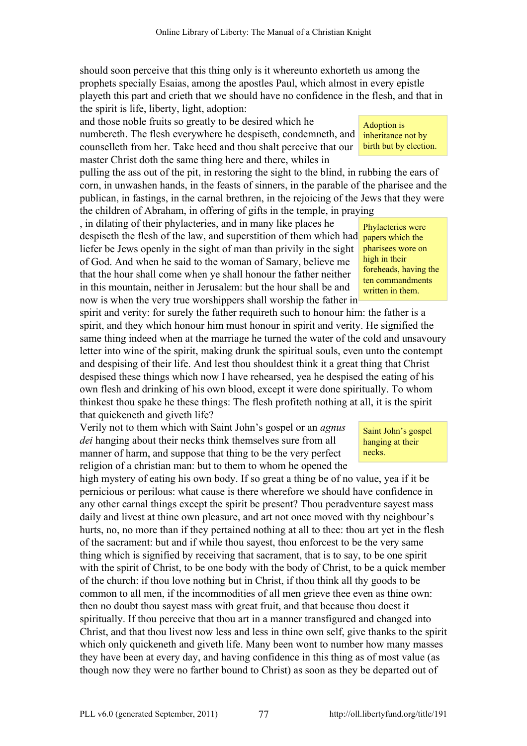should soon perceive that this thing only is it whereunto exhorteth us among the prophets specially Esaias, among the apostles Paul, which almost in every epistle playeth this part and crieth that we should have no confidence in the flesh, and that in the spirit is life, liberty, light, adoption:

> Adoption is inheritance not by birth but by election.

and those noble fruits so greatly to be desired which he numbereth. The flesh everywhere he despiseth, condemneth, and counselleth from her. Take heed and thou shalt perceive that our master Christ doth the same thing here and there, whiles in pulling the ass out of the pit, in restoring the sight to the blind, in rubbing the ears of corn, in unwashen hands, in the feasts of sinners, in the parable of the pharisee and the publican, in fastings, in the carnal brethren, in the rejoicing of the Jews that they were the children of Abraham, in offering of gifts in the temple, in praying

> Phylacteries were papers which the pharisees wore on high in their foreheads, having the ten commandments written in them.

, in dilating of their phylacteries, and in many like places he despiseth the flesh of the law, and superstition of them which had liefer be Jews openly in the sight of man than privily in the sight of God. And when he said to the woman of Samary, believe me that the hour shall come when ye shall honour the father neither in this mountain, neither in Jerusalem: but the hour shall be and now is when the very true worshippers shall worship the father in spirit and verity: for surely the father requireth such to honour him: the father is a spirit, and they which honour him must honour in spirit and verity. He signified the same thing indeed when at the marriage he turned the water of the cold and unsavoury letter into wine of the spirit, making drunk the spiritual souls, even unto the contempt and despising of their life. And lest thou shouldest think it a great thing that Christ despised these things which now I have rehearsed, yea he despised the eating of his own flesh and drinking of his own blood, except it were done spiritually. To whom thinkest thou spake he these things: The flesh profiteth nothing at all, it is the spirit that quickeneth and giveth life?

> Saint John's gospel hanging at their necks.

Verily not to them which with Saint John's gospel or an *agnus dei* hanging about their necks think themselves sure from all manner of harm, and suppose that thing to be the very perfect religion of a christian man: but to them to whom he opened the high mystery of eating his own body. If so great a thing be of no value, yea if it be pernicious or perilous: what cause is there wherefore we should have confidence in any other carnal things except the spirit be present? Thou peradventure sayest mass daily and livest at thine own pleasure, and art not once moved with thy neighbour's hurts, no, no more than if they pertained nothing at all to thee: thou art yet in the flesh of the sacrament: but and if while thou sayest, thou enforcest to be the very same thing which is signified by receiving that sacrament, that is to say, to be one spirit with the spirit of Christ, to be one body with the body of Christ, to be a quick member of the church: if thou love nothing but in Christ, if thou think all thy goods to be common to all men, if the incommodities of all men grieve thee even as thine own: then no doubt thou sayest mass with great fruit, and that because thou doest it spiritually. If thou perceive that thou art in a manner transfigured and changed into Christ, and that thou livest now less and less in thine own self, give thanks to the spirit which only quickeneth and giveth life. Many been wont to number how many masses they have been at every day, and having confidence in this thing as of most value (as though now they were no farther bound to Christ) as soon as they be departed out of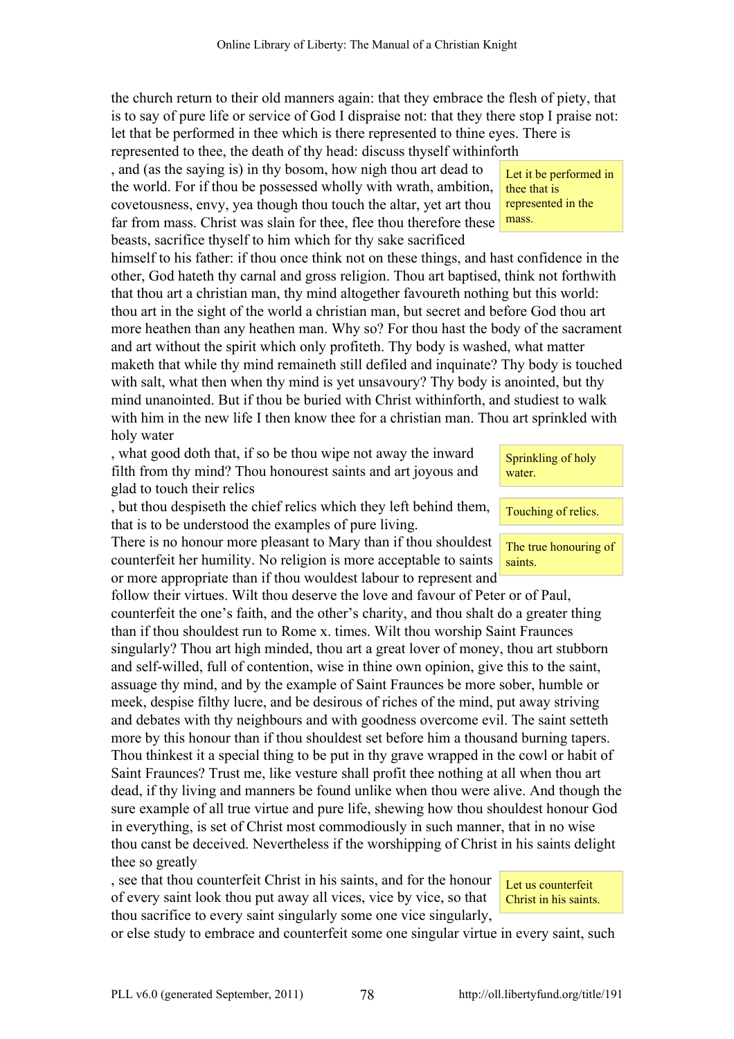the church return to their old manners again: that they embrace the flesh of piety, that is to say of pure life or service of God I dispraise not: that they there stop I praise not: let that be performed in thee which is there represented to thine eyes. There is represented to thee, the death of thy head: discuss thyself withinforth, and (as the saying is) in thy bosom, how nigh thou art dead to the world. For if thou be possessed wholly with wrath, ambition, covetousness, envy, yea though thou touch the altar, yet art thou far from mass. Christ was slain for thee, flee thou therefore these beasts, sacrifice thyself to him which for thy sake sacrificed himself to his father: if thou once think not on these things, and hast confidence in the other, God hateth thy carnal and gross religion. Thou art baptised, think not forthwith that thou art a christian man, thy mind altogether favoureth nothing but this world: thou art in the sight of the world a christian man, but secret and before God thou art more heathen than any heathen man. Why so? For thou hast the body of the sacrament and art without the spirit which only profiteth. Thy body is washed, what matter maketh that while thy mind remaineth still defiled and inquinate? Thy body is touched with salt, what then when thy mind is yet unsavoury? Thy body is anointed, but thy mind unanointed. But if thou be buried with Christ withinforth, and studiest to walk with him in the new life I then know thee for a christian man. Thou art sprinkled with holy water, what good doth that, if so be thou wipe not away the inward filth from thy mind? Thou honourest saints and art joyous and glad to touch their relics, but thou despiseth the chief relics which they left behind them, that is to be understood the examples of pure living. There is no honour more pleasant to Mary than if thou shouldest counterfeit her humility. No religion is more acceptable to saints or more appropriate than if thou wouldest labour to represent and follow their virtues. Wilt thou deserve the love and favour of Peter or of Paul, counterfeit the one's faith, and the other's charity, and thou shalt do a greater thing than if thou shouldest run to Rome x. times. Wilt thou worship Saint Fraunces singularly? Thou art high minded, thou art a great lover of money, thou art stubborn and self-willed, full of contention, wise in thine own opinion, give this to the saint, assuage thy mind, and by the example of Saint Fraunces be more sober, humble or meek, despise filthy lucre, and be desirous of riches of the mind, put away striving and debates with thy neighbours and with goodness overcome evil. The saint setteth more by this honour than if thou shouldest set before him a thousand burning tapers. Thou thinkest it a special thing to be put in thy grave wrapped in the cowl or habit of Saint Fraunces? Trust me, like vesture shall profit thee nothing at all when thou art dead, if thy living and manners be found unlike when thou were alive. And though the sure example of all true virtue and pure life, shewing how thou shouldest honour God in everything, is set of Christ most commodiously in such manner, that in no wise thou canst be deceived. Nevertheless if the worshipping of Christ in his saints delight thee so greatly, see that thou counterfeit Christ in his saints, and for the honour of every saint look thou put away all vices, vice by vice, so that thou sacrifice to every saint singularly some one vice singularly, or else study to embrace and counterfeit some one singular virtue in every saint, such

> Let it be performed in thee that is represented in the mass.

> Sprinkling of holy water.

> Touching of relics.

> The true honouring of saints.

> Let us counterfeit Christ in his saints.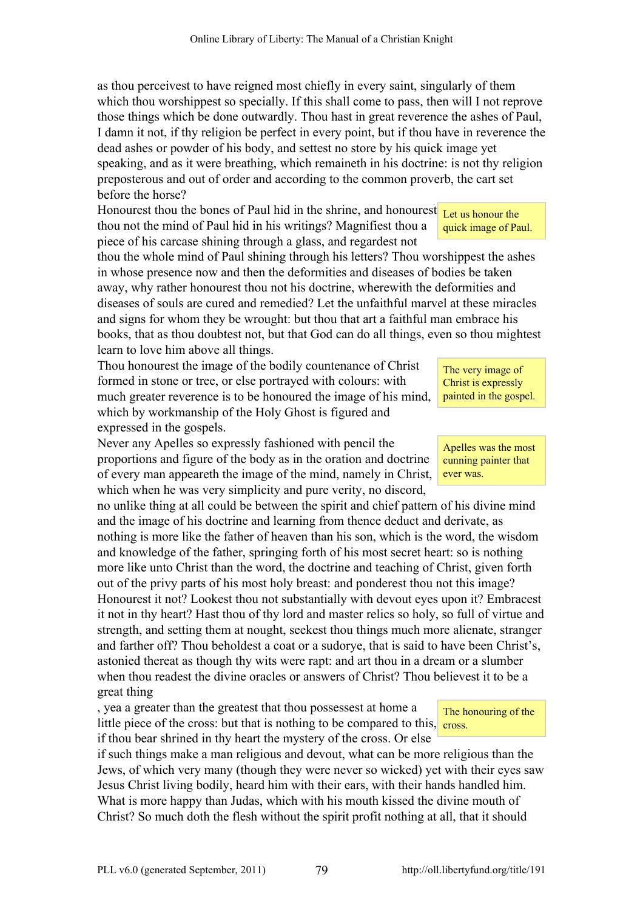as thou perceivest to have reigned most chiefly in every saint, singularly of them which thou worshippest so specially. If this shall come to pass, then will I not reprove those things which be done outwardly. Thou hast in great reverence the ashes of Paul, I damn it not, if thy religion be perfect in every point, but if thou have in reverence the dead ashes or powder of his body, and settest no store by his quick image yet speaking, and as it were breathing, which remaineth in his doctrine: is not thy religion preposterous and out of order and according to the common proverb, the cart set before the horse?

Let us honour the quick image of Paul.

Honourest thou the bones of Paul hid in the shrine, and honourest thou not the mind of Paul hid in his writings? Magnifiest thou a piece of his carcase shining through a glass, and regardest not thou the whole mind of Paul shining through his letters? Thou worshippest the ashes in whose presence now and then the deformities and diseases of bodies be taken away, why rather honourest thou not his doctrine, wherewith the deformities and diseases of souls are cured and remedied? Let the unfaithful marvel at these miracles and signs for whom they be wrought: but thou that art a faithful man embrace his books, that as thou doubtest not, but that God can do all things, even so thou mightest learn to love him above all things.

The very image of Christ is expressly painted in the gospel.

Thou honourest the image of the bodily countenance of Christ formed in stone or tree, or else portrayed with colours: with much greater reverence is to be honoured the image of his mind, which by workmanship of the Holy Ghost is figured and expressed in the gospels.

Apelles was the most cunning painter that ever was.

Never any Apelles so expressly fashioned with pencil the proportions and figure of the body as in the oration and doctrine of every man appeareth the image of the mind, namely in Christ, which when he was very simplicity and pure verity, no discord, no unlike thing at all could be between the spirit and chief pattern of his divine mind and the image of his doctrine and learning from thence deduct and derivate, as nothing is more like the father of heaven than his son, which is the word, the wisdom and knowledge of the father, springing forth of his most secret heart: so is nothing more like unto Christ than the word, the doctrine and teaching of Christ, given forth out of the privy parts of his most holy breast: and ponderest thou not this image? Honourest it not? Lookest thou not substantially with devout eyes upon it? Embracest it not in thy heart? Hast thou of thy lord and master relics so holy, so full of virtue and strength, and setting them at nought, seekest thou things much more alienate, stranger and farther off? Thou beholdest a coat or a sudorye, that is said to have been Christ's, astonied thereat as though thy wits were rapt: and art thou in a dream or a slumber when thou readest the divine oracles or answers of Christ? Thou believest it to be a great thing

The honouring of the cross.

, yea a greater than the greatest that thou possessest at home a little piece of the cross: but that is nothing to be compared to this, if thou bear shrined in thy heart the mystery of the cross. Or else if such things make a man religious and devout, what can be more religious than the Jews, of which very many (though they were never so wicked) yet with their eyes saw Jesus Christ living bodily, heard him with their ears, with their hands handled him. What is more happy than Judas, which with his mouth kissed the divine mouth of Christ? So much doth the flesh without the spirit profit nothing at all, that it should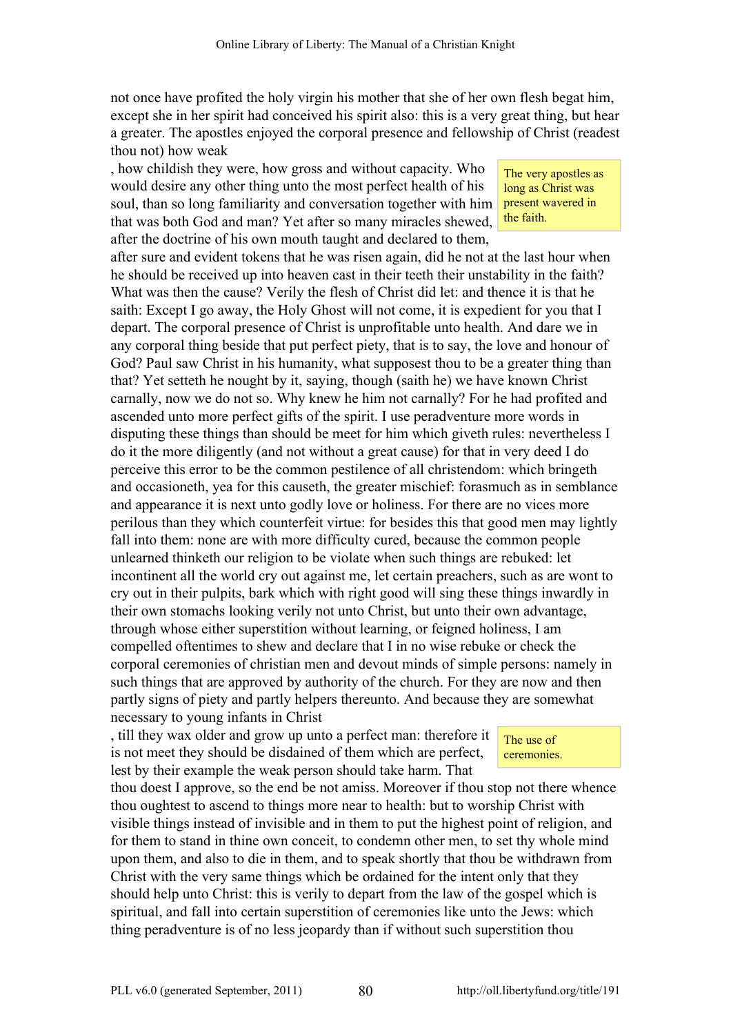not once have profited the holy virgin his mother that she of her own flesh begat him, except she in her spirit had conceived his spirit also: this is a very great thing, but hear a greater. The apostles enjoyed the corporal presence and fellowship of Christ (readest thou not) how weak, how childish they were, how gross and without capacity. Who would desire any other thing unto the most perfect health of his soul, than so long familiarity and conversation together with him that was both God and man? Yet after so many miracles shewed, after the doctrine of his own mouth taught and declared to them, after sure and evident tokens that he was risen again, did he not at the last hour when he should be received up into heaven cast in their teeth their unstability in the faith? What was then the cause? Verily the flesh of Christ did let: and thence it is that he saith: Except I go away, the Holy Ghost will not come, it is expedient for you that I depart. The corporal presence of Christ is unprofitable unto health. And dare we in any corporal thing beside that put perfect piety, that is to say, the love and honour of God? Paul saw Christ in his humanity, what supposest thou to be a greater thing than that? Yet setteth he nought by it, saying, though (saith he) we have known Christ carnally, now we do not so. Why knew he him not carnally? For he had profited and ascended unto more perfect gifts of the spirit. I use peradventure more words in disputing these things than should be meet for him which giveth rules: nevertheless I do it the more diligently (and not without a great cause) for that in very deed I do perceive this error to be the common pestilence of all christendom: which bringeth and occasioneth, yea for this causeth, the greater mischief: forasmuch as in semblance and appearance it is next unto godly love or holiness. For there are no vices more perilous than they which counterfeit virtue: for besides this that good men may lightly fall into them: none are with more difficulty cured, because the common people unlearned thinketh our religion to be violate when such things are rebuked: let incontinent all the world cry out against me, let certain preachers, such as are wont to cry out in their pulpits, bark which with right good will sing these things inwardly in their own stomachs looking verily not unto Christ, but unto their own advantage, through whose either superstition without learning, or feigned holiness, I am compelled oftentimes to shew and declare that I in no wise rebuke or check the corporal ceremonies of christian men and devout minds of simple persons: namely in such things that are approved by authority of the church. For they are now and then partly signs of piety and partly helpers thereunto. And because they are somewhat necessary to young infants in Christ, till they wax older and grow up unto a perfect man: therefore it is not meet they should be disdained of them which are perfect, lest by their example the weak person should take harm. That thou doest I approve, so the end be not amiss. Moreover if thou stop not there whence thou oughtest to ascend to things more near to health: but to worship Christ with visible things instead of invisible and in them to put the highest point of religion, and for them to stand in thine own conceit, to condemn other men, to set thy whole mind upon them, and also to die in them, and to speak shortly that thou be withdrawn from Christ with the very same things which be ordained for the intent only that they should help unto Christ: this is verily to depart from the law of the gospel which is spiritual, and fall into certain superstition of ceremonies like unto the Jews: which thing peradventure is of no less jeopardy than if without such superstition thou

> The very apostles as long as Christ was present wavered in the faith.

> The use of ceremonies.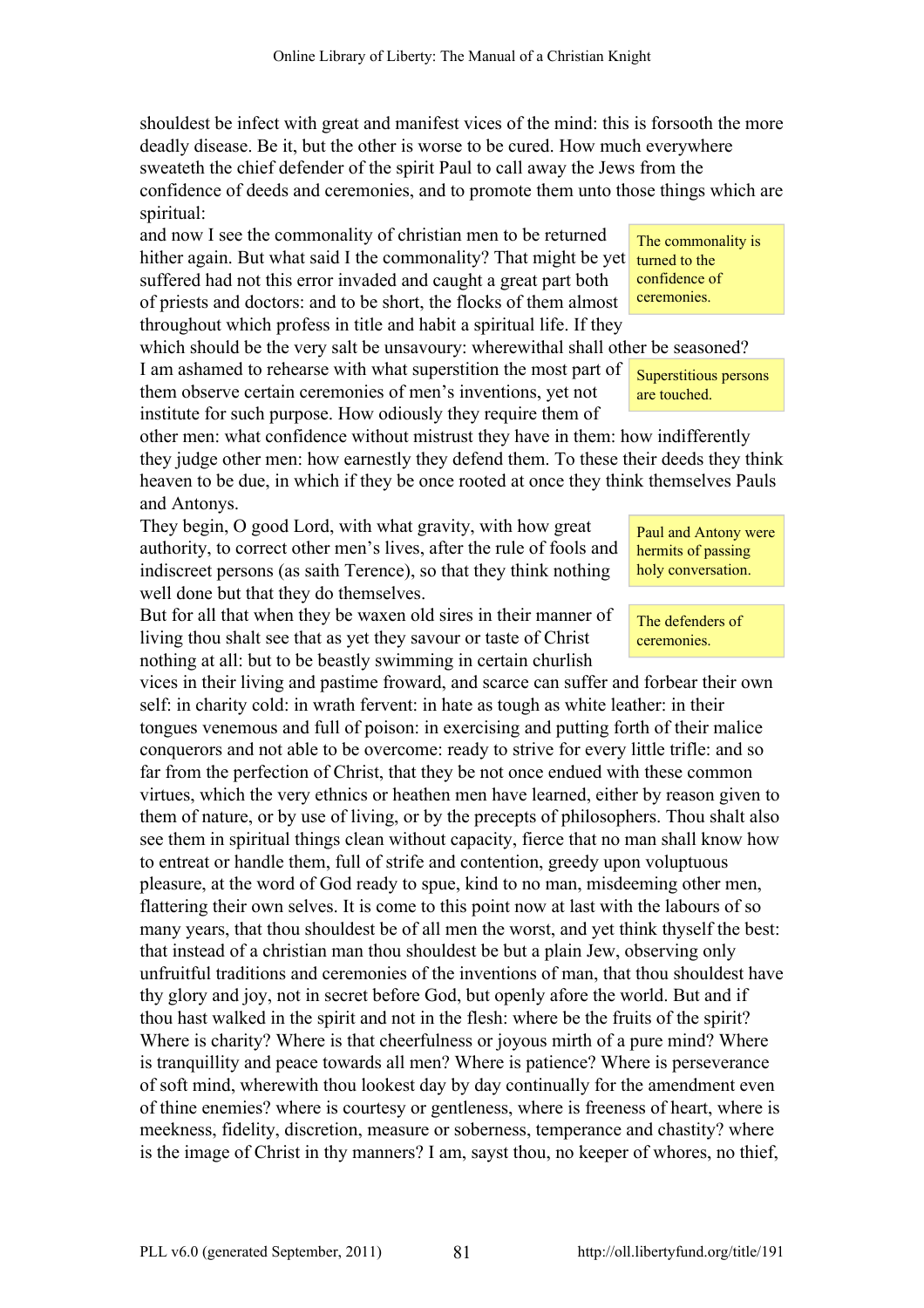shouldest be infect with great and manifest vices of the mind: this is forsooth the more deadly disease. Be it, but the other is worse to be cured. How much everywhere sweateth the chief defender of the spirit Paul to call away the Jews from the confidence of deeds and ceremonies, and to promote them unto those things which are spiritual:

> The commonality is turned to the confidence of ceremonies.

and now I see the commonality of christian men to be returned hither again. But what said I the commonality? That might be yet suffered had not this error invaded and caught a great part both of priests and doctors: and to be short, the flocks of them almost throughout which profess in title and habit a spiritual life. If they which should be the very salt be unsavoury: wherewithal shall other be seasoned?

> Superstitious persons are touched.

I am ashamed to rehearse with what superstition the most part of them observe certain ceremonies of men's inventions, yet not institute for such purpose. How odiously they require them of other men: what confidence without mistrust they have in them: how indifferently they judge other men: how earnestly they defend them. To these their deeds they think heaven to be due, in which if they be once rooted at once they think themselves Pauls and Antonys.

> Paul and Antony were hermits of passing holy conversation.

They begin, O good Lord, with what gravity, with how great authority, to correct other men's lives, after the rule of fools and indiscreet persons (as saith Terence), so that they think nothing well done but that they do themselves.

> The defenders of ceremonies.

But for all that when they be waxen old sires in their manner of living thou shalt see that as yet they savour or taste of Christ nothing at all: but to be beastly swimming in certain churlish vices in their living and pastime froward, and scarce can suffer and forbear their own self: in charity cold: in wrath fervent: in hate as tough as white leather: in their tongues venemous and full of poison: in exercising and putting forth of their malice conquerors and not able to be overcome: ready to strive for every little trifle: and so far from the perfection of Christ, that they be not once endued with these common virtues, which the very ethnics or heathen men have learned, either by reason given to them of nature, or by use of living, or by the precepts of philosophers. Thou shalt also see them in spiritual things clean without capacity, fierce that no man shall know how to entreat or handle them, full of strife and contention, greedy upon voluptuous pleasure, at the word of God ready to spue, kind to no man, misdeeming other men, flattering their own selves. It is come to this point now at last with the labours of so many years, that thou shouldest be of all men the worst, and yet think thyself the best: that instead of a christian man thou shouldest be but a plain Jew, observing only unfruitful traditions and ceremonies of the inventions of man, that thou shouldest have thy glory and joy, not in secret before God, but openly afore the world. But and if thou hast walked in the spirit and not in the flesh: where be the fruits of the spirit? Where is charity? Where is that cheerfulness or joyous mirth of a pure mind? Where is tranquillity and peace towards all men? Where is patience? Where is perseverance of soft mind, wherewith thou lookest day by day continually for the amendment even of thine enemies? where is courtesy or gentleness, where is freeness of heart, where is meekness, fidelity, discretion, measure or soberness, temperance and chastity? where is the image of Christ in thy manners? I am, sayst thou, no keeper of whores, no thief,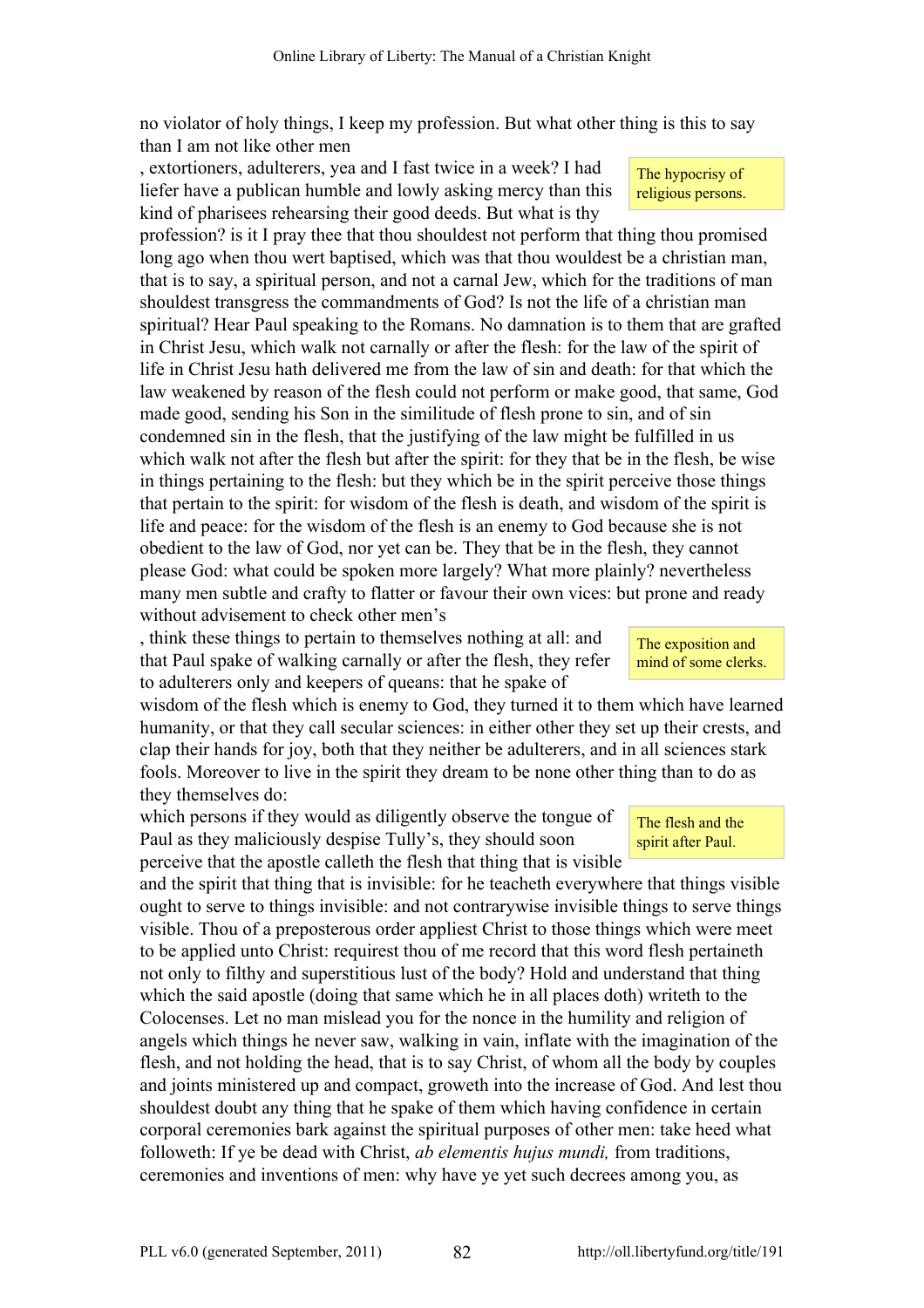no violator of holy things, I keep my profession. But what other thing is this to say than I am not like other men, extortioners, adulterers, yea and I fast twice in a week? I had liefer have a publican humble and lowly asking mercy than this kind of pharisees rehearsing their good deeds. But what is thy profession? is it I pray thee that thou shouldest not perform that thing thou promised long ago when thou wert baptised, which was that thou wouldest be a christian man, that is to say, a spiritual person, and not a carnal Jew, which for the traditions of man shouldest transgress the commandments of God? Is not the life of a christian man spiritual? Hear Paul speaking to the Romans. No damnation is to them that are grafted in Christ Jesu, which walk not carnally or after the flesh: for the law of the spirit of life in Christ Jesu hath delivered me from the law of sin and death: for that which the law weakened by reason of the flesh could not perform or make good, that same, God made good, sending his Son in the similitude of flesh prone to sin, and of sin condemned sin in the flesh, that the justifying of the law might be fulfilled in us which walk not after the flesh but after the spirit: for they that be in the flesh, be wise in things pertaining to the flesh: but they which be in the spirit perceive those things that pertain to the spirit: for wisdom of the flesh is death, and wisdom of the spirit is life and peace: for the wisdom of the flesh is an enemy to God because she is not obedient to the law of God, nor yet can be. They that be in the flesh, they cannot please God: what could be spoken more largely? What more plainly? nevertheless many men subtle and crafty to flatter or favour their own vices: but prone and ready without advisement to check other men's, think these things to pertain to themselves nothing at all: and that Paul spake of walking carnally or after the flesh, they refer to adulterers only and keepers of queans: that he spake of wisdom of the flesh which is enemy to God, they turned it to them which have learned humanity, or that they call secular sciences: in either other they set up their crests, and clap their hands for joy, both that they neither be adulterers, and in all sciences stark fools. Moreover to live in the spirit they dream to be none other thing than to do as they themselves do: which persons if they would as diligently observe the tongue of Paul as they maliciously despise Tully's, they should soon perceive that the apostle calleth the flesh that thing that is visible and the spirit that thing that is invisible: for he teacheth everywhere that things visible ought to serve to things invisible: and not contrarywise invisible things to serve things visible. Thou of a preposterous order appliest Christ to those things which were meet to be applied unto Christ: requirest thou of me record that this word flesh pertaineth not only to filthy and superstitious lust of the body? Hold and understand that thing which the said apostle (doing that same which he in all places doth) writeth to the Colocenses. Let no man mislead you for the nonce in the humility and religion of angels which things he never saw, walking in vain, inflate with the imagination of the flesh, and not holding the head, that is to say Christ, of whom all the body by couples and joints ministered up and compact, groweth into the increase of God. And lest thou shouldest doubt any thing that he spake of them which having confidence in certain corporal ceremonies bark against the spiritual purposes of other men: take heed what followeth: If ye be dead with Christ, *ab elementis hujus mundi,* from traditions, ceremonies and inventions of men: why have ye yet such decrees among you, as

The hypocrisy of religious persons.

The exposition and mind of some clerks.

The flesh and the spirit after Paul.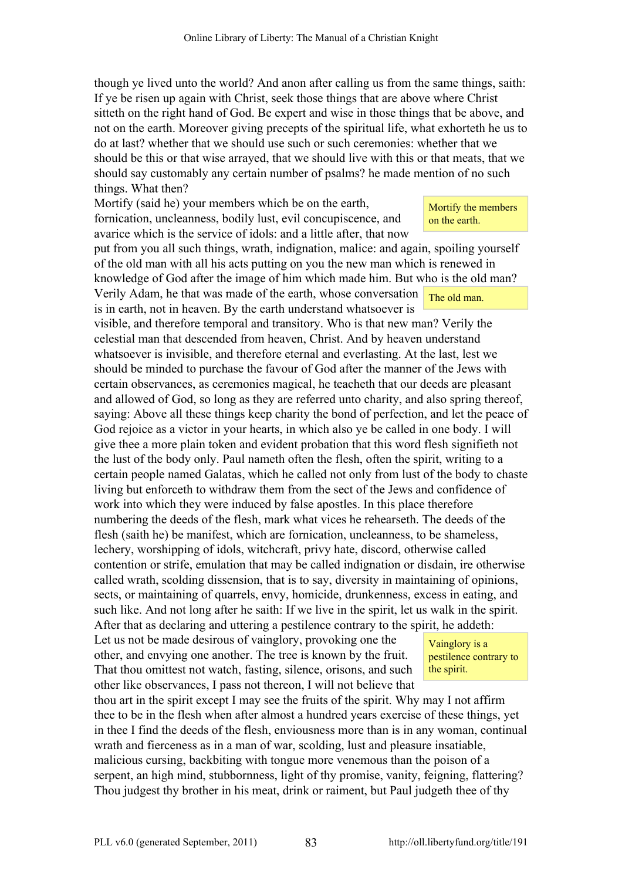though ye lived unto the world? And anon after calling us from the same things, saith: If ye be risen up again with Christ, seek those things that are above where Christ sitteth on the right hand of God. Be expert and wise in those things that be above, and not on the earth. Moreover giving precepts of the spiritual life, what exhorteth he us to do at last? whether that we should use such or such ceremonies: whether that we should be this or that wise arrayed, that we should live with this or that meats, that we should say customably any certain number of psalms? he made mention of no such things. What then?

Mortify the members on the earth.

Mortify (said he) your members which be on the earth, fornication, uncleanness, bodily lust, evil concupiscence, and avarice which is the service of idols: and a little after, that now put from you all such things, wrath, indignation, malice: and again, spoiling yourself of the old man with all his acts putting on you the new man which is renewed in knowledge of God after the image of him which made him. But who is the old man?

The old man.

Verily Adam, he that was made of the earth, whose conversation is in earth, not in heaven. By the earth understand whatsoever is visible, and therefore temporal and transitory. Who is that new man? Verily the celestial man that descended from heaven, Christ. And by heaven understand whatsoever is invisible, and therefore eternal and everlasting. At the last, lest we should be minded to purchase the favour of God after the manner of the Jews with certain observances, as ceremonies magical, he teacheth that our deeds are pleasant and allowed of God, so long as they are referred unto charity, and also spring thereof, saying: Above all these things keep charity the bond of perfection, and let the peace of God rejoice as a victor in your hearts, in which also ye be called in one body. I will give thee a more plain token and evident probation that this word flesh signifieth not the lust of the body only. Paul nameth often the flesh, often the spirit, writing to a certain people named Galatas, which he called not only from lust of the body to chaste living but enforceth to withdraw them from the sect of the Jews and confidence of work into which they were induced by false apostles. In this place therefore numbering the deeds of the flesh, mark what vices he rehearseth. The deeds of the flesh (saith he) be manifest, which are fornication, uncleanness, to be shameless, lechery, worshipping of idols, witchcraft, privy hate, discord, otherwise called contention or strife, emulation that may be called indignation or disdain, ire otherwise called wrath, scolding dissension, that is to say, diversity in maintaining of opinions, sects, or maintaining of quarrels, envy, homicide, drunkenness, excess in eating, and such like. And not long after he saith: If we live in the spirit, let us walk in the spirit. After that as declaring and uttering a pestilence contrary to the spirit, he addeth:

Vainglory is a pestilence contrary to the spirit.

Let us not be made desirous of vainglory, provoking one the other, and envying one another. The tree is known by the fruit. That thou omittest not watch, fasting, silence, orisons, and such other like observances, I pass not thereon, I will not believe that thou art in the spirit except I may see the fruits of the spirit. Why may I not affirm thee to be in the flesh when after almost a hundred years exercise of these things, yet in thee I find the deeds of the flesh, enviousness more than is in any woman, continual wrath and fierceness as in a man of war, scolding, lust and pleasure insatiable, malicious cursing, backbiting with tongue more venemous than the poison of a serpent, an high mind, stubbornness, light of thy promise, vanity, feigning, flattering? Thou judgest thy brother in his meat, drink or raiment, but Paul judgeth thee of thy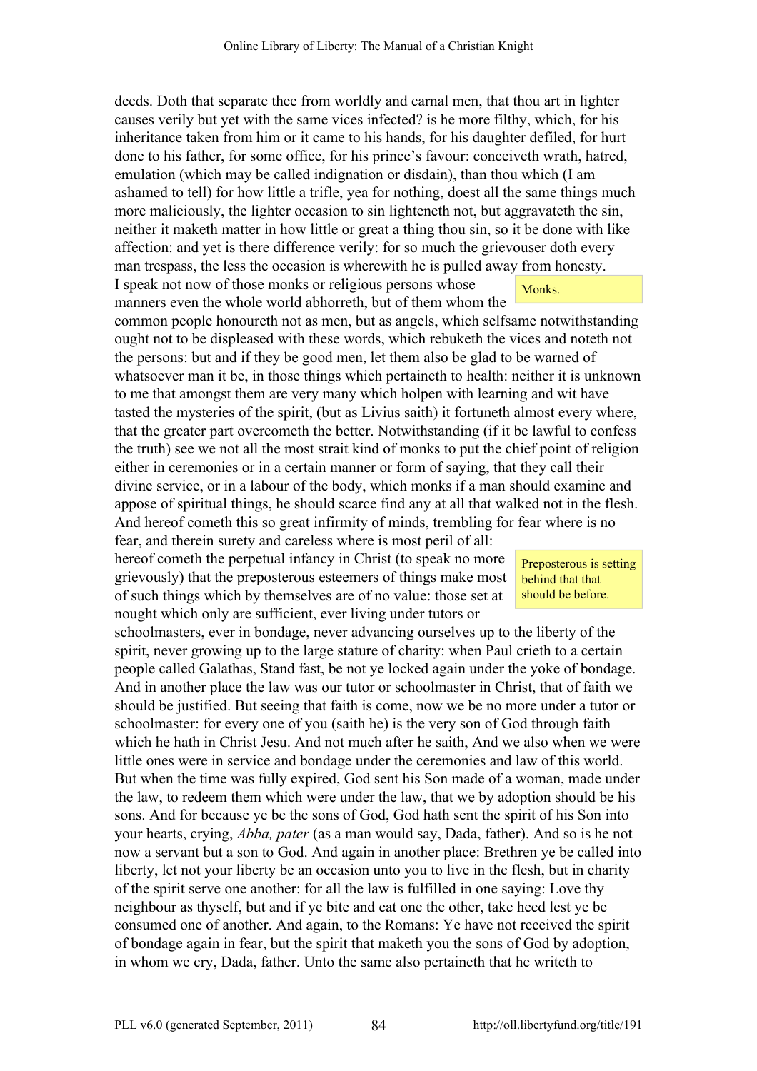deeds. Doth that separate thee from worldly and carnal men, that thou art in lighter causes verily but yet with the same vices infected? is he more filthy, which, for his inheritance taken from him or it came to his hands, for his daughter defiled, for hurt done to his father, for some office, for his prince's favour: conceiveth wrath, hatred, emulation (which may be called indignation or disdain), than thou which (I am ashamed to tell) for how little a trifle, yea for nothing, doest all the same things much more maliciously, the lighter occasion to sin lighteneth not, but aggravateth the sin, neither it maketh matter in how little or great a thing thou sin, so it be done with like affection: and yet is there difference verily: for so much the grievouser doth every man trespass, the less the occasion is wherewith he is pulled away from honesty.

Monks.

I speak not now of those monks or religious persons whose manners even the whole world abhorreth, but of them whom the common people honoureth not as men, but as angels, which selfsame notwithstanding ought not to be displeased with these words, which rebuketh the vices and noteth not the persons: but and if they be good men, let them also be glad to be warned of whatsoever man it be, in those things which pertaineth to health: neither it is unknown to me that amongst them are very many which holpen with learning and wit have tasted the mysteries of the spirit, (but as Livius saith) it fortuneth almost every where, that the greater part overcometh the better. Notwithstanding (if it be lawful to confess the truth) see we not all the most strait kind of monks to put the chief point of religion either in ceremonies or in a certain manner or form of saying, that they call their divine service, or in a labour of the body, which monks if a man should examine and appose of spiritual things, he should scarce find any at all that walked not in the flesh. And hereof cometh this so great infirmity of minds, trembling for fear where is no fear, and therein surety and careless where is most peril of all:

Preposterous is setting behind that that should be before.

hereof cometh the perpetual infancy in Christ (to speak no more grievously) that the preposterous esteemers of things make most of such things which by themselves are of no value: those set at nought which only are sufficient, ever living under tutors or schoolmasters, ever in bondage, never advancing ourselves up to the liberty of the spirit, never growing up to the large stature of charity: when Paul crieth to a certain people called Galathas, Stand fast, be not ye locked again under the yoke of bondage. And in another place the law was our tutor or schoolmaster in Christ, that of faith we should be justified. But seeing that faith is come, now we be no more under a tutor or schoolmaster: for every one of you (saith he) is the very son of God through faith which he hath in Christ Jesu. And not much after he saith, And we also when we were little ones were in service and bondage under the ceremonies and law of this world. But when the time was fully expired, God sent his Son made of a woman, made under the law, to redeem them which were under the law, that we by adoption should be his sons. And for because ye be the sons of God, God hath sent the spirit of his Son into your hearts, crying, *Abba, pater* (as a man would say, Dada, father). And so is he not now a servant but a son to God. And again in another place: Brethren ye be called into liberty, let not your liberty be an occasion unto you to live in the flesh, but in charity of the spirit serve one another: for all the law is fulfilled in one saying: Love thy neighbour as thyself, but and if ye bite and eat one the other, take heed lest ye be consumed one of another. And again, to the Romans: Ye have not received the spirit of bondage again in fear, but the spirit that maketh you the sons of God by adoption, in whom we cry, Dada, father. Unto the same also pertaineth that he writeth to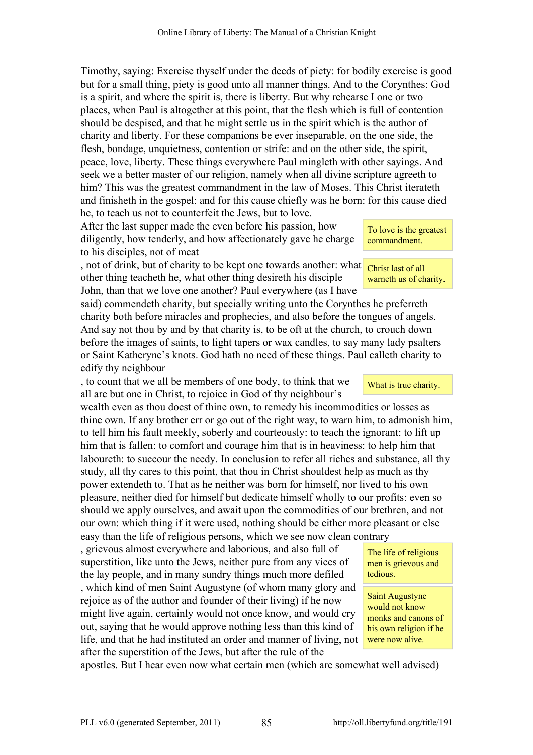Timothy, saying: Exercise thyself under the deeds of piety: for bodily exercise is good but for a small thing, piety is good unto all manner things. And to the Corynthes: God is a spirit, and where the spirit is, there is liberty. But why rehearse I one or two places, when Paul is altogether at this point, that the flesh which is full of contention should be despised, and that he might settle us in the spirit which is the author of charity and liberty. For these companions be ever inseparable, on the one side, the flesh, bondage, unquietness, contention or strife: and on the other side, the spirit, peace, love, liberty. These things everywhere Paul mingleth with other sayings. And seek we a better master of our religion, namely when all divine scripture agreeth to him? This was the greatest commandment in the law of Moses. This Christ iterateth and finisheth in the gospel: and for this cause chiefly was he born: for this cause died he, to teach us not to counterfeit the Jews, but to love.

> To love is the greatest commandment.

> Christ last of all warneth us of charity.

After the last supper made the even before his passion, how diligently, how tenderly, and how affectionately gave he charge to his disciples, not of meat, not of drink, but of charity to be kept one towards another: what other thing teacheth he, what other thing desireth his disciple John, than that we love one another? Paul everywhere (as I have said) commendeth charity, but specially writing unto the Corynthes he preferreth charity both before miracles and prophecies, and also before the tongues of angels. And say not thou by and by that charity is, to be oft at the church, to crouch down before the images of saints, to light tapers or wax candles, to say many lady psalters or Saint Katheryne's knots. God hath no need of these things. Paul calleth charity to edify thy neighbour, to count that we all be members of one body, to think that we all are but one in Christ, to rejoice in God of thy neighbour's wealth even as thou doest of thine own, to remedy his incommodities or losses as thine own. If any brother err or go out of the right way, to warn him, to admonish him, to tell him his fault meekly, soberly and courteously: to teach the ignorant: to lift up him that is fallen: to comfort and courage him that is in heaviness: to help him that laboureth: to succour the needy. In conclusion to refer all riches and substance, all thy study, all thy cares to this point, that thou in Christ shouldest help as much as thy power extendeth to. That as he neither was born for himself, nor lived to his own pleasure, neither died for himself but dedicate himself wholly to our profits: even so should we apply ourselves, and await upon the commodities of our brethren, and not our own: which thing if it were used, nothing should be either more pleasant or else easy than the life of religious persons, which we see now clean contrary, grievous almost everywhere and laborious, and also full of superstition, like unto the Jews, neither pure from any vices of the lay people, and in many sundry things much more defiled, which kind of men Saint Augustyne (of whom many glory and rejoice as of the author and founder of their living) if he now might live again, certainly would not once know, and would cry out, saying that he would approve nothing less than this kind of life, and that he had instituted an order and manner of living, not after the superstition of the Jews, but after the rule of the apostles. But I hear even now what certain men (which are somewhat well advised)

> What is true charity.

> The life of religious men is grievous and tedious.

> Saint Augustyne would not know monks and canons of his own religion if he were now alive.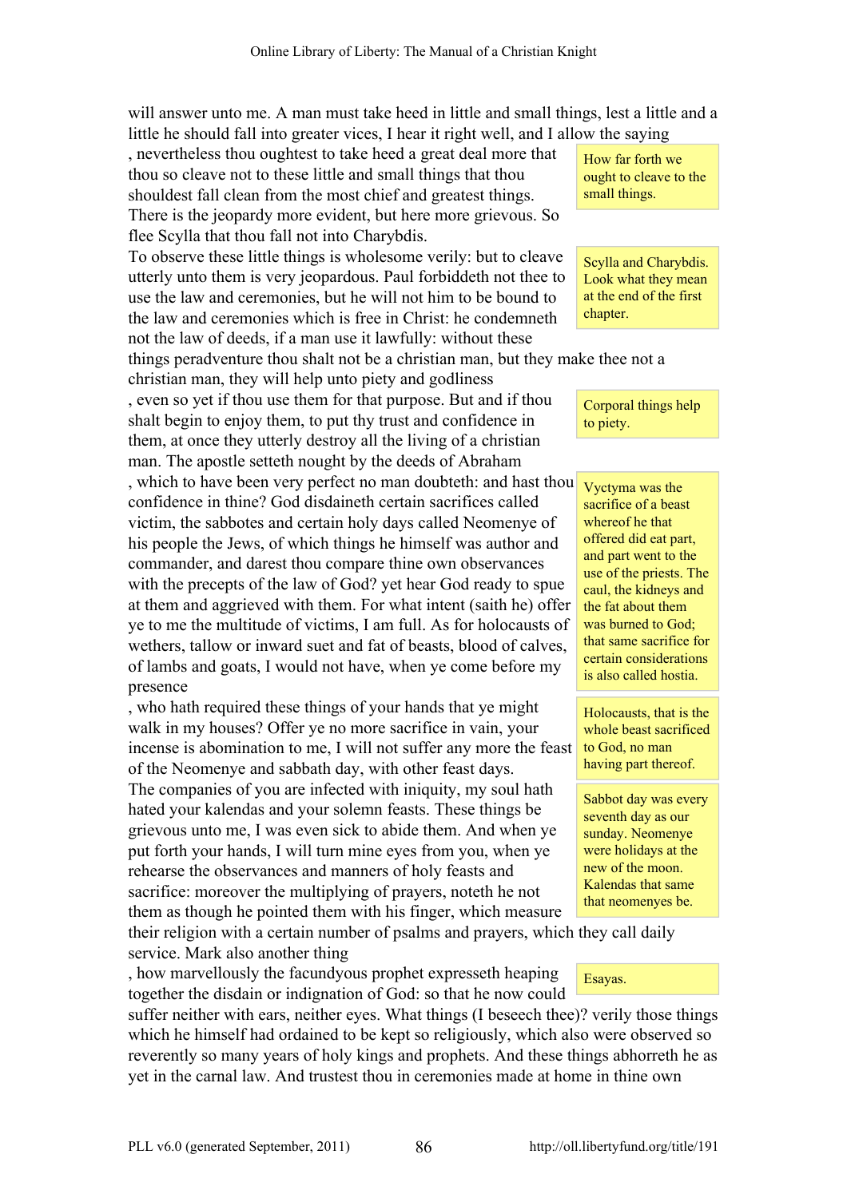will answer unto me. A man must take heed in little and small things, lest a little and a little he should fall into greater vices, I hear it right well, and I allow the saying

> How far forth we ought to cleave to the small things.

, nevertheless thou oughtest to take heed a great deal more that thou so cleave not to these little and small things that thou shouldest fall clean from the most chief and greatest things. There is the jeopardy more evident, but here more grievous. So flee Scylla that thou fall not into Charybdis.

> Scylla and Charybdis. Look what they mean at the end of the first chapter.

To observe these little things is wholesome verily: but to cleave utterly unto them is very jeopardous. Paul forbiddeth not thee to use the law and ceremonies, but he will not him to be bound to the law and ceremonies which is free in Christ: he condemneth not the law of deeds, if a man use it lawfully: without these things peradventure thou shalt not be a christian man, but they make thee not a christian man, they will help unto piety and godliness

> Corporal things help to piety.

, even so yet if thou use them for that purpose. But and if thou shalt begin to enjoy them, to put thy trust and confidence in them, at once they utterly destroy all the living of a christian man. The apostle setteth nought by the deeds of Abraham

> Vyctyma was the sacrifice of a beast whereof he that offered did eat part, and part went to the use of the priests. The caul, the kidneys and the fat about them was burned to God; that same sacrifice for certain considerations is also called hostia.

, which to have been very perfect no man doubteth: and hast thou confidence in thine? God disdaineth certain sacrifices called victim, the sabbotes and certain holy days called Neomenye of his people the Jews, of which things he himself was author and commander, and darest thou compare thine own observances with the precepts of the law of God? yet hear God ready to spue at them and aggrieved with them. For what intent (saith he) offer ye to me the multitude of victims, I am full. As for holocausts of wethers, tallow or inward suet and fat of beasts, blood of calves, of lambs and goats, I would not have, when ye come before my presence

> Holocausts, that is the whole beast sacrificed to God, no man having part thereof.

, who hath required these things of your hands that ye might walk in my houses? Offer ye no more sacrifice in vain, your incense is abomination to me, I will not suffer any more the feast of the Neomenye and sabbath day, with other feast days.

> Sabbot day was every seventh day as our sunday. Neomenye were holidays at the new of the moon. Kalendas that same that neomenyes be.

The companies of you are infected with iniquity, my soul hath hated your kalendas and your solemn feasts. These things be grievous unto me, I was even sick to abide them. And when ye put forth your hands, I will turn mine eyes from you, when ye rehearse the observances and manners of holy feasts and sacrifice: moreover the multiplying of prayers, noteth he not them as though he pointed them with his finger, which measure their religion with a certain number of psalms and prayers, which they call daily service. Mark also another thing

> Esayas.

, how marvellously the facundyous prophet expresseth heaping together the disdain or indignation of God: so that he now could suffer neither with ears, neither eyes. What things (I beseech thee)? verily those things which he himself had ordained to be kept so religiously, which also were observed so reverently so many years of holy kings and prophets. And these things abhorreth he as yet in the carnal law. And trustest thou in ceremonies made at home in thine own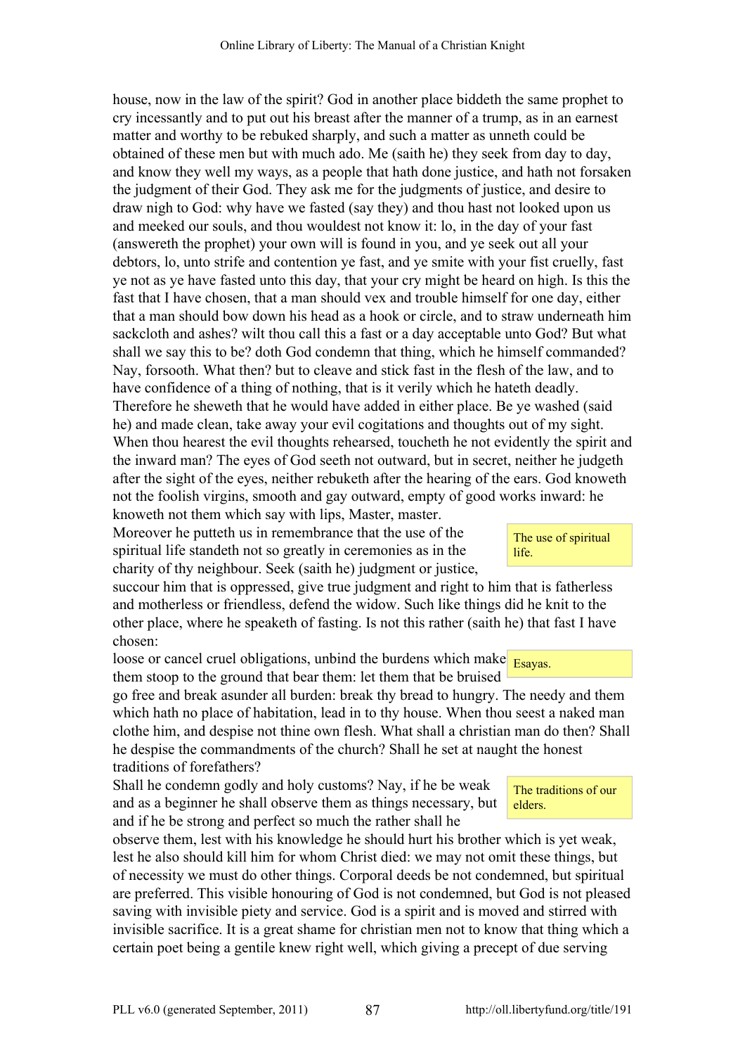house, now in the law of the spirit? God in another place biddeth the same prophet to cry incessantly and to put out his breast after the manner of a trump, as in an earnest matter and worthy to be rebuked sharply, and such a matter as unneth could be obtained of these men but with much ado. Me (saith he) they seek from day to day, and know they well my ways, as a people that hath done justice, and hath not forsaken the judgment of their God. They ask me for the judgments of justice, and desire to draw nigh to God: why have we fasted (say they) and thou hast not looked upon us and meeked our souls, and thou wouldest not know it: lo, in the day of your fast (answereth the prophet) your own will is found in you, and ye seek out all your debtors, lo, unto strife and contention ye fast, and ye smite with your fist cruelly, fast ye not as ye have fasted unto this day, that your cry might be heard on high. Is this the fast that I have chosen, that a man should vex and trouble himself for one day, either that a man should bow down his head as a hook or circle, and to straw underneath him sackcloth and ashes? wilt thou call this a fast or a day acceptable unto God? But what shall we say this to be? doth God condemn that thing, which he himself commanded? Nay, forsooth. What then? but to cleave and stick fast in the flesh of the law, and to have confidence of a thing of nothing, that is it verily which he hateth deadly. Therefore he sheweth that he would have added in either place. Be ye washed (said he) and made clean, take away your evil cogitations and thoughts out of my sight. When thou hearest the evil thoughts rehearsed, toucheth he not evidently the spirit and the inward man? The eyes of God seeth not outward, but in secret, neither he judgeth after the sight of the eyes, neither rebuketh after the hearing of the ears. God knoweth not the foolish virgins, smooth and gay outward, empty of good works inward: he knoweth not them which say with lips, Master, master.

The use of spiritual life.

Moreover he putteth us in remembrance that the use of the spiritual life standeth not so greatly in ceremonies as in the charity of thy neighbour. Seek (saith he) judgment or justice, succour him that is oppressed, give true judgment and right to him that is fatherless and motherless or friendless, defend the widow. Such like things did he knit to the other place, where he speaketh of fasting. Is not this rather (saith he) that fast I have chosen:

Esayas.

loose or cancel cruel obligations, unbind the burdens which make them stoop to the ground that bear them: let them that be bruised go free and break asunder all burden: break thy bread to hungry. The needy and them which hath no place of habitation, lead in to thy house. When thou seest a naked man clothe him, and despise not thine own flesh. What shall a christian man do then? Shall he despise the commandments of the church? Shall he set at naught the honest traditions of forefathers?

The traditions of our elders.

Shall he condemn godly and holy customs? Nay, if he be weak and as a beginner he shall observe them as things necessary, but and if he be strong and perfect so much the rather shall he observe them, lest with his knowledge he should hurt his brother which is yet weak, lest he also should kill him for whom Christ died: we may not omit these things, but of necessity we must do other things. Corporal deeds be not condemned, but spiritual are preferred. This visible honouring of God is not condemned, but God is not pleased saving with invisible piety and service. God is a spirit and is moved and stirred with invisible sacrifice. It is a great shame for christian men not to know that thing which a certain poet being a gentile knew right well, which giving a precept of due serving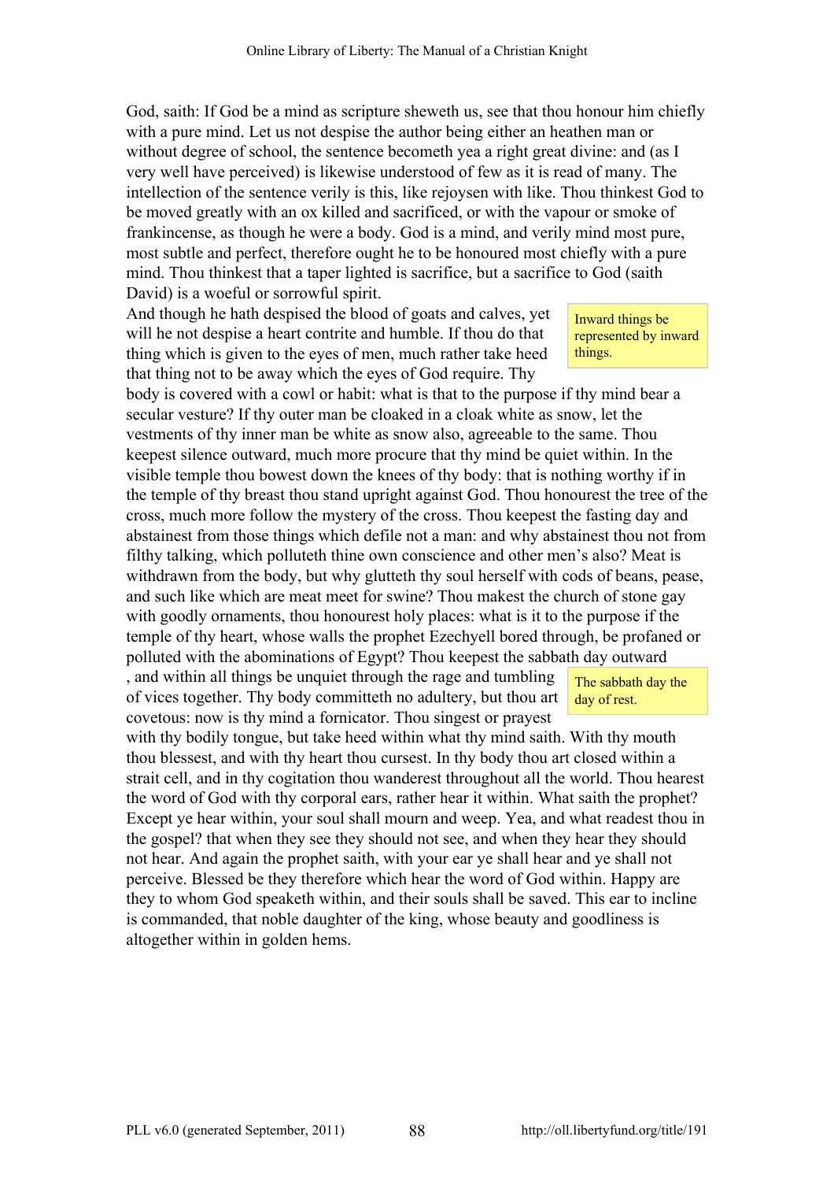God, saith: If God be a mind as scripture sheweth us, see that thou honour him chiefly with a pure mind. Let us not despise the author being either an heathen man or without degree of school, the sentence becometh yea a right great divine: and (as I very well have perceived) is likewise understood of few as it is read of many. The intellection of the sentence verily is this, like rejoysen with like. Thou thinkest God to be moved greatly with an ox killed and sacrificed, or with the vapour or smoke of frankincense, as though he were a body. God is a mind, and verily mind most pure, most subtle and perfect, therefore ought he to be honoured most chiefly with a pure mind. Thou thinkest that a taper lighted is sacrifice, but a sacrifice to God (saith David) is a woeful or sorrowful spirit.

Inward things be represented by inward things.

And though he hath despised the blood of goats and calves, yet will he not despise a heart contrite and humble. If thou do that thing which is given to the eyes of men, much rather take heed that thing not to be away which the eyes of God require. Thy body is covered with a cowl or habit: what is that to the purpose if thy mind bear a secular vesture? If thy outer man be cloaked in a cloak white as snow, let the vestments of thy inner man be white as snow also, agreeable to the same. Thou keepest silence outward, much more procure that thy mind be quiet within. In the visible temple thou bowest down the knees of thy body: that is nothing worthy if in the temple of thy breast thou stand upright against God. Thou honourest the tree of the cross, much more follow the mystery of the cross. Thou keepest the fasting day and abstainest from those things which defile not a man: and why abstainest thou not from filthy talking, which polluteth thine own conscience and other men's also? Meat is withdrawn from the body, but why glutteth thy soul herself with cods of beans, pease, and such like which are meat meet for swine? Thou makest the church of stone gay with goodly ornaments, thou honourest holy places: what is it to the purpose if the temple of thy heart, whose walls the prophet Ezechyell bored through, be profaned or polluted with the abominations of Egypt? Thou keepest the sabbath day outward , and within all things be unquiet through the rage and tumbling of vices together. Thy body committeth no adultery, but thou art covetous: now is thy mind a fornicator. Thou singest or prayest with thy bodily tongue, but take heed within what thy mind saith. With thy mouth thou blessest, and with thy heart thou cursest. In thy body thou art closed within a strait cell, and in thy cogitation thou wanderest throughout all the world. Thou hearest the word of God with thy corporal ears, rather hear it within. What saith the prophet? Except ye hear within, your soul shall mourn and weep. Yea, and what readest thou in the gospel? that when they see they should not see, and when they hear they should not hear. And again the prophet saith, with your ear ye shall hear and ye shall not perceive. Blessed be they therefore which hear the word of God within. Happy are they to whom God speaketh within, and their souls shall be saved. This ear to incline is commanded, that noble daughter of the king, whose beauty and goodliness is altogether within in golden hems.

The sabbath day the day of rest.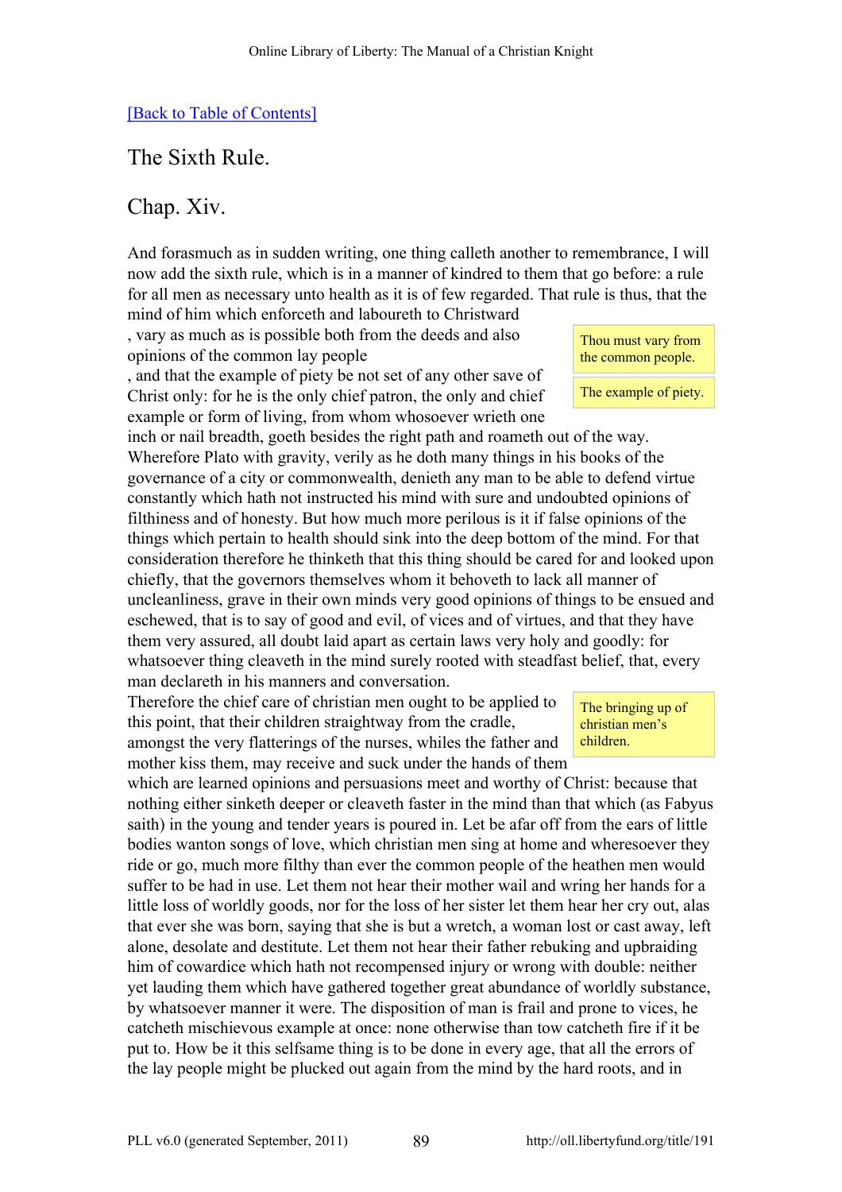[Back to Table of Contents]

## The Sixth Rule.

## Chap. Xiv.

And forasmuch as in sudden writing, one thing calleth another to remembrance, I will now add the sixth rule, which is in a manner of kindred to them that go before: a rule for all men as necessary unto health as it is of few regarded. That rule is thus, that the mind of him which enforceth and laboureth to Christward, vary as much as is possible both from the deeds and also opinions of the common lay people, and that the example of piety be not set of any other save of Christ only: for he is the only chief patron, the only and chief example or form of living, from whom whosoever wrieth one inch or nail breadth, goeth besides the right path and roameth out of the way. Wherefore Plato with gravity, verily as he doth many things in his books of the governance of a city or commonwealth, denieth any man to be able to defend virtue constantly which hath not instructed his mind with sure and undoubted opinions of filthiness and of honesty. But how much more perilous is it if false opinions of the things which pertain to health should sink into the deep bottom of the mind. For that consideration therefore he thinketh that this thing should be cared for and looked upon chiefly, that the governors themselves whom it behoveth to lack all manner of uncleanliness, grave in their own minds very good opinions of things to be ensued and eschewed, that is to say of good and evil, of vices and of virtues, and that they have them very assured, all doubt laid apart as certain laws very holy and goodly: for whatsoever thing cleaveth in the mind surely rooted with steadfast belief, that, every man declareth in his manners and conversation.

> Thou must vary from the common people.

> The example of piety.

Therefore the chief care of christian men ought to be applied to this point, that their children straightway from the cradle, amongst the very flatterings of the nurses, whiles the father and mother kiss them, may receive and suck under the hands of them which are learned opinions and persuasions meet and worthy of Christ: because that nothing either sinketh deeper or cleaveth faster in the mind than that which (as Fabyus saith) in the young and tender years is poured in. Let be afar off from the ears of little bodies wanton songs of love, which christian men sing at home and wheresoever they ride or go, much more filthy than ever the common people of the heathen men would suffer to be had in use. Let them not hear their mother wail and wring her hands for a little loss of worldly goods, nor for the loss of her sister let them hear her cry out, alas that ever she was born, saying that she is but a wretch, a woman lost or cast away, left alone, desolate and destitute. Let them not hear their father rebuking and upbraiding him of cowardice which hath not recompensed injury or wrong with double: neither yet lauding them which have gathered together great abundance of worldly substance, by whatsoever manner it were. The disposition of man is frail and prone to vices, he catcheth mischievous example at once: none otherwise than tow catcheth fire if it be put to. How be it this selfsame thing is to be done in every age, that all the errors of the lay people might be plucked out again from the mind by the hard roots, and in

> The bringing up of christian men's children.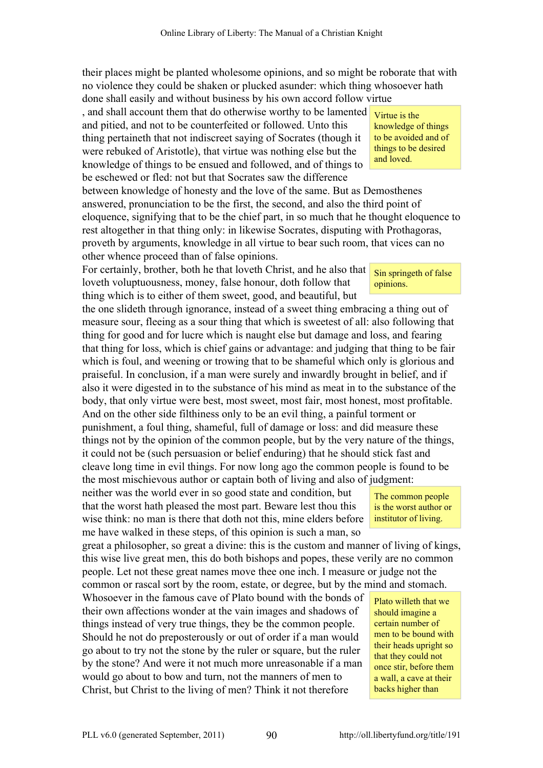their places might be planted wholesome opinions, and so might be roborate that with no violence they could be shaken or plucked asunder: which thing whosoever hath done shall easily and without business by his own accord follow virtue, and shall account them that do otherwise worthy to be lamented and pitied, and not to be counterfeited or followed. Unto this thing pertaineth that not indiscreet saying of Socrates (though it were rebuked of Aristotle), that virtue was nothing else but the knowledge of things to be ensued and followed, and of things to be eschewed or fled: not but that Socrates saw the difference between knowledge of honesty and the love of the same. But as Demosthenes answered, pronunciation to be the first, the second, and also the third point of eloquence, signifying that to be the chief part, in so much that he thought eloquence to rest altogether in that thing only: in likewise Socrates, disputing with Prothagoras, proveth by arguments, knowledge in all virtue to bear such room, that vices can no other whence proceed than of false opinions.

> Virtue is the knowledge of things to be avoided and of things to be desired and loved.

For certainly, brother, both he that loveth Christ, and he also that loveth voluptuousness, money, false honour, doth follow that thing which is to either of them sweet, good, and beautiful, but the one slideth through ignorance, instead of a sweet thing embracing a thing out of measure sour, fleeing as a sour thing that which is sweetest of all: also following that thing for good and for lucre which is naught else but damage and loss, and fearing that thing for loss, which is chief gains or advantage: and judging that thing to be fair which is foul, and weening or trowing that to be shameful which only is glorious and praiseful. In conclusion, if a man were surely and inwardly brought in belief, and if also it were digested in to the substance of his mind as meat in to the substance of the body, that only virtue were best, most sweet, most fair, most honest, most profitable. And on the other side filthiness only to be an evil thing, a painful torment or punishment, a foul thing, shameful, full of damage or loss: and did measure these things not by the opinion of the common people, but by the very nature of the things, it could not be (such persuasion or belief enduring) that he should stick fast and cleave long time in evil things. For now long ago the common people is found to be the most mischievous author or captain both of living and also of judgment: neither was the world ever in so good state and condition, but that the worst hath pleased the most part. Beware lest thou this wise think: no man is there that doth not this, mine elders before me have walked in these steps, of this opinion is such a man, so great a philosopher, so great a divine: this is the custom and manner of living of kings, this wise live great men, this do both bishops and popes, these verily are no common people. Let not these great names move thee one inch. I measure or judge not the common or rascal sort by the room, estate, or degree, but by the mind and stomach.

> Sin springeth of false opinions.

> The common people is the worst author or institutor of living.

Whosoever in the famous cave of Plato bound with the bonds of their own affections wonder at the vain images and shadows of things instead of very true things, they be the common people. Should he not do preposterously or out of order if a man would go about to try not the stone by the ruler or square, but the ruler by the stone? And were it not much more unreasonable if a man would go about to bow and turn, not the manners of men to Christ, but Christ to the living of men? Think it not therefore

> Plato willeth that we should imagine a certain number of men to be bound with their heads upright so that they could not once stir, before them a wall, a cave at their backs higher than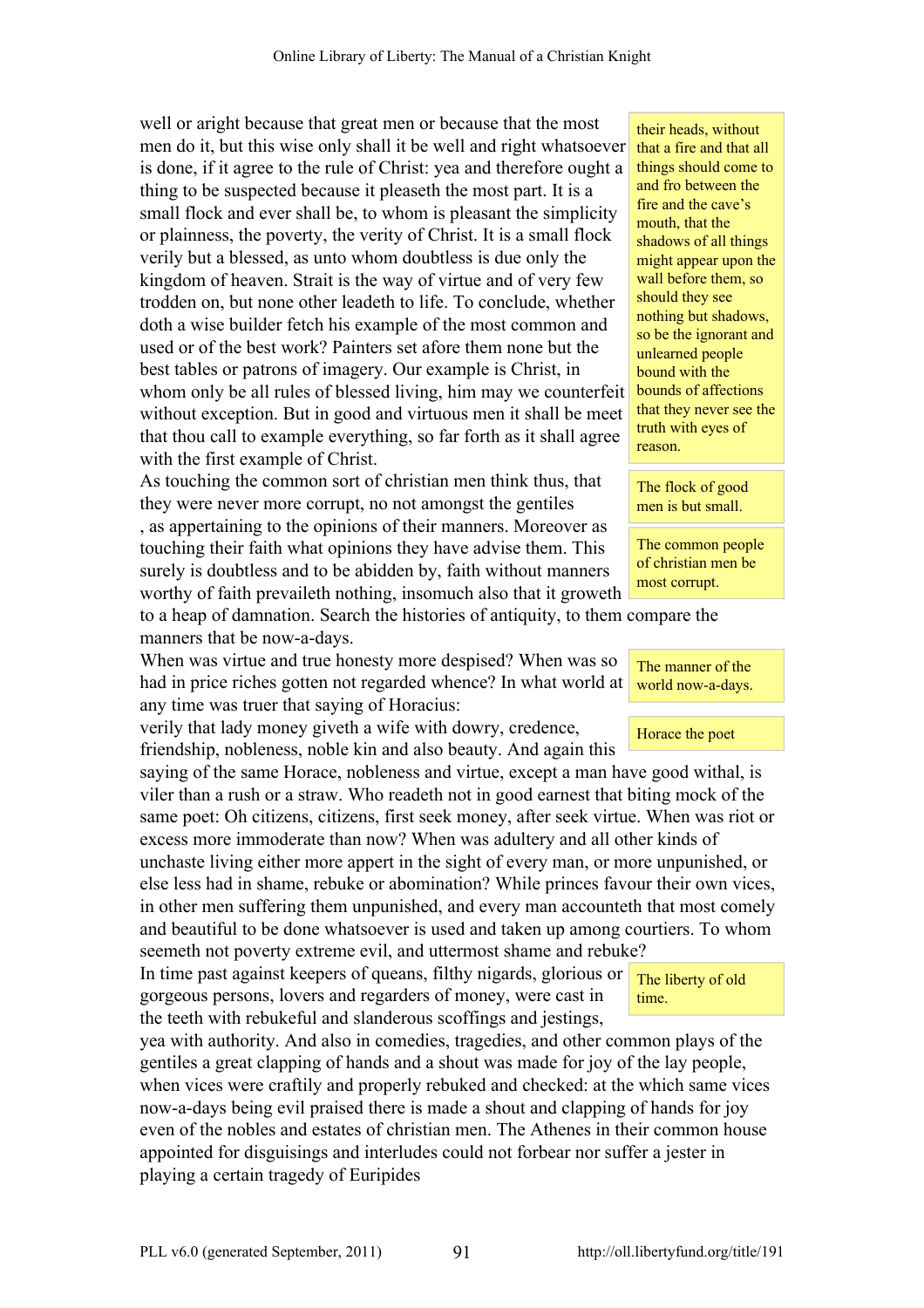well or aright because that great men or because that the most men do it, but this wise only shall it be well and right whatsoever is done, if it agree to the rule of Christ: yea and therefore ought a thing to be suspected because it pleaseth the most part. It is a small flock and ever shall be, to whom is pleasant the simplicity or plainness, the poverty, the verity of Christ. It is a small flock verily but a blessed, as unto whom doubtless is due only the kingdom of heaven. Strait is the way of virtue and of very few trodden on, but none other leadeth to life. To conclude, whether doth a wise builder fetch his example of the most common and used or of the best work? Painters set afore them none but the best tables or patrons of imagery. Our example is Christ, in whom only be all rules of blessed living, him may we counterfeit without exception. But in good and virtuous men it shall be meet that thou call to example everything, so far forth as it shall agree with the first example of Christ.

their heads, without that a fire and that all things should come to and fro between the fire and the cave's mouth, that the shadows of all things might appear upon the wall before them, so should they see nothing but shadows, so be the ignorant and unlearned people bound with the bounds of affections that they never see the truth with eyes of reason.

The flock of good men is but small.

As touching the common sort of christian men think thus, that they were never more corrupt, no not amongst the gentiles , as appertaining to the opinions of their manners. Moreover as touching their faith what opinions they have advise them. This surely is doubtless and to be abidden by, faith without manners worthy of faith prevaileth nothing, insomuch also that it groweth to a heap of damnation. Search the histories of antiquity, to them compare the manners that be now-a-days.

The common people of christian men be most corrupt.

When was virtue and true honesty more despised? When was so had in price riches gotten not regarded whence? In what world at any time was truer that saying of Horacius:

The manner of the world now-a-days.

verily that lady money giveth a wife with dowry, credence, friendship, nobleness, noble kin and also beauty. And again this saying of the same Horace, nobleness and virtue, except a man have good withal, is viler than a rush or a straw. Who readeth not in good earnest that biting mock of the same poet: Oh citizens, citizens, first seek money, after seek virtue. When was riot or excess more immoderate than now? When was adultery and all other kinds of unchaste living either more appert in the sight of every man, or more unpunished, or else less had in shame, rebuke or abomination? While princes favour their own vices, in other men suffering them unpunished, and every man accounteth that most comely and beautiful to be done whatsoever is used and taken up among courtiers. To whom seemeth not poverty extreme evil, and uttermost shame and rebuke?

Horace the poet

In time past against keepers of queans, filthy nigards, glorious or gorgeous persons, lovers and regarders of money, were cast in the teeth with rebukeful and slanderous scoffings and jestings, yea with authority. And also in comedies, tragedies, and other common plays of the gentiles a great clapping of hands and a shout was made for joy of the lay people, when vices were craftily and properly rebuked and checked: at the which same vices now-a-days being evil praised there is made a shout and clapping of hands for joy even of the nobles and estates of christian men. The Athenes in their common house appointed for disguisings and interludes could not forbear nor suffer a jester in playing a certain tragedy of Euripides

The liberty of old time.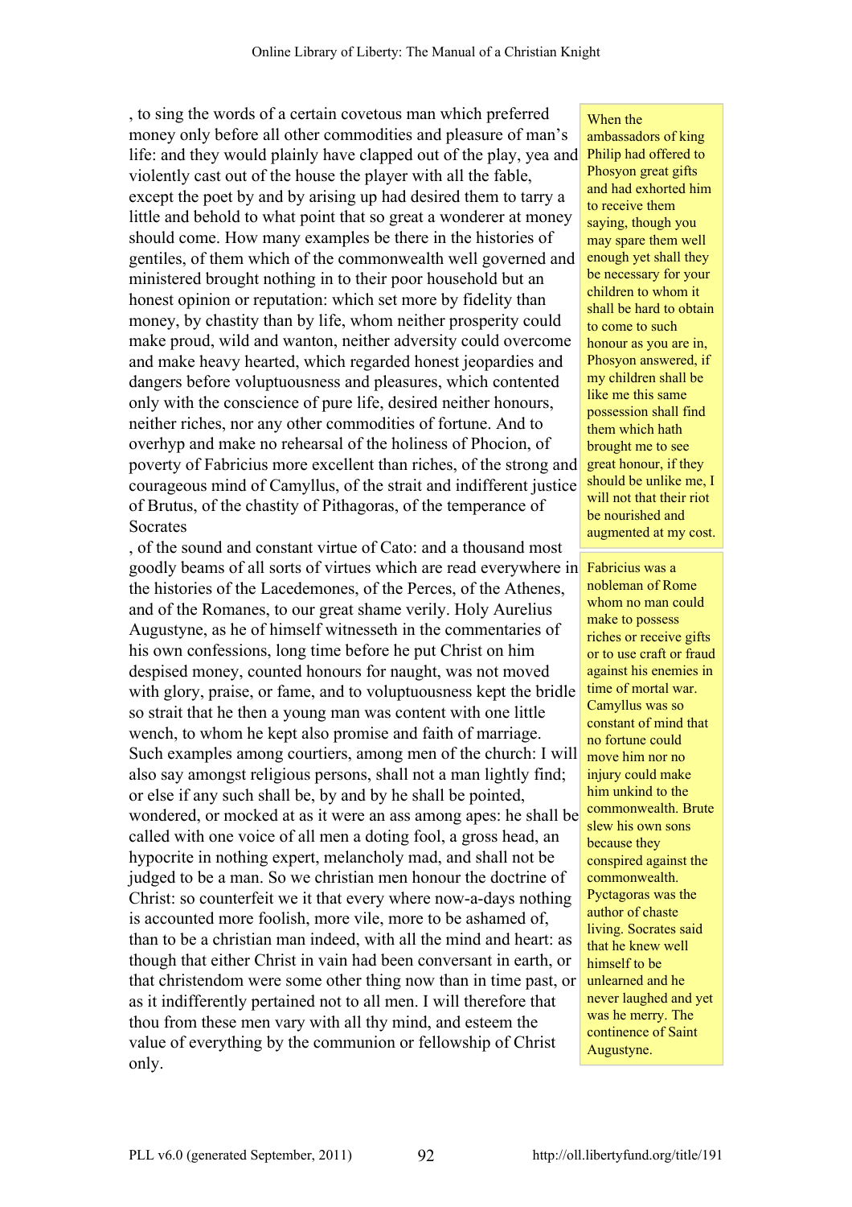, to sing the words of a certain covetous man which preferred money only before all other commodities and pleasure of man's life: and they would plainly have clapped out of the play, yea and violently cast out of the house the player with all the fable, except the poet by and by arising up had desired them to tarry a little and behold to what point that so great a wonderer at money should come. How many examples be there in the histories of gentiles, of them which of the commonwealth well governed and ministered brought nothing in to their poor household but an honest opinion or reputation: which set more by fidelity than money, by chastity than by life, whom neither prosperity could make proud, wild and wanton, neither adversity could overcome and make heavy hearted, which regarded honest jeopardies and dangers before voluptuousness and pleasures, which contented only with the conscience of pure life, desired neither honours, neither riches, nor any other commodities of fortune. And to overhyp and make no rehearsal of the holiness of Phocion, of poverty of Fabricius more excellent than riches, of the strong and courageous mind of Camyllus, of the strait and indifferent justice of Brutus, of the chastity of Pithagoras, of the temperance of Socrates

, of the sound and constant virtue of Cato: and a thousand most goodly beams of all sorts of virtues which are read everywhere in the histories of the Lacedemones, of the Perces, of the Athenes, and of the Romanes, to our great shame verily. Holy Aurelius Augustyne, as he of himself witnesseth in the commentaries of his own confessions, long time before he put Christ on him despised money, counted honours for naught, was not moved with glory, praise, or fame, and to voluptuousness kept the bridle so strait that he then a young man was content with one little wench, to whom he kept also promise and faith of marriage. Such examples among courtiers, among men of the church: I will also say amongst religious persons, shall not a man lightly find; or else if any such shall be, by and by he shall be pointed, wondered, or mocked at as it were an ass among apes: he shall be called with one voice of all men a doting fool, a gross head, an hypocrite in nothing expert, melancholy mad, and shall not be judged to be a man. So we christian men honour the doctrine of Christ: so counterfeit we it that every where now-a-days nothing is accounted more foolish, more vile, more to be ashamed of, than to be a christian man indeed, with all the mind and heart: as though that either Christ in vain had been conversant in earth, or that christendom were some other thing now than in time past, or as it indifferently pertained not to all men. I will therefore that thou from these men vary with all thy mind, and esteem the value of everything by the communion or fellowship of Christ only.

> When the ambassadors of king Philip had offered to Phosyon great gifts and had exhorted him to receive them saying, though you may spare them well enough yet shall they be necessary for your children to whom it shall be hard to obtain to come to such honour as you are in, Phosyon answered, if my children shall be like me this same possession shall find them which hath brought me to see great honour, if they should be unlike me, I will not that their riot be nourished and augmented at my cost.

> Fabricius was a nobleman of Rome whom no man could make to possess riches or receive gifts or to use craft or fraud against his enemies in time of mortal war. Camyllus was so constant of mind that no fortune could move him nor no injury could make him unkind to the commonwealth. Brute slew his own sons because they conspired against the commonwealth. Pyctagoras was the author of chaste living. Socrates said that he knew well himself to be unlearned and he never laughed and yet was he merry. The continence of Saint Augustyne.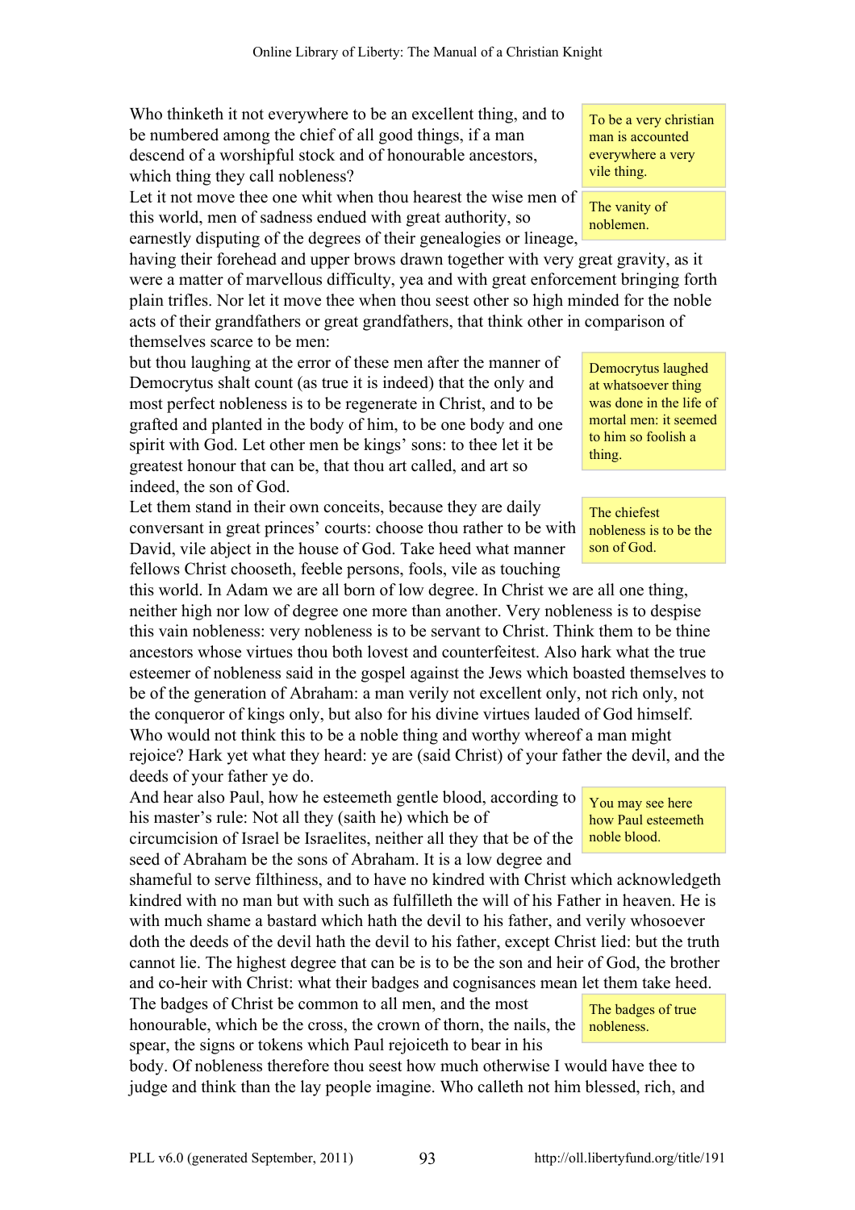Who thinketh it not everywhere to be an excellent thing, and to be numbered among the chief of all good things, if a man descend of a worshipful stock and of honourable ancestors, which thing they call nobleness?

> To be a very christian man is accounted everywhere a very vile thing.

Let it not move thee one whit when thou hearest the wise men of this world, men of sadness endued with great authority, so earnestly disputing of the degrees of their genealogies or lineage, having their forehead and upper brows drawn together with very great gravity, as it were a matter of marvellous difficulty, yea and with great enforcement bringing forth plain trifles. Nor let it move thee when thou seest other so high minded for the noble acts of their grandfathers or great grandfathers, that think other in comparison of themselves scarce to be men:

> The vanity of noblemen.

but thou laughing at the error of these men after the manner of Democrytus shalt count (as true it is indeed) that the only and most perfect nobleness is to be regenerate in Christ, and to be grafted and planted in the body of him, to be one body and one spirit with God. Let other men be kings' sons: to thee let it be greatest honour that can be, that thou art called, and art so indeed, the son of God.

> Democrytus laughed at whatsoever thing was done in the life of mortal men: it seemed to him so foolish a thing.

Let them stand in their own conceits, because they are daily conversant in great princes' courts: choose thou rather to be with David, vile abject in the house of God. Take heed what manner fellows Christ chooseth, feeble persons, fools, vile as touching this world. In Adam we are all born of low degree. In Christ we are all one thing, neither high nor low of degree one more than another. Very nobleness is to despise this vain nobleness: very nobleness is to be servant to Christ. Think them to be thine ancestors whose virtues thou both lovest and counterfeitest. Also hark what the true esteemer of nobleness said in the gospel against the Jews which boasted themselves to be of the generation of Abraham: a man verily not excellent only, not rich only, not the conqueror of kings only, but also for his divine virtues lauded of God himself. Who would not think this to be a noble thing and worthy whereof a man might rejoice? Hark yet what they heard: ye are (said Christ) of your father the devil, and the deeds of your father ye do.

> The chiefest nobleness is to be the son of God.

And hear also Paul, how he esteemeth gentle blood, according to his master's rule: Not all they (saith he) which be of circumcision of Israel be Israelites, neither all they that be of the seed of Abraham be the sons of Abraham. It is a low degree and shameful to serve filthiness, and to have no kindred with Christ which acknowledgeth kindred with no man but with such as fulfilleth the will of his Father in heaven. He is with much shame a bastard which hath the devil to his father, and verily whosoever doth the deeds of the devil hath the devil to his father, except Christ lied: but the truth cannot lie. The highest degree that can be is to be the son and heir of God, the brother and co-heir with Christ: what their badges and cognisances mean let them take heed.

> You may see here how Paul esteemeth noble blood.

The badges of Christ be common to all men, and the most honourable, which be the cross, the crown of thorn, the nails, the spear, the signs or tokens which Paul rejoiceth to bear in his body. Of nobleness therefore thou seest how much otherwise I would have thee to judge and think than the lay people imagine. Who calleth not him blessed, rich, and

> The badges of true nobleness.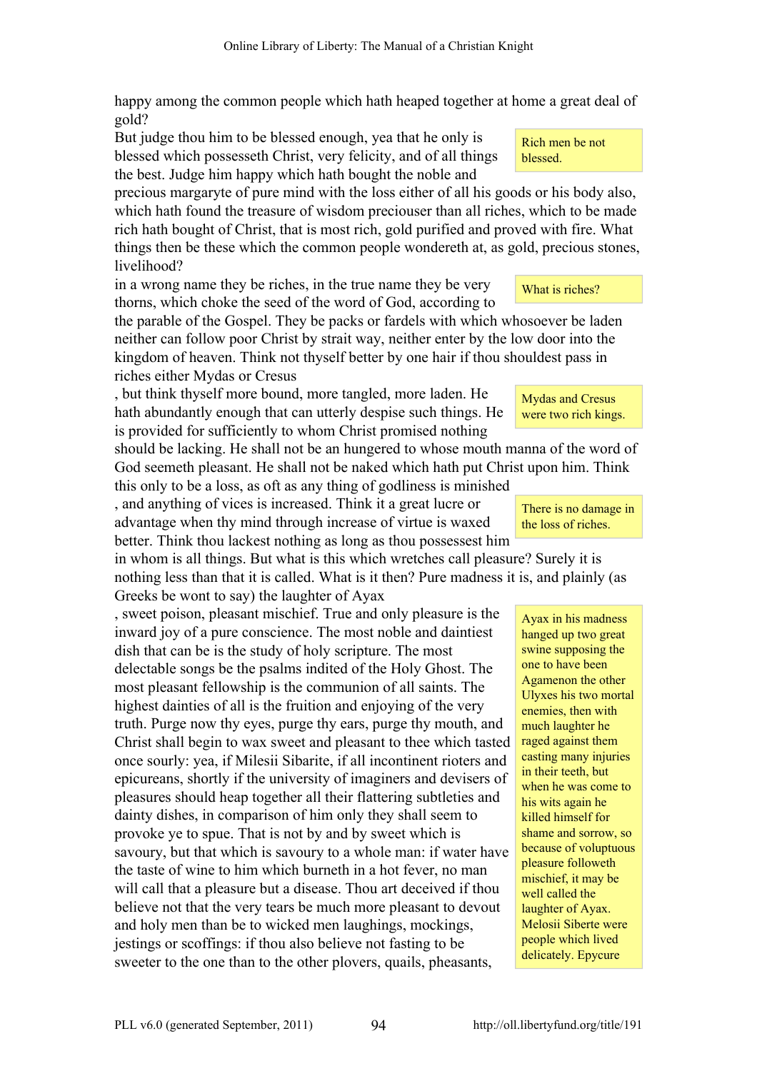happy among the common people which hath heaped together at home a great deal of gold?

But judge thou him to be blessed enough, yea that he only is blessed which possesseth Christ, very felicity, and of all things the best. Judge him happy which hath bought the noble and precious margaryte of pure mind with the loss either of all his goods or his body also, which hath found the treasure of wisdom preciouser than all riches, which to be made rich hath bought of Christ, that is most rich, gold purified and proved with fire. What things then be these which the common people wondereth at, as gold, precious stones, livelihood?

> Rich men be not blessed.

in a wrong name they be riches, in the true name they be very thorns, which choke the seed of the word of God, according to the parable of the Gospel. They be packs or fardels with which whosoever be laden neither can follow poor Christ by strait way, neither enter by the low door into the kingdom of heaven. Think not thyself better by one hair if thou shouldest pass in riches either Mydas or Cresus

> What is riches?

, but think thyself more bound, more tangled, more laden. He hath abundantly enough that can utterly despise such things. He is provided for sufficiently to whom Christ promised nothing should be lacking. He shall not be an hungered to whose mouth manna of the word of God seemeth pleasant. He shall not be naked which hath put Christ upon him. Think this only to be a loss, as oft as any thing of godliness is minished

> Mydas and Cresus were two rich kings.

, and anything of vices is increased. Think it a great lucre or advantage when thy mind through increase of virtue is waxed better. Think thou lackest nothing as long as thou possessest him in whom is all things. But what is this which wretches call pleasure? Surely it is nothing less than that it is called. What is it then? Pure madness it is, and plainly (as Greeks be wont to say) the laughter of Ayax

> There is no damage in the loss of riches.

, sweet poison, pleasant mischief. True and only pleasure is the inward joy of a pure conscience. The most noble and daintiest dish that can be is the study of holy scripture. The most delectable songs be the psalms indited of the Holy Ghost. The most pleasant fellowship is the communion of all saints. The highest dainties of all is the fruition and enjoying of the very truth. Purge now thy eyes, purge thy ears, purge thy mouth, and Christ shall begin to wax sweet and pleasant to thee which tasted once sourly: yea, if Milesii Sibarite, if all incontinent rioters and epicureans, shortly if the university of imaginers and devisers of pleasures should heap together all their flattering subtleties and dainty dishes, in comparison of him only they shall seem to provoke ye to spue. That is not by and by sweet which is savoury, but that which is savoury to a whole man: if water have the taste of wine to him which burneth in a hot fever, no man will call that a pleasure but a disease. Thou art deceived if thou believe not that the very tears be much more pleasant to devout and holy men than be to wicked men laughings, mockings, jestings or scoffings: if thou also believe not fasting to be sweeter to the one than to the other plovers, quails, pheasants,

> Ayax in his madness hanged up two great swine supposing the one to have been Agamenon the other Ulyxes his two mortal enemies, then with much laughter he raged against them casting many injuries in their teeth, but when he was come to his wits again he killed himself for shame and sorrow, so because of voluptuous pleasure followeth mischief, it may be well called the laughter of Ayax. Melosii Siberte were people which lived delicately. Epycure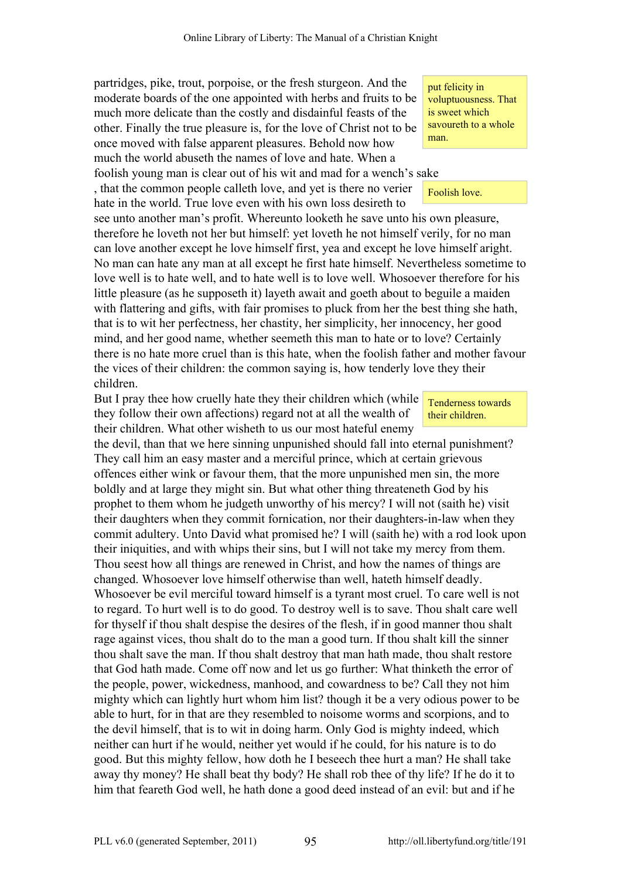partridges, pike, trout, porpoise, or the fresh sturgeon. And the moderate boards of the one appointed with herbs and fruits to be much more delicate than the costly and disdainful feasts of the other. Finally the true pleasure is, for the love of Christ not to be once moved with false apparent pleasures. Behold now how much the world abuseth the names of love and hate. When a foolish young man is clear out of his wit and mad for a wench's sake, that the common people calleth love, and yet is there no verier hate in the world. True love even with his own loss desireth to see unto another man's profit. Whereunto looketh he save unto his own pleasure, therefore he loveth not her but himself: yet loveth he not himself verily, for no man can love another except he love himself first, yea and except he love himself aright. No man can hate any man at all except he first hate himself. Nevertheless sometime to love well is to hate well, and to hate well is to love well. Whosoever therefore for his little pleasure (as he supposeth it) layeth await and goeth about to beguile a maiden with flattering and gifts, with fair promises to pluck from her the best thing she hath, that is to wit her perfectness, her chastity, her simplicity, her innocency, her good mind, and her good name, whether seemeth this man to hate or to love? Certainly there is no hate more cruel than is this hate, when the foolish father and mother favour the vices of their children: the common saying is, how tenderly love they their children.

> put felicity in voluptuousness. That is sweet which savoureth to a whole man.

> Foolish love.

But I pray thee how cruelly hate they their children which (while they follow their own affections) regard not at all the wealth of their children. What other wisheth to us our most hateful enemy the devil, than that we here sinning unpunished should fall into eternal punishment? They call him an easy master and a merciful prince, which at certain grievous offences either wink or favour them, that the more unpunished men sin, the more boldly and at large they might sin. But what other thing threateneth God by his prophet to them whom he judgeth unworthy of his mercy? I will not (saith he) visit their daughters when they commit fornication, nor their daughters-in-law when they commit adultery. Unto David what promised he? I will (saith he) with a rod look upon their iniquities, and with whips their sins, but I will not take my mercy from them. Thou seest how all things are renewed in Christ, and how the names of things are changed. Whosoever love himself otherwise than well, hateth himself deadly. Whosoever be evil merciful toward himself is a tyrant most cruel. To care well is not to regard. To hurt well is to do good. To destroy well is to save. Thou shalt care well for thyself if thou shalt despise the desires of the flesh, if in good manner thou shalt rage against vices, thou shalt do to the man a good turn. If thou shalt kill the sinner thou shalt save the man. If thou shalt destroy that man hath made, thou shalt restore that God hath made. Come off now and let us go further: What thinketh the error of the people, power, wickedness, manhood, and cowardness to be? Call they not him mighty which can lightly hurt whom him list? though it be a very odious power to be able to hurt, for in that are they resembled to noisome worms and scorpions, and to the devil himself, that is to wit in doing harm. Only God is mighty indeed, which neither can hurt if he would, neither yet would if he could, for his nature is to do good. But this mighty fellow, how doth he I beseech thee hurt a man? He shall take away thy money? He shall beat thy body? He shall rob thee of thy life? If he do it to him that feareth God well, he hath done a good deed instead of an evil: but and if he

> Tenderness towards their children.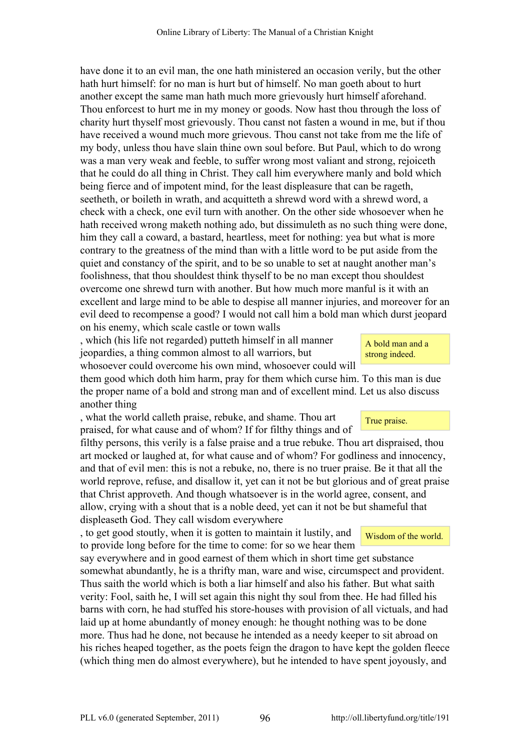have done it to an evil man, the one hath ministered an occasion verily, but the other hath hurt himself: for no man is hurt but of himself. No man goeth about to hurt another except the same man hath much more grievously hurt himself aforehand. Thou enforcest to hurt me in my money or goods. Now hast thou through the loss of charity hurt thyself most grievously. Thou canst not fasten a wound in me, but if thou have received a wound much more grievous. Thou canst not take from me the life of my body, unless thou have slain thine own soul before. But Paul, which to do wrong was a man very weak and feeble, to suffer wrong most valiant and strong, rejoiceth that he could do all thing in Christ. They call him everywhere manly and bold which being fierce and of impotent mind, for the least displeasure that can be rageth, seetheth, or boileth in wrath, and acquitteth a shrewd word with a shrewd word, a check with a check, one evil turn with another. On the other side whosoever when he hath received wrong maketh nothing ado, but dissimuleth as no such thing were done, him they call a coward, a bastard, heartless, meet for nothing: yea but what is more contrary to the greatness of the mind than with a little word to be put aside from the quiet and constancy of the spirit, and to be so unable to set at naught another man's foolishness, that thou shouldest think thyself to be no man except thou shouldest overcome one shrewd turn with another. But how much more manful is it with an excellent and large mind to be able to despise all manner injuries, and moreover for an evil deed to recompense a good? I would not call him a bold man which durst jeopard on his enemy, which scale castle or town walls, which (his life not regarded) putteth himself in all manner jeopardies, a thing common almost to all warriors, but whosoever could overcome his own mind, whosoever could will them good which doth him harm, pray for them which curse him. To this man is due the proper name of a bold and strong man and of excellent mind. Let us also discuss another thing, what the world calleth praise, rebuke, and shame. Thou art praised, for what cause and of whom? If for filthy things and of filthy persons, this verily is a false praise and a true rebuke. Thou art dispraised, thou art mocked or laughed at, for what cause and of whom? For godliness and innocency, and that of evil men: this is not a rebuke, no, there is no truer praise. Be it that all the world reprove, refuse, and disallow it, yet can it not be but glorious and of great praise that Christ approveth. And though whatsoever is in the world agree, consent, and allow, crying with a shout that is a noble deed, yet can it not be but shameful that displeaseth God. They call wisdom everywhere, to get good stoutly, when it is gotten to maintain it lustily, and to provide long before for the time to come: for so we hear them say everywhere and in good earnest of them which in short time get substance somewhat abundantly, he is a thrifty man, ware and wise, circumspect and provident. Thus saith the world which is both a liar himself and also his father. But what saith verity: Fool, saith he, I will set again this night thy soul from thee. He had filled his barns with corn, he had stuffed his store-houses with provision of all victuals, and had laid up at home abundantly of money enough: he thought nothing was to be done more. Thus had he done, not because he intended as a needy keeper to sit abroad on his riches heaped together, as the poets feign the dragon to have kept the golden fleece (which thing men do almost everywhere), but he intended to have spent joyously, and

> A bold man and a strong indeed.

> True praise.

> Wisdom of the world.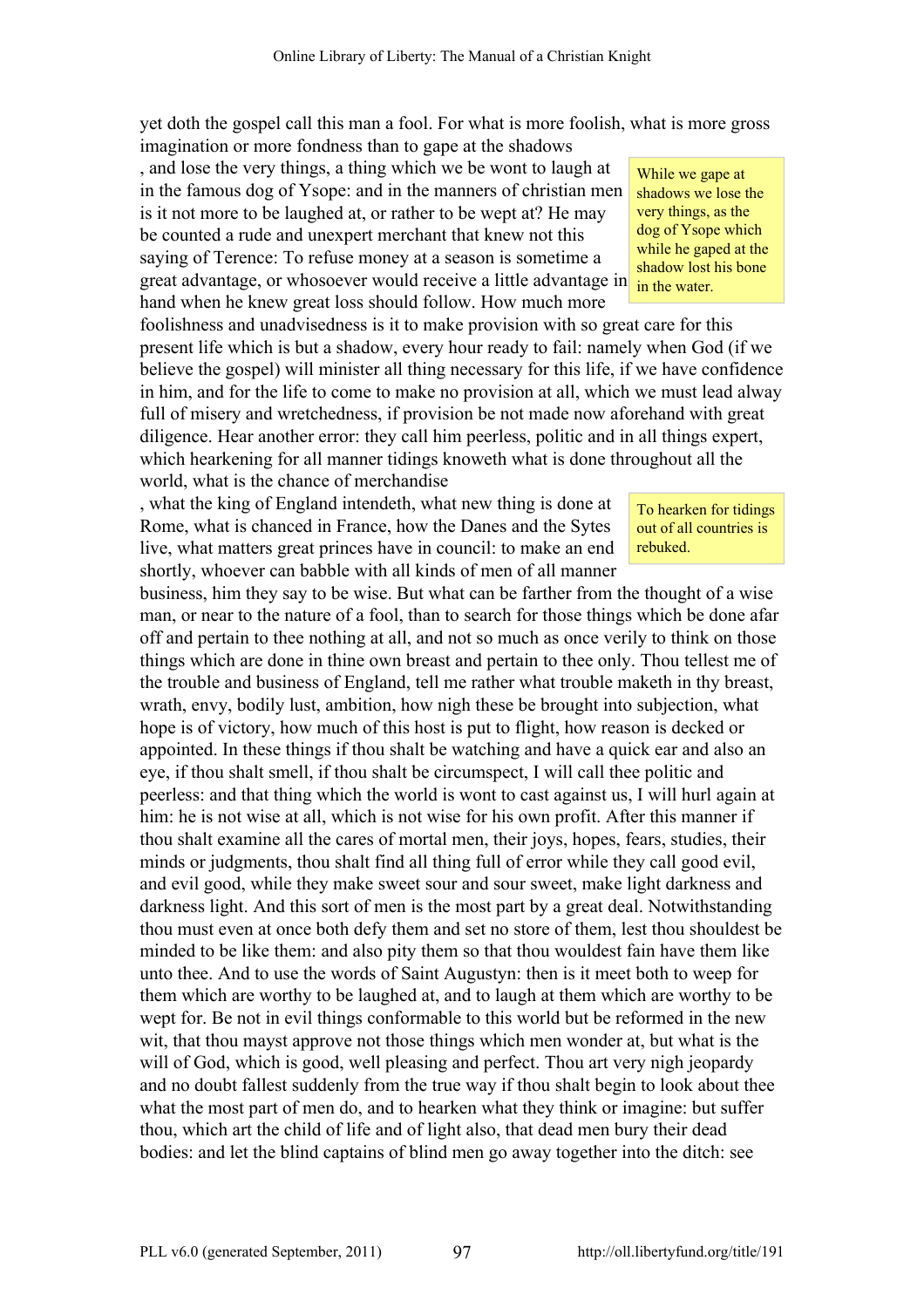yet doth the gospel call this man a fool. For what is more foolish, what is more gross imagination or more fondness than to gape at the shadows

> While we gape at shadows we lose the very things, as the dog of Ysope which while he gaped at the shadow lost his bone in the water.

, and lose the very things, a thing which we be wont to laugh at in the famous dog of Ysope: and in the manners of christian men is it not more to be laughed at, or rather to be wept at? He may be counted a rude and unexpert merchant that knew not this saying of Terence: To refuse money at a season is sometime a great advantage, or whosoever would receive a little advantage in hand when he knew great loss should follow. How much more foolishness and unadvisedness is it to make provision with so great care for this present life which is but a shadow, every hour ready to fail: namely when God (if we believe the gospel) will minister all thing necessary for this life, if we have confidence in him, and for the life to come to make no provision at all, which we must lead alway full of misery and wretchedness, if provision be not made now aforehand with great diligence. Hear another error: they call him peerless, politic and in all things expert, which hearkening for all manner tidings knoweth what is done throughout all the world, what is the chance of merchandise

> To hearken for tidings out of all countries is rebuked.

, what the king of England intendeth, what new thing is done at Rome, what is chanced in France, how the Danes and the Sytes live, what matters great princes have in council: to make an end shortly, whoever can babble with all kinds of men of all manner business, him they say to be wise. But what can be farther from the thought of a wise man, or near to the nature of a fool, than to search for those things which be done afar off and pertain to thee nothing at all, and not so much as once verily to think on those things which are done in thine own breast and pertain to thee only. Thou tellest me of the trouble and business of England, tell me rather what trouble maketh in thy breast, wrath, envy, bodily lust, ambition, how nigh these be brought into subjection, what hope is of victory, how much of this host is put to flight, how reason is decked or appointed. In these things if thou shalt be watching and have a quick ear and also an eye, if thou shalt smell, if thou shalt be circumspect, I will call thee politic and peerless: and that thing which the world is wont to cast against us, I will hurl again at him: he is not wise at all, which is not wise for his own profit. After this manner if thou shalt examine all the cares of mortal men, their joys, hopes, fears, studies, their minds or judgments, thou shalt find all thing full of error while they call good evil, and evil good, while they make sweet sour and sour sweet, make light darkness and darkness light. And this sort of men is the most part by a great deal. Notwithstanding thou must even at once both defy them and set no store of them, lest thou shouldest be minded to be like them: and also pity them so that thou wouldest fain have them like unto thee. And to use the words of Saint Augustyn: then is it meet both to weep for them which are worthy to be laughed at, and to laugh at them which are worthy to be wept for. Be not in evil things conformable to this world but be reformed in the new wit, that thou mayst approve not those things which men wonder at, but what is the will of God, which is good, well pleasing and perfect. Thou art very nigh jeopardy and no doubt fallest suddenly from the true way if thou shalt begin to look about thee what the most part of men do, and to hearken what they think or imagine: but suffer thou, which art the child of life and of light also, that dead men bury their dead bodies: and let the blind captains of blind men go away together into the ditch: see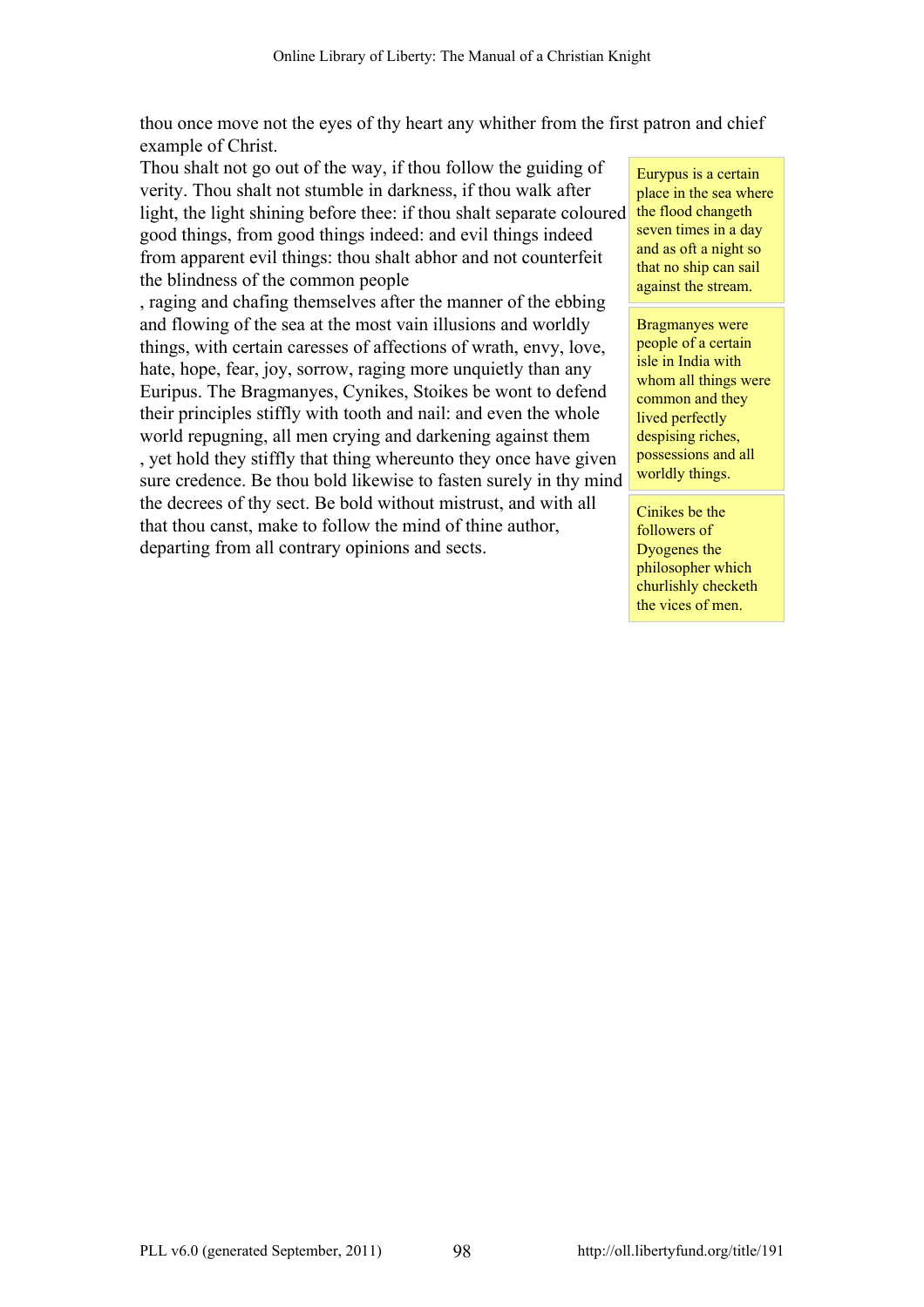thou once move not the eyes of thy heart any whither from the first patron and chief example of Christ.

Thou shalt not go out of the way, if thou follow the guiding of verity. Thou shalt not stumble in darkness, if thou walk after light, the light shining before thee: if thou shalt separate coloured good things, from good things indeed: and evil things indeed from apparent evil things: thou shalt abhor and not counterfeit the blindness of the common people, raging and chafing themselves after the manner of the ebbing and flowing of the sea at the most vain illusions and worldly things, with certain caresses of affections of wrath, envy, love, hate, hope, fear, joy, sorrow, raging more unquietly than any Euripus. The Bragmanyes, Cynikes, Stoikes be wont to defend their principles stiffly with tooth and nail: and even the whole world repugning, all men crying and darkening against them, yet hold they stiffly that thing whereunto they once have given sure credence. Be thou bold likewise to fasten surely in thy mind the decrees of thy sect. Be bold without mistrust, and with all that thou canst, make to follow the mind of thine author, departing from all contrary opinions and sects.

> Eurypus is a certain place in the sea where the flood changeth seven times in a day and as oft a night so that no ship can sail against the stream.

> Bragmanyes were people of a certain isle in India with whom all things were common and they lived perfectly despising riches, possessions and all worldly things.

> Cinikes be the followers of Dyogenes the philosopher which churlishly checketh the vices of men.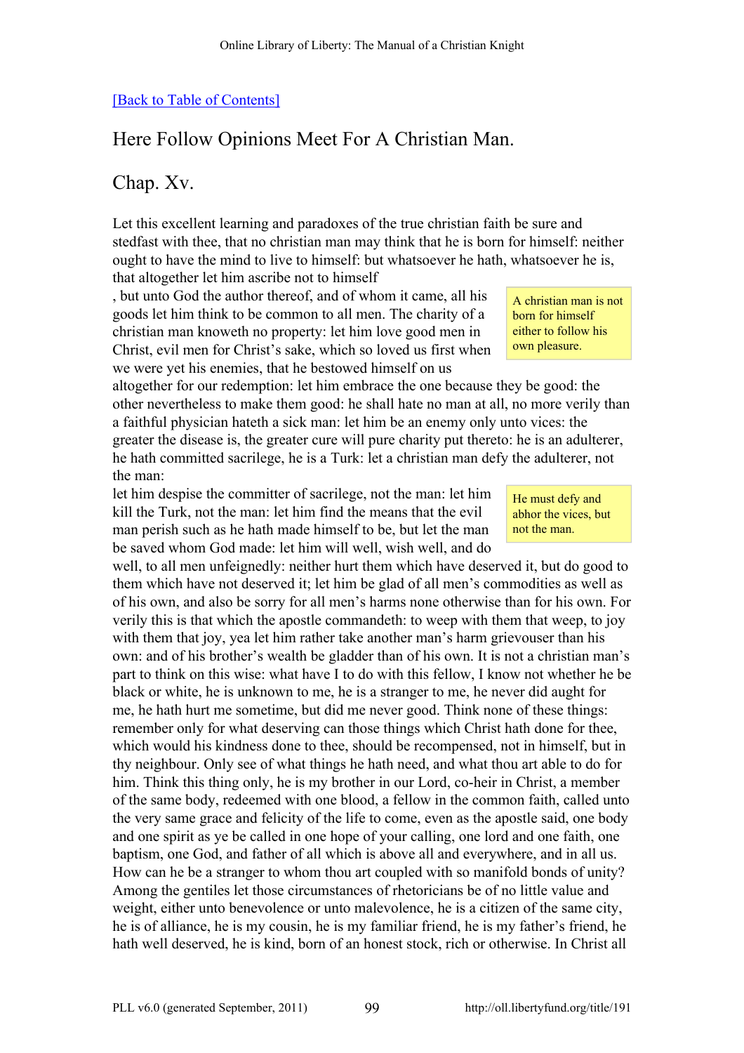[Back to Table of Contents]

## Here Follow Opinions Meet For A Christian Man.

## Chap. Xv.

Let this excellent learning and paradoxes of the true christian faith be sure and stedfast with thee, that no christian man may think that he is born for himself: neither ought to have the mind to live to himself: but whatsoever he hath, whatsoever he is, that altogether let him ascribe not to himself, but unto God the author thereof, and of whom it came, all his goods let him think to be common to all men. The charity of a christian man knoweth no property: let him love good men in Christ, evil men for Christ's sake, which so loved us first when we were yet his enemies, that he bestowed himself on us altogether for our redemption: let him embrace the one because they be good: the other nevertheless to make them good: he shall hate no man at all, no more verily than a faithful physician hateth a sick man: let him be an enemy only unto vices: the greater the disease is, the greater cure will pure charity put thereto: he is an adulterer, he hath committed sacrilege, he is a Turk: let a christian man defy the adulterer, not the man: let him despise the committer of sacrilege, not the man: let him kill the Turk, not the man: let him find the means that the evil man perish such as he hath made himself to be, but let the man be saved whom God made: let him will well, wish well, and do well, to all men unfeignedly: neither hurt them which have deserved it, but do good to them which have not deserved it; let him be glad of all men's commodities as well as of his own, and also be sorry for all men's harms none otherwise than for his own. For verily this is that which the apostle commandeth: to weep with them that weep, to joy with them that joy, yea let him rather take another man's harm grievouser than his own: and of his brother's wealth be gladder than of his own. It is not a christian man's part to think on this wise: what have I to do with this fellow, I know not whether he be black or white, he is unknown to me, he is a stranger to me, he never did aught for me, he hath hurt me sometime, but did me never good. Think none of these things: remember only for what deserving can those things which Christ hath done for thee, which would his kindness done to thee, should be recompensed, not in himself, but in thy neighbour. Only see of what things he hath need, and what thou art able to do for him. Think this thing only, he is my brother in our Lord, co-heir in Christ, a member of the same body, redeemed with one blood, a fellow in the common faith, called unto the very same grace and felicity of the life to come, even as the apostle said, one body and one spirit as ye be called in one hope of your calling, one lord and one faith, one baptism, one God, and father of all which is above all and everywhere, and in all us. How can he be a stranger to whom thou art coupled with so manifold bonds of unity? Among the gentiles let those circumstances of rhetoricians be of no little value and weight, either unto benevolence or unto malevolence, he is a citizen of the same city, he is of alliance, he is my cousin, he is my familiar friend, he is my father's friend, he hath well deserved, he is kind, born of an honest stock, rich or otherwise. In Christ all

*A christian man is not born for himself either to follow his own pleasure.*

*He must defy and abhor the vices, but not the man.*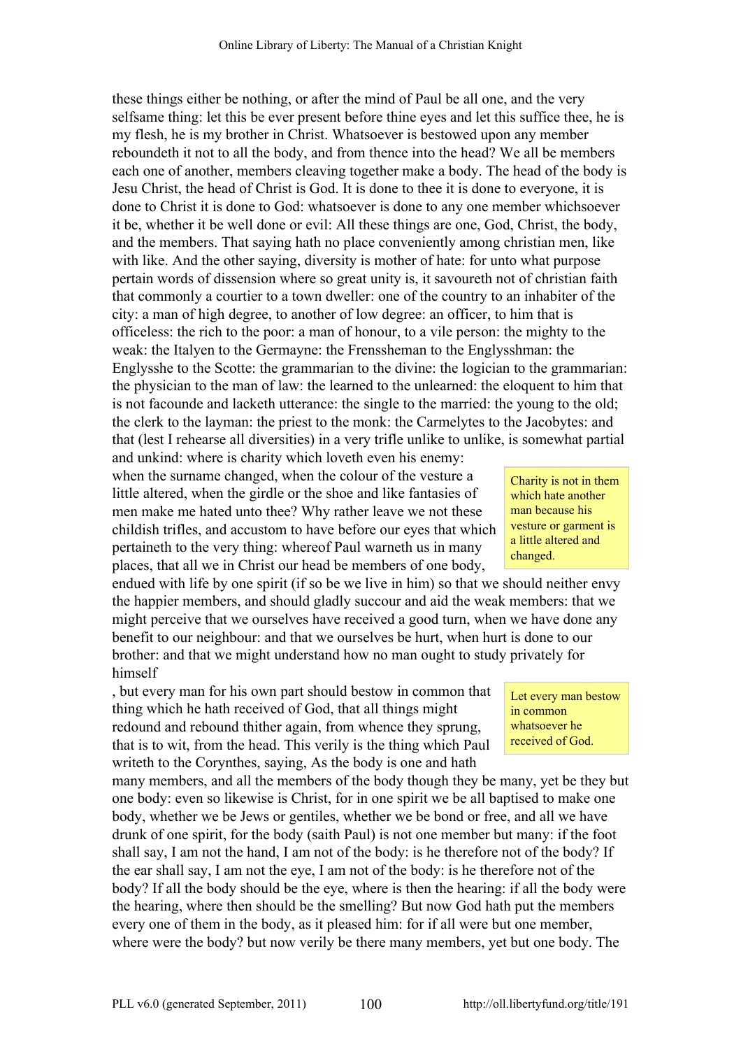these things either be nothing, or after the mind of Paul be all one, and the very selfsame thing: let this be ever present before thine eyes and let this suffice thee, he is my flesh, he is my brother in Christ. Whatsoever is bestowed upon any member reboundeth it not to all the body, and from thence into the head? We all be members each one of another, members cleaving together make a body. The head of the body is Jesu Christ, the head of Christ is God. It is done to thee it is done to everyone, it is done to Christ it is done to God: whatsoever is done to any one member whichsoever it be, whether it be well done or evil: All these things are one, God, Christ, the body, and the members. That saying hath no place conveniently among christian men, like with like. And the other saying, diversity is mother of hate: for unto what purpose pertain words of dissension where so great unity is, it savoureth not of christian faith that commonly a courtier to a town dweller: one of the country to an inhabiter of the city: a man of high degree, to another of low degree: an officer, to him that is officeless: the rich to the poor: a man of honour, to a vile person: the mighty to the weak: the Italyen to the Germayne: the Frenssheman to the Englysshman: the Englysshe to the Scotte: the grammarian to the divine: the logician to the grammarian: the physician to the man of law: the learned to the unlearned: the eloquent to him that is not facounde and lacketh utterance: the single to the married: the young to the old; the clerk to the layman: the priest to the monk: the Carmelytes to the Jacobytes: and that (lest I rehearse all diversities) in a very trifle unlike to unlike, is somewhat partial and unkind: where is charity which loveth even his enemy: when the surname changed, when the colour of the vesture a little altered, when the girdle or the shoe and like fantasies of men make me hated unto thee? Why rather leave we not these childish trifles, and accustom to have before our eyes that which pertaineth to the very thing: whereof Paul warneth us in many places, that all we in Christ our head be members of one body, endued with life by one spirit (if so be we live in him) so that we should neither envy the happier members, and should gladly succour and aid the weak members: that we might perceive that we ourselves have received a good turn, when we have done any benefit to our neighbour: and that we ourselves be hurt, when hurt is done to our brother: and that we might understand how no man ought to study privately for himself, but every man for his own part should bestow in common that thing which he hath received of God, that all things might redound and rebound thither again, from whence they sprung, that is to wit, from the head. This verily is the thing which Paul writeth to the Corynthes, saying, As the body is one and hath many members, and all the members of the body though they be many, yet be they but one body: even so likewise is Christ, for in one spirit we be all baptised to make one body, whether we be Jews or gentiles, whether we be bond or free, and all we have drunk of one spirit, for the body (saith Paul) is not one member but many: if the foot shall say, I am not the hand, I am not of the body: is he therefore not of the body? If the ear shall say, I am not the eye, I am not of the body: is he therefore not of the body? If all the body should be the eye, where is then the hearing: if all the body were the hearing, where then should be the smelling? But now God hath put the members every one of them in the body, as it pleased him: for if all were but one member, where were the body? but now verily be there many members, yet but one body. The

> Charity is not in them which hate another man because his vesture or garment is a little altered and changed.

> Let every man bestow in common whatsoever he received of God.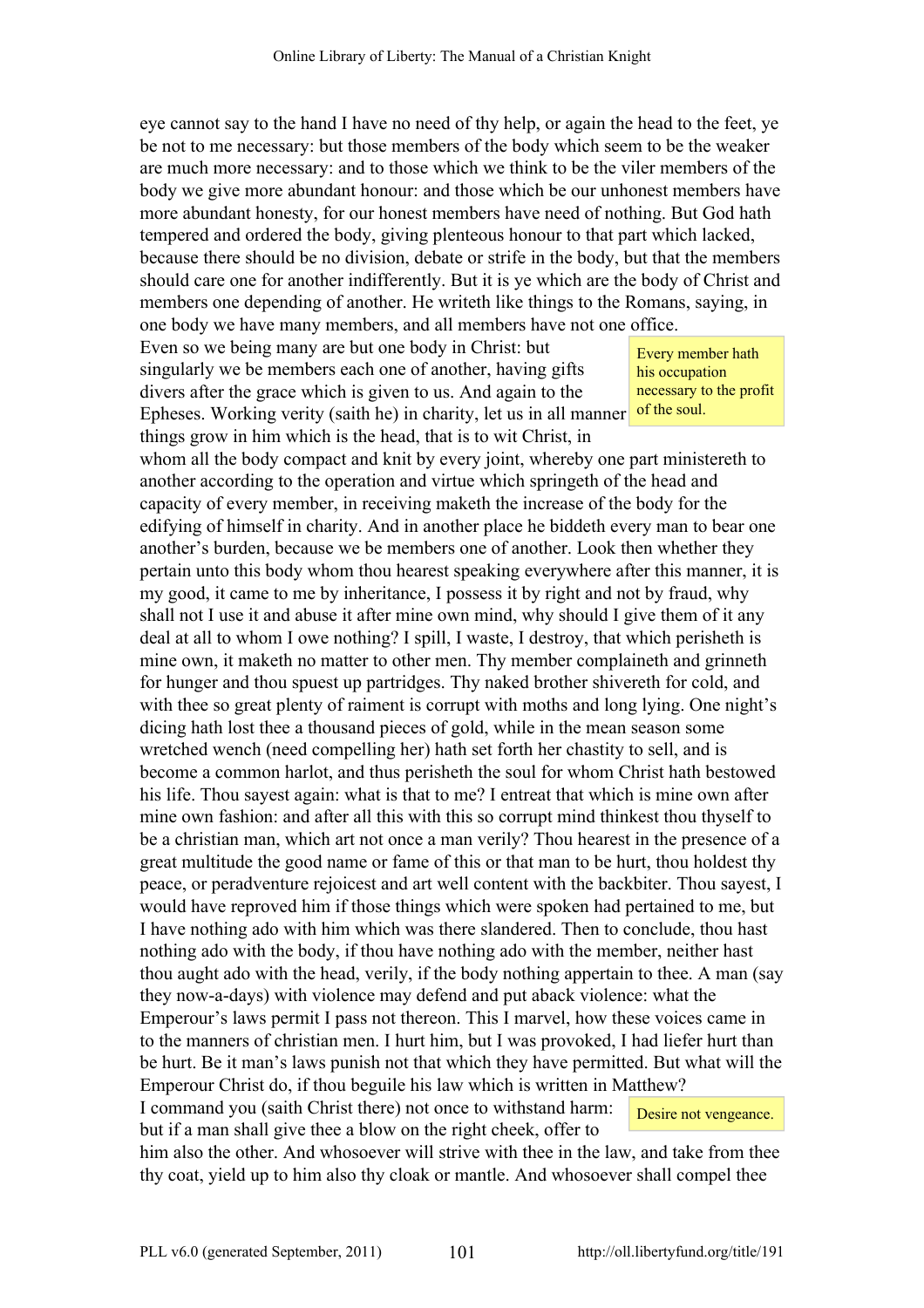eye cannot say to the hand I have no need of thy help, or again the head to the feet, ye be not to me necessary: but those members of the body which seem to be the weaker are much more necessary: and to those which we think to be the viler members of the body we give more abundant honour: and those which be our unhonest members have more abundant honesty, for our honest members have need of nothing. But God hath tempered and ordered the body, giving plenteous honour to that part which lacked, because there should be no division, debate or strife in the body, but that the members should care one for another indifferently. But it is ye which are the body of Christ and members one depending of another. He writeth like things to the Romans, saying, in one body we have many members, and all members have not one office.

> Every member hath his occupation necessary to the profit of the soul.

Even so we being many are but one body in Christ: but singularly we be members each one of another, having gifts divers after the grace which is given to us. And again to the Epheses. Working verity (saith he) in charity, let us in all manner things grow in him which is the head, that is to wit Christ, in whom all the body compact and knit by every joint, whereby one part ministereth to another according to the operation and virtue which springeth of the head and capacity of every member, in receiving maketh the increase of the body for the edifying of himself in charity. And in another place he biddeth every man to bear one another's burden, because we be members one of another. Look then whether they pertain unto this body whom thou hearest speaking everywhere after this manner, it is my good, it came to me by inheritance, I possess it by right and not by fraud, why shall not I use it and abuse it after mine own mind, why should I give them of it any deal at all to whom I owe nothing? I spill, I waste, I destroy, that which perisheth is mine own, it maketh no matter to other men. Thy member complaineth and grinneth for hunger and thou spuest up partridges. Thy naked brother shivereth for cold, and with thee so great plenty of raiment is corrupt with moths and long lying. One night's dicing hath lost thee a thousand pieces of gold, while in the mean season some wretched wench (need compelling her) hath set forth her chastity to sell, and is become a common harlot, and thus perisheth the soul for whom Christ hath bestowed his life. Thou sayest again: what is that to me? I entreat that which is mine own after mine own fashion: and after all this with this so corrupt mind thinkest thou thyself to be a christian man, which art not once a man verily? Thou hearest in the presence of a great multitude the good name or fame of this or that man to be hurt, thou holdest thy peace, or peradventure rejoicest and art well content with the backbiter. Thou sayest, I would have reproved him if those things which were spoken had pertained to me, but I have nothing ado with him which was there slandered. Then to conclude, thou hast nothing ado with the body, if thou have nothing ado with the member, neither hast thou aught ado with the head, verily, if the body nothing appertain to thee. A man (say they now-a-days) with violence may defend and put aback violence: what the Emperour's laws permit I pass not thereon. This I marvel, how these voices came in to the manners of christian men. I hurt him, but I was provoked, I had liefer hurt than be hurt. Be it man's laws punish not that which they have permitted. But what will the Emperour Christ do, if thou beguile his law which is written in Matthew?

> Desire not vengeance.

I command you (saith Christ there) not once to withstand harm: but if a man shall give thee a blow on the right cheek, offer to him also the other. And whosoever will strive with thee in the law, and take from thee thy coat, yield up to him also thy cloak or mantle. And whosoever shall compel thee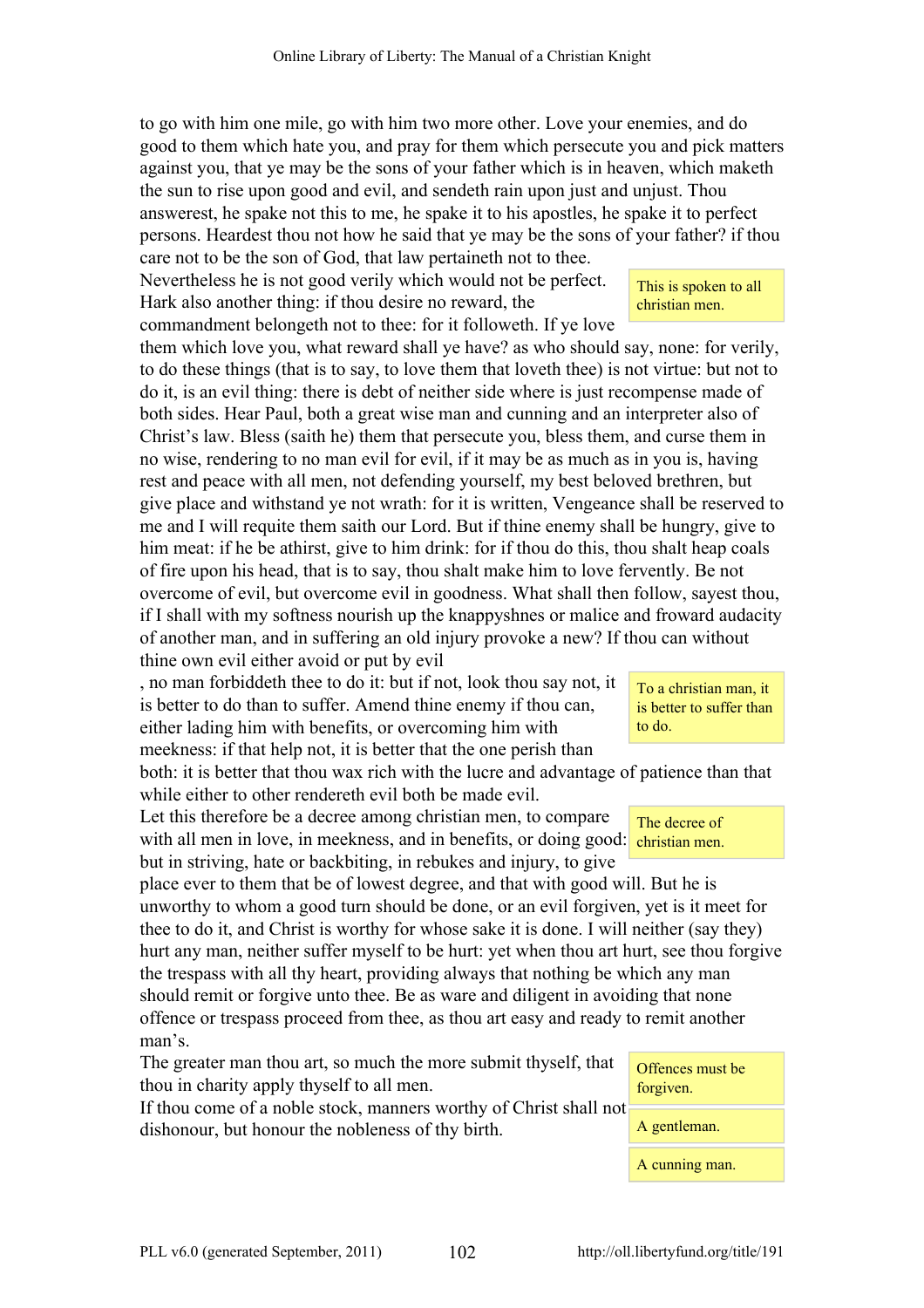to go with him one mile, go with him two more other. Love your enemies, and do good to them which hate you, and pray for them which persecute you and pick matters against you, that ye may be the sons of your father which is in heaven, which maketh the sun to rise upon good and evil, and sendeth rain upon just and unjust. Thou answerest, he spake not this to me, he spake it to his apostles, he spake it to perfect persons. Heardest thou not how he said that ye may be the sons of your father? if thou care not to be the son of God, that law pertaineth not to thee.

Nevertheless he is not good verily which would not be perfect. Hark also another thing: if thou desire no reward, the commandment belongeth not to thee: for it followeth. If ye love them which love you, what reward shall ye have? as who should say, none: for verily, to do these things (that is to say, to love them that loveth thee) is not virtue: but not to do it, is an evil thing: there is debt of neither side where is just recompense made of both sides. Hear Paul, both a great wise man and cunning and an interpreter also of Christ's law. Bless (saith he) them that persecute you, bless them, and curse them in no wise, rendering to no man evil for evil, if it may be as much as in you is, having rest and peace with all men, not defending yourself, my best beloved brethren, but give place and withstand ye not wrath: for it is written, Vengeance shall be reserved to me and I will requite them saith our Lord. But if thine enemy shall be hungry, give to him meat: if he be athirst, give to him drink: for if thou do this, thou shalt heap coals of fire upon his head, that is to say, thou shalt make him to love fervently. Be not overcome of evil, but overcome evil in goodness. What shall then follow, sayest thou, if I shall with my softness nourish up the knappyshnes or malice and froward audacity of another man, and in suffering an old injury provoke a new? If thou can without thine own evil either avoid or put by evil, no man forbiddeth thee to do it: but if not, look thou say not, it is better to do than to suffer. Amend thine enemy if thou can, either lading him with benefits, or overcoming him with meekness: if that help not, it is better that the one perish than both: it is better that thou wax rich with the lucre and advantage of patience than that while either to other rendereth evil both be made evil.

> This is spoken to all christian men.

> To a christian man, it is better to suffer than to do.

Let this therefore be a decree among christian men, to compare with all men in love, in meekness, and in benefits, or doing good: but in striving, hate or backbiting, in rebukes and injury, to give place ever to them that be of lowest degree, and that with good will. But he is unworthy to whom a good turn should be done, or an evil forgiven, yet is it meet for thee to do it, and Christ is worthy for whose sake it is done. I will neither (say they) hurt any man, neither suffer myself to be hurt: yet when thou art hurt, see thou forgive the trespass with all thy heart, providing always that nothing be which any man should remit or forgive unto thee. Be as ware and diligent in avoiding that none offence or trespass proceed from thee, as thou art easy and ready to remit another man's.

> The decree of christian men.

The greater man thou art, so much the more submit thyself, that thou in charity apply thyself to all men.

> Offences must be forgiven.

If thou come of a noble stock, manners worthy of Christ shall not dishonour, but honour the nobleness of thy birth.

> A gentleman.

> A cunning man.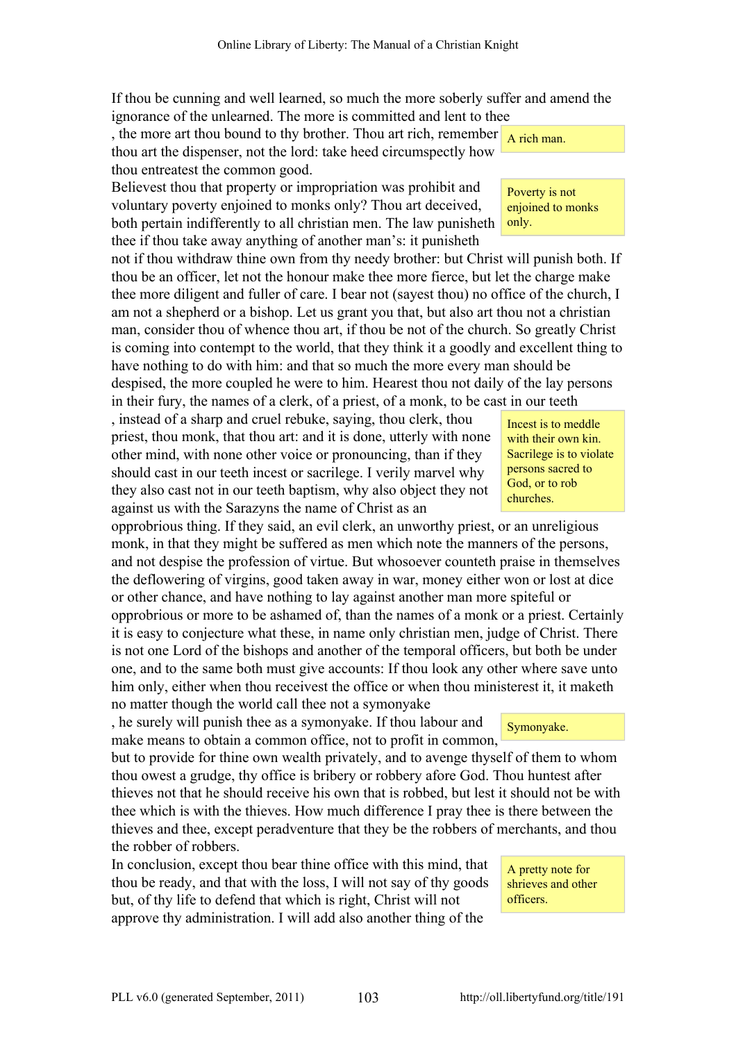If thou be cunning and well learned, so much the more soberly suffer and amend the ignorance of the unlearned. The more is committed and lent to thee, the more art thou bound to thy brother. Thou art rich, remember thou art the dispenser, not the lord: take heed circumspectly how thou entreatest the common good.

> A rich man.

Believest thou that property or impropriation was prohibit and voluntary poverty enjoined to monks only? Thou art deceived, both pertain indifferently to all christian men. The law punisheth thee if thou take away anything of another man's: it punisheth not if thou withdraw thine own from thy needy brother: but Christ will punish both. If thou be an officer, let not the honour make thee more fierce, but let the charge make thee more diligent and fuller of care. I bear not (sayest thou) no office of the church, I am not a shepherd or a bishop. Let us grant you that, but also art thou not a christian man, consider thou of whence thou art, if thou be not of the church. So greatly Christ is coming into contempt to the world, that they think it a goodly and excellent thing to have nothing to do with him: and that so much the more every man should be despised, the more coupled he were to him. Hearest thou not daily of the lay persons in their fury, the names of a clerk, of a priest, of a monk, to be cast in our teeth, instead of a sharp and cruel rebuke, saying, thou clerk, thou priest, thou monk, that thou art: and it is done, utterly with none other mind, with none other voice or pronouncing, than if they should cast in our teeth incest or sacrilege. I verily marvel why they also cast not in our teeth baptism, why also object they not against us with the Sarazyns the name of Christ as an opprobrious thing. If they said, an evil clerk, an unworthy priest, or an unreligious monk, in that they might be suffered as men which note the manners of the persons, and not despise the profession of virtue. But whosoever counteth praise in themselves the deflowering of virgins, good taken away in war, money either won or lost at dice or other chance, and have nothing to lay against another man more spiteful or opprobrious or more to be ashamed of, than the names of a monk or a priest. Certainly it is easy to conjecture what these, in name only christian men, judge of Christ. There is not one Lord of the bishops and another of the temporal officers, but both be under one, and to the same both must give accounts: If thou look any other where save unto him only, either when thou receivest the office or when thou ministerest it, it maketh no matter though the world call thee not a symonyake, he surely will punish thee as a symonyake. If thou labour and make means to obtain a common office, not to profit in common, but to provide for thine own wealth privately, and to avenge thyself of them to whom thou owest a grudge, thy office is bribery or robbery afore God. Thou huntest after thieves not that he should receive his own that is robbed, but lest it should not be with thee which is with the thieves. How much difference I pray thee is there between the thieves and thee, except peradventure that they be the robbers of merchants, and thou the robber of robbers.

> Poverty is not enjoined to monks only.

> Incest is to meddle with their own kin. Sacrilege is to violate persons sacred to God, or to rob churches.

> Symonyake.

In conclusion, except thou bear thine office with this mind, that thou be ready, and that with the loss, I will not say of thy goods but, of thy life to defend that which is right, Christ will not approve thy administration. I will add also another thing of the

> A pretty note for shrieves and other officers.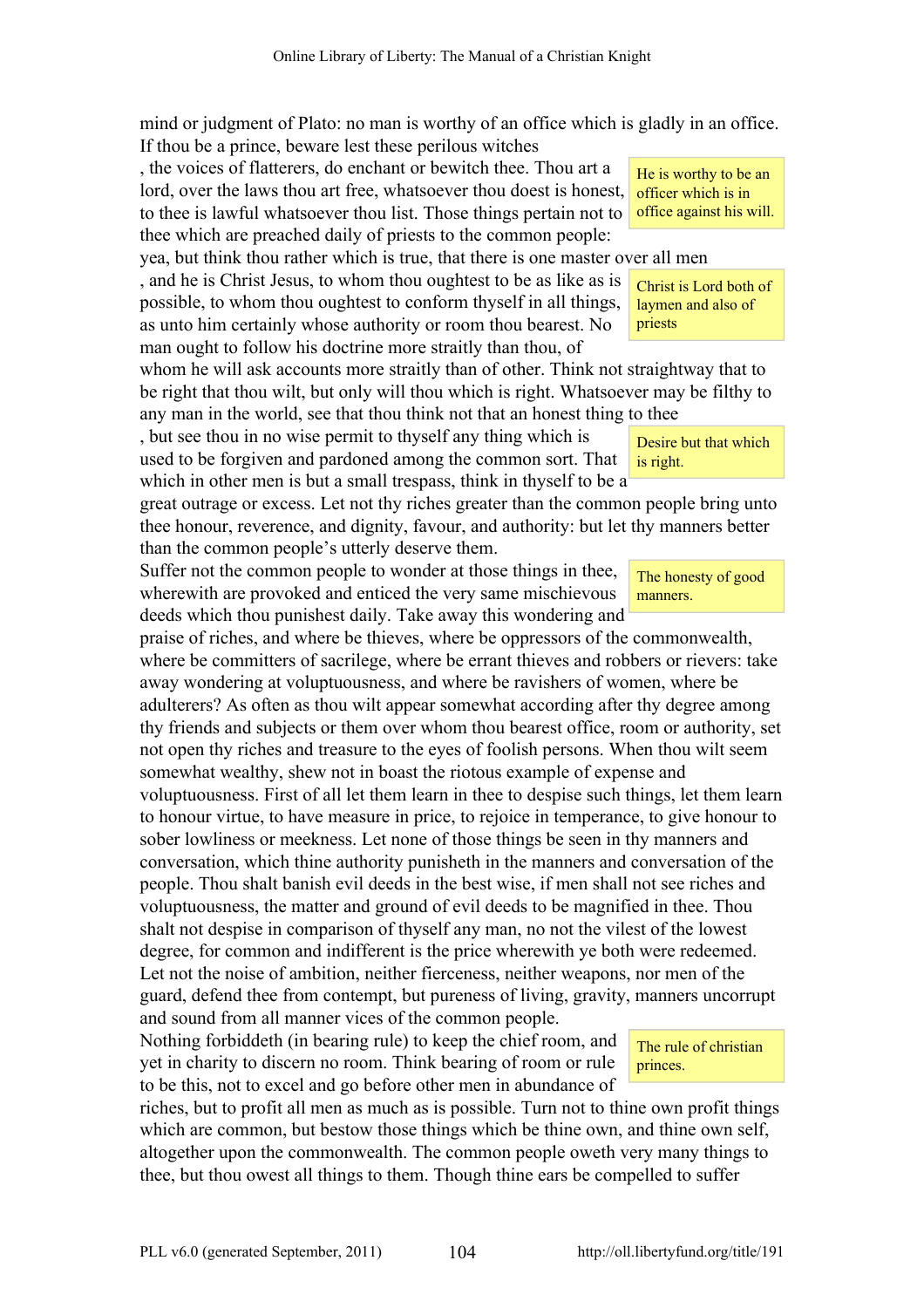mind or judgment of Plato: no man is worthy of an office which is gladly in an office. If thou be a prince, beware lest these perilous witches

> He is worthy to be an officer which is in office against his will.

, the voices of flatterers, do enchant or bewitch thee. Thou art a lord, over the laws thou art free, whatsoever thou doest is honest, to thee is lawful whatsoever thou list. Those things pertain not to thee which are preached daily of priests to the common people: yea, but think thou rather which is true, that there is one master over all men

> Christ is Lord both of laymen and also of priests

, and he is Christ Jesus, to whom thou oughtest to be as like as is possible, to whom thou oughtest to conform thyself in all things, as unto him certainly whose authority or room thou bearest. No man ought to follow his doctrine more straitly than thou, of whom he will ask accounts more straitly than of other. Think not straightway that to be right that thou wilt, but only will thou which is right. Whatsoever may be filthy to any man in the world, see that thou think not that an honest thing to thee

> Desire but that which is right.

, but see thou in no wise permit to thyself any thing which is used to be forgiven and pardoned among the common sort. That which in other men is but a small trespass, think in thyself to be a great outrage or excess. Let not thy riches greater than the common people bring unto thee honour, reverence, and dignity, favour, and authority: but let thy manners better than the common people's utterly deserve them.

> The honesty of good manners.

Suffer not the common people to wonder at those things in thee, wherewith are provoked and enticed the very same mischievous deeds which thou punishest daily. Take away this wondering and praise of riches, and where be thieves, where be oppressors of the commonwealth, where be committers of sacrilege, where be errant thieves and robbers or rievers: take away wondering at voluptuousness, and where be ravishers of women, where be adulterers? As often as thou wilt appear somewhat according after thy degree among thy friends and subjects or them over whom thou bearest office, room or authority, set not open thy riches and treasure to the eyes of foolish persons. When thou wilt seem somewhat wealthy, shew not in boast the riotous example of expense and voluptuousness. First of all let them learn in thee to despise such things, let them learn to honour virtue, to have measure in price, to rejoice in temperance, to give honour to sober lowliness or meekness. Let none of those things be seen in thy manners and conversation, which thine authority punisheth in the manners and conversation of the people. Thou shalt banish evil deeds in the best wise, if men shall not see riches and voluptuousness, the matter and ground of evil deeds to be magnified in thee. Thou shalt not despise in comparison of thyself any man, no not the vilest of the lowest degree, for common and indifferent is the price wherewith ye both were redeemed. Let not the noise of ambition, neither fierceness, neither weapons, nor men of the guard, defend thee from contempt, but pureness of living, gravity, manners uncorrupt and sound from all manner vices of the common people.

> The rule of christian princes.

Nothing forbiddeth (in bearing rule) to keep the chief room, and yet in charity to discern no room. Think bearing of room or rule to be this, not to excel and go before other men in abundance of riches, but to profit all men as much as is possible. Turn not to thine own profit things which are common, but bestow those things which be thine own, and thine own self, altogether upon the commonwealth. The common people oweth very many things to thee, but thou owest all things to them. Though thine ears be compelled to suffer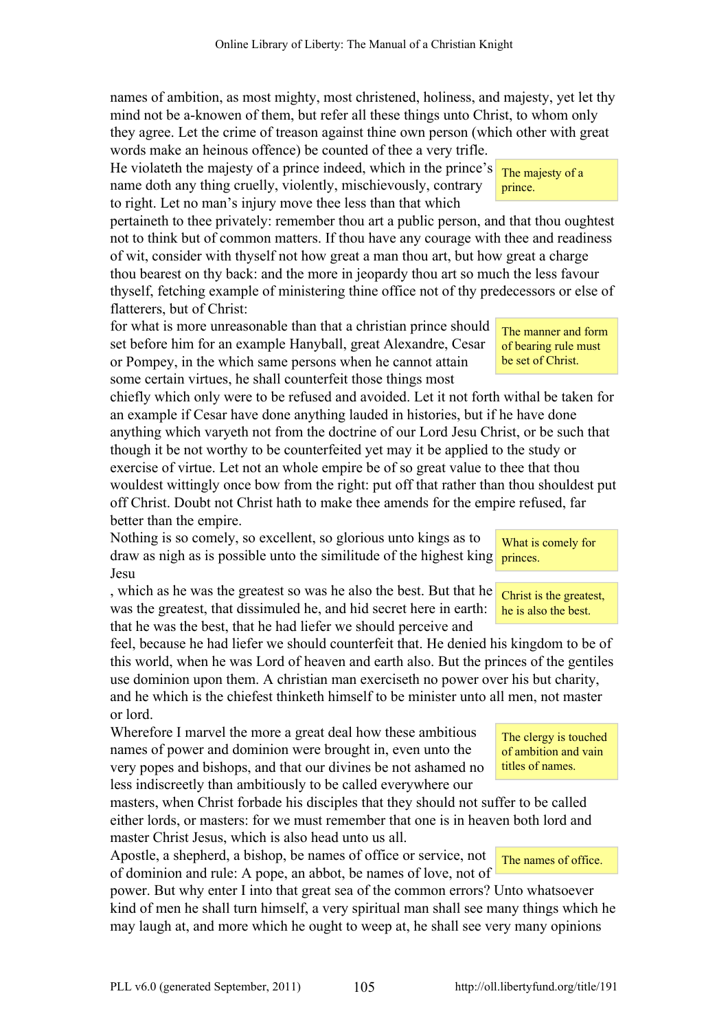names of ambition, as most mighty, most christened, holiness, and majesty, yet let thy mind not be a-knowen of them, but refer all these things unto Christ, to whom only they agree. Let the crime of treason against thine own person (which other with great words make an heinous offence) be counted of thee a very trifle.

He violateth the majesty of a prince indeed, which in the prince's name doth any thing cruelly, violently, mischievously, contrary to right. Let no man's injury move thee less than that which pertaineth to thee privately: remember thou art a public person, and that thou oughtest not to think but of common matters. If thou have any courage with thee and readiness of wit, consider with thyself not how great a man thou art, but how great a charge thou bearest on thy back: and the more in jeopardy thou art so much the less favour thyself, fetching example of ministering thine office not of thy predecessors or else of flatterers, but of Christ:

> The majesty of a prince.

for what is more unreasonable than that a christian prince should set before him for an example Hanyball, great Alexandre, Cesar or Pompey, in the which same persons when he cannot attain some certain virtues, he shall counterfeit those things most chiefly which only were to be refused and avoided. Let it not forth withal be taken for an example if Cesar have done anything lauded in histories, but if he have done anything which varyeth not from the doctrine of our Lord Jesu Christ, or be such that though it be not worthy to be counterfeited yet may it be applied to the study or exercise of virtue. Let not an whole empire be of so great value to thee that thou wouldest wittingly once bow from the right: put off that rather than thou shouldest put off Christ. Doubt not Christ hath to make thee amends for the empire refused, far better than the empire.

> The manner and form of bearing rule must be set of Christ.

Nothing is so comely, so excellent, so glorious unto kings as to draw as nigh as is possible unto the similitude of the highest king Jesu

> What is comely for princes.

, which as he was the greatest so was he also the best. But that he was the greatest, that dissimuled he, and hid secret here in earth: that he was the best, that he had liefer we should perceive and feel, because he had liefer we should counterfeit that. He denied his kingdom to be of this world, when he was Lord of heaven and earth also. But the princes of the gentiles use dominion upon them. A christian man exerciseth no power over his but charity, and he which is the chiefest thinketh himself to be minister unto all men, not master or lord.

> Christ is the greatest, he is also the best.

Wherefore I marvel the more a great deal how these ambitious names of power and dominion were brought in, even unto the very popes and bishops, and that our divines be not ashamed no less indiscreetly than ambitiously to be called everywhere our masters, when Christ forbade his disciples that they should not suffer to be called either lords, or masters: for we must remember that one is in heaven both lord and master Christ Jesus, which is also head unto us all.

> The clergy is touched of ambition and vain titles of names.

Apostle, a shepherd, a bishop, be names of office or service, not of dominion and rule: A pope, an abbot, be names of love, not of power. But why enter I into that great sea of the common errors? Unto whatsoever kind of men he shall turn himself, a very spiritual man shall see many things which he may laugh at, and more which he ought to weep at, he shall see very many opinions

> The names of office.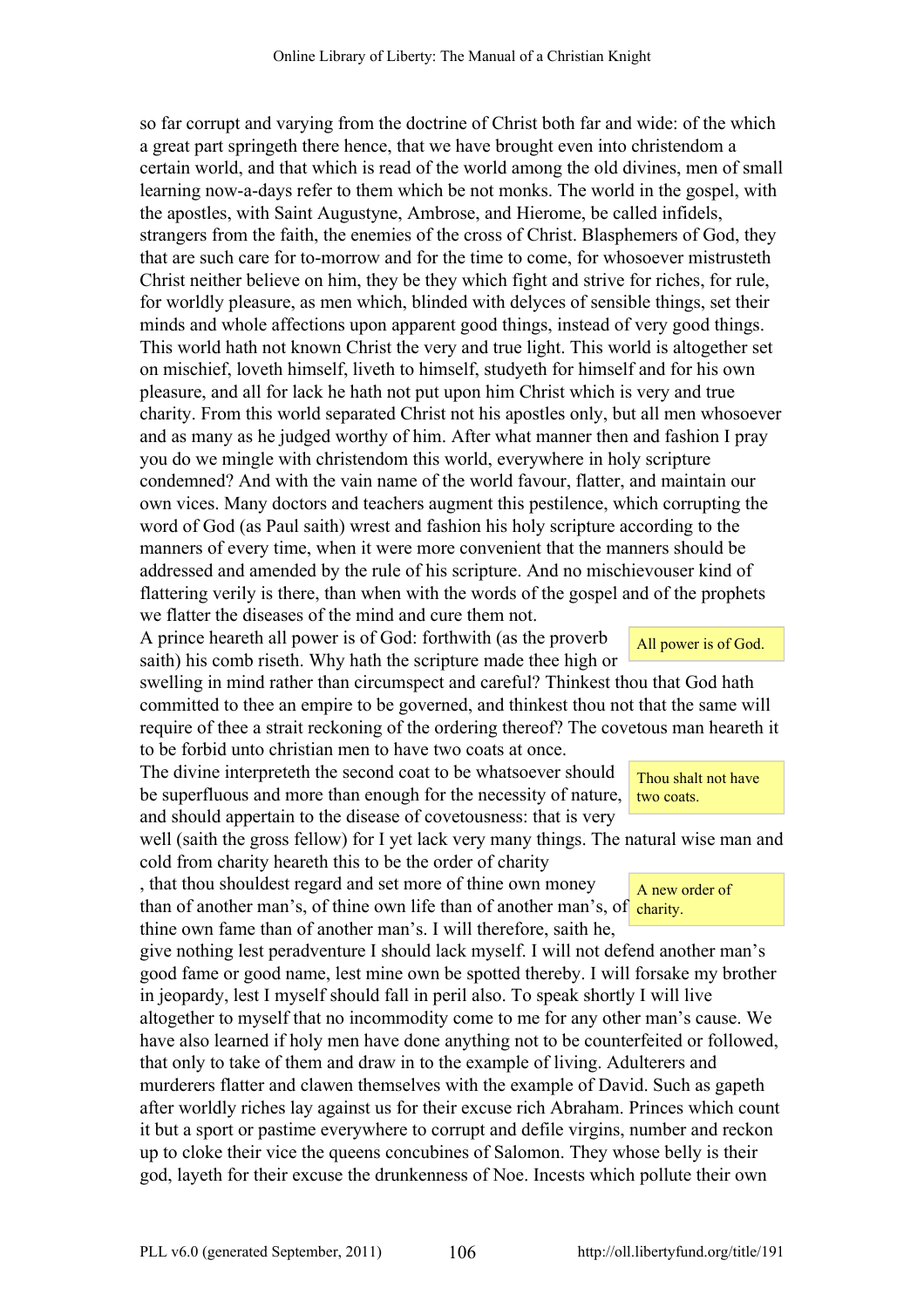so far corrupt and varying from the doctrine of Christ both far and wide: of the which a great part springeth there hence, that we have brought even into christendom a certain world, and that which is read of the world among the old divines, men of small learning now-a-days refer to them which be not monks. The world in the gospel, with the apostles, with Saint Augustyne, Ambrose, and Hierome, be called infidels, strangers from the faith, the enemies of the cross of Christ. Blasphemers of God, they that are such care for to-morrow and for the time to come, for whosoever mistrusteth Christ neither believe on him, they be they which fight and strive for riches, for rule, for worldly pleasure, as men which, blinded with delyces of sensible things, set their minds and whole affections upon apparent good things, instead of very good things. This world hath not known Christ the very and true light. This world is altogether set on mischief, loveth himself, liveth to himself, studyeth for himself and for his own pleasure, and all for lack he hath not put upon him Christ which is very and true charity. From this world separated Christ not his apostles only, but all men whosoever and as many as he judged worthy of him. After what manner then and fashion I pray you do we mingle with christendom this world, everywhere in holy scripture condemned? And with the vain name of the world favour, flatter, and maintain our own vices. Many doctors and teachers augment this pestilence, which corrupting the word of God (as Paul saith) wrest and fashion his holy scripture according to the manners of every time, when it were more convenient that the manners should be addressed and amended by the rule of his scripture. And no mischievouser kind of flattering verily is there, than when with the words of the gospel and of the prophets we flatter the diseases of the mind and cure them not.

All power is of God.

A prince heareth all power is of God: forthwith (as the proverb saith) his comb riseth. Why hath the scripture made thee high or swelling in mind rather than circumspect and careful? Thinkest thou that God hath committed to thee an empire to be governed, and thinkest thou not that the same will require of thee a strait reckoning of the ordering thereof? The covetous man heareth it to be forbid unto christian men to have two coats at once.

Thou shalt not have two coats.

The divine interpreteth the second coat to be whatsoever should be superfluous and more than enough for the necessity of nature, and should appertain to the disease of covetousness: that is very well (saith the gross fellow) for I yet lack very many things. The natural wise man and cold from charity heareth this to be the order of charity

A new order of charity.

, that thou shouldest regard and set more of thine own money than of another man's, of thine own life than of another man's, of thine own fame than of another man's. I will therefore, saith he, give nothing lest peradventure I should lack myself. I will not defend another man's good fame or good name, lest mine own be spotted thereby. I will forsake my brother in jeopardy, lest I myself should fall in peril also. To speak shortly I will live altogether to myself that no incommodity come to me for any other man's cause. We have also learned if holy men have done anything not to be counterfeited or followed, that only to take of them and draw in to the example of living. Adulterers and murderers flatter and clawen themselves with the example of David. Such as gapeth after worldly riches lay against us for their excuse rich Abraham. Princes which count it but a sport or pastime everywhere to corrupt and defile virgins, number and reckon up to cloke their vice the queens concubines of Salomon. They whose belly is their god, layeth for their excuse the drunkenness of Noe. Incests which pollute their own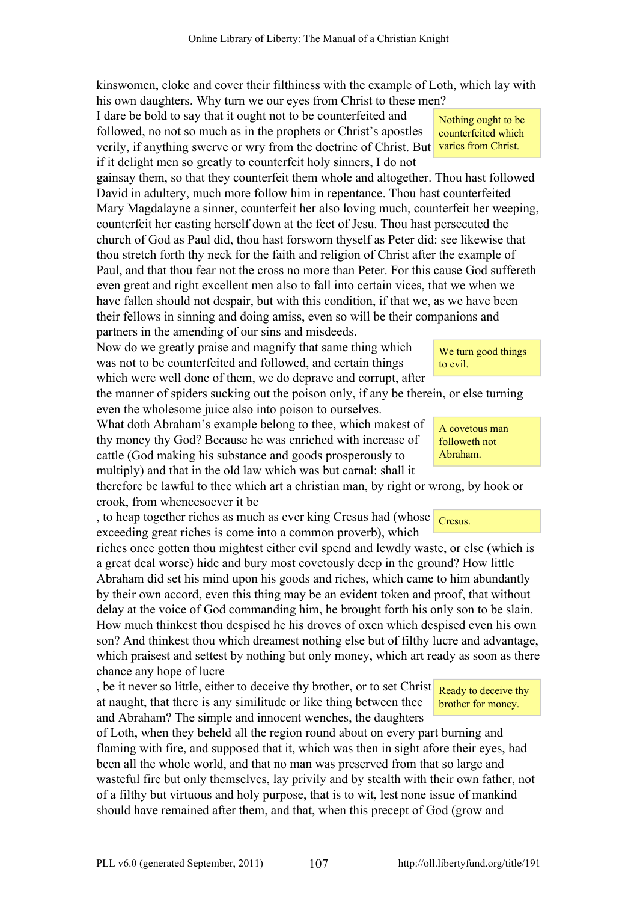kinswomen, cloke and cover their filthiness with the example of Loth, which lay with his own daughters. Why turn we our eyes from Christ to these men?

I dare be bold to say that it ought not to be counterfeited and followed, no not so much as in the prophets or Christ's apostles verily, if anything swerve or wry from the doctrine of Christ. But if it delight men so greatly to counterfeit holy sinners, I do not gainsay them, so that they counterfeit them whole and altogether. Thou hast followed David in adultery, much more follow him in repentance. Thou hast counterfeited Mary Magdalayne a sinner, counterfeit her also loving much, counterfeit her weeping, counterfeit her casting herself down at the feet of Jesu. Thou hast persecuted the church of God as Paul did, thou hast forsworn thyself as Peter did: see likewise that thou stretch forth thy neck for the faith and religion of Christ after the example of Paul, and that thou fear not the cross no more than Peter. For this cause God suffereth even great and right excellent men also to fall into certain vices, that we when we have fallen should not despair, but with this condition, if that we, as we have been their fellows in sinning and doing amiss, even so will be their companions and partners in the amending of our sins and misdeeds.

> Nothing ought to be counterfeited which varies from Christ.

Now do we greatly praise and magnify that same thing which was not to be counterfeited and followed, and certain things which were well done of them, we do deprave and corrupt, after the manner of spiders sucking out the poison only, if any be therein, or else turning even the wholesome juice also into poison to ourselves.

> We turn good things to evil.

What doth Abraham's example belong to thee, which makest of thy money thy God? Because he was enriched with increase of cattle (God making his substance and goods prosperously to multiply) and that in the old law which was but carnal: shall it therefore be lawful to thee which art a christian man, by right or wrong, by hook or crook, from whencesoever it be, to heap together riches as much as ever king Cresus had (whose exceeding great riches is come into a common proverb), which riches once gotten thou mightest either evil spend and lewdly waste, or else (which is a great deal worse) hide and bury most covetously deep in the ground? How little Abraham did set his mind upon his goods and riches, which came to him abundantly by their own accord, even this thing may be an evident token and proof, that without delay at the voice of God commanding him, he brought forth his only son to be slain. How much thinkest thou despised he his droves of oxen which despised even his own son? And thinkest thou which dreamest nothing else but of filthy lucre and advantage, which praisest and settest by nothing but only money, which art ready as soon as there chance any hope of lucre, be it never so little, either to deceive thy brother, or to set Christ at naught, that there is any similitude or like thing between thee and Abraham? The simple and innocent wenches, the daughters of Loth, when they beheld all the region round about on every part burning and flaming with fire, and supposed that it, which was then in sight afore their eyes, had been all the whole world, and that no man was preserved from that so large and wasteful fire but only themselves, lay privily and by stealth with their own father, not of a filthy but virtuous and holy purpose, that is to wit, lest none issue of mankind should have remained after them, and that, when this precept of God (grow and

> A covetous man followeth not Abraham.

> Cresus.

> Ready to deceive thy brother for money.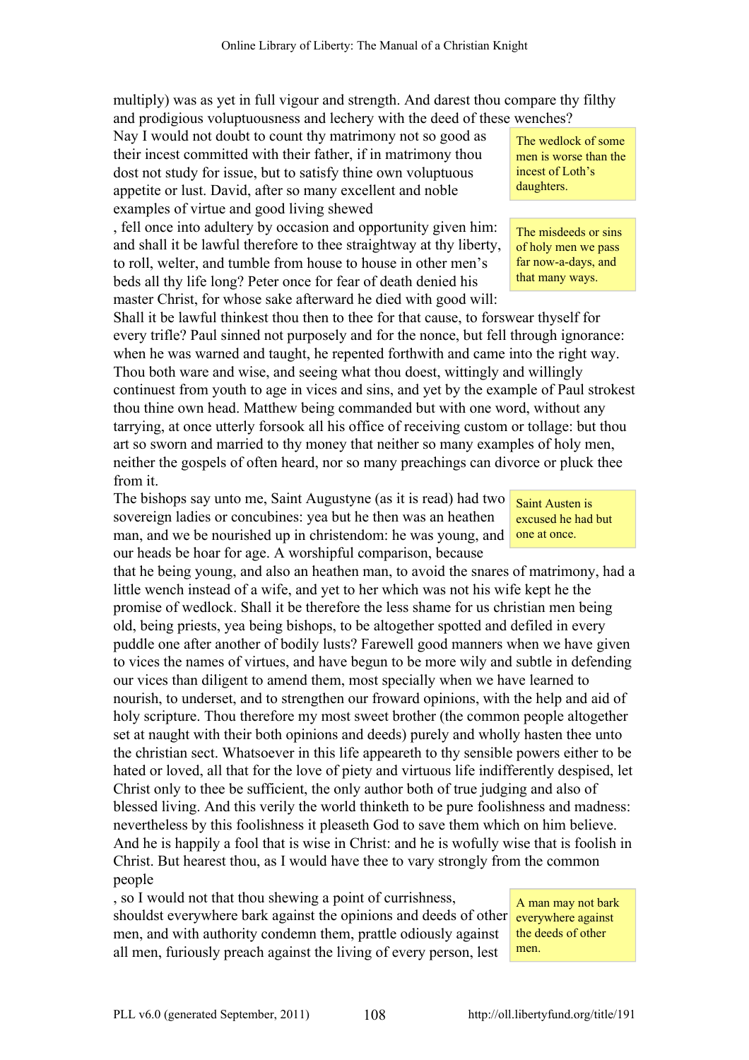multiply) was as yet in full vigour and strength. And darest thou compare thy filthy and prodigious voluptuousness and lechery with the deed of these wenches? Nay I would not doubt to count thy matrimony not so good as their incest committed with their father, if in matrimony thou dost not study for issue, but to satisfy thine own voluptuous appetite or lust. David, after so many excellent and noble examples of virtue and good living shewed, fell once into adultery by occasion and opportunity given him: and shall it be lawful therefore to thee straightway at thy liberty, to roll, welter, and tumble from house to house in other men's beds all thy life long? Peter once for fear of death denied his master Christ, for whose sake afterward he died with good will: Shall it be lawful thinkest thou then to thee for that cause, to forswear thyself for every trifle? Paul sinned not purposely and for the nonce, but fell through ignorance: when he was warned and taught, he repented forthwith and came into the right way. Thou both ware and wise, and seeing what thou doest, wittingly and willingly continuest from youth to age in vices and sins, and yet by the example of Paul strokest thou thine own head. Matthew being commanded but with one word, without any tarrying, at once utterly forsook all his office of receiving custom or tollage: but thou art so sworn and married to thy money that neither so many examples of holy men, neither the gospels of often heard, nor so many preachings can divorce or pluck thee from it.

> The wedlock of some men is worse than the incest of Loth's daughters.

> The misdeeds or sins of holy men we pass far now-a-days, and that many ways.

The bishops say unto me, Saint Augustyne (as it is read) had two sovereign ladies or concubines: yea but he then was an heathen man, and we be nourished up in christendom: he was young, and our heads be hoar for age. A worshipful comparison, because that he being young, and also an heathen man, to avoid the snares of matrimony, had a little wench instead of a wife, and yet to her which was not his wife kept he the promise of wedlock. Shall it be therefore the less shame for us christian men being old, being priests, yea being bishops, to be altogether spotted and defiled in every puddle one after another of bodily lusts? Farewell good manners when we have given to vices the names of virtues, and have begun to be more wily and subtle in defending our vices than diligent to amend them, most specially when we have learned to nourish, to underset, and to strengthen our froward opinions, with the help and aid of holy scripture. Thou therefore my most sweet brother (the common people altogether set at naught with their both opinions and deeds) purely and wholly hasten thee unto the christian sect. Whatsoever in this life appeareth to thy sensible powers either to be hated or loved, all that for the love of piety and virtuous life indifferently despised, let Christ only to thee be sufficient, the only author both of true judging and also of blessed living. And this verily the world thinketh to be pure foolishness and madness: nevertheless by this foolishness it pleaseth God to save them which on him believe. And he is happily a fool that is wise in Christ: and he is wofully wise that is foolish in Christ. But hearest thou, as I would have thee to vary strongly from the common people, so I would not that thou shewing a point of currishness, shouldst everywhere bark against the opinions and deeds of other men, and with authority condemn them, prattle odiously against all men, furiously preach against the living of every person, lest

> Saint Austen is excused he had but one at once.

> A man may not bark everywhere against the deeds of other men.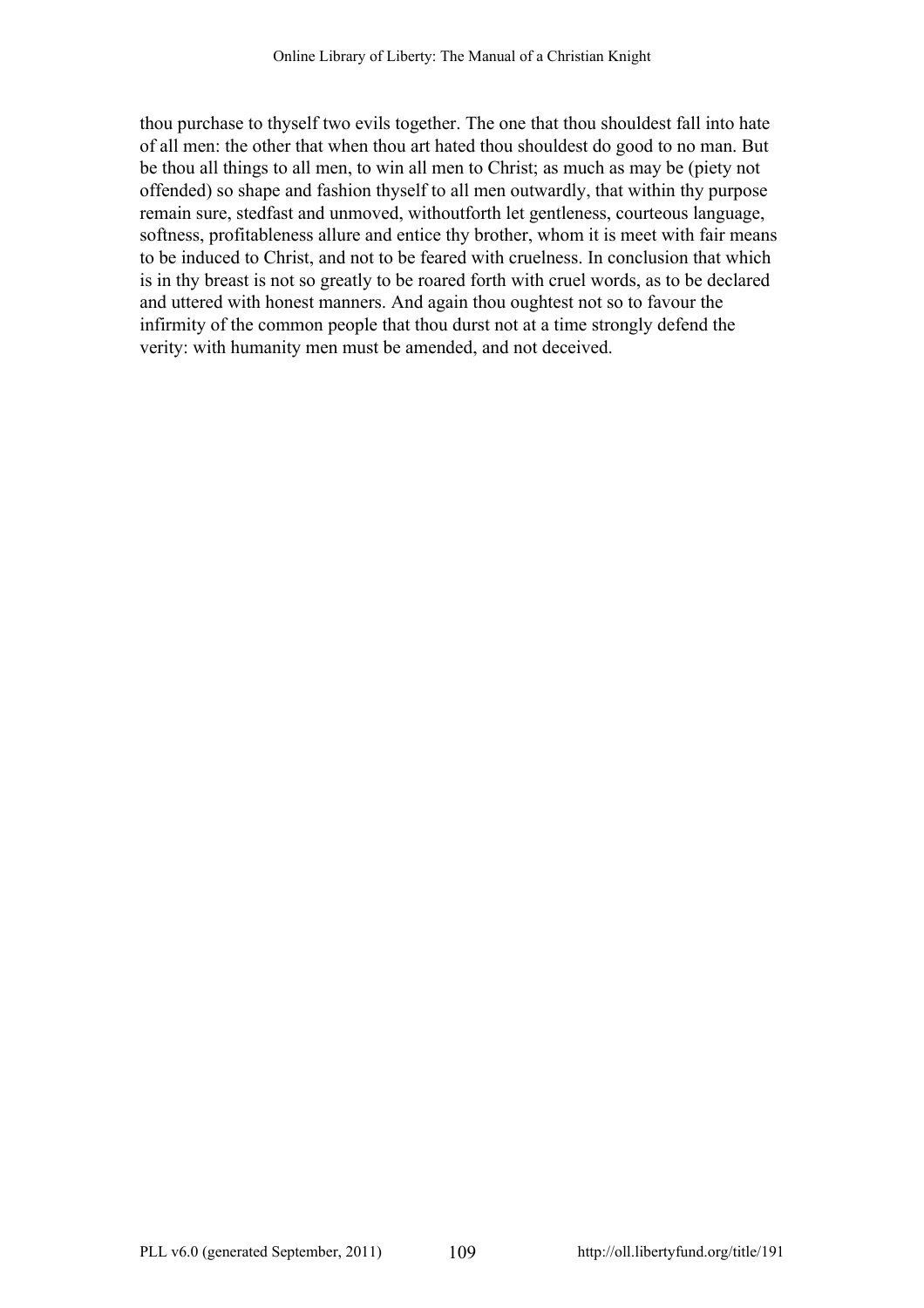thou purchase to thyself two evils together. The one that thou shouldest fall into hate of all men: the other that when thou art hated thou shouldest do good to no man. But be thou all things to all men, to win all men to Christ; as much as may be (piety not offended) so shape and fashion thyself to all men outwardly, that within thy purpose remain sure, stedfast and unmoved, withoutforth let gentleness, courteous language, softness, profitableness allure and entice thy brother, whom it is meet with fair means to be induced to Christ, and not to be feared with cruelness. In conclusion that which is in thy breast is not so greatly to be roared forth with cruel words, as to be declared and uttered with honest manners. And again thou oughtest not so to favour the infirmity of the common people that thou durst not at a time strongly defend the verity: with humanity men must be amended, and not deceived.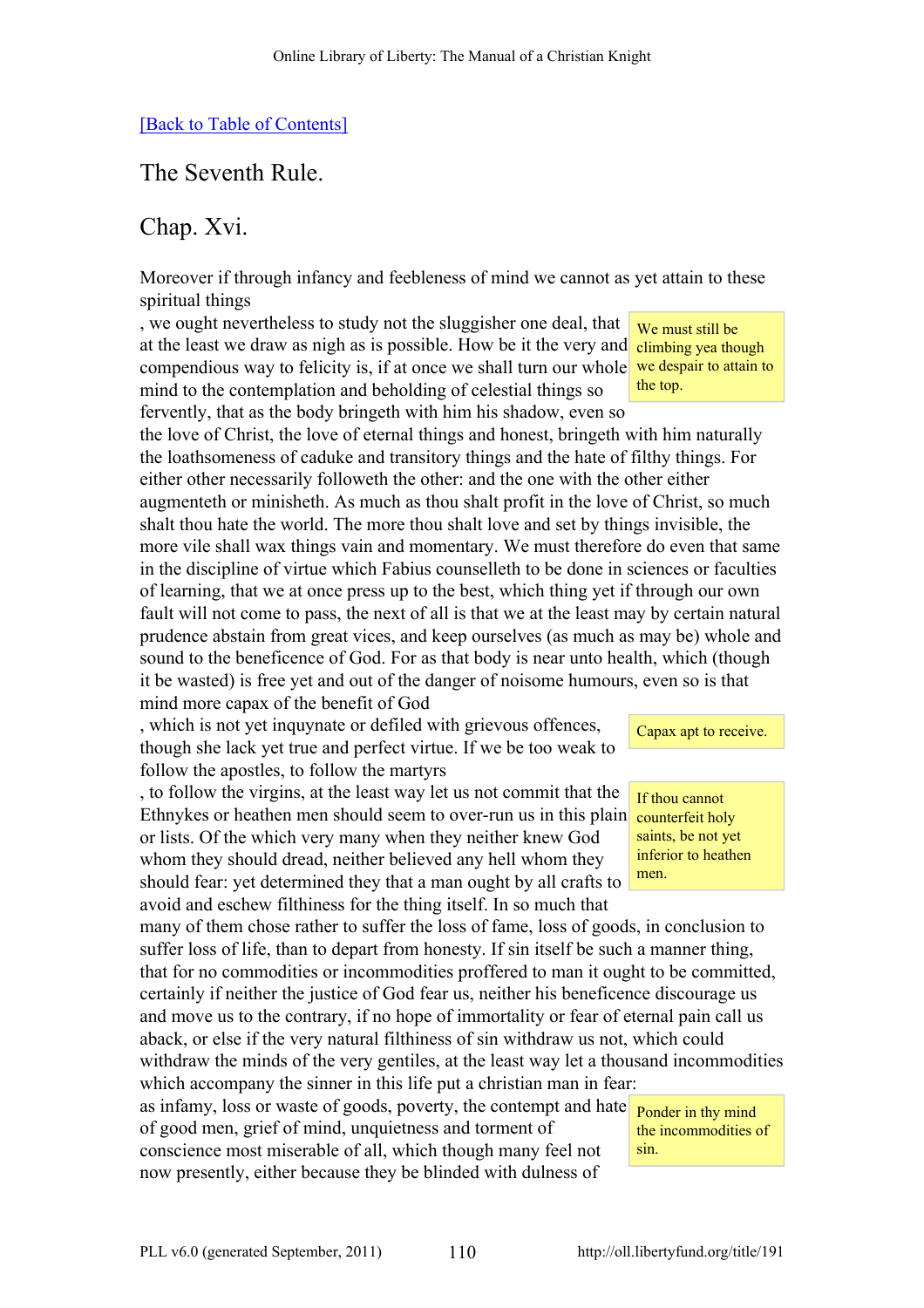[Back to Table of Contents]

## The Seventh Rule.

## Chap. Xvi.

Moreover if through infancy and feebleness of mind we cannot as yet attain to these spiritual things

> We must still be climbing yea though we despair to attain to the top.

, we ought nevertheless to study not the sluggisher one deal, that at the least we draw as nigh as is possible. How be it the very and compendious way to felicity is, if at once we shall turn our whole mind to the contemplation and beholding of celestial things so fervently, that as the body bringeth with him his shadow, even so the love of Christ, the love of eternal things and honest, bringeth with him naturally the loathsomeness of caduke and transitory things and the hate of filthy things. For either other necessarily followeth the other: and the one with the other either augmenteth or minisheth. As much as thou shalt profit in the love of Christ, so much shalt thou hate the world. The more thou shalt love and set by things invisible, the more vile shall wax things vain and momentary. We must therefore do even that same in the discipline of virtue which Fabius counselleth to be done in sciences or faculties of learning, that we at once press up to the best, which thing yet if through our own fault will not come to pass, the next of all is that we at the least may by certain natural prudence abstain from great vices, and keep ourselves (as much as may be) whole and sound to the beneficence of God. For as that body is near unto health, which (though it be wasted) is free yet and out of the danger of noisome humours, even so is that mind more capax of the benefit of God

> Capax apt to receive.

, which is not yet inquynate or defiled with grievous offences, though she lack yet true and perfect virtue. If we be too weak to follow the apostles, to follow the martyrs

> If thou cannot counterfeit holy saints, be not yet inferior to heathen men.

, to follow the virgins, at the least way let us not commit that the Ethnykes or heathen men should seem to over-run us in this plain or lists. Of the which very many when they neither knew God whom they should dread, neither believed any hell whom they should fear: yet determined they that a man ought by all crafts to avoid and eschew filthiness for the thing itself. In so much that many of them chose rather to suffer the loss of fame, loss of goods, in conclusion to suffer loss of life, than to depart from honesty. If sin itself be such a manner thing, that for no commodities or incommodities proffered to man it ought to be committed, certainly if neither the justice of God fear us, neither his beneficence discourage us and move us to the contrary, if no hope of immortality or fear of eternal pain call us aback, or else if the very natural filthiness of sin withdraw us not, which could withdraw the minds of the very gentiles, at the least way let a thousand incommodities which accompany the sinner in this life put a christian man in fear:

> Ponder in thy mind the incommodities of sin.

as infamy, loss or waste of goods, poverty, the contempt and hate of good men, grief of mind, unquietness and torment of conscience most miserable of all, which though many feel not now presently, either because they be blinded with dulness of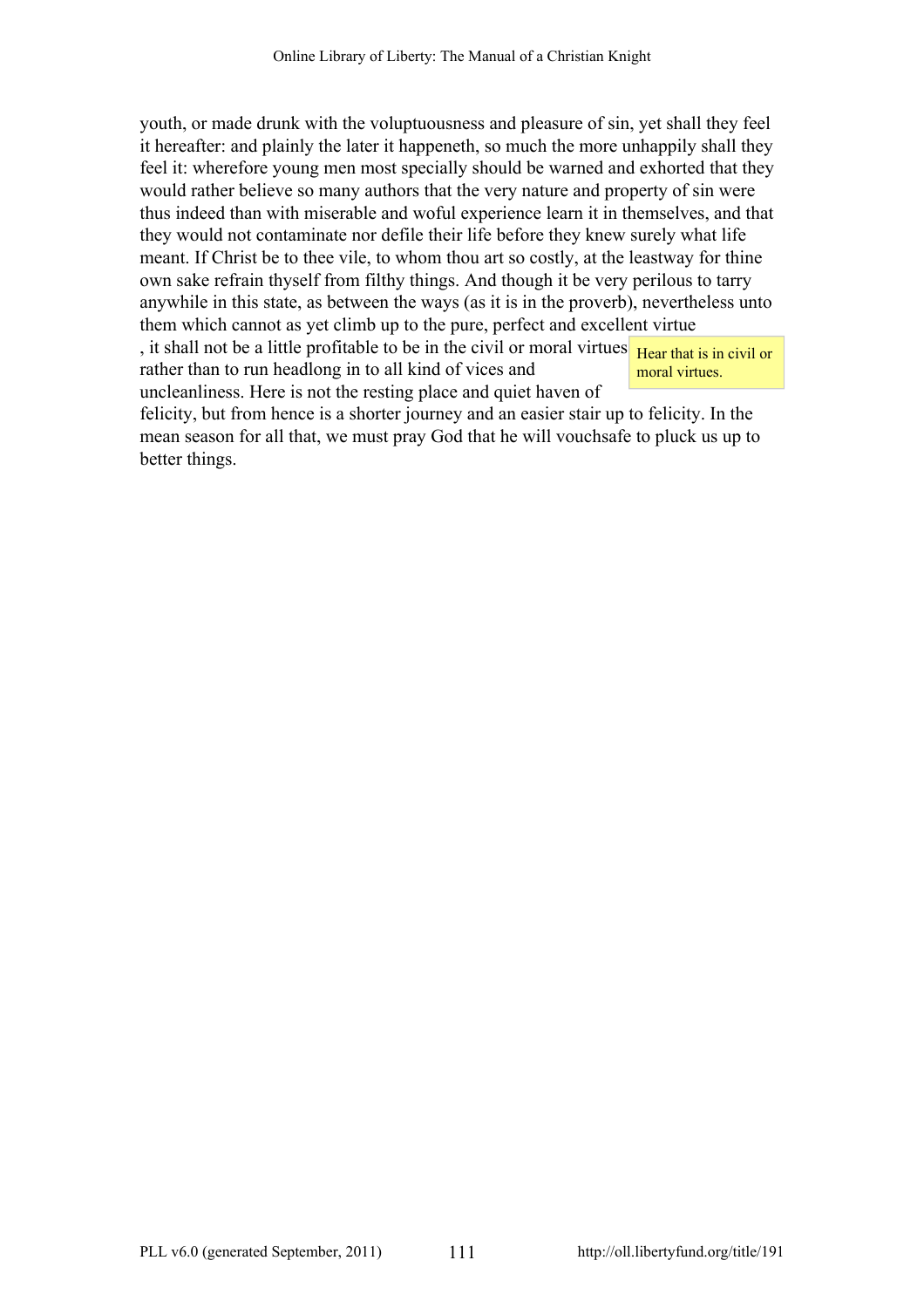youth, or made drunk with the voluptuousness and pleasure of sin, yet shall they feel it hereafter: and plainly the later it happeneth, so much the more unhappily shall they feel it: wherefore young men most specially should be warned and exhorted that they would rather believe so many authors that the very nature and property of sin were thus indeed than with miserable and woful experience learn it in themselves, and that they would not contaminate nor defile their life before they knew surely what life meant. If Christ be to thee vile, to whom thou art so costly, at the leastway for thine own sake refrain thyself from filthy things. And though it be very perilous to tarry anywhile in this state, as between the ways (as it is in the proverb), nevertheless unto them which cannot as yet climb up to the pure, perfect and excellent virtue

Hear that is in civil or moral virtues.

, it shall not be a little profitable to be in the civil or moral virtues rather than to run headlong in to all kind of vices and uncleanliness. Here is not the resting place and quiet haven of felicity, but from hence is a shorter journey and an easier stair up to felicity. In the mean season for all that, we must pray God that he will vouchsafe to pluck us up to better things.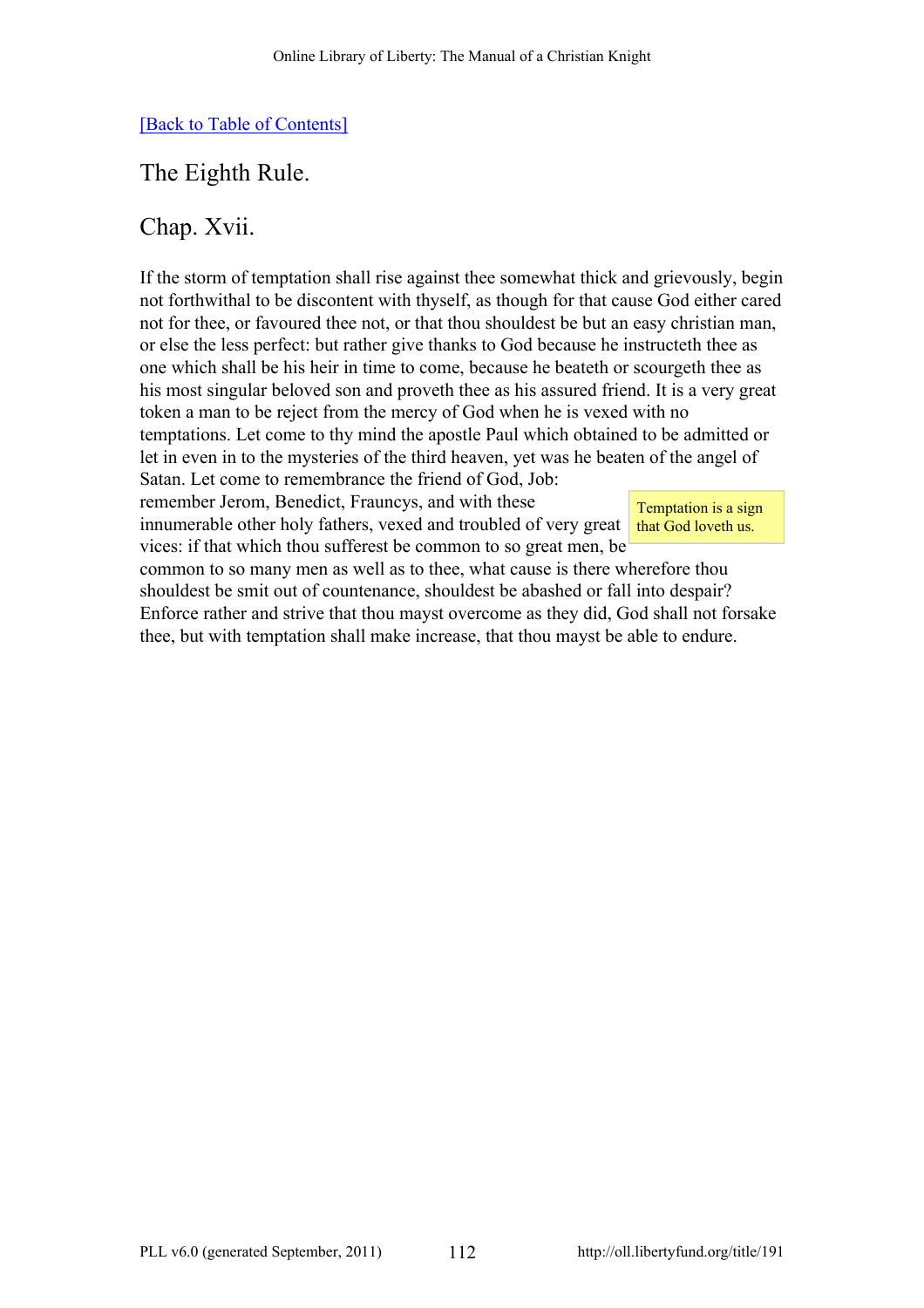[Back to Table of Contents]

## The Eighth Rule.

## Chap. Xvii.

If the storm of temptation shall rise against thee somewhat thick and grievously, begin not forthwithal to be discontent with thyself, as though for that cause God either cared not for thee, or favoured thee not, or that thou shouldest be but an easy christian man, or else the less perfect: but rather give thanks to God because he instructeth thee as one which shall be his heir in time to come, because he beateth or scourgeth thee as his most singular beloved son and proveth thee as his assured friend. It is a very great token a man to be reject from the mercy of God when he is vexed with no temptations. Let come to thy mind the apostle Paul which obtained to be admitted or let in even in to the mysteries of the third heaven, yet was he beaten of the angel of Satan. Let come to remembrance the friend of God, Job: remember Jerom, Benedict, Frauncys, and with these innumerable other holy fathers, vexed and troubled of very great vices: if that which thou sufferest be common to so great men, be common to so many men as well as to thee, what cause is there wherefore thou shouldest be smit out of countenance, shouldest be abashed or fall into despair? Enforce rather and strive that thou mayst overcome as they did, God shall not forsake thee, but with temptation shall make increase, that thou mayst be able to endure.

Temptation is a sign that God loveth us.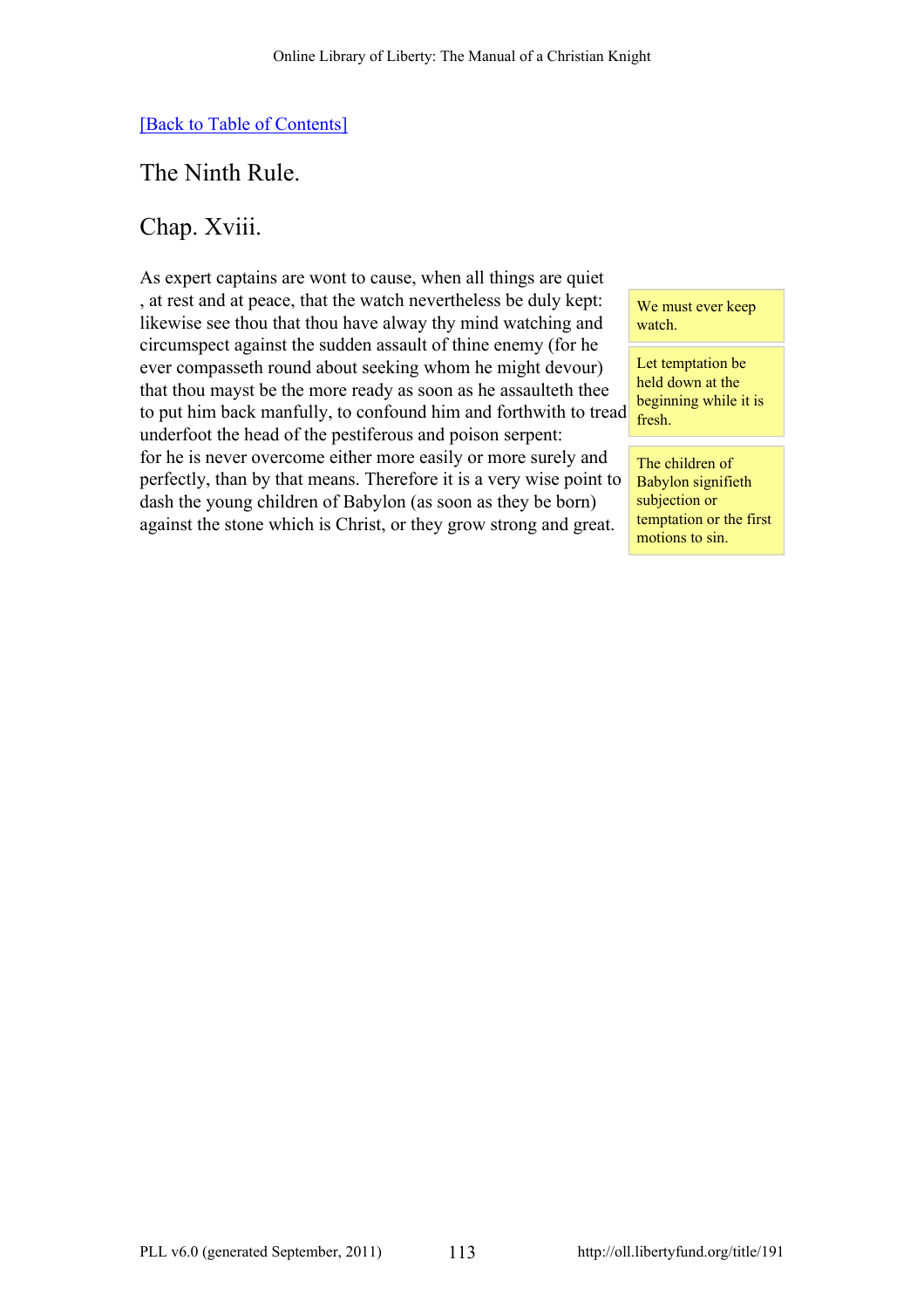[Back to Table of Contents]

## The Ninth Rule.

## Chap. Xviii.

As expert captains are wont to cause, when all things are quiet , at rest and at peace, that the watch nevertheless be duly kept: likewise see thou that thou have alway thy mind watching and circumspect against the sudden assault of thine enemy (for he ever compasseth round about seeking whom he might devour) that thou mayst be the more ready as soon as he assaulteth thee to put him back manfully, to confound him and forthwith to tread underfoot the head of the pestiferous and poison serpent: for he is never overcome either more easily or more surely and perfectly, than by that means. Therefore it is a very wise point to dash the young children of Babylon (as soon as they be born) against the stone which is Christ, or they grow strong and great.

> We must ever keep watch.

> Let temptation be held down at the beginning while it is fresh.

> The children of Babylon signifieth subjection or temptation or the first motions to sin.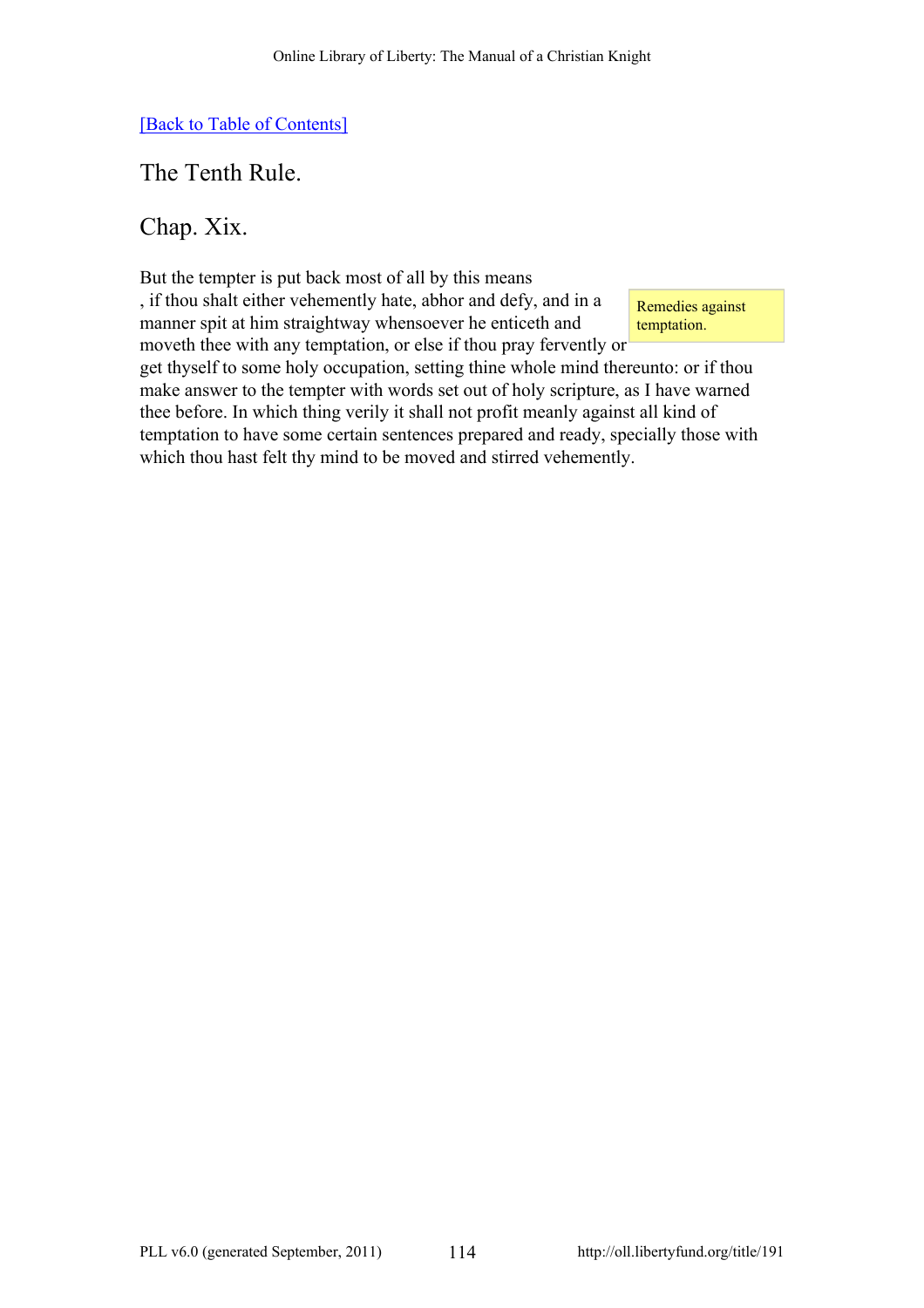[Back to Table of Contents]

## The Tenth Rule.

## Chap. Xix.

Remedies against temptation.

But the tempter is put back most of all by this means, if thou shalt either vehemently hate, abhor and defy, and in a manner spit at him straightway whensoever he enticeth and moveth thee with any temptation, or else if thou pray fervently or get thyself to some holy occupation, setting thine whole mind thereunto: or if thou make answer to the tempter with words set out of holy scripture, as I have warned thee before. In which thing verily it shall not profit meanly against all kind of temptation to have some certain sentences prepared and ready, specially those with which thou hast felt thy mind to be moved and stirred vehemently.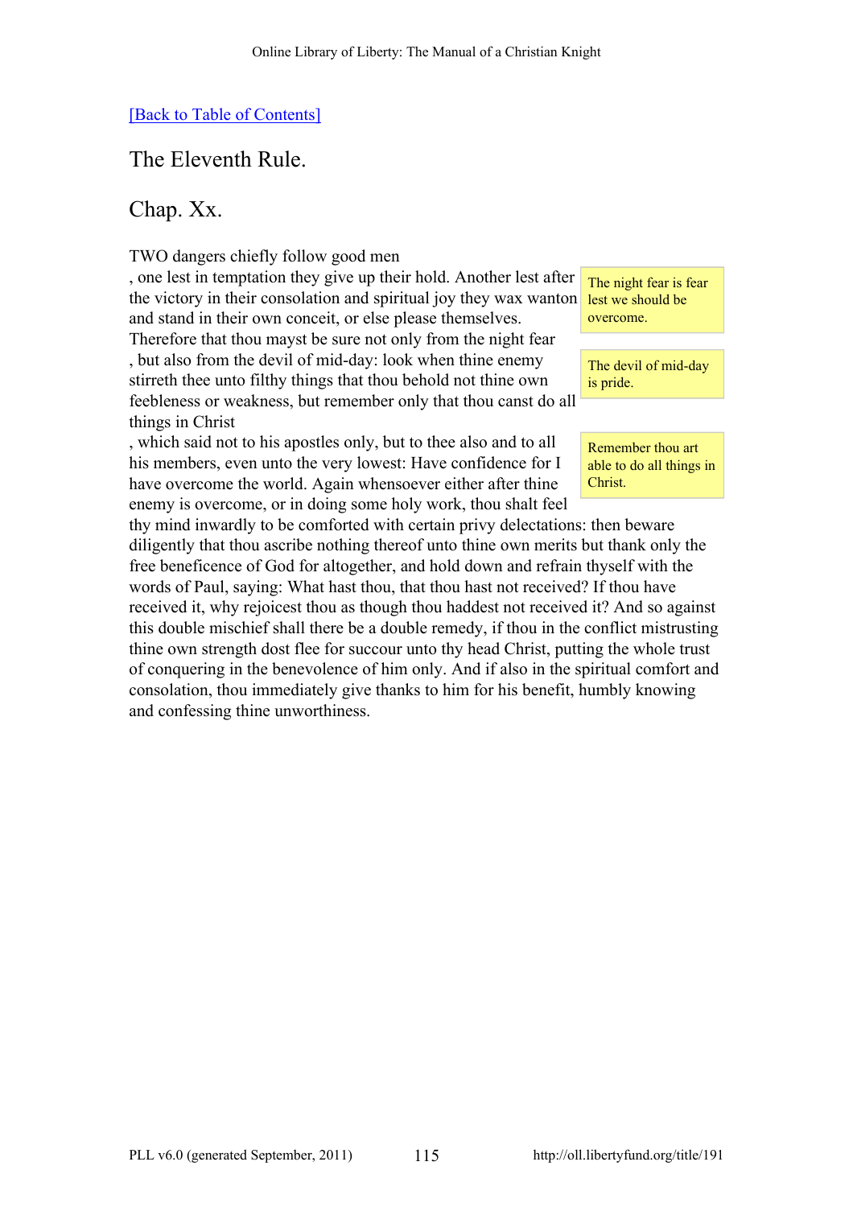[Back to Table of Contents]

## The Eleventh Rule.

## Chap. Xx.

TWO dangers chiefly follow good men, one lest in temptation they give up their hold. Another lest after the victory in their consolation and spiritual joy they wax wanton and stand in their own conceit, or else please themselves. Therefore that thou mayst be sure not only from the night fear, but also from the devil of mid-day: look when thine enemy stirreth thee unto filthy things that thou behold not thine own feebleness or weakness, but remember only that thou canst do all things in Christ, which said not to his apostles only, but to thee also and to all his members, even unto the very lowest: Have confidence for I have overcome the world. Again whensoever either after thine enemy is overcome, or in doing some holy work, thou shalt feel thy mind inwardly to be comforted with certain privy delectations: then beware diligently that thou ascribe nothing thereof unto thine own merits but thank only the free beneficence of God for altogether, and hold down and refrain thyself with the words of Paul, saying: What hast thou, that thou hast not received? If thou have received it, why rejoicest thou as though thou haddest not received it? And so against this double mischief shall there be a double remedy, if thou in the conflict mistrusting thine own strength dost flee for succour unto thy head Christ, putting the whole trust of conquering in the benevolence of him only. And if also in the spiritual comfort and consolation, thou immediately give thanks to him for his benefit, humbly knowing and confessing thine unworthiness.

> The night fear is fear lest we should be overcome.

> The devil of mid-day is pride.

> Remember thou art able to do all things in Christ.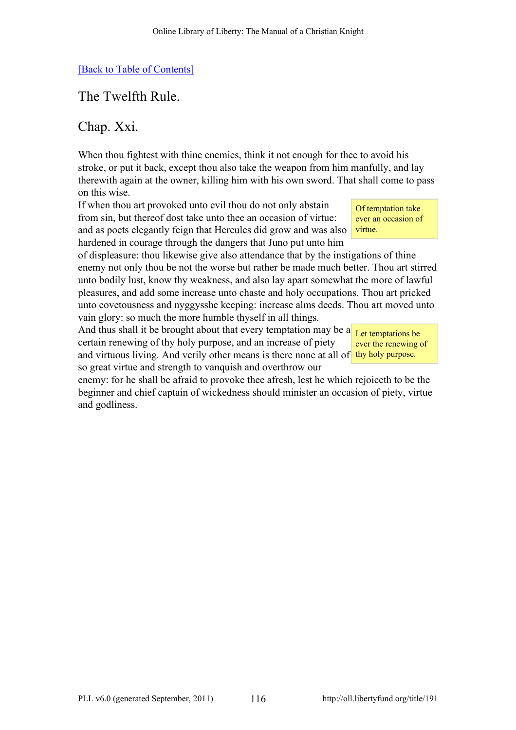[Back to Table of Contents]

## The Twelfth Rule.

## Chap. Xxi.

When thou fightest with thine enemies, think it not enough for thee to avoid his stroke, or put it back, except thou also take the weapon from him manfully, and lay therewith again at the owner, killing him with his own sword. That shall come to pass on this wise.

> Of temptation take ever an occasion of virtue.

If when thou art provoked unto evil thou do not only abstain from sin, but thereof dost take unto thee an occasion of virtue: and as poets elegantly feign that Hercules did grow and was also hardened in courage through the dangers that Juno put unto him of displeasure: thou likewise give also attendance that by the instigations of thine enemy not only thou be not the worse but rather be made much better. Thou art stirred unto bodily lust, know thy weakness, and also lay apart somewhat the more of lawful pleasures, and add some increase unto chaste and holy occupations. Thou art pricked unto covetousness and nyggysshe keeping: increase alms deeds. Thou art moved unto vain glory: so much the more humble thyself in all things.

> Let temptations be ever the renewing of thy holy purpose.

And thus shall it be brought about that every temptation may be a certain renewing of thy holy purpose, and an increase of piety and virtuous living. And verily other means is there none at all of so great virtue and strength to vanquish and overthrow our enemy: for he shall be afraid to provoke thee afresh, lest he which rejoiceth to be the beginner and chief captain of wickedness should minister an occasion of piety, virtue and godliness.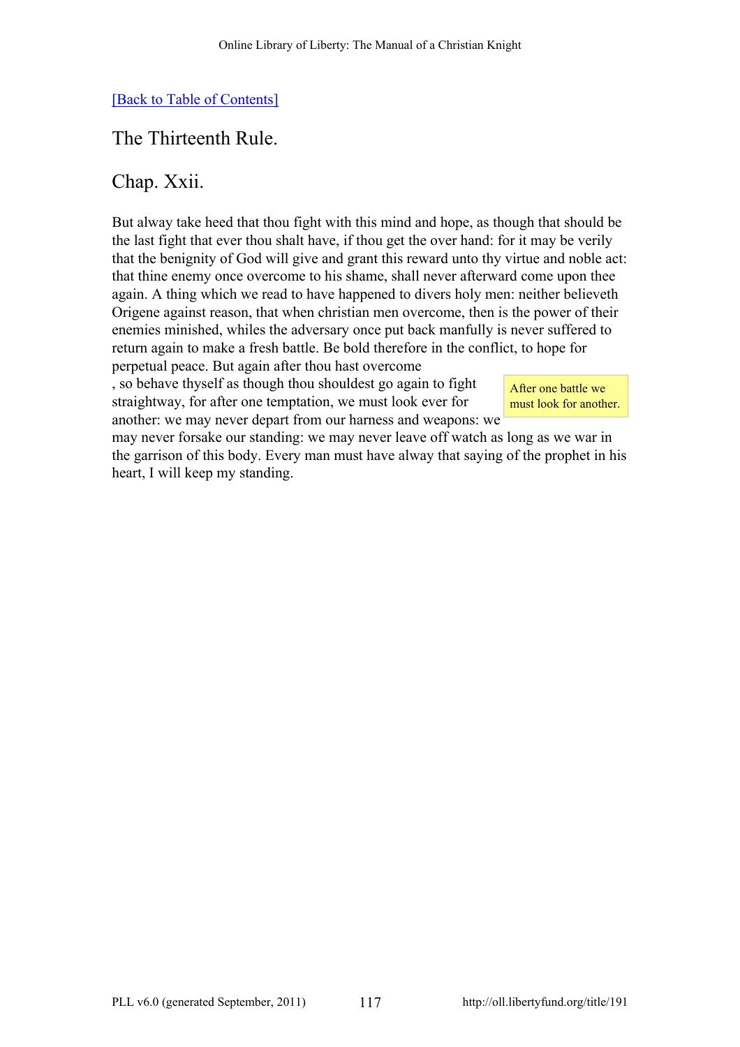[Back to Table of Contents]

## The Thirteenth Rule.

## Chap. Xxii.

But alway take heed that thou fight with this mind and hope, as though that should be the last fight that ever thou shalt have, if thou get the over hand: for it may be verily that the benignity of God will give and grant this reward unto thy virtue and noble act: that thine enemy once overcome to his shame, shall never afterward come upon thee again. A thing which we read to have happened to divers holy men: neither believeth Origene against reason, that when christian men overcome, then is the power of their enemies minished, whiles the adversary once put back manfully is never suffered to return again to make a fresh battle. Be bold therefore in the conflict, to hope for perpetual peace. But again after thou hast overcome, so behave thyself as though thou shouldest go again to fight straightway, for after one temptation, we must look ever for another: we may never depart from our harness and weapons: we may never forsake our standing: we may never leave off watch as long as we war in the garrison of this body. Every man must have alway that saying of the prophet in his heart, I will keep my standing.

After one battle we must look for another.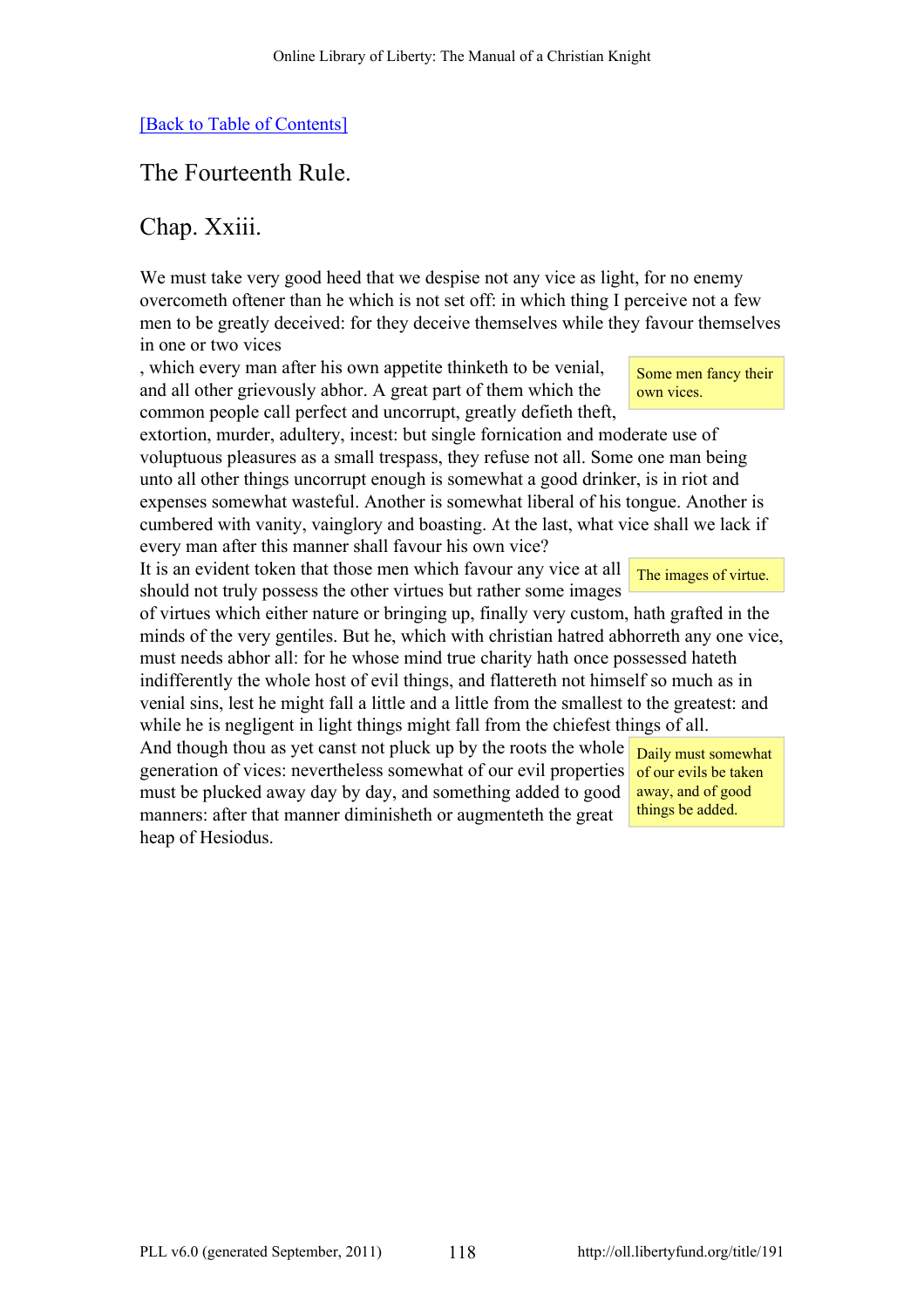[Back to Table of Contents]

## The Fourteenth Rule.

## Chap. Xxiii.

We must take very good heed that we despise not any vice as light, for no enemy overcometh oftener than he which is not set off: in which thing I perceive not a few men to be greatly deceived: for they deceive themselves while they favour themselves in one or two vices

Some men fancy their own vices.

, which every man after his own appetite thinketh to be venial, and all other grievously abhor. A great part of them which the common people call perfect and uncorrupt, greatly defieth theft, extortion, murder, adultery, incest: but single fornication and moderate use of voluptuous pleasures as a small trespass, they refuse not all. Some one man being unto all other things uncorrupt enough is somewhat a good drinker, is in riot and expenses somewhat wasteful. Another is somewhat liberal of his tongue. Another is cumbered with vanity, vainglory and boasting. At the last, what vice shall we lack if every man after this manner shall favour his own vice?

The images of virtue.

It is an evident token that those men which favour any vice at all should not truly possess the other virtues but rather some images of virtues which either nature or bringing up, finally very custom, hath grafted in the minds of the very gentiles. But he, which with christian hatred abhorreth any one vice, must needs abhor all: for he whose mind true charity hath once possessed hateth indifferently the whole host of evil things, and flattereth not himself so much as in venial sins, lest he might fall a little and a little from the smallest to the greatest: and while he is negligent in light things might fall from the chiefest things of all.

Daily must somewhat of our evils be taken away, and of good things be added.

And though thou as yet canst not pluck up by the roots the whole generation of vices: nevertheless somewhat of our evil properties must be plucked away day by day, and something added to good manners: after that manner diminisheth or augmenteth the great heap of Hesiodus.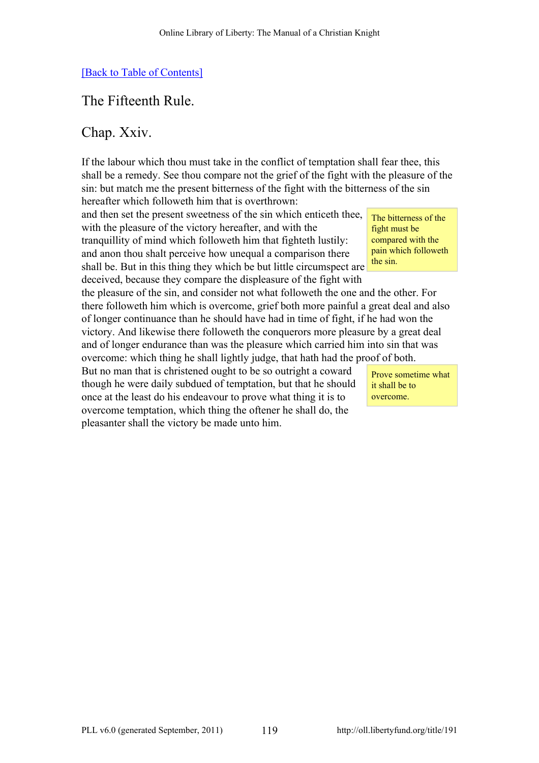[Back to Table of Contents]

## The Fifteenth Rule.

## Chap. Xxiv.

If the labour which thou must take in the conflict of temptation shall fear thee, this shall be a remedy. See thou compare not the grief of the fight with the pleasure of the sin: but match me the present bitterness of the fight with the bitterness of the sin hereafter which followeth him that is overthrown: and then set the present sweetness of the sin which enticeth thee, with the pleasure of the victory hereafter, and with the tranquillity of mind which followeth him that fighteth lustily: and anon thou shalt perceive how unequal a comparison there shall be. But in this thing they which be but little circumspect are deceived, because they compare the displeasure of the fight with the pleasure of the sin, and consider not what followeth the one and the other. For there followeth him which is overcome, grief both more painful a great deal and also of longer continuance than he should have had in time of fight, if he had won the victory. And likewise there followeth the conquerors more pleasure by a great deal and of longer endurance than was the pleasure which carried him into sin that was overcome: which thing he shall lightly judge, that hath had the proof of both.

> The bitterness of the fight must be compared with the pain which followeth the sin.

But no man that is christened ought to be so outright a coward though he were daily subdued of temptation, but that he should once at the least do his endeavour to prove what thing it is to overcome temptation, which thing the oftener he shall do, the pleasanter shall the victory be made unto him.

> Prove sometime what it shall be to overcome.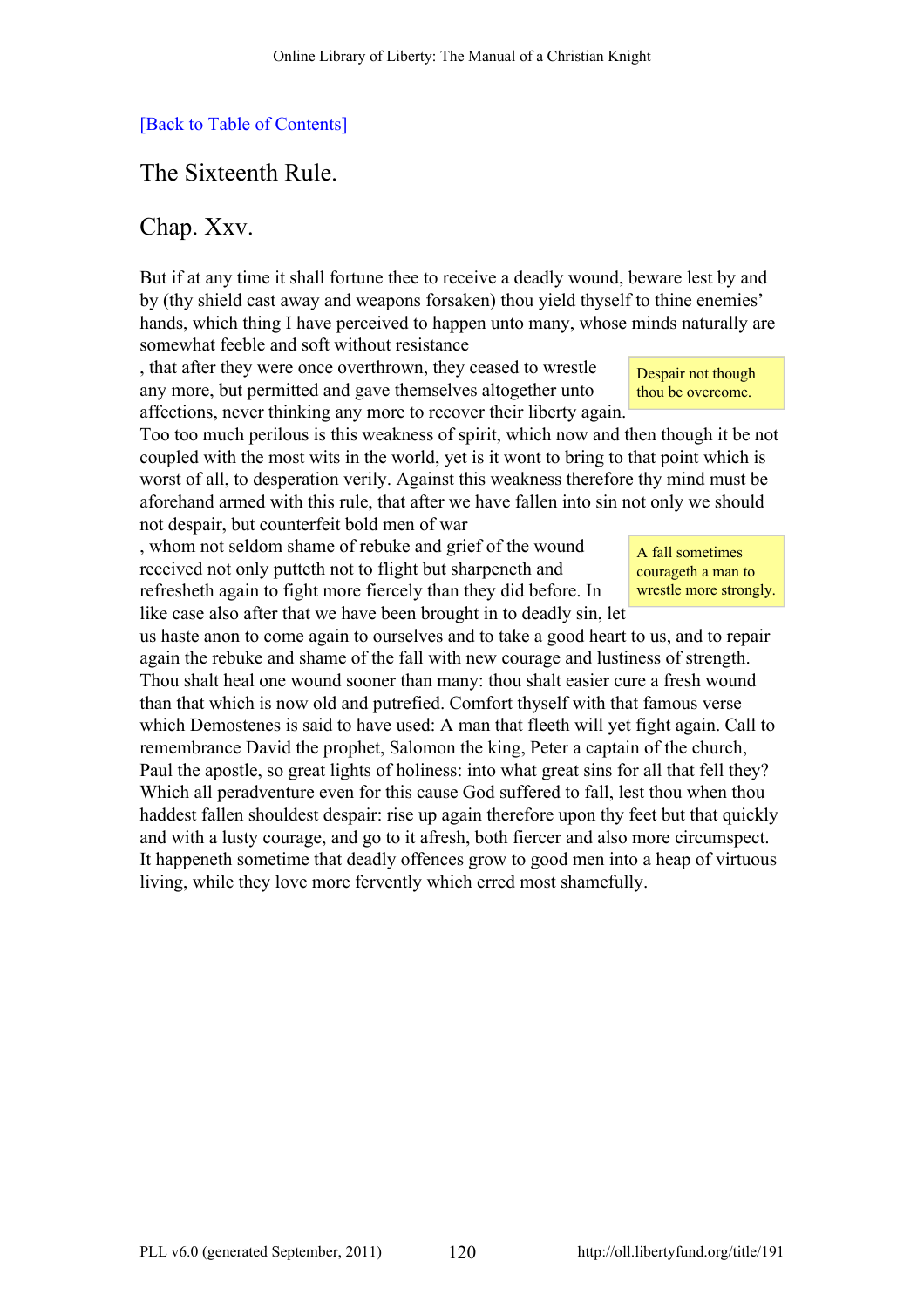[Back to Table of Contents]

## The Sixteenth Rule.

## Chap. Xxv.

But if at any time it shall fortune thee to receive a deadly wound, beware lest by and by (thy shield cast away and weapons forsaken) thou yield thyself to thine enemies' hands, which thing I have perceived to happen unto many, whose minds naturally are somewhat feeble and soft without resistance, that after they were once overthrown, they ceased to wrestle any more, but permitted and gave themselves altogether unto affections, never thinking any more to recover their liberty again. Too too much perilous is this weakness of spirit, which now and then though it be not coupled with the most wits in the world, yet is it wont to bring to that point which is worst of all, to desperation verily. Against this weakness therefore thy mind must be aforehand armed with this rule, that after we have fallen into sin not only we should not despair, but counterfeit bold men of war, whom not seldom shame of rebuke and grief of the wound received not only putteth not to flight but sharpeneth and refresheth again to fight more fiercely than they did before. In like case also after that we have been brought in to deadly sin, let us haste anon to come again to ourselves and to take a good heart to us, and to repair again the rebuke and shame of the fall with new courage and lustiness of strength. Thou shalt heal one wound sooner than many: thou shalt easier cure a fresh wound than that which is now old and putrefied. Comfort thyself with that famous verse which Demostenes is said to have used: A man that fleeth will yet fight again. Call to remembrance David the prophet, Salomon the king, Peter a captain of the church, Paul the apostle, so great lights of holiness: into what great sins for all that fell they? Which all peradventure even for this cause God suffered to fall, lest thou when thou haddest fallen shouldest despair: rise up again therefore upon thy feet but that quickly and with a lusty courage, and go to it afresh, both fiercer and also more circumspect. It happeneth sometime that deadly offences grow to good men into a heap of virtuous living, while they love more fervently which erred most shamefully.

Despair not though thou be overcome.

A fall sometimes courageth a man to wrestle more strongly.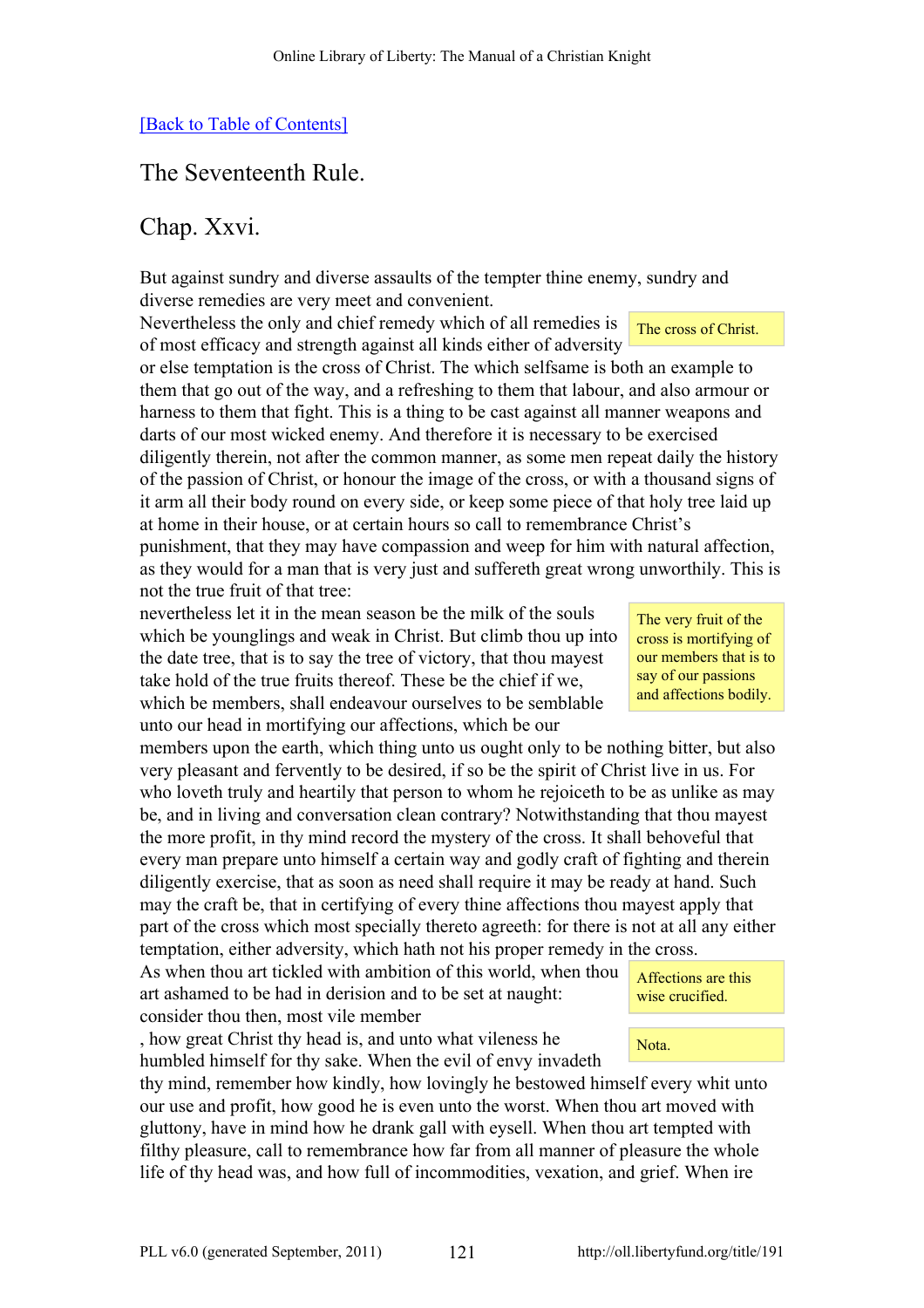[Back to Table of Contents]

## The Seventeenth Rule.

## Chap. Xxvi.

But against sundry and diverse assaults of the tempter thine enemy, sundry and diverse remedies are very meet and convenient.

Nevertheless the only and chief remedy which of all remedies is of most efficacy and strength against all kinds either of adversity or else temptation is the cross of Christ. The which selfsame is both an example to them that go out of the way, and a refreshing to them that labour, and also armour or harness to them that fight. This is a thing to be cast against all manner weapons and darts of our most wicked enemy. And therefore it is necessary to be exercised diligently therein, not after the common manner, as some men repeat daily the history of the passion of Christ, or honour the image of the cross, or with a thousand signs of it arm all their body round on every side, or keep some piece of that holy tree laid up at home in their house, or at certain hours so call to remembrance Christ's punishment, that they may have compassion and weep for him with natural affection, as they would for a man that is very just and suffereth great wrong unworthily. This is not the true fruit of that tree:

> The cross of Christ.

nevertheless let it in the mean season be the milk of the souls which be younglings and weak in Christ. But climb thou up into the date tree, that is to say the tree of victory, that thou mayest take hold of the true fruits thereof. These be the chief if we, which be members, shall endeavour ourselves to be semblable unto our head in mortifying our affections, which be our members upon the earth, which thing unto us ought only to be nothing bitter, but also very pleasant and fervently to be desired, if so be the spirit of Christ live in us. For who loveth truly and heartily that person to whom he rejoiceth to be as unlike as may be, and in living and conversation clean contrary? Notwithstanding that thou mayest the more profit, in thy mind record the mystery of the cross. It shall behoveful that every man prepare unto himself a certain way and godly craft of fighting and therein diligently exercise, that as soon as need shall require it may be ready at hand. Such may the craft be, that in certifying of every thine affections thou mayest apply that part of the cross which most specially thereto agreeth: for there is not at all any either temptation, either adversity, which hath not his proper remedy in the cross.

> The very fruit of the cross is mortifying of our members that is to say of our passions and affections bodily.

As when thou art tickled with ambition of this world, when thou art ashamed to be had in derision and to be set at naught: consider thou then, most vile member, how great Christ thy head is, and unto what vileness he humbled himself for thy sake. When the evil of envy invadeth thy mind, remember how kindly, how lovingly he bestowed himself every whit unto our use and profit, how good he is even unto the worst. When thou art moved with gluttony, have in mind how he drank gall with eysell. When thou art tempted with filthy pleasure, call to remembrance how far from all manner of pleasure the whole life of thy head was, and how full of incommodities, vexation, and grief. When ire

> Affections are this wise crucified.

> Nota.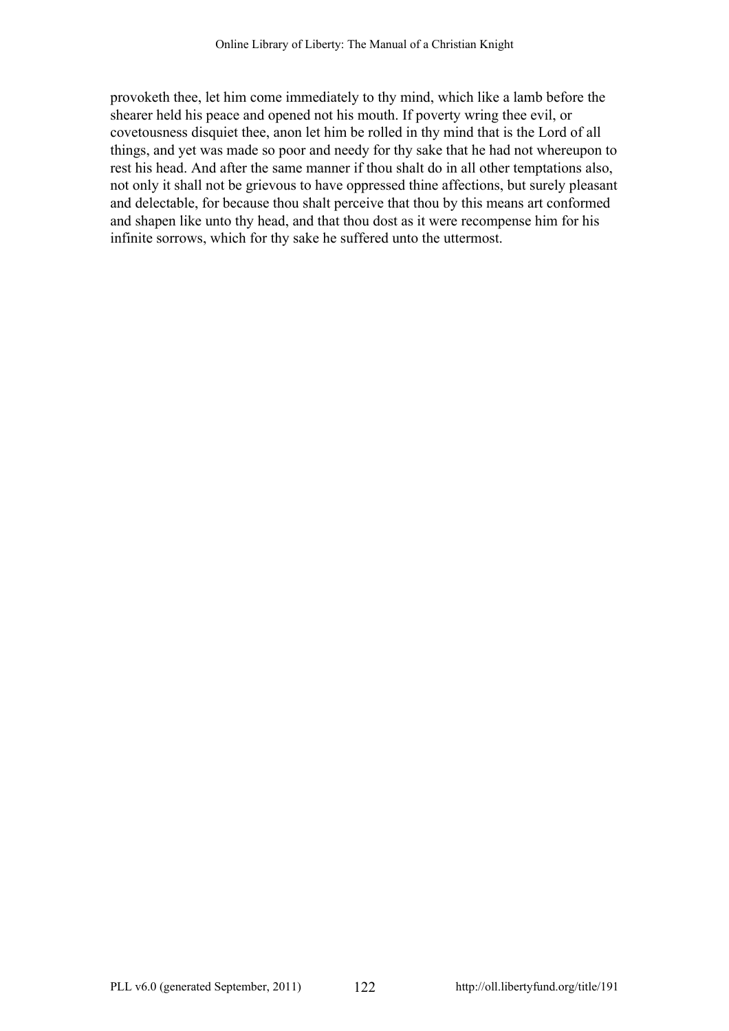provoketh thee, let him come immediately to thy mind, which like a lamb before the shearer held his peace and opened not his mouth. If poverty wring thee evil, or covetousness disquiet thee, anon let him be rolled in thy mind that is the Lord of all things, and yet was made so poor and needy for thy sake that he had not whereupon to rest his head. And after the same manner if thou shalt do in all other temptations also, not only it shall not be grievous to have oppressed thine affections, but surely pleasant and delectable, for because thou shalt perceive that thou by this means art conformed and shapen like unto thy head, and that thou dost as it were recompense him for his infinite sorrows, which for thy sake he suffered unto the uttermost.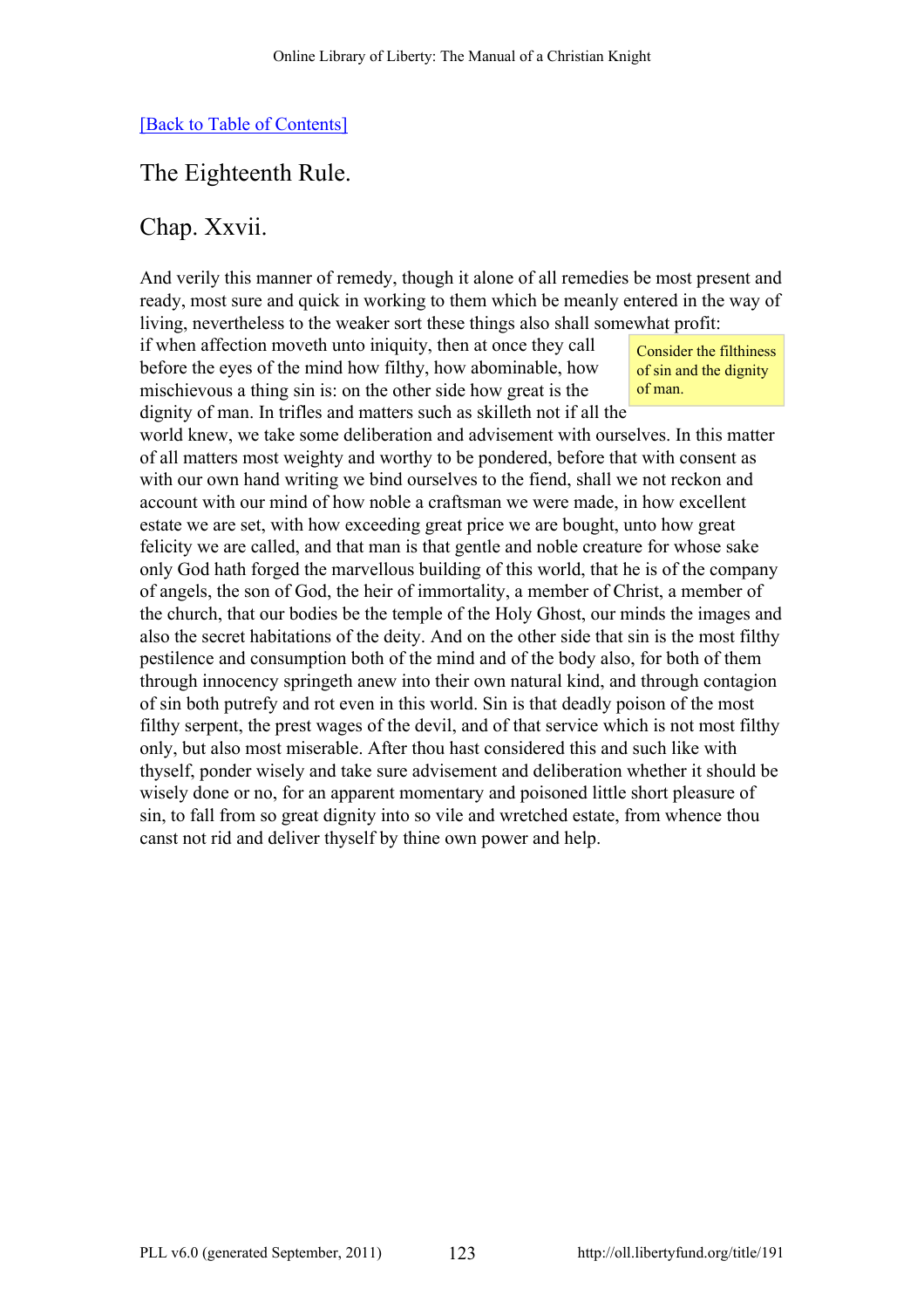[Back to Table of Contents]

## The Eighteenth Rule.

## Chap. Xxvii.

And verily this manner of remedy, though it alone of all remedies be most present and ready, most sure and quick in working to them which be meanly entered in the way of living, nevertheless to the weaker sort these things also shall somewhat profit: if when affection moveth unto iniquity, then at once they call before the eyes of the mind how filthy, how abominable, how mischievous a thing sin is: on the other side how great is the dignity of man. In trifles and matters such as skilleth not if all the world knew, we take some deliberation and advisement with ourselves. In this matter of all matters most weighty and worthy to be pondered, before that with consent as with our own hand writing we bind ourselves to the fiend, shall we not reckon and account with our mind of how noble a craftsman we were made, in how excellent estate we are set, with how exceeding great price we are bought, unto how great felicity we are called, and that man is that gentle and noble creature for whose sake only God hath forged the marvellous building of this world, that he is of the company of angels, the son of God, the heir of immortality, a member of Christ, a member of the church, that our bodies be the temple of the Holy Ghost, our minds the images and also the secret habitations of the deity. And on the other side that sin is the most filthy pestilence and consumption both of the mind and of the body also, for both of them through innocency springeth anew into their own natural kind, and through contagion of sin both putrefy and rot even in this world. Sin is that deadly poison of the most filthy serpent, the prest wages of the devil, and of that service which is not most filthy only, but also most miserable. After thou hast considered this and such like with thyself, ponder wisely and take sure advisement and deliberation whether it should be wisely done or no, for an apparent momentary and poisoned little short pleasure of sin, to fall from so great dignity into so vile and wretched estate, from whence thou canst not rid and deliver thyself by thine own power and help.

Consider the filthiness of sin and the dignity of man.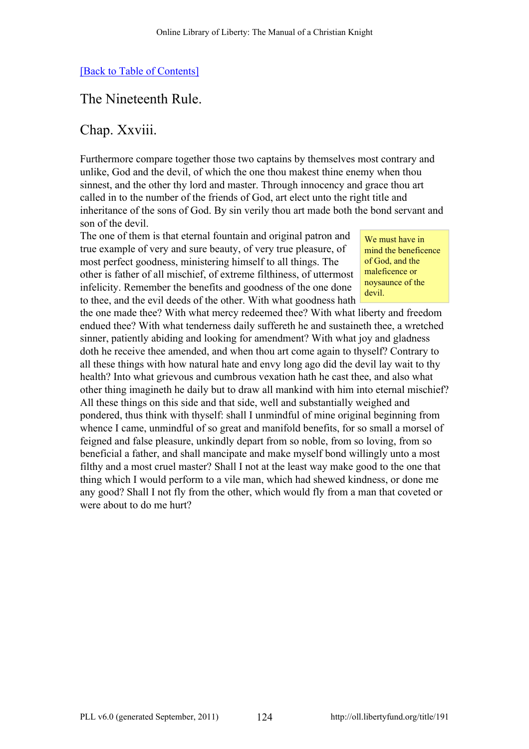[Back to Table of Contents]

## The Nineteenth Rule.

## Chap. Xxviii.

Furthermore compare together those two captains by themselves most contrary and unlike, God and the devil, of which the one thou makest thine enemy when thou sinnest, and the other thy lord and master. Through innocency and grace thou art called in to the number of the friends of God, art elect unto the right title and inheritance of the sons of God. By sin verily thou art made both the bond servant and son of the devil.

> We must have in mind the beneficence of God, and the maleficence or noysaunce of the devil.

The one of them is that eternal fountain and original patron and true example of very and sure beauty, of very true pleasure, of most perfect goodness, ministering himself to all things. The other is father of all mischief, of extreme filthiness, of uttermost infelicity. Remember the benefits and goodness of the one done to thee, and the evil deeds of the other. With what goodness hath the one made thee? With what mercy redeemed thee? With what liberty and freedom endued thee? With what tenderness daily suffereth he and sustaineth thee, a wretched sinner, patiently abiding and looking for amendment? With what joy and gladness doth he receive thee amended, and when thou art come again to thyself? Contrary to all these things with how natural hate and envy long ago did the devil lay wait to thy health? Into what grievous and cumbrous vexation hath he cast thee, and also what other thing imagineth he daily but to draw all mankind with him into eternal mischief? All these things on this side and that side, well and substantially weighed and pondered, thus think with thyself: shall I unmindful of mine original beginning from whence I came, unmindful of so great and manifold benefits, for so small a morsel of feigned and false pleasure, unkindly depart from so noble, from so loving, from so beneficial a father, and shall mancipate and make myself bond willingly unto a most filthy and a most cruel master? Shall I not at the least way make good to the one that thing which I would perform to a vile man, which had shewed kindness, or done me any good? Shall I not fly from the other, which would fly from a man that coveted or were about to do me hurt?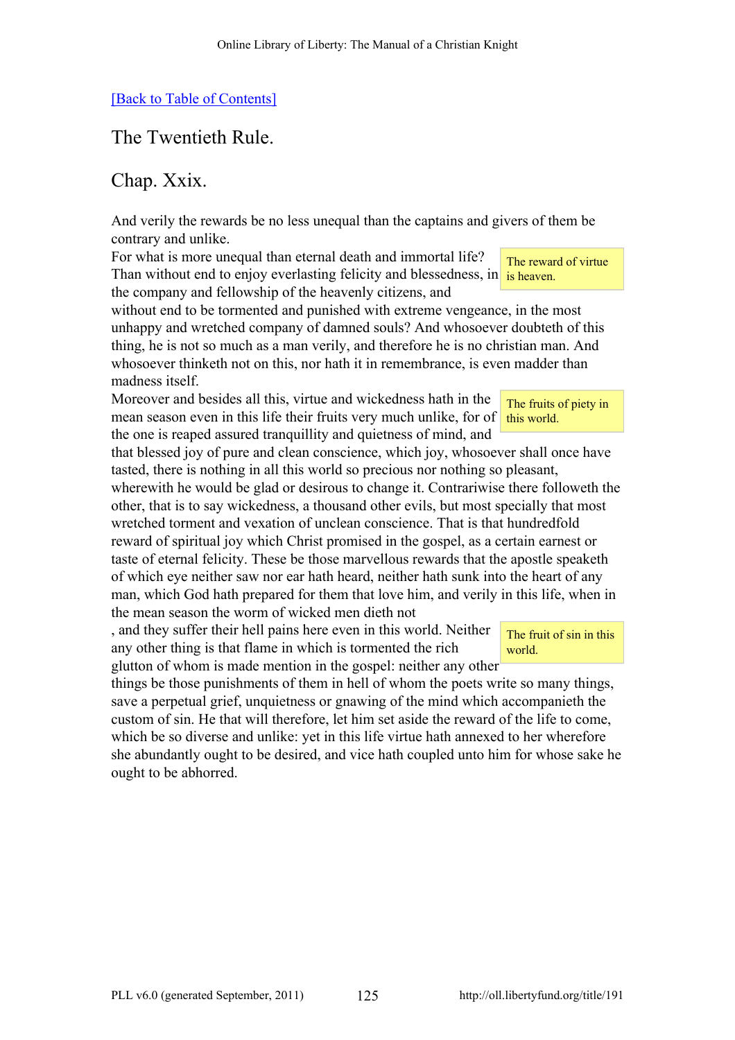[Back to Table of Contents]

## The Twentieth Rule.

## Chap. Xxix.

And verily the rewards be no less unequal than the captains and givers of them be contrary and unlike.

For what is more unequal than eternal death and immortal life? Than without end to enjoy everlasting felicity and blessedness, in the company and fellowship of the heavenly citizens, and without end to be tormented and punished with extreme vengeance, in the most unhappy and wretched company of damned souls? And whosoever doubteth of this thing, he is not so much as a man verily, and therefore he is no christian man. And whosoever thinketh not on this, nor hath it in remembrance, is even madder than madness itself.

The reward of virtue is heaven.

Moreover and besides all this, virtue and wickedness hath in the mean season even in this life their fruits very much unlike, for of the one is reaped assured tranquillity and quietness of mind, and that blessed joy of pure and clean conscience, which joy, whosoever shall once have tasted, there is nothing in all this world so precious nor nothing so pleasant, wherewith he would be glad or desirous to change it. Contrariwise there followeth the other, that is to say wickedness, a thousand other evils, but most specially that most wretched torment and vexation of unclean conscience. That is that hundredfold reward of spiritual joy which Christ promised in the gospel, as a certain earnest or taste of eternal felicity. These be those marvellous rewards that the apostle speaketh of which eye neither saw nor ear hath heard, neither hath sunk into the heart of any man, which God hath prepared for them that love him, and verily in this life, when in the mean season the worm of wicked men dieth not

The fruits of piety in this world.

, and they suffer their hell pains here even in this world. Neither any other thing is that flame in which is tormented the rich glutton of whom is made mention in the gospel: neither any other things be those punishments of them in hell of whom the poets write so many things, save a perpetual grief, unquietness or gnawing of the mind which accompanieth the custom of sin. He that will therefore, let him set aside the reward of the life to come, which be so diverse and unlike: yet in this life virtue hath annexed to her wherefore she abundantly ought to be desired, and vice hath coupled unto him for whose sake he ought to be abhorred.

The fruit of sin in this world.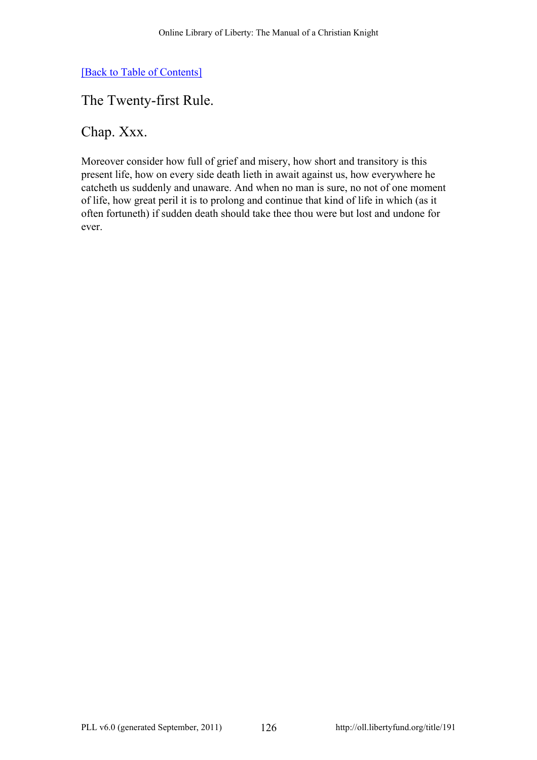[Back to Table of Contents]

## The Twenty-first Rule.

## Chap. Xxx.

Moreover consider how full of grief and misery, how short and transitory is this present life, how on every side death lieth in await against us, how everywhere he catcheth us suddenly and unaware. And when no man is sure, no not of one moment of life, how great peril it is to prolong and continue that kind of life in which (as it often fortuneth) if sudden death should take thee thou were but lost and undone for ever.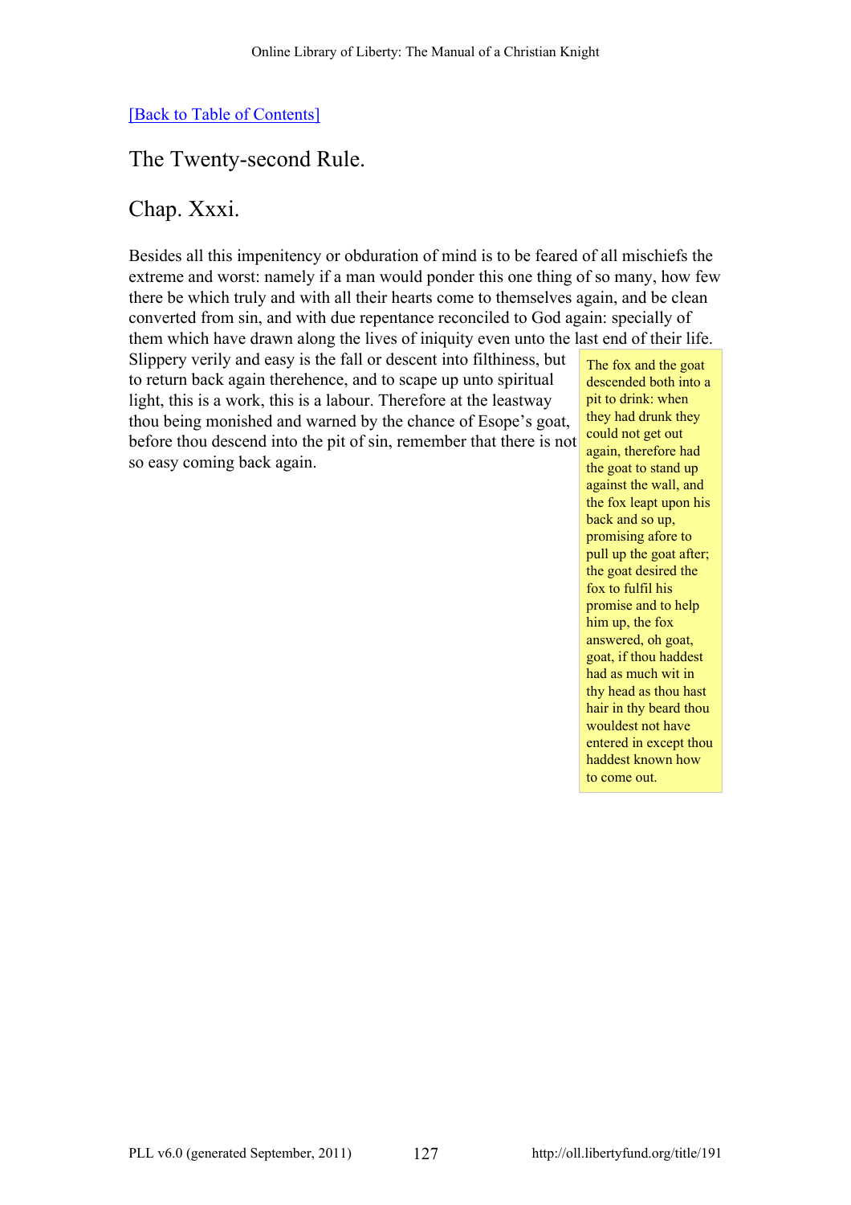[Back to Table of Contents]

## The Twenty-second Rule.

## Chap. Xxxi.

Besides all this impenitency or obduration of mind is to be feared of all mischiefs the extreme and worst: namely if a man would ponder this one thing of so many, how few there be which truly and with all their hearts come to themselves again, and be clean converted from sin, and with due repentance reconciled to God again: specially of them which have drawn along the lives of iniquity even unto the last end of their life. Slippery verily and easy is the fall or descent into filthiness, but to return back again therehence, and to scape up unto spiritual light, this is a work, this is a labour. Therefore at the leastway thou being monished and warned by the chance of Esope's goat, before thou descend into the pit of sin, remember that there is not so easy coming back again.

> The fox and the goat descended both into a pit to drink: when they had drunk they could not get out again, therefore had the goat to stand up against the wall, and the fox leapt upon his back and so up, promising afore to pull up the goat after; the goat desired the fox to fulfil his promise and to help him up, the fox answered, oh goat, goat, if thou haddest had as much wit in thy head as thou hast hair in thy beard thou wouldest not have entered in except thou haddest known how to come out.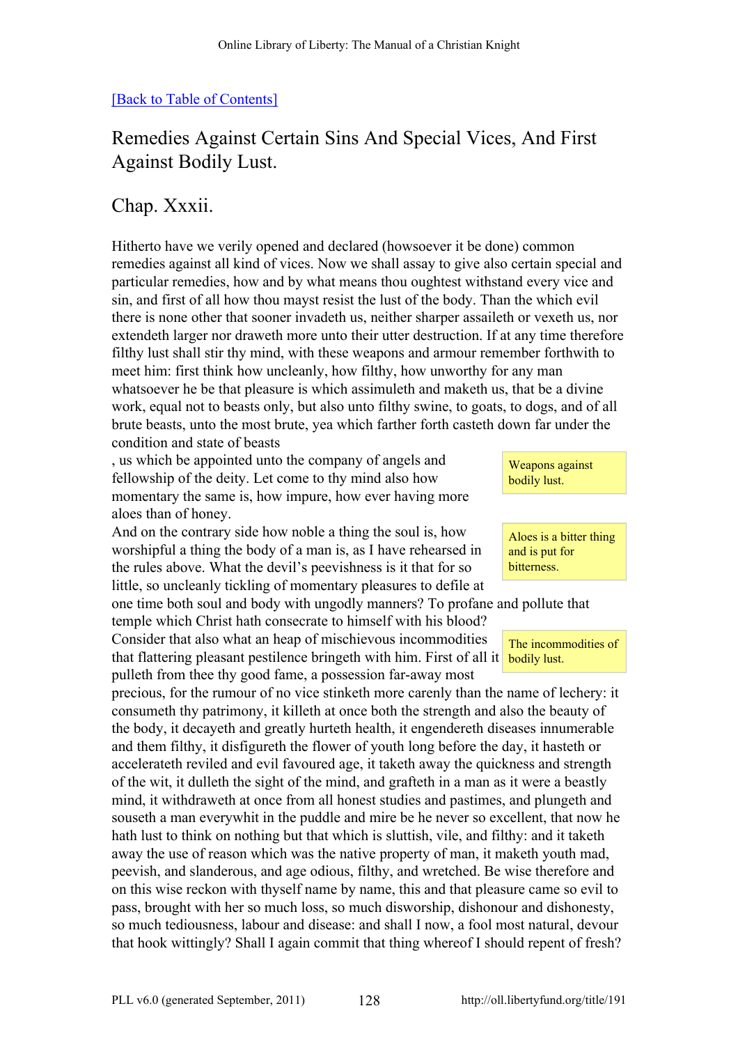[Back to Table of Contents]

## Remedies Against Certain Sins And Special Vices, And First Against Bodily Lust.

## Chap. Xxxii.

Hitherto have we verily opened and declared (howsoever it be done) common remedies against all kind of vices. Now we shall assay to give also certain special and particular remedies, how and by what means thou oughtest withstand every vice and sin, and first of all how thou mayst resist the lust of the body. Than the which evil there is none other that sooner invadeth us, neither sharper assaileth or vexeth us, nor extendeth larger nor draweth more unto their utter destruction. If at any time therefore filthy lust shall stir thy mind, with these weapons and armour remember forthwith to meet him: first think how uncleanly, how filthy, how unworthy for any man whatsoever he be that pleasure is which assimuleth and maketh us, that be a divine work, equal not to beasts only, but also unto filthy swine, to goats, to dogs, and of all brute beasts, unto the most brute, yea which farther forth casteth down far under the condition and state of beasts, us which be appointed unto the company of angels and fellowship of the deity. Let come to thy mind also how momentary the same is, how impure, how ever having more aloes than of honey.

> Weapons against bodily lust.

> Aloes is a bitter thing and is put for bitterness.

And on the contrary side how noble a thing the soul is, how worshipful a thing the body of a man is, as I have rehearsed in the rules above. What the devil's peevishness is it that for so little, so uncleanly tickling of momentary pleasures to defile at one time both soul and body with ungodly manners? To profane and pollute that temple which Christ hath consecrate to himself with his blood? Consider that also what an heap of mischievous incommodities that flattering pleasant pestilence bringeth with him. First of all it pulleth from thee thy good fame, a possession far-away most precious, for the rumour of no vice stinketh more carenly than the name of lechery: it consumeth thy patrimony, it killeth at once both the strength and also the beauty of the body, it decayeth and greatly hurteth health, it engendereth diseases innumerable and them filthy, it disfigureth the flower of youth long before the day, it hasteth or accelerateth reviled and evil favoured age, it taketh away the quickness and strength of the wit, it dulleth the sight of the mind, and grafteth in a man as it were a beastly mind, it withdraweth at once from all honest studies and pastimes, and plungeth and souseth a man everywhit in the puddle and mire be he never so excellent, that now he hath lust to think on nothing but that which is sluttish, vile, and filthy: and it taketh away the use of reason which was the native property of man, it maketh youth mad, peevish, and slanderous, and age odious, filthy, and wretched. Be wise therefore and on this wise reckon with thyself name by name, this and that pleasure came so evil to pass, brought with her so much loss, so much disworship, dishonour and dishonesty, so much tediousness, labour and disease: and shall I now, a fool most natural, devour that hook wittingly? Shall I again commit that thing whereof I should repent of fresh?

> The incommodities of bodily lust.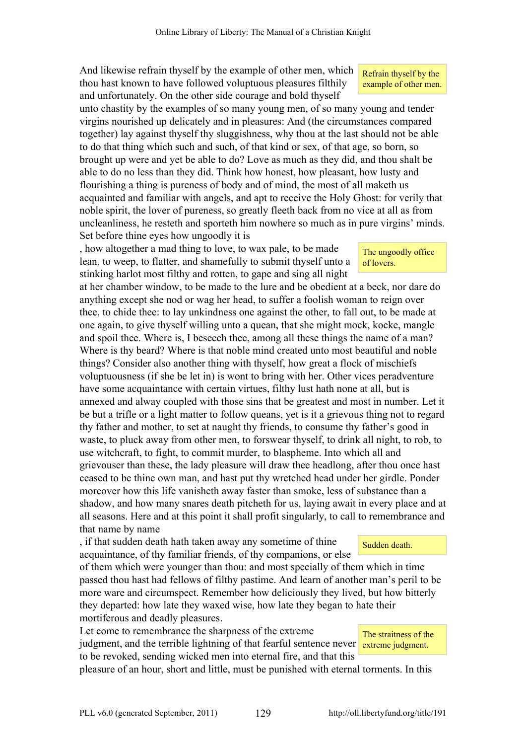And likewise refrain thyself by the example of other men, which thou hast known to have followed voluptuous pleasures filthily and unfortunately. On the other side courage and bold thyself unto chastity by the examples of so many young men, of so many young and tender virgins nourished up delicately and in pleasures: And (the circumstances compared together) lay against thyself thy sluggishness, why thou at the last should not be able to do that thing which such and such, of that kind or sex, of that age, so born, so brought up were and yet be able to do? Love as much as they did, and thou shalt be able to do no less than they did. Think how honest, how pleasant, how lusty and flourishing a thing is pureness of body and of mind, the most of all maketh us acquainted and familiar with angels, and apt to receive the Holy Ghost: for verily that noble spirit, the lover of pureness, so greatly fleeth back from no vice at all as from uncleanliness, he resteth and sporteth him nowhere so much as in pure virgins' minds. Set before thine eyes how ungoodly it is

*Refrain thyself by the example of other men.*

, how altogether a mad thing to love, to wax pale, to be made lean, to weep, to flatter, and shamefully to submit thyself unto a stinking harlot most filthy and rotten, to gape and sing all night at her chamber window, to be made to the lure and be obedient at a beck, nor dare do anything except she nod or wag her head, to suffer a foolish woman to reign over thee, to chide thee: to lay unkindness one against the other, to fall out, to be made at one again, to give thyself willing unto a quean, that she might mock, kocke, mangle and spoil thee. Where is, I beseech thee, among all these things the name of a man? Where is thy beard? Where is that noble mind created unto most beautiful and noble things? Consider also another thing with thyself, how great a flock of mischiefs voluptuousness (if she be let in) is wont to bring with her. Other vices peradventure have some acquaintance with certain virtues, filthy lust hath none at all, but is annexed and alway coupled with those sins that be greatest and most in number. Let it be but a trifle or a light matter to follow queans, yet is it a grievous thing not to regard thy father and mother, to set at naught thy friends, to consume thy father's good in waste, to pluck away from other men, to forswear thyself, to drink all night, to rob, to use witchcraft, to fight, to commit murder, to blaspheme. Into which all and grievouser than these, the lady pleasure will draw thee headlong, after thou once hast ceased to be thine own man, and hast put thy wretched head under her girdle. Ponder moreover how this life vanisheth away faster than smoke, less of substance than a shadow, and how many snares death pitcheth for us, laying await in every place and at all seasons. Here and at this point it shall profit singularly, to call to remembrance and that name by name

*The ungoodly office of lovers.*

, if that sudden death hath taken away any sometime of thine acquaintance, of thy familiar friends, of thy companions, or else of them which were younger than thou: and most specially of them which in time passed thou hast had fellows of filthy pastime. And learn of another man's peril to be more ware and circumspect. Remember how deliciously they lived, but how bitterly they departed: how late they waxed wise, how late they began to hate their mortiferous and deadly pleasures.

*Sudden death.*

Let come to remembrance the sharpness of the extreme judgment, and the terrible lightning of that fearful sentence never to be revoked, sending wicked men into eternal fire, and that this pleasure of an hour, short and little, must be punished with eternal torments. In this

*The straitness of the extreme judgment.*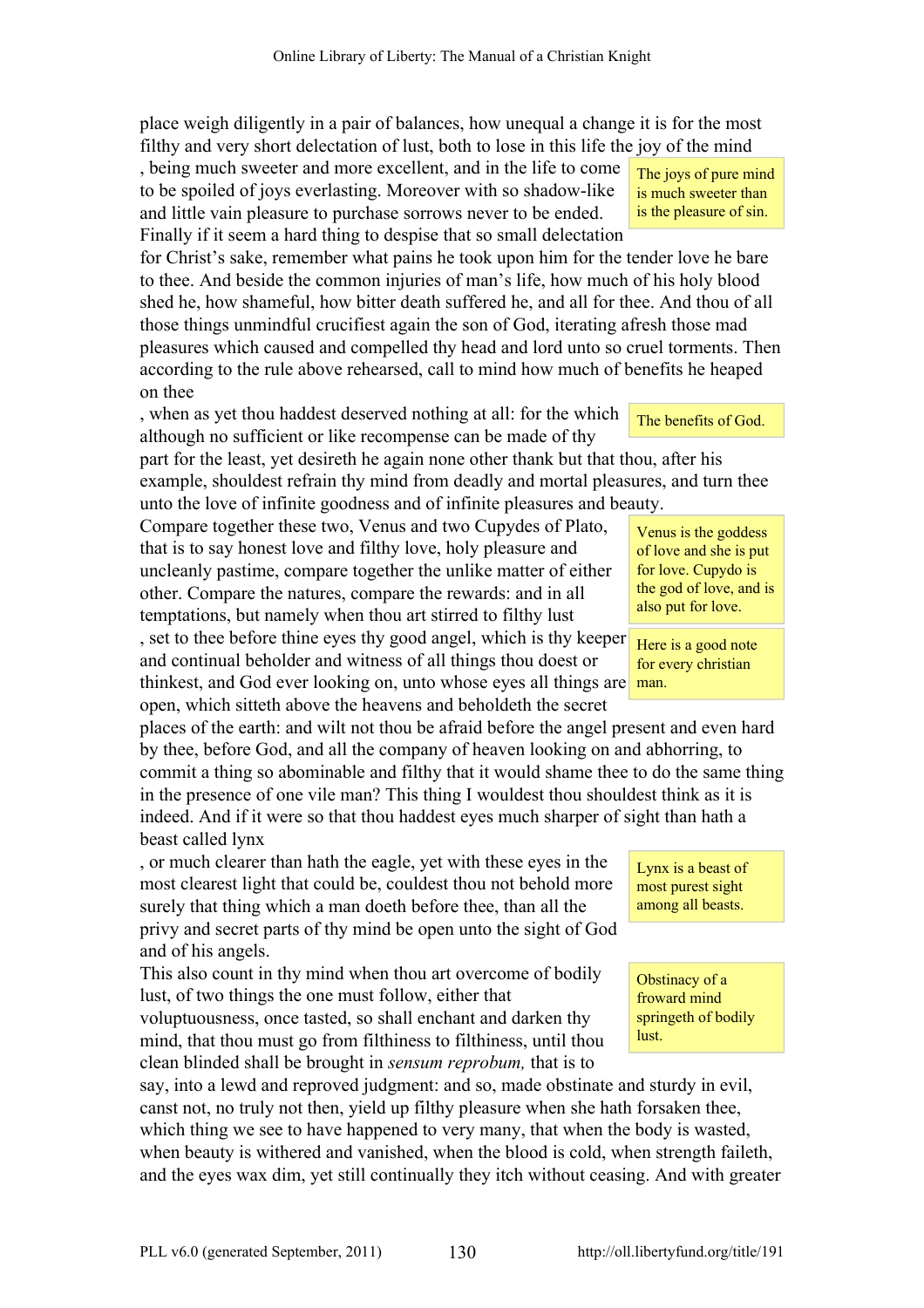place weigh diligently in a pair of balances, how unequal a change it is for the most filthy and very short delectation of lust, both to lose in this life the joy of the mind, being much sweeter and more excellent, and in the life to come to be spoiled of joys everlasting. Moreover with so shadow-like and little vain pleasure to purchase sorrows never to be ended. Finally if it seem a hard thing to despise that so small delectation for Christ's sake, remember what pains he took upon him for the tender love he bare to thee. And beside the common injuries of man's life, how much of his holy blood shed he, how shameful, how bitter death suffered he, and all for thee. And thou of all those things unmindful crucifiest again the son of God, iterating afresh those mad pleasures which caused and compelled thy head and lord unto so cruel torments. Then according to the rule above rehearsed, call to mind how much of benefits he heaped on thee, when as yet thou haddest deserved nothing at all: for the which although no sufficient or like recompense can be made of thy part for the least, yet desireth he again none other thank but that thou, after his example, shouldest refrain thy mind from deadly and mortal pleasures, and turn thee unto the love of infinite goodness and of infinite pleasures and beauty.

> The joys of pure mind is much sweeter than is the pleasure of sin.

> The benefits of God.

Compare together these two, Venus and two Cupydes of Plato, that is to say honest love and filthy love, holy pleasure and uncleanly pastime, compare together the unlike matter of either other. Compare the natures, compare the rewards: and in all temptations, but namely when thou art stirred to filthy lust, set to thee before thine eyes thy good angel, which is thy keeper and continual beholder and witness of all things thou doest or thinkest, and God ever looking on, unto whose eyes all things are open, which sitteth above the heavens and beholdeth the secret places of the earth: and wilt not thou be afraid before the angel present and even hard by thee, before God, and all the company of heaven looking on and abhorring, to commit a thing so abominable and filthy that it would shame thee to do the same thing in the presence of one vile man? This thing I wouldest thou shouldest think as it is indeed. And if it were so that thou haddest eyes much sharper of sight than hath a beast called lynx, or much clearer than hath the eagle, yet with these eyes in the most clearest light that could be, couldest thou not behold more surely that thing which a man doeth before thee, than all the privy and secret parts of thy mind be open unto the sight of God and of his angels.

> Venus is the goddess of love and she is put for love. Cupydo is the god of love, and is also put for love.

> Here is a good note for every christian man.

> Lynx is a beast of most purest sight among all beasts.

This also count in thy mind when thou art overcome of bodily lust, of two things the one must follow, either that voluptuousness, once tasted, so shall enchant and darken thy mind, that thou must go from filthiness to filthiness, until thou clean blinded shall be brought in *sensum reprobum,* that is to say, into a lewd and reproved judgment: and so, made obstinate and sturdy in evil, canst not, no truly not then, yield up filthy pleasure when she hath forsaken thee, which thing we see to have happened to very many, that when the body is wasted, when beauty is withered and vanished, when the blood is cold, when strength faileth, and the eyes wax dim, yet still continually they itch without ceasing. And with greater

> Obstinacy of a froward mind springeth of bodily lust.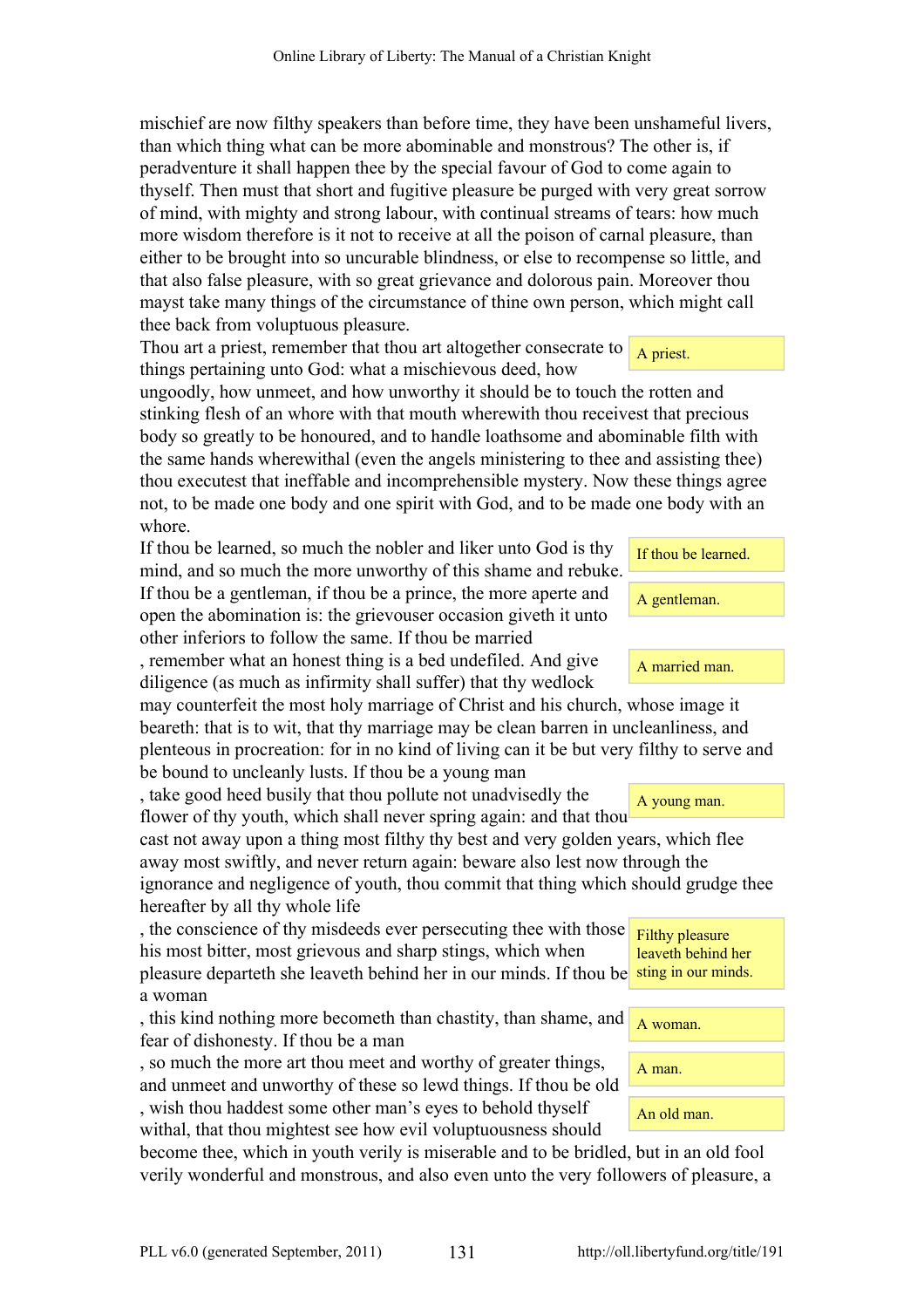mischief are now filthy speakers than before time, they have been unshameful livers, than which thing what can be more abominable and monstrous? The other is, if peradventure it shall happen thee by the special favour of God to come again to thyself. Then must that short and fugitive pleasure be purged with very great sorrow of mind, with mighty and strong labour, with continual streams of tears: how much more wisdom therefore is it not to receive at all the poison of carnal pleasure, than either to be brought into so uncurable blindness, or else to recompense so little, and that also false pleasure, with so great grievance and dolorous pain. Moreover thou mayst take many things of the circumstance of thine own person, which might call thee back from voluptuous pleasure.

> A priest.

Thou art a priest, remember that thou art altogether consecrate to things pertaining unto God: what a mischievous deed, how ungoodly, how unmeet, and how unworthy it should be to touch the rotten and stinking flesh of an whore with that mouth wherewith thou receivest that precious body so greatly to be honoured, and to handle loathsome and abominable filth with the same hands wherewithal (even the angels ministering to thee and assisting thee) thou executest that ineffable and incomprehensible mystery. Now these things agree not, to be made one body and one spirit with God, and to be made one body with an whore.

> If thou be learned.

If thou be learned, so much the nobler and liker unto God is thy mind, and so much the more unworthy of this shame and rebuke.

> A gentleman.

If thou be a gentleman, if thou be a prince, the more aperte and open the abomination is: the grievouser occasion giveth it unto other inferiors to follow the same.

> A married man.

If thou be married, remember what an honest thing is a bed undefiled. And give diligence (as much as infirmity shall suffer) that thy wedlock may counterfeit the most holy marriage of Christ and his church, whose image it beareth: that is to wit, that thy marriage may be clean barren in uncleanliness, and plenteous in procreation: for in no kind of living can it be but very filthy to serve and be bound to uncleanly lusts.

> A young man.

If thou be a young man, take good heed busily that thou pollute not unadvisedly the flower of thy youth, which shall never spring again: and that thou cast not away upon a thing most filthy thy best and very golden years, which flee away most swiftly, and never return again: beware also lest now through the ignorance and negligence of youth, thou commit that thing which should grudge thee hereafter by all thy whole life, the conscience of thy misdeeds ever persecuting thee with those his most bitter, most grievous and sharp stings, which when pleasure departeth she leaveth behind her in our minds.

> Filthy pleasure leaveth behind her sting in our minds.

> A woman.

If thou be a woman, this kind nothing more becometh than chastity, than shame, and fear of dishonesty.

> A man.

If thou be a man, so much the more art thou meet and worthy of greater things, and unmeet and unworthy of these so lewd things.

> An old man.

If thou be old, wish thou haddest some other man's eyes to behold thyself withal, that thou mightest see how evil voluptuousness should become thee, which in youth verily is miserable and to be bridled, but in an old fool verily wonderful and monstrous, and also even unto the very followers of pleasure, a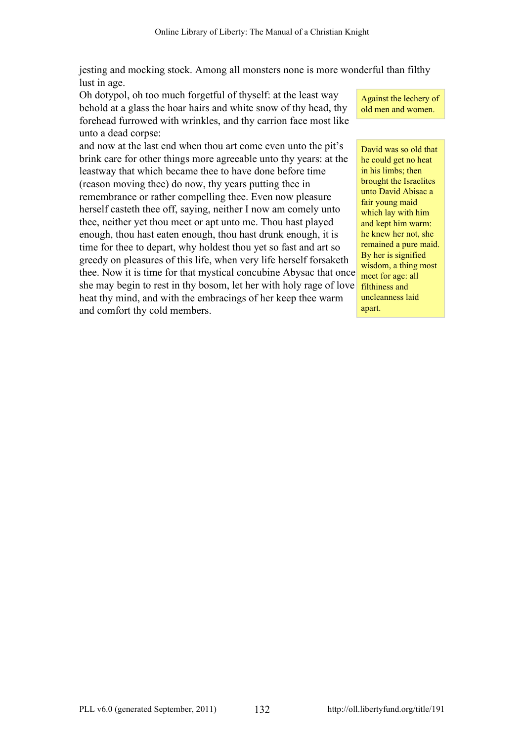jesting and mocking stock. Among all monsters none is more wonderful than filthy lust in age.

> Against the lechery of old men and women.

Oh dotypol, oh too much forgetful of thyself: at the least way behold at a glass the hoar hairs and white snow of thy head, thy forehead furrowed with wrinkles, and thy carrion face most like unto a dead corpse:

> David was so old that he could get no heat in his limbs; then brought the Israelites unto David Abisac a fair young maid which lay with him and kept him warm: he knew her not, she remained a pure maid. By her is signified wisdom, a thing most meet for age: all filthiness and uncleanness laid apart.

and now at the last end when thou art come even unto the pit's brink care for other things more agreeable unto thy years: at the leastway that which became thee to have done before time (reason moving thee) do now, thy years putting thee in remembrance or rather compelling thee. Even now pleasure herself casteth thee off, saying, neither I now am comely unto thee, neither yet thou meet or apt unto me. Thou hast played enough, thou hast eaten enough, thou hast drunk enough, it is time for thee to depart, why holdest thou yet so fast and art so greedy on pleasures of this life, when very life herself forsaketh thee. Now it is time for that mystical concubine Abysac that once she may begin to rest in thy bosom, let her with holy rage of love heat thy mind, and with the embracings of her keep thee warm and comfort thy cold members.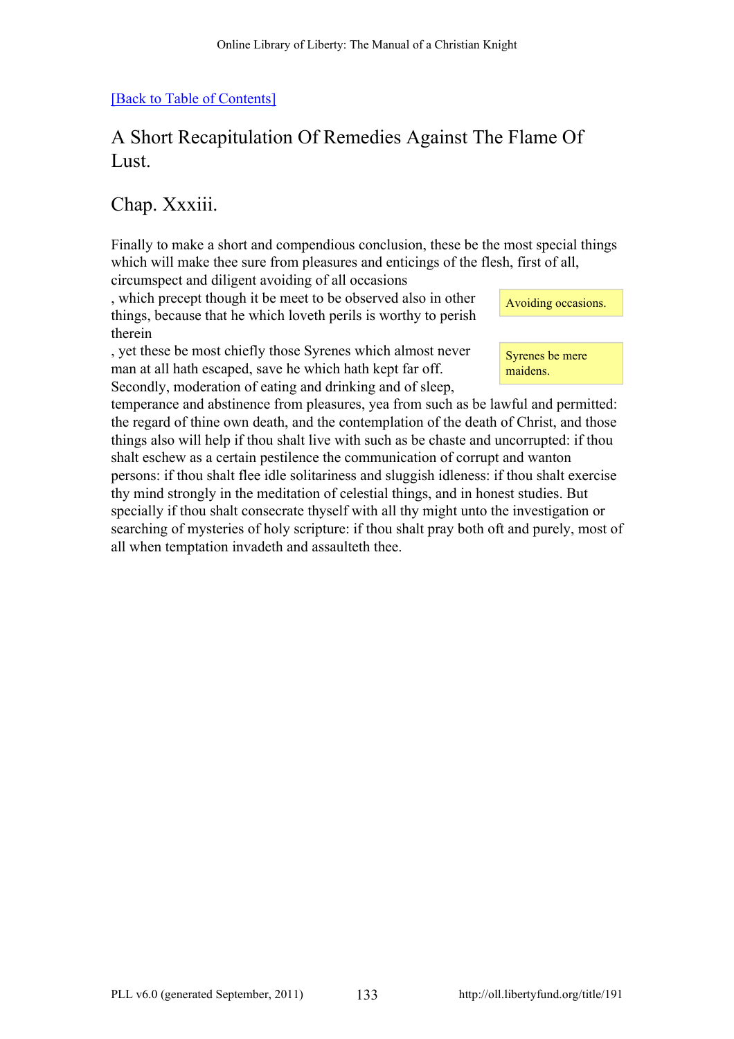[Back to Table of Contents]

## A Short Recapitulation Of Remedies Against The Flame Of Lust.

### Chap. Xxxiii.

Finally to make a short and compendious conclusion, these be the most special things which will make thee sure from pleasures and enticings of the flesh, first of all, circumspect and diligent avoiding of all occasions, which precept though it be meet to be observed also in other things, because that he which loveth perils is worthy to perish therein, yet these be most chiefly those Syrenes which almost never man at all hath escaped, save he which hath kept far off. Secondly, moderation of eating and drinking and of sleep, temperance and abstinence from pleasures, yea from such as be lawful and permitted: the regard of thine own death, and the contemplation of the death of Christ, and those things also will help if thou shalt live with such as be chaste and uncorrupted: if thou shalt eschew as a certain pestilence the communication of corrupt and wanton persons: if thou shalt flee idle solitariness and sluggish idleness: if thou shalt exercise thy mind strongly in the meditation of celestial things, and in honest studies. But specially if thou shalt consecrate thyself with all thy might unto the investigation or searching of mysteries of holy scripture: if thou shalt pray both oft and purely, most of all when temptation invadeth and assaulteth thee.

Avoiding occasions.

Syrenes be mere maidens.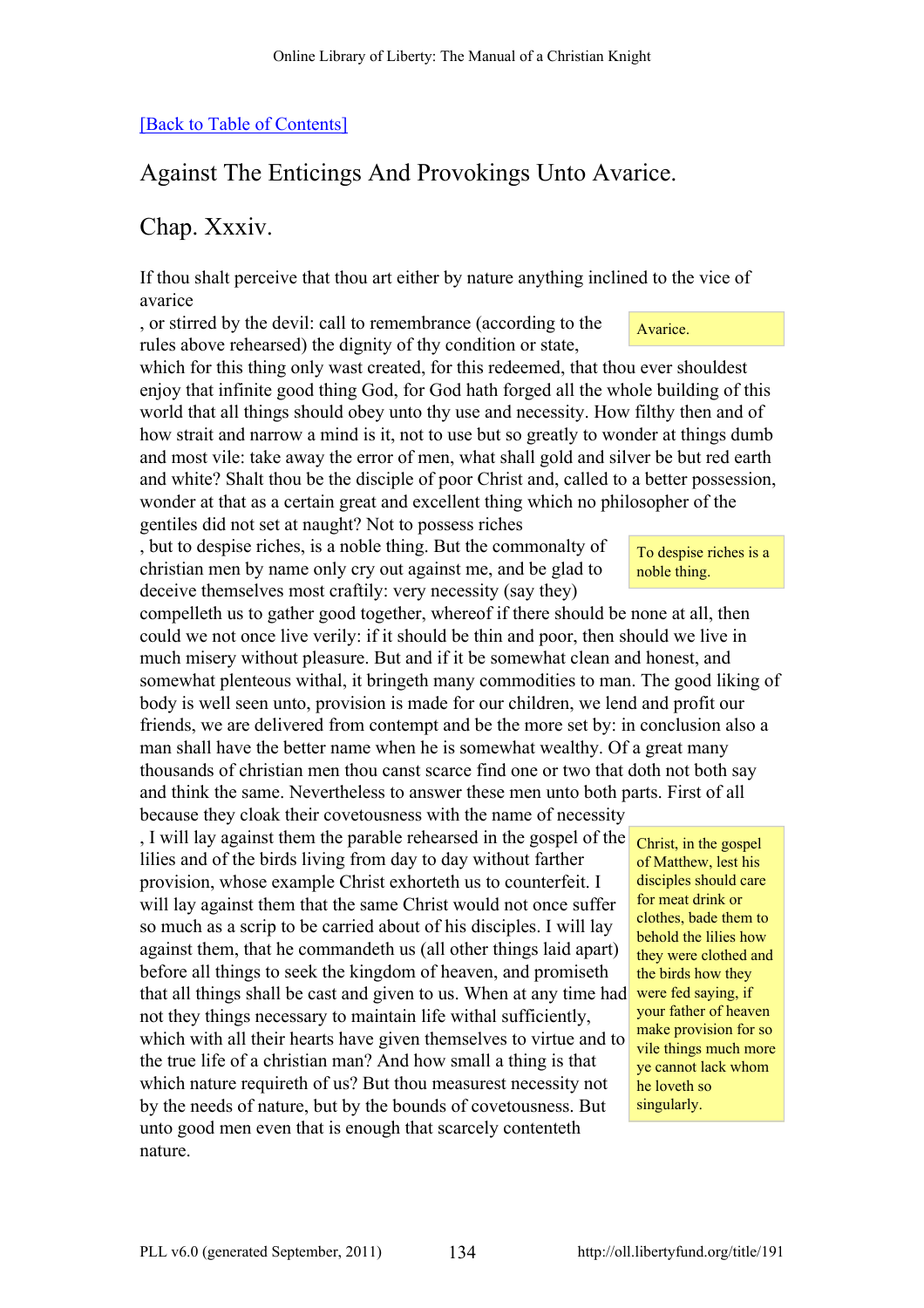[Back to Table of Contents]

## Against The Enticings And Provokings Unto Avarice.

## Chap. Xxxiv.

If thou shalt perceive that thou art either by nature anything inclined to the vice of avarice, or stirred by the devil: call to remembrance (according to the rules above rehearsed) the dignity of thy condition or state, which for this thing only wast created, for this redeemed, that thou ever shouldest enjoy that infinite good thing God, for God hath forged all the whole building of this world that all things should obey unto thy use and necessity. How filthy then and of how strait and narrow a mind is it, not to use but so greatly to wonder at things dumb and most vile: take away the error of men, what shall gold and silver be but red earth and white? Shalt thou be the disciple of poor Christ and, called to a better possession, wonder at that as a certain great and excellent thing which no philosopher of the gentiles did not set at naught? Not to possess riches, but to despise riches, is a noble thing. But the commonalty of christian men by name only cry out against me, and be glad to deceive themselves most craftily: very necessity (say they) compelleth us to gather good together, whereof if there should be none at all, then could we not once live verily: if it should be thin and poor, then should we live in much misery without pleasure. But and if it be somewhat clean and honest, and somewhat plenteous withal, it bringeth many commodities to man. The good liking of body is well seen unto, provision is made for our children, we lend and profit our friends, we are delivered from contempt and be the more set by: in conclusion also a man shall have the better name when he is somewhat wealthy. Of a great many thousands of christian men thou canst scarce find one or two that doth not both say and think the same. Nevertheless to answer these men unto both parts. First of all because they cloak their covetousness with the name of necessity, I will lay against them the parable rehearsed in the gospel of the lilies and of the birds living from day to day without farther provision, whose example Christ exhorteth us to counterfeit. I will lay against them that the same Christ would not once suffer so much as a scrip to be carried about of his disciples. I will lay against them, that he commandeth us (all other things laid apart) before all things to seek the kingdom of heaven, and promiseth that all things shall be cast and given to us. When at any time had not they things necessary to maintain life withal sufficiently, which with all their hearts have given themselves to virtue and to the true life of a christian man? And how small a thing is that which nature requireth of us? But thou measurest necessity not by the needs of nature, but by the bounds of covetousness. But unto good men even that is enough that scarcely contenteth nature.

> Avarice.

> To despise riches is a noble thing.

> Christ, in the gospel of Matthew, lest his disciples should care for meat drink or clothes, bade them to behold the lilies how they were clothed and the birds how they were fed saying, if your father of heaven make provision for so vile things much more ye cannot lack whom he loveth so singularly.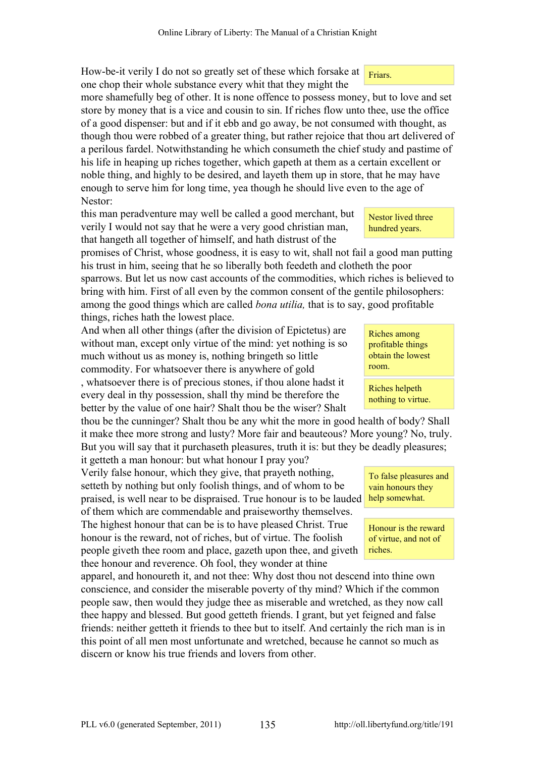How-be-it verily I do not so greatly set of these which forsake at one chop their whole substance every whit that they might the more shamefully beg of other. It is none offence to possess money, but to love and set store by money that is a vice and cousin to sin. If riches flow unto thee, use the office of a good dispenser: but and if it ebb and go away, be not consumed with thought, as though thou were robbed of a greater thing, but rather rejoice that thou art delivered of a perilous fardel. Notwithstanding he which consumeth the chief study and pastime of his life in heaping up riches together, which gapeth at them as a certain excellent or noble thing, and highly to be desired, and layeth them up in store, that he may have enough to serve him for long time, yea though he should live even to the age of Nestor:

> Friars.

this man peradventure may well be called a good merchant, but verily I would not say that he were a very good christian man, that hangeth all together of himself, and hath distrust of the promises of Christ, whose goodness, it is easy to wit, shall not fail a good man putting his trust in him, seeing that he so liberally both feedeth and clotheth the poor sparrows. But let us now cast accounts of the commodities, which riches is believed to bring with him. First of all even by the common consent of the gentile philosophers: among the good things which are called *bona utilia,* that is to say, good profitable things, riches hath the lowest place.

> Nestor lived three hundred years.

And when all other things (after the division of Epictetus) are without man, except only virtue of the mind: yet nothing is so much without us as money is, nothing bringeth so little commodity. For whatsoever there is anywhere of gold , whatsoever there is of precious stones, if thou alone hadst it every deal in thy possession, shall thy mind be therefore the better by the value of one hair? Shalt thou be the wiser? Shalt thou be the cunninger? Shalt thou be any whit the more in good health of body? Shall it make thee more strong and lusty? More fair and beauteous? More young? No, truly. But you will say that it purchaseth pleasures, truth it is: but they be deadly pleasures; it getteth a man honour: but what honour I pray you?

> Riches among profitable things obtain the lowest room.

> Riches helpeth nothing to virtue.

Verily false honour, which they give, that prayeth nothing, setteth by nothing but only foolish things, and of whom to be praised, is well near to be dispraised. True honour is to be lauded of them which are commendable and praiseworthy themselves. The highest honour that can be is to have pleased Christ. True honour is the reward, not of riches, but of virtue. The foolish people giveth thee room and place, gazeth upon thee, and giveth thee honour and reverence. Oh fool, they wonder at thine apparel, and honoureth it, and not thee: Why dost thou not descend into thine own conscience, and consider the miserable poverty of thy mind? Which if the common people saw, then would they judge thee as miserable and wretched, as they now call thee happy and blessed. But good getteth friends. I grant, but yet feigned and false friends: neither getteth it friends to thee but to itself. And certainly the rich man is in this point of all men most unfortunate and wretched, because he cannot so much as discern or know his true friends and lovers from other.

> To false pleasures and vain honours they help somewhat.

> Honour is the reward of virtue, and not of riches.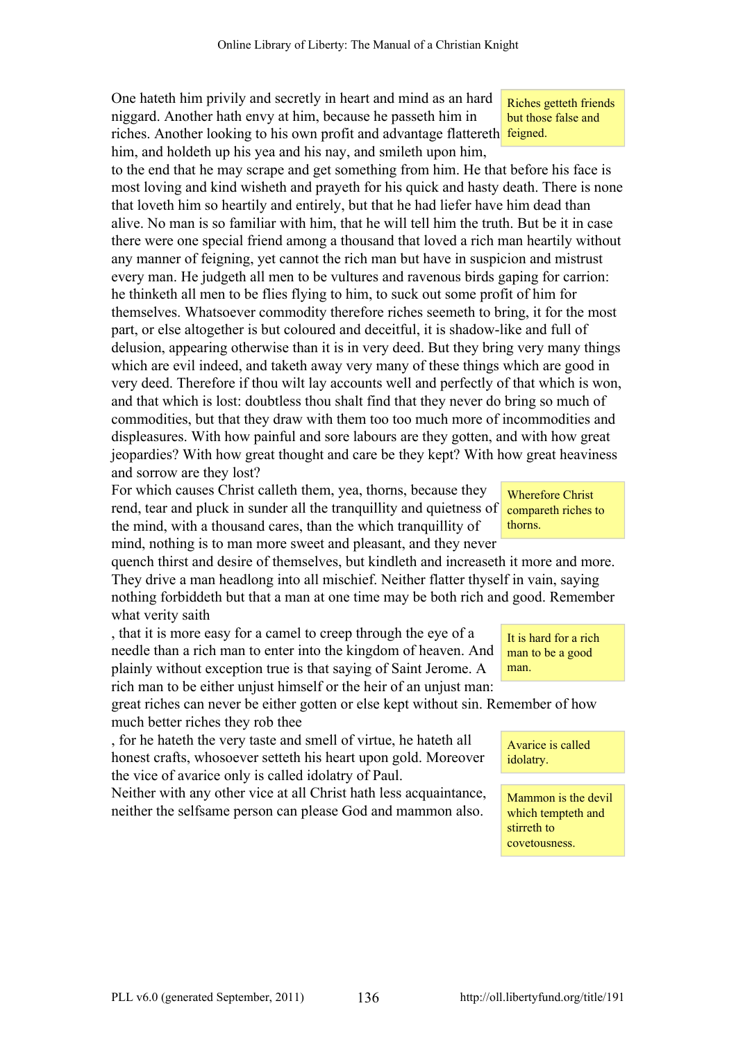One hateth him privily and secretly in heart and mind as an hard niggard. Another hath envy at him, because he passeth him in riches. Another looking to his own profit and advantage flattereth him, and holdeth up his yea and his nay, and smileth upon him, to the end that he may scrape and get something from him. He that before his face is most loving and kind wisheth and prayeth for his quick and hasty death. There is none that loveth him so heartily and entirely, but that he had liefer have him dead than alive. No man is so familiar with him, that he will tell him the truth. But be it in case there were one special friend among a thousand that loved a rich man heartily without any manner of feigning, yet cannot the rich man but have in suspicion and mistrust every man. He judgeth all men to be vultures and ravenous birds gaping for carrion: he thinketh all men to be flies flying to him, to suck out some profit of him for themselves. Whatsoever commodity therefore riches seemeth to bring, it for the most part, or else altogether is but coloured and deceitful, it is shadow-like and full of delusion, appearing otherwise than it is in very deed. But they bring very many things which are evil indeed, and taketh away very many of these things which are good in very deed. Therefore if thou wilt lay accounts well and perfectly of that which is won, and that which is lost: doubtless thou shalt find that they never do bring so much of commodities, but that they draw with them too too much more of incommodities and displeasures. With how painful and sore labours are they gotten, and with how great jeopardies? With how great thought and care be they kept? With how great heaviness and sorrow are they lost?

> Riches getteth friends but those false and feigned.

For which causes Christ calleth them, yea, thorns, because they rend, tear and pluck in sunder all the tranquillity and quietness of the mind, with a thousand cares, than the which tranquillity of mind, nothing is to man more sweet and pleasant, and they never quench thirst and desire of themselves, but kindleth and increaseth it more and more. They drive a man headlong into all mischief. Neither flatter thyself in vain, saying nothing forbiddeth but that a man at one time may be both rich and good. Remember what verity saith

> Wherefore Christ compareth riches to thorns.

, that it is more easy for a camel to creep through the eye of a needle than a rich man to enter into the kingdom of heaven. And plainly without exception true is that saying of Saint Jerome. A rich man to be either unjust himself or the heir of an unjust man: great riches can never be either gotten or else kept without sin. Remember of how much better riches they rob thee

> It is hard for a rich man to be a good man.

, for he hateth the very taste and smell of virtue, he hateth all honest crafts, whosoever setteth his heart upon gold. Moreover the vice of avarice only is called idolatry of Paul.

> Avarice is called idolatry.

Neither with any other vice at all Christ hath less acquaintance, neither the selfsame person can please God and mammon also.

> Mammon is the devil which tempteth and stirreth to covetousness.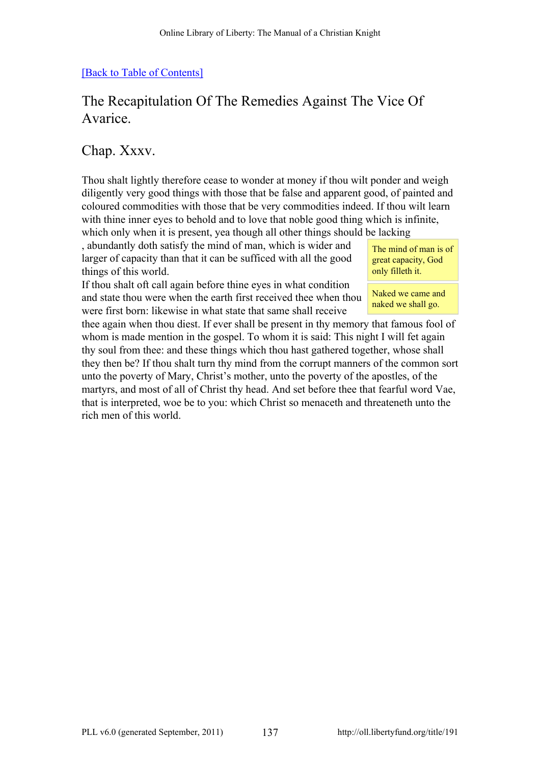[Back to Table of Contents]

## The Recapitulation Of The Remedies Against The Vice Of Avarice.

### Chap. Xxxv.

Thou shalt lightly therefore cease to wonder at money if thou wilt ponder and weigh diligently very good things with those that be false and apparent good, of painted and coloured commodities with those that be very commodities indeed. If thou wilt learn with thine inner eyes to behold and to love that noble good thing which is infinite, which only when it is present, yea though all other things should be lacking, abundantly doth satisfy the mind of man, which is wider and larger of capacity than that it can be sufficed with all the good things of this world.

> The mind of man is of great capacity, God only filleth it.

If thou shalt oft call again before thine eyes in what condition and state thou were when the earth first received thee when thou were first born: likewise in what state that same shall receive thee again when thou diest. If ever shall be present in thy memory that famous fool of whom is made mention in the gospel. To whom it is said: This night I will fet again thy soul from thee: and these things which thou hast gathered together, whose shall they then be? If thou shalt turn thy mind from the corrupt manners of the common sort unto the poverty of Mary, Christ's mother, unto the poverty of the apostles, of the martyrs, and most of all of Christ thy head. And set before thee that fearful word Vae, that is interpreted, woe be to you: which Christ so menaceth and threateneth unto the rich men of this world.

> Naked we came and naked we shall go.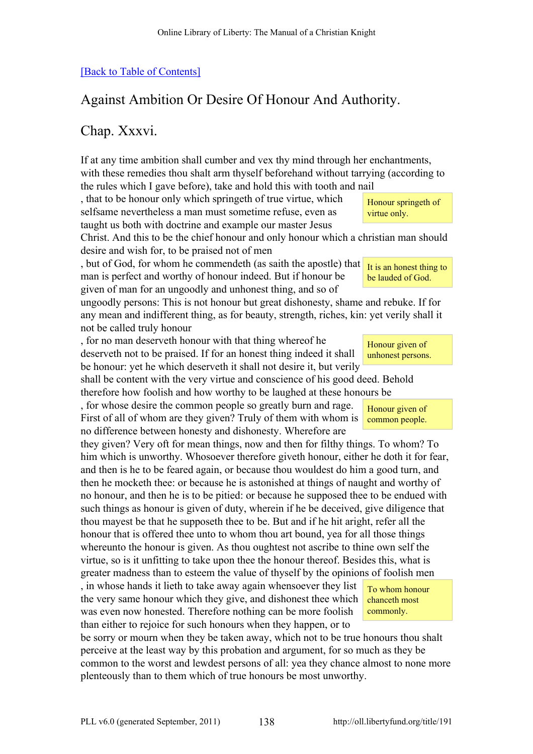[Back to Table of Contents]

## Against Ambition Or Desire Of Honour And Authority.

## Chap. Xxxvi.

If at any time ambition shall cumber and vex thy mind through her enchantments, with these remedies thou shalt arm thyself beforehand without tarrying (according to the rules which I gave before), take and hold this with tooth and nail, that to be honour only which springeth of true virtue, which selfsame nevertheless a man must sometime refuse, even as taught us both with doctrine and example our master Jesus Christ. And this to be the chief honour and only honour which a christian man should desire and wish for, to be praised not of men, but of God, for whom he commendeth (as saith the apostle) that man is perfect and worthy of honour indeed. But if honour be given of man for an ungoodly and unhonest thing, and so of ungoodly persons: This is not honour but great dishonesty, shame and rebuke. If for any mean and indifferent thing, as for beauty, strength, riches, kin: yet verily shall it not be called truly honour, for no man deserveth honour with that thing whereof he deserveth not to be praised. If for an honest thing indeed it shall be honour: yet he which deserveth it shall not desire it, but verily shall be content with the very virtue and conscience of his good deed. Behold therefore how foolish and how worthy to be laughed at these honours be, for whose desire the common people so greatly burn and rage. First of all of whom are they given? Truly of them with whom is no difference between honesty and dishonesty. Wherefore are they given? Very oft for mean things, now and then for filthy things. To whom? To him which is unworthy. Whosoever therefore giveth honour, either he doth it for fear, and then is he to be feared again, or because thou wouldest do him a good turn, and then he mocketh thee: or because he is astonished at things of naught and worthy of no honour, and then he is to be pitied: or because he supposed thee to be endued with such things as honour is given of duty, wherein if he be deceived, give diligence that thou mayest be that he supposeth thee to be. But and if he hit aright, refer all the honour that is offered thee unto to whom thou art bound, yea for all those things whereunto the honour is given. As thou oughtest not ascribe to thine own self the virtue, so is it unfitting to take upon thee the honour thereof. Besides this, what is greater madness than to esteem the value of thyself by the opinions of foolish men, in whose hands it lieth to take away again whensoever they list the very same honour which they give, and dishonest thee which was even now honested. Therefore nothing can be more foolish than either to rejoice for such honours when they happen, or to be sorry or mourn when they be taken away, which not to be true honours thou shalt perceive at the least way by this probation and argument, for so much as they be common to the worst and lewdest persons of all: yea they chance almost to none more plenteously than to them which of true honours be most unworthy.

Honour springeth of virtue only.

It is an honest thing to be lauded of God.

Honour given of unhonest persons.

Honour given of common people.

To whom honour chanceth most commonly.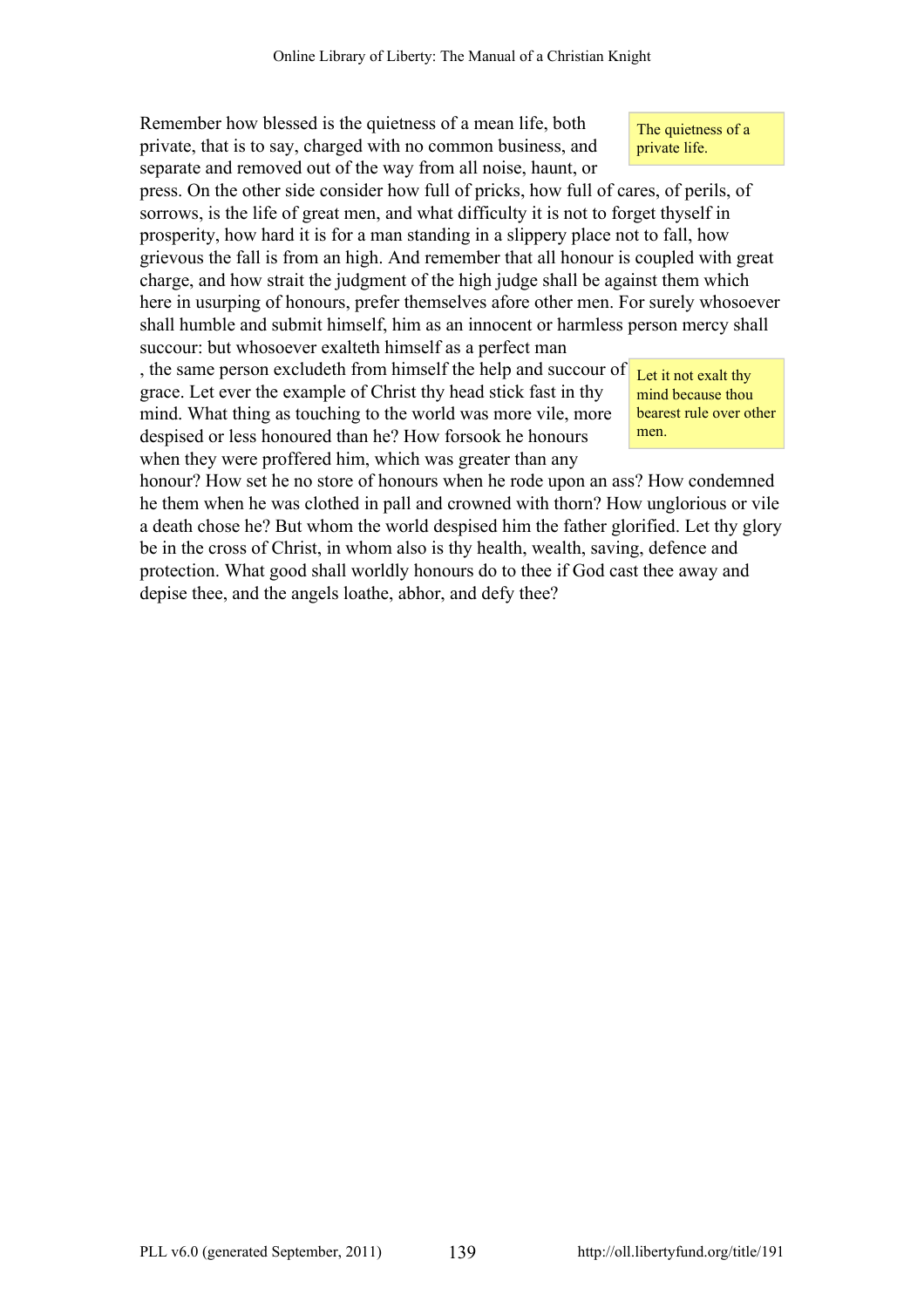> The quietness of a private life.

Remember how blessed is the quietness of a mean life, both private, that is to say, charged with no common business, and separate and removed out of the way from all noise, haunt, or press. On the other side consider how full of pricks, how full of cares, of perils, of sorrows, is the life of great men, and what difficulty it is not to forget thyself in prosperity, how hard it is for a man standing in a slippery place not to fall, how grievous the fall is from an high. And remember that all honour is coupled with great charge, and how strait the judgment of the high judge shall be against them which here in usurping of honours, prefer themselves afore other men. For surely whosoever shall humble and submit himself, him as an innocent or harmless person mercy shall succour: but whosoever exalteth himself as a perfect man

> Let it not exalt thy mind because thou bearest rule over other men.

, the same person excludeth from himself the help and succour of grace. Let ever the example of Christ thy head stick fast in thy mind. What thing as touching to the world was more vile, more despised or less honoured than he? How forsook he honours when they were proffered him, which was greater than any honour? How set he no store of honours when he rode upon an ass? How condemned he them when he was clothed in pall and crowned with thorn? How unglorious or vile a death chose he? But whom the world despised him the father glorified. Let thy glory be in the cross of Christ, in whom also is thy health, wealth, saving, defence and protection. What good shall worldly honours do to thee if God cast thee away and depise thee, and the angels loathe, abhor, and defy thee?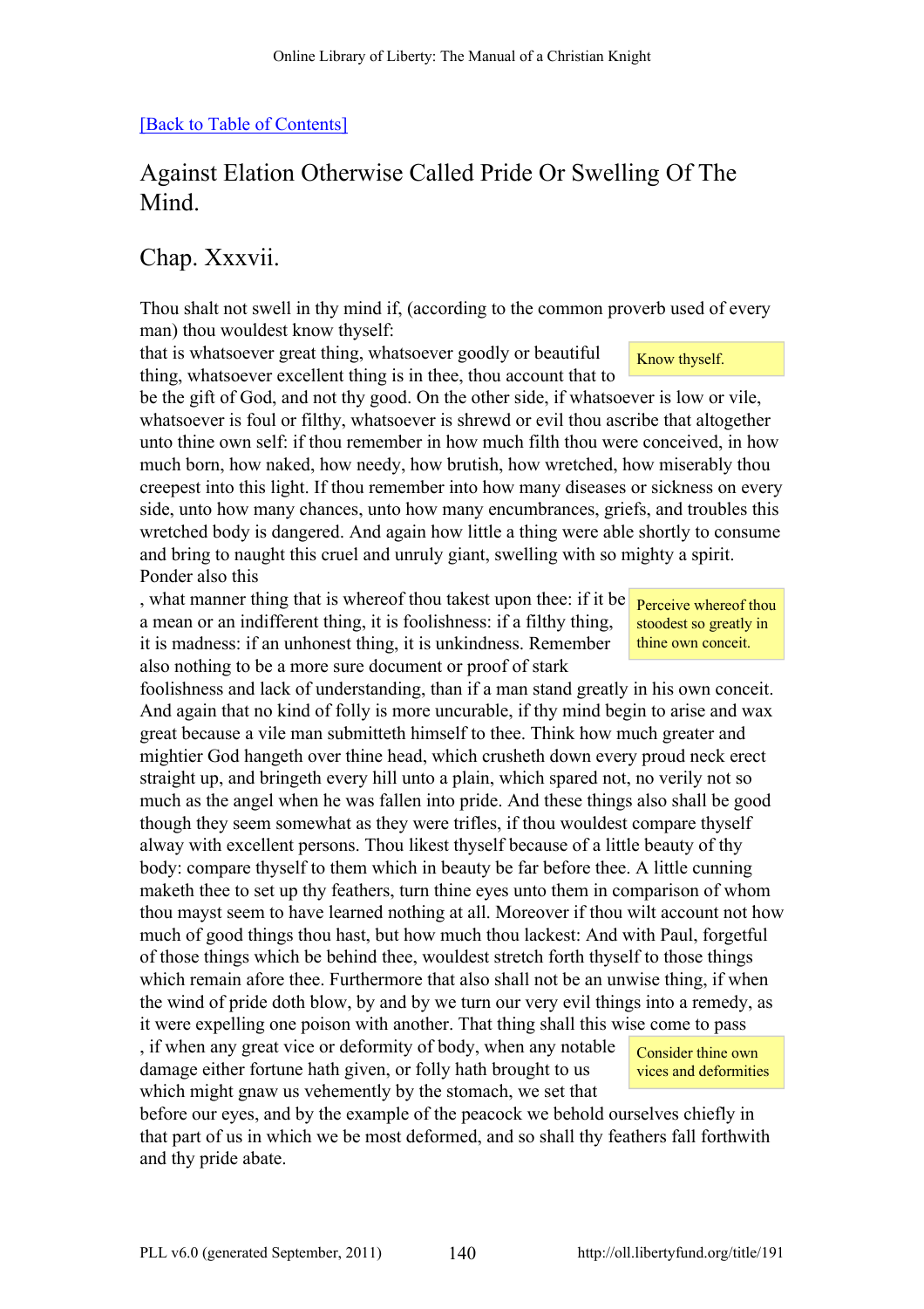[Back to Table of Contents]

## Against Elation Otherwise Called Pride Or Swelling Of The Mind.

## Chap. Xxxvii.

Thou shalt not swell in thy mind if, (according to the common proverb used of every man) thou wouldest know thyself:

Know thyself.

that is whatsoever great thing, whatsoever goodly or beautiful thing, whatsoever excellent thing is in thee, thou account that to be the gift of God, and not thy good. On the other side, if whatsoever is low or vile, whatsoever is foul or filthy, whatsoever is shrewd or evil thou ascribe that altogether unto thine own self: if thou remember in how much filth thou were conceived, in how much born, how naked, how needy, how brutish, how wretched, how miserably thou creepest into this light. If thou remember into how many diseases or sickness on every side, unto how many chances, unto how many encumbrances, griefs, and troubles this wretched body is dangered. And again how little a thing were able shortly to consume and bring to naught this cruel and unruly giant, swelling with so mighty a spirit. Ponder also this

Perceive whereof thou stoodest so greatly in thine own conceit.

, what manner thing that is whereof thou takest upon thee: if it be a mean or an indifferent thing, it is foolishness: if a filthy thing, it is madness: if an unhonest thing, it is unkindness. Remember also nothing to be a more sure document or proof of stark foolishness and lack of understanding, than if a man stand greatly in his own conceit. And again that no kind of folly is more uncurable, if thy mind begin to arise and wax great because a vile man submitteth himself to thee. Think how much greater and mightier God hangeth over thine head, which crusheth down every proud neck erect straight up, and bringeth every hill unto a plain, which spared not, no verily not so much as the angel when he was fallen into pride. And these things also shall be good though they seem somewhat as they were trifles, if thou wouldest compare thyself alway with excellent persons. Thou likest thyself because of a little beauty of thy body: compare thyself to them which in beauty be far before thee. A little cunning maketh thee to set up thy feathers, turn thine eyes unto them in comparison of whom thou mayst seem to have learned nothing at all. Moreover if thou wilt account not how much of good things thou hast, but how much thou lackest: And with Paul, forgetful of those things which be behind thee, wouldest stretch forth thyself to those things which remain afore thee. Furthermore that also shall not be an unwise thing, if when the wind of pride doth blow, by and by we turn our very evil things into a remedy, as it were expelling one poison with another. That thing shall this wise come to pass

Consider thine own vices and deformities

, if when any great vice or deformity of body, when any notable damage either fortune hath given, or folly hath brought to us which might gnaw us vehemently by the stomach, we set that before our eyes, and by the example of the peacock we behold ourselves chiefly in that part of us in which we be most deformed, and so shall thy feathers fall forthwith and thy pride abate.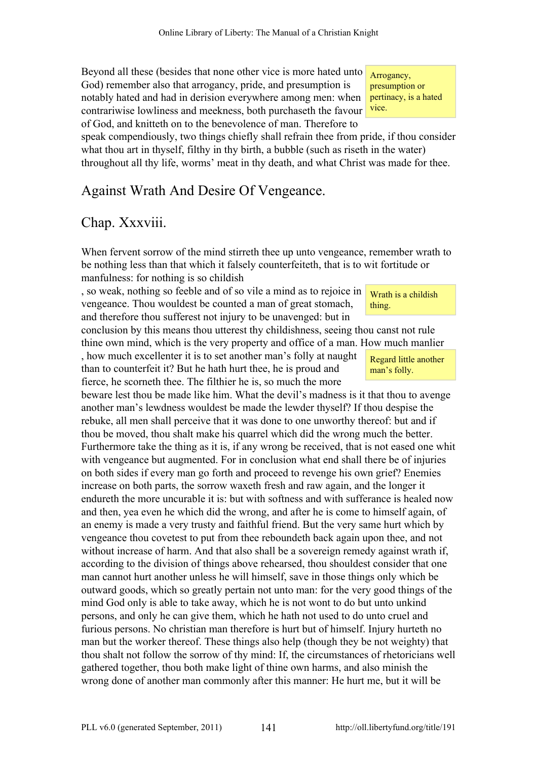Beyond all these (besides that none other vice is more hated unto God) remember also that arrogancy, pride, and presumption is notably hated and had in derision everywhere among men: when contrariwise lowliness and meekness, both purchaseth the favour of God, and knitteth on to the benevolence of man. Therefore to speak compendiously, two things chiefly shall refrain thee from pride, if thou consider what thou art in thyself, filthy in thy birth, a bubble (such as riseth in the water) throughout all thy life, worms' meat in thy death, and what Christ was made for thee.

> Arrogancy, presumption or pertinacy, is a hated vice.

## Against Wrath And Desire Of Vengeance.

## Chap. Xxxviii.

When fervent sorrow of the mind stirreth thee up unto vengeance, remember wrath to be nothing less than that which it falsely counterfeiteth, that is to wit fortitude or manfulness: for nothing is so childish, so weak, nothing so feeble and of so vile a mind as to rejoice in vengeance. Thou wouldest be counted a man of great stomach, and therefore thou sufferest not injury to be unavenged: but in conclusion by this means thou utterest thy childishness, seeing thou canst not rule thine own mind, which is the very property and office of a man. How much manlier, how much excellenter it is to set another man's folly at naught than to counterfeit it? But he hath hurt thee, he is proud and fierce, he scorneth thee. The filthier he is, so much the more beware lest thou be made like him. What the devil's madness is it that thou to avenge another man's lewdness wouldest be made the lewder thyself? If thou despise the rebuke, all men shall perceive that it was done to one unworthy thereof: but and if thou be moved, thou shalt make his quarrel which did the wrong much the better. Furthermore take the thing as it is, if any wrong be received, that is not eased one whit with vengeance but augmented. For in conclusion what end shall there be of injuries on both sides if every man go forth and proceed to revenge his own grief? Enemies increase on both parts, the sorrow waxeth fresh and raw again, and the longer it endureth the more uncurable it is: but with softness and with sufferance is healed now and then, yea even he which did the wrong, and after he is come to himself again, of an enemy is made a very trusty and faithful friend. But the very same hurt which by vengeance thou covetest to put from thee reboundeth back again upon thee, and not without increase of harm. And that also shall be a sovereign remedy against wrath if, according to the division of things above rehearsed, thou shouldest consider that one man cannot hurt another unless he will himself, save in those things only which be outward goods, which so greatly pertain not unto man: for the very good things of the mind God only is able to take away, which he is not wont to do but unto unkind persons, and only he can give them, which he hath not used to do unto cruel and furious persons. No christian man therefore is hurt but of himself. Injury hurteth no man but the worker thereof. These things also help (though they be not weighty) that thou shalt not follow the sorrow of thy mind: If, the circumstances of rhetoricians well gathered together, thou both make light of thine own harms, and also minish the wrong done of another man commonly after this manner: He hurt me, but it will be

> Wrath is a childish thing.

> Regard little another man's folly.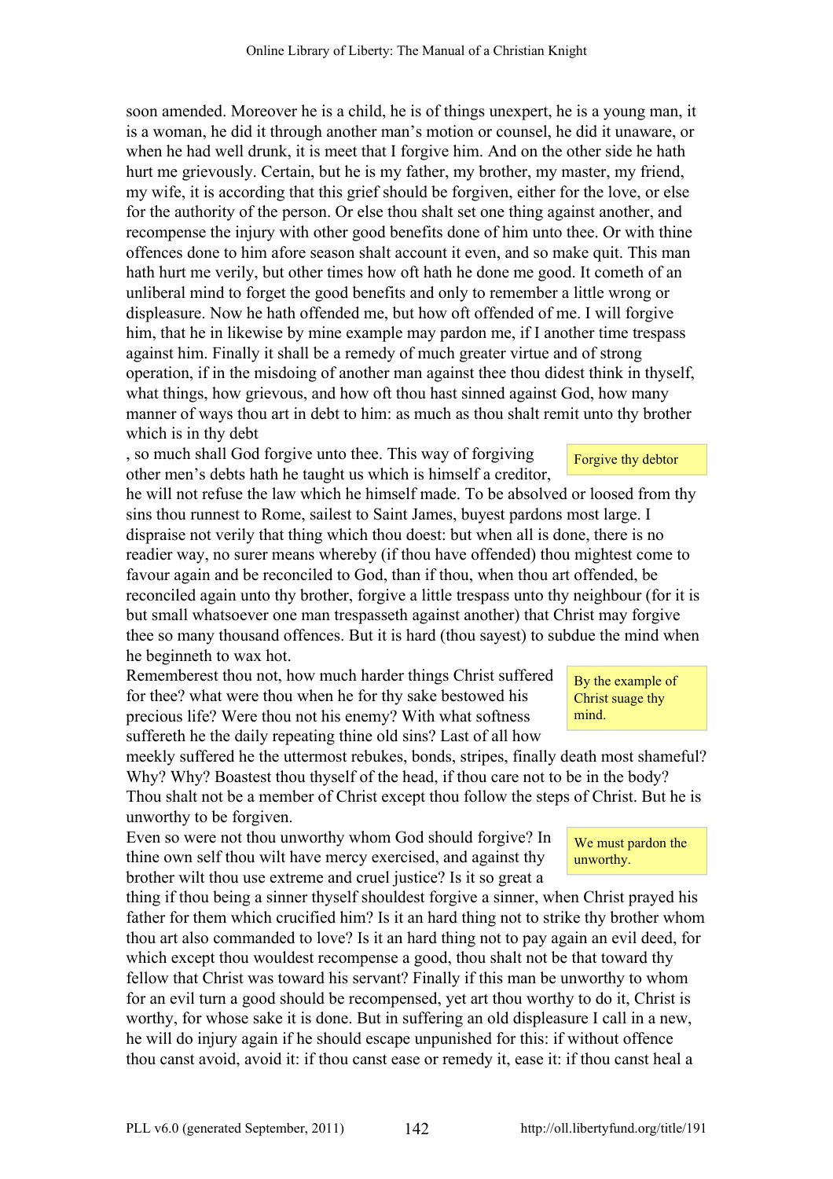soon amended. Moreover he is a child, he is of things unexpert, he is a young man, it is a woman, he did it through another man's motion or counsel, he did it unaware, or when he had well drunk, it is meet that I forgive him. And on the other side he hath hurt me grievously. Certain, but he is my father, my brother, my master, my friend, my wife, it is according that this grief should be forgiven, either for the love, or else for the authority of the person. Or else thou shalt set one thing against another, and recompense the injury with other good benefits done of him unto thee. Or with thine offences done to him afore season shalt account it even, and so make quit. This man hath hurt me verily, but other times how oft hath he done me good. It cometh of an unliberal mind to forget the good benefits and only to remember a little wrong or displeasure. Now he hath offended me, but how oft offended of me. I will forgive him, that he in likewise by mine example may pardon me, if I another time trespass against him. Finally it shall be a remedy of much greater virtue and of strong operation, if in the misdoing of another man against thee thou didest think in thyself, what things, how grievous, and how oft thou hast sinned against God, how many manner of ways thou art in debt to him: as much as thou shalt remit unto thy brother which is in thy debt

*Forgive thy debtor*

, so much shall God forgive unto thee. This way of forgiving other men's debts hath he taught us which is himself a creditor, he will not refuse the law which he himself made. To be absolved or loosed from thy sins thou runnest to Rome, sailest to Saint James, buyest pardons most large. I dispraise not verily that thing which thou doest: but when all is done, there is no readier way, no surer means whereby (if thou have offended) thou mightest come to favour again and be reconciled to God, than if thou, when thou art offended, be reconciled again unto thy brother, forgive a little trespass unto thy neighbour (for it is but small whatsoever one man trespasseth against another) that Christ may forgive thee so many thousand offences. But it is hard (thou sayest) to subdue the mind when he beginneth to wax hot.

*By the example of Christ suage thy mind.*

Rememberest thou not, how much harder things Christ suffered for thee? what were thou when he for thy sake bestowed his precious life? Were thou not his enemy? With what softness suffereth he the daily repeating thine old sins? Last of all how meekly suffered he the uttermost rebukes, bonds, stripes, finally death most shameful? Why? Why? Boastest thou thyself of the head, if thou care not to be in the body? Thou shalt not be a member of Christ except thou follow the steps of Christ. But he is unworthy to be forgiven.

*We must pardon the unworthy.*

Even so were not thou unworthy whom God should forgive? In thine own self thou wilt have mercy exercised, and against thy brother wilt thou use extreme and cruel justice? Is it so great a thing if thou being a sinner thyself shouldest forgive a sinner, when Christ prayed his father for them which crucified him? Is it an hard thing not to strike thy brother whom thou art also commanded to love? Is it an hard thing not to pay again an evil deed, for which except thou wouldest recompense a good, thou shalt not be that toward thy fellow that Christ was toward his servant? Finally if this man be unworthy to whom for an evil turn a good should be recompensed, yet art thou worthy to do it, Christ is worthy, for whose sake it is done. But in suffering an old displeasure I call in a new, he will do injury again if he should escape unpunished for this: if without offence thou canst avoid, avoid it: if thou canst ease or remedy it, ease it: if thou canst heal a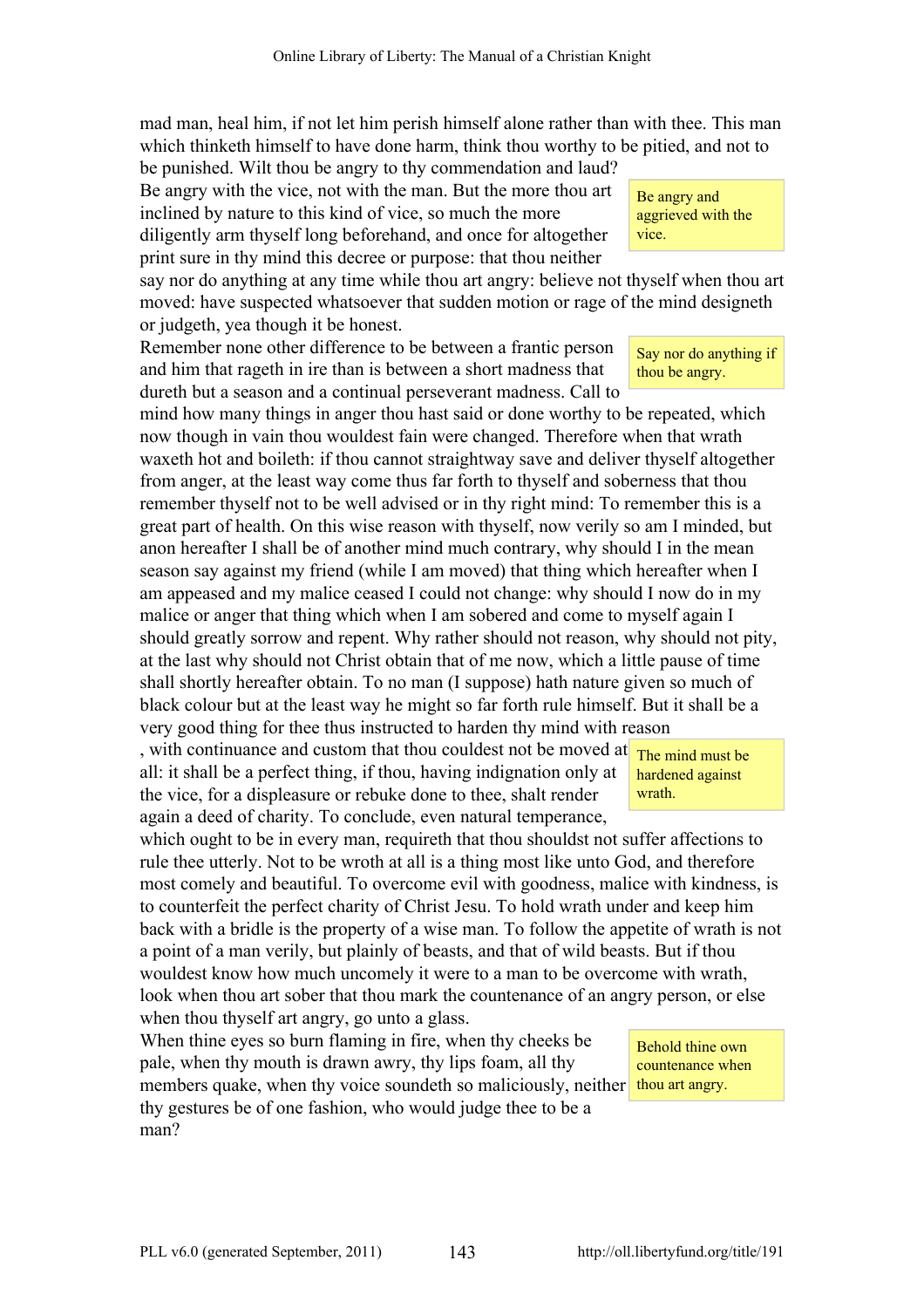mad man, heal him, if not let him perish himself alone rather than with thee. This man which thinketh himself to have done harm, think thou worthy to be pitied, and not to be punished. Wilt thou be angry to thy commendation and laud?

> Be angry and aggrieved with the vice.

Be angry with the vice, not with the man. But the more thou art inclined by nature to this kind of vice, so much the more diligently arm thyself long beforehand, and once for altogether print sure in thy mind this decree or purpose: that thou neither say nor do anything at any time while thou art angry: believe not thyself when thou art moved: have suspected whatsoever that sudden motion or rage of the mind designeth or judgeth, yea though it be honest.

> Say nor do anything if thou be angry.

Remember none other difference to be between a frantic person and him that rageth in ire than is between a short madness that dureth but a season and a continual perseverant madness. Call to mind how many things in anger thou hast said or done worthy to be repeated, which now though in vain thou wouldest fain were changed. Therefore when that wrath waxeth hot and boileth: if thou cannot straightway save and deliver thyself altogether from anger, at the least way come thus far forth to thyself and soberness that thou remember thyself not to be well advised or in thy right mind: To remember this is a great part of health. On this wise reason with thyself, now verily so am I minded, but anon hereafter I shall be of another mind much contrary, why should I in the mean season say against my friend (while I am moved) that thing which hereafter when I am appeased and my malice ceased I could not change: why should I now do in my malice or anger that thing which when I am sobered and come to myself again I should greatly sorrow and repent. Why rather should not reason, why should not pity, at the last why should not Christ obtain that of me now, which a little pause of time shall shortly hereafter obtain. To no man (I suppose) hath nature given so much of black colour but at the least way he might so far forth rule himself. But it shall be a very good thing for thee thus instructed to harden thy mind with reason

> The mind must be hardened against wrath.

, with continuance and custom that thou couldest not be moved at all: it shall be a perfect thing, if thou, having indignation only at the vice, for a displeasure or rebuke done to thee, shalt render again a deed of charity. To conclude, even natural temperance, which ought to be in every man, requireth that thou shouldst not suffer affections to rule thee utterly. Not to be wroth at all is a thing most like unto God, and therefore most comely and beautiful. To overcome evil with goodness, malice with kindness, is to counterfeit the perfect charity of Christ Jesu. To hold wrath under and keep him back with a bridle is the property of a wise man. To follow the appetite of wrath is not a point of a man verily, but plainly of beasts, and that of wild beasts. But if thou wouldest know how much uncomely it were to a man to be overcome with wrath, look when thou art sober that thou mark the countenance of an angry person, or else when thou thyself art angry, go unto a glass.

> Behold thine own countenance when thou art angry.

When thine eyes so burn flaming in fire, when thy cheeks be pale, when thy mouth is drawn awry, thy lips foam, all thy members quake, when thy voice soundeth so maliciously, neither thy gestures be of one fashion, who would judge thee to be a man?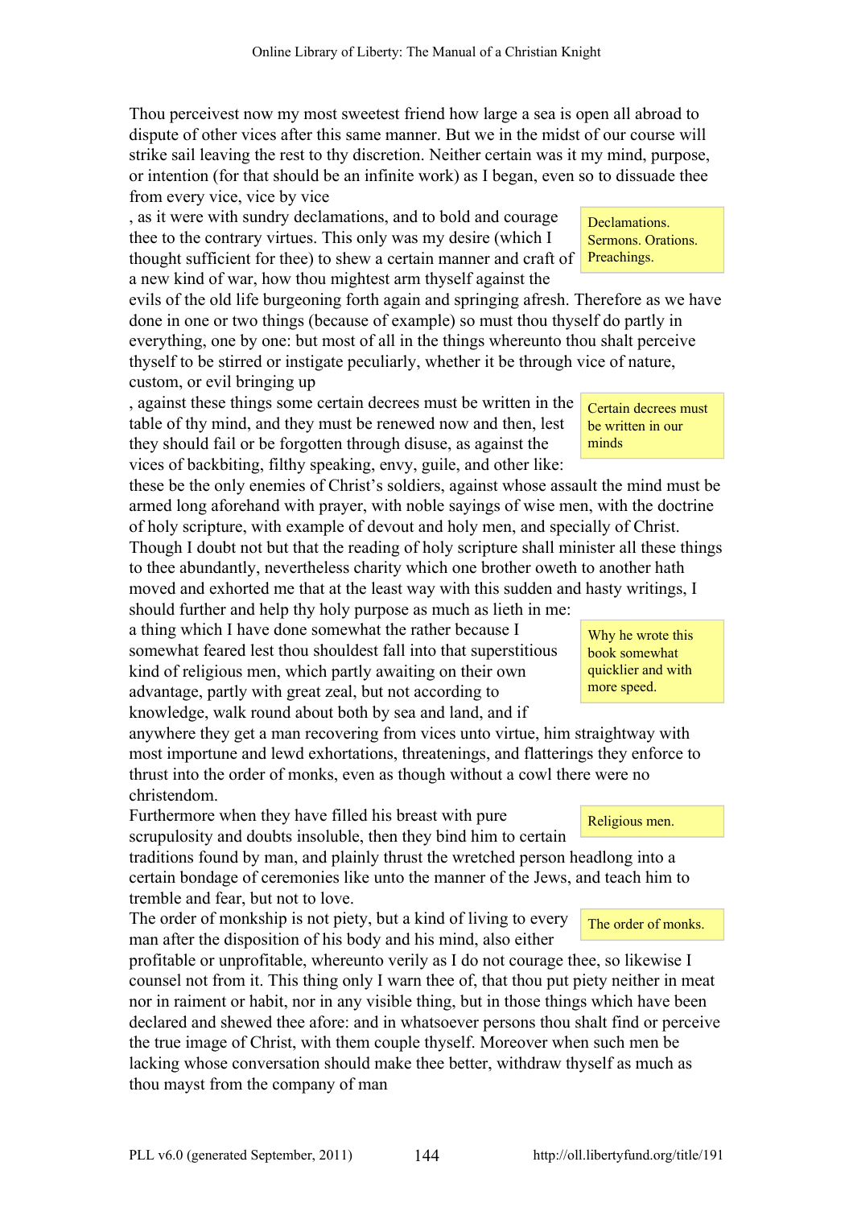Thou perceivest now my most sweetest friend how large a sea is open all abroad to dispute of other vices after this same manner. But we in the midst of our course will strike sail leaving the rest to thy discretion. Neither certain was it my mind, purpose, or intention (for that should be an infinite work) as I began, even so to dissuade thee from every vice, vice by vice

> Declamations. Sermons. Orations. Preachings.

, as it were with sundry declamations, and to bold and courage thee to the contrary virtues. This only was my desire (which I thought sufficient for thee) to shew a certain manner and craft of a new kind of war, how thou mightest arm thyself against the evils of the old life burgeoning forth again and springing afresh. Therefore as we have done in one or two things (because of example) so must thou thyself do partly in everything, one by one: but most of all in the things whereunto thou shalt perceive thyself to be stirred or instigate peculiarly, whether it be through vice of nature, custom, or evil bringing up

> Certain decrees must be written in our minds

, against these things some certain decrees must be written in the table of thy mind, and they must be renewed now and then, lest they should fail or be forgotten through disuse, as against the vices of backbiting, filthy speaking, envy, guile, and other like: these be the only enemies of Christ's soldiers, against whose assault the mind must be armed long aforehand with prayer, with noble sayings of wise men, with the doctrine of holy scripture, with example of devout and holy men, and specially of Christ. Though I doubt not but that the reading of holy scripture shall minister all these things to thee abundantly, nevertheless charity which one brother oweth to another hath moved and exhorted me that at the least way with this sudden and hasty writings, I should further and help thy holy purpose as much as lieth in me:

> Why he wrote this book somewhat quicklier and with more speed.

a thing which I have done somewhat the rather because I somewhat feared lest thou shouldest fall into that superstitious kind of religious men, which partly awaiting on their own advantage, partly with great zeal, but not according to knowledge, walk round about both by sea and land, and if anywhere they get a man recovering from vices unto virtue, him straightway with most importune and lewd exhortations, threatenings, and flatterings they enforce to thrust into the order of monks, even as though without a cowl there were no christendom.

> Religious men.

Furthermore when they have filled his breast with pure scrupulosity and doubts insoluble, then they bind him to certain traditions found by man, and plainly thrust the wretched person headlong into a certain bondage of ceremonies like unto the manner of the Jews, and teach him to tremble and fear, but not to love.

> The order of monks.

The order of monkship is not piety, but a kind of living to every man after the disposition of his body and his mind, also either profitable or unprofitable, whereunto verily as I do not courage thee, so likewise I counsel not from it. This thing only I warn thee of, that thou put piety neither in meat nor in raiment or habit, nor in any visible thing, but in those things which have been declared and shewed thee afore: and in whatsoever persons thou shalt find or perceive the true image of Christ, with them couple thyself. Moreover when such men be lacking whose conversation should make thee better, withdraw thyself as much as thou mayst from the company of man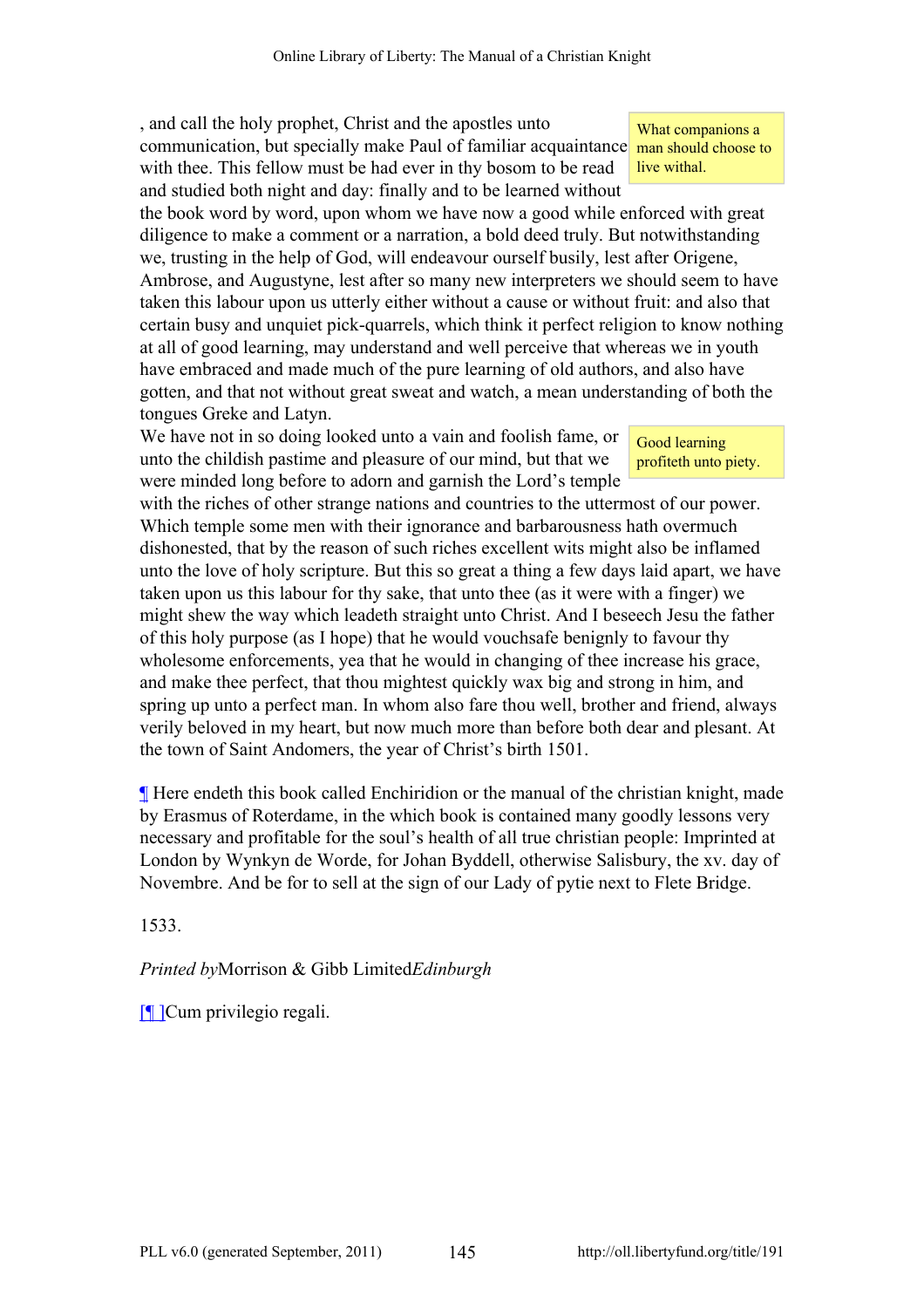, and call the holy prophet, Christ and the apostles unto communication, but specially make Paul of familiar acquaintance with thee. This fellow must be had ever in thy bosom to be read and studied both night and day: finally and to be learned without the book word by word, upon whom we have now a good while enforced with great diligence to make a comment or a narration, a bold deed truly. But notwithstanding we, trusting in the help of God, will endeavour ourself busily, lest after Origene, Ambrose, and Augustyne, lest after so many new interpreters we should seem to have taken this labour upon us utterly either without a cause or without fruit: and also that certain busy and unquiet pick-quarrels, which think it perfect religion to know nothing at all of good learning, may understand and well perceive that whereas we in youth have embraced and made much of the pure learning of old authors, and also have gotten, and that not without great sweat and watch, a mean understanding of both the tongues Greke and Latyn.

> What companions a man should choose to live withal.

We have not in so doing looked unto a vain and foolish fame, or unto the childish pastime and pleasure of our mind, but that we were minded long before to adorn and garnish the Lord's temple with the riches of other strange nations and countries to the uttermost of our power. Which temple some men with their ignorance and barbarousness hath overmuch dishonested, that by the reason of such riches excellent wits might also be inflamed unto the love of holy scripture. But this so great a thing a few days laid apart, we have taken upon us this labour for thy sake, that unto thee (as it were with a finger) we might shew the way which leadeth straight unto Christ. And I beseech Jesu the father of this holy purpose (as I hope) that he would vouchsafe benignly to favour thy wholesome enforcements, yea that he would in changing of thee increase his grace, and make thee perfect, that thou mightest quickly wax big and strong in him, and spring up unto a perfect man. In whom also fare thou well, brother and friend, always verily beloved in my heart, but now much more than before both dear and plesant. At the town of Saint Andomers, the year of Christ's birth 1501.

> Good learning profiteth unto piety.

¶ Here endeth this book called Enchiridion or the manual of the christian knight, made by Erasmus of Roterdame, in the which book is contained many goodly lessons very necessary and profitable for the soul's health of all true christian people: Imprinted at London by Wynkyn de Worde, for Johan Byddell, otherwise Salisbury, the xv. day of Novembre. And be for to sell at the sign of our Lady of pytie next to Flete Bridge.

1533.

*Printed by* Morrison & Gibb Limited *Edinburgh*

[¶ ]Cum privilegio regali.